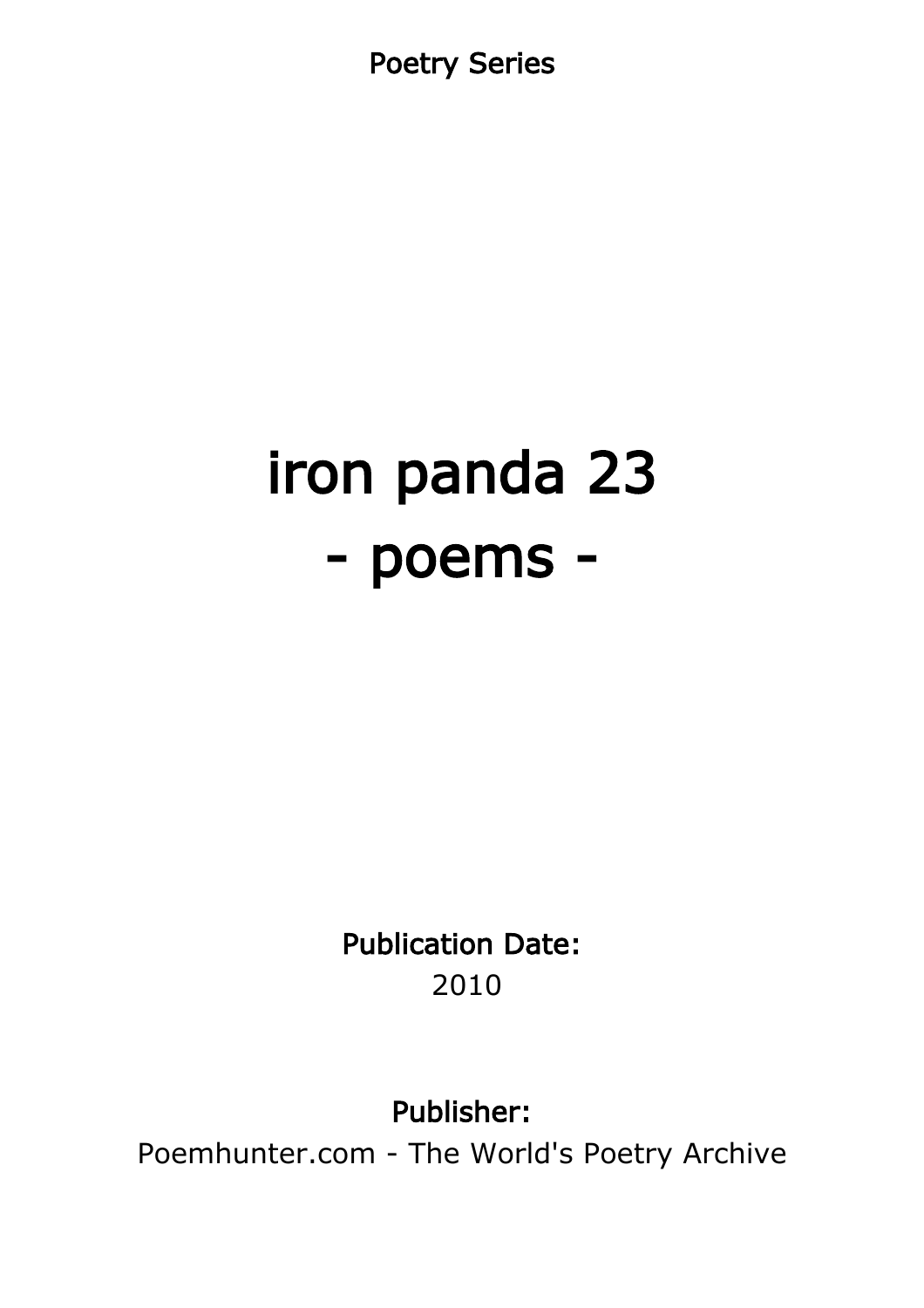Poetry Series

# iron panda 23
# - poems -

**Publication Date:**
2010

**Publisher:**
Poemhunter.com - The World's Poetry Archive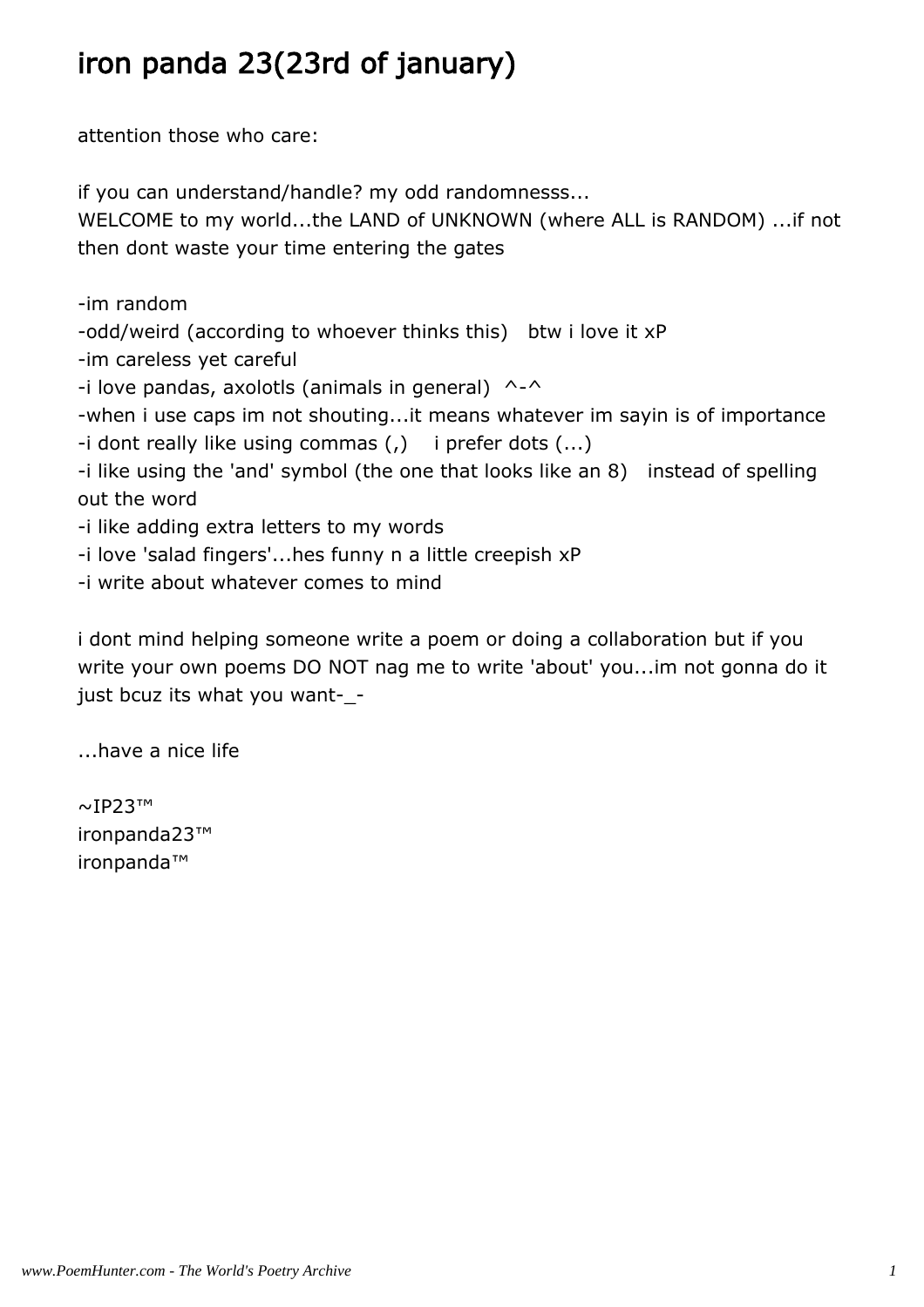# iron panda 23(23rd of january)

attention those who care:

if you can understand/handle? my odd randomnesss...
WELCOME to my world...the LAND of UNKNOWN (where ALL is RANDOM) ...if not then dont waste your time entering the gates

-im random
-odd/weird (according to whoever thinks this)   btw i love it xP
-im careless yet careful
-i love pandas, axolotls (animals in general)  ^-^
-when i use caps im not shouting...it means whatever im sayin is of importance
-i dont really like using commas (,)    i prefer dots (...)
-i like using the 'and' symbol (the one that looks like an 8)   instead of spelling out the word
-i like adding extra letters to my words
-i love 'salad fingers'...hes funny n a little creepish xP
-i write about whatever comes to mind

i dont mind helping someone write a poem or doing a collaboration but if you write your own poems DO NOT nag me to write 'about' you...im not gonna do it just bcuz its what you want-_-

...have a nice life

~IP23™
ironpanda23™
ironpanda™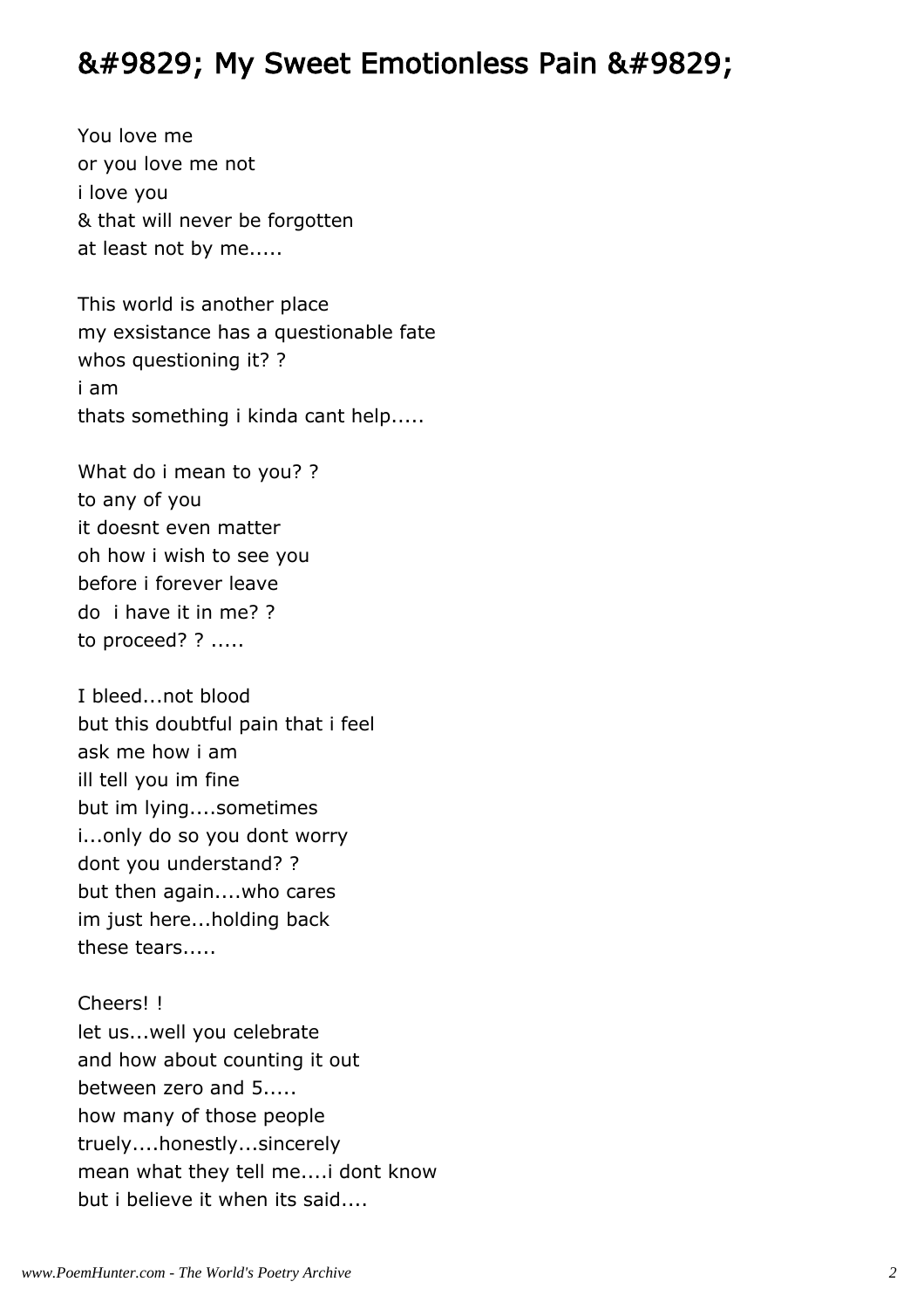## &#9829; My Sweet Emotionless Pain &#9829;

You love me
or you love me not
i love you
& that will never be forgotten
at least not by me.....

This world is another place
my exsistance has a questionable fate
whos questioning it? ?
i am
thats something i kinda cant help.....

What do i mean to you? ?
to any of you
it doesnt even matter
oh how i wish to see you
before i forever leave
do  i have it in me? ?
to proceed? ? .....

I bleed...not blood
but this doubtful pain that i feel
ask me how i am
ill tell you im fine
but im lying....sometimes
i...only do so you dont worry
dont you understand? ?
but then again....who cares
im just here...holding back
these tears.....

Cheers! !
let us...well you celebrate
and how about counting it out
between zero and 5.....
how many of those people
truely....honestly...sincerely
mean what they tell me....i dont know
but i believe it when its said....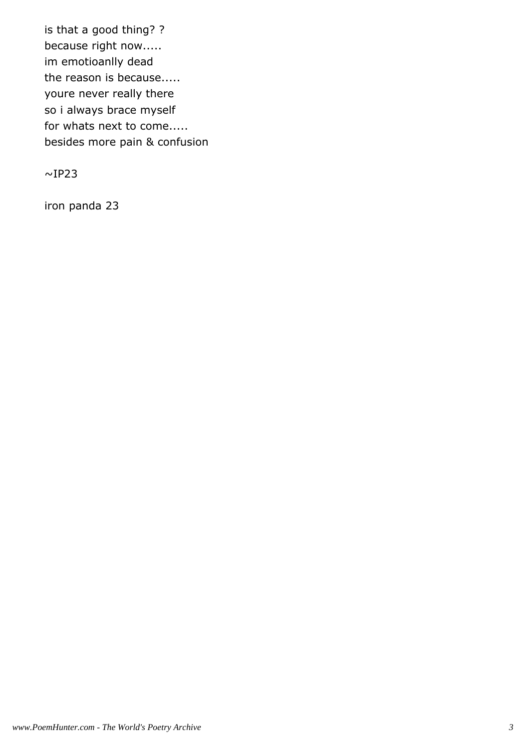is that a good thing? ?  
because right now.....  
im emotioanlly dead  
the reason is because.....  
youre never really there  
so i always brace myself  
for whats next to come.....  
besides more pain & confusion

~IP23

iron panda 23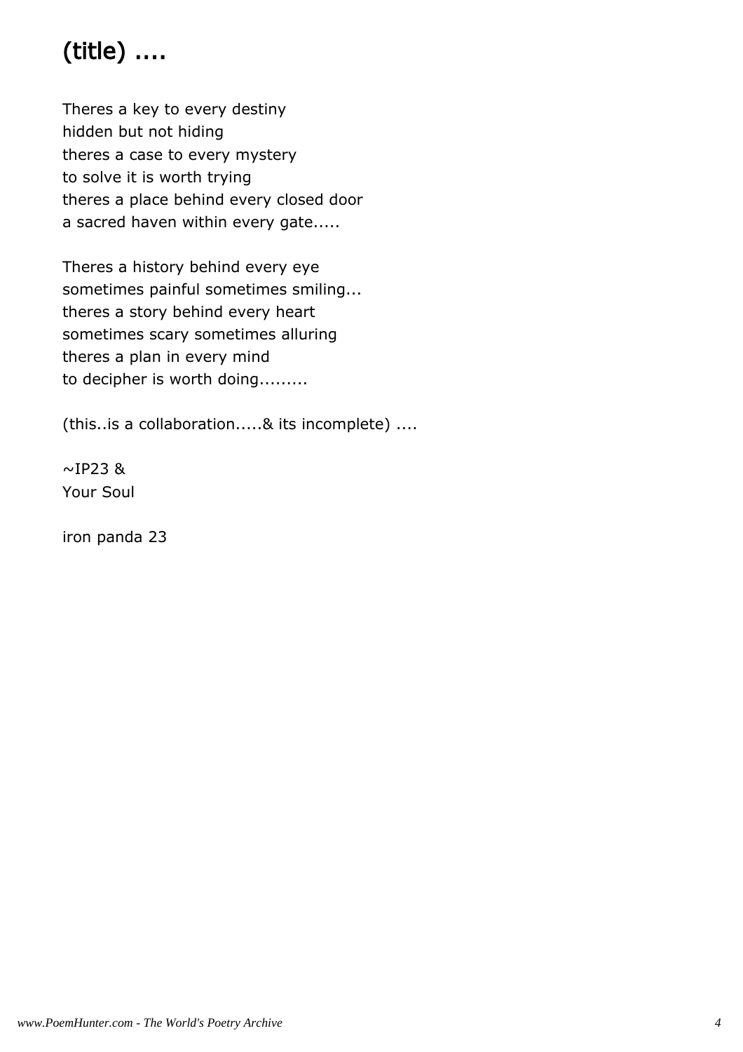## (title) ....

Theres a key to every destiny
hidden but not hiding
theres a case to every mystery
to solve it is worth trying
theres a place behind every closed door
a sacred haven within every gate.....

Theres a history behind every eye
sometimes painful sometimes smiling...
theres a story behind every heart
sometimes scary sometimes alluring
theres a plan in every mind
to decipher is worth doing.........

(this..is a collaboration.....& its incomplete) ....

~IP23 &
Your Soul

iron panda 23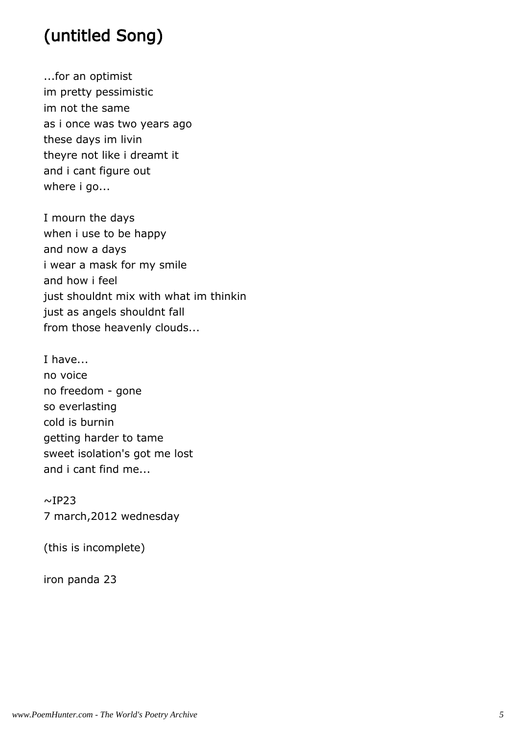## (untitled Song)

...for an optimist
im pretty pessimistic
im not the same
as i once was two years ago
these days im livin
theyre not like i dreamt it
and i cant figure out
where i go...

I mourn the days
when i use to be happy
and now a days
i wear a mask for my smile
and how i feel
just shouldnt mix with what im thinkin
just as angels shouldnt fall
from those heavenly clouds...

I have...
no voice
no freedom - gone
so everlasting
cold is burnin
getting harder to tame
sweet isolation's got me lost
and i cant find me...

~IP23
7 march,2012 wednesday

(this is incomplete)

iron panda 23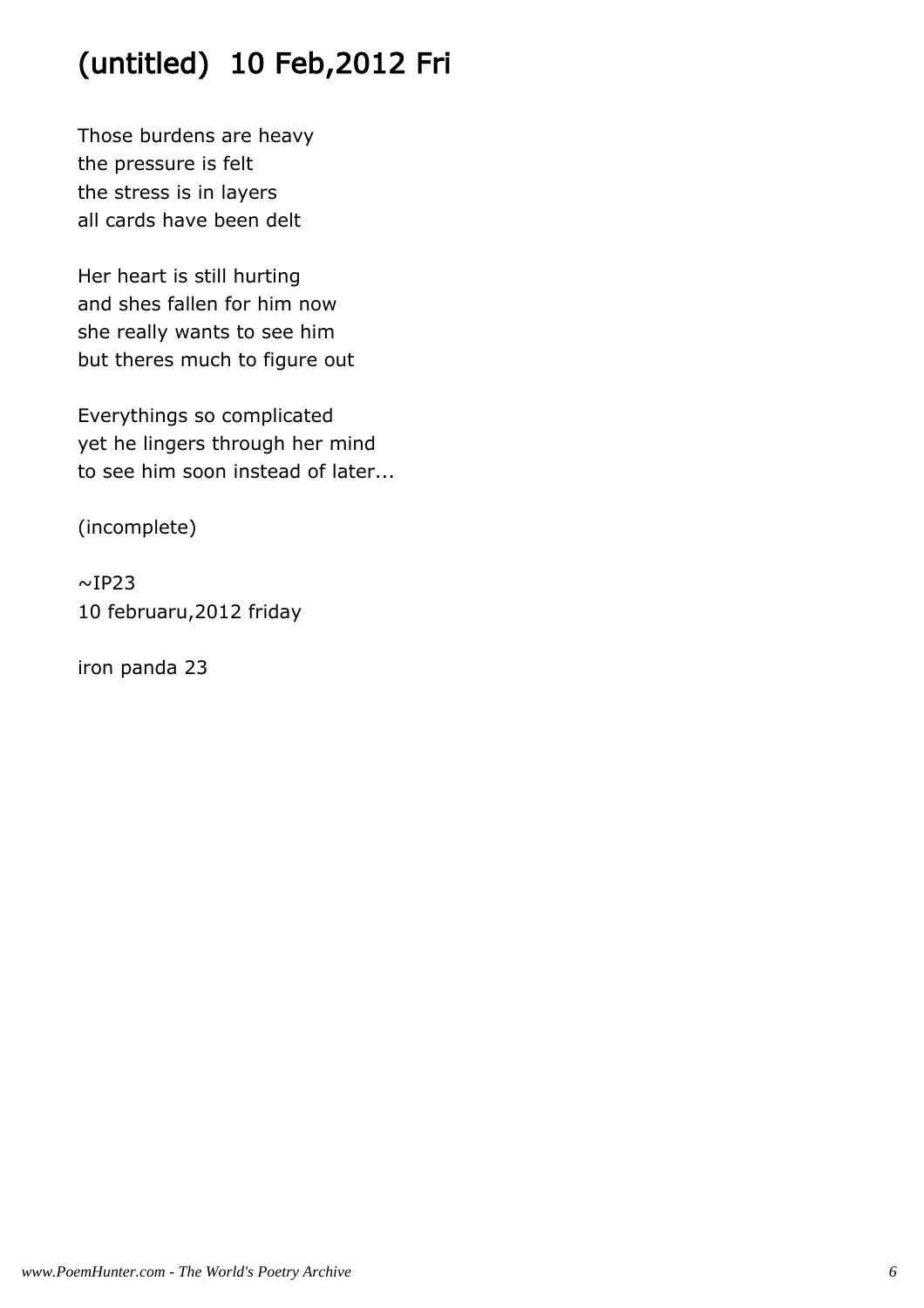# (untitled) 10 Feb,2012 Fri

Those burdens are heavy
the pressure is felt
the stress is in layers
all cards have been delt

Her heart is still hurting
and shes fallen for him now
she really wants to see him
but theres much to figure out

Everythings so complicated
yet he lingers through her mind
to see him soon instead of later...

(incomplete)

~IP23
10 februaru,2012 friday

iron panda 23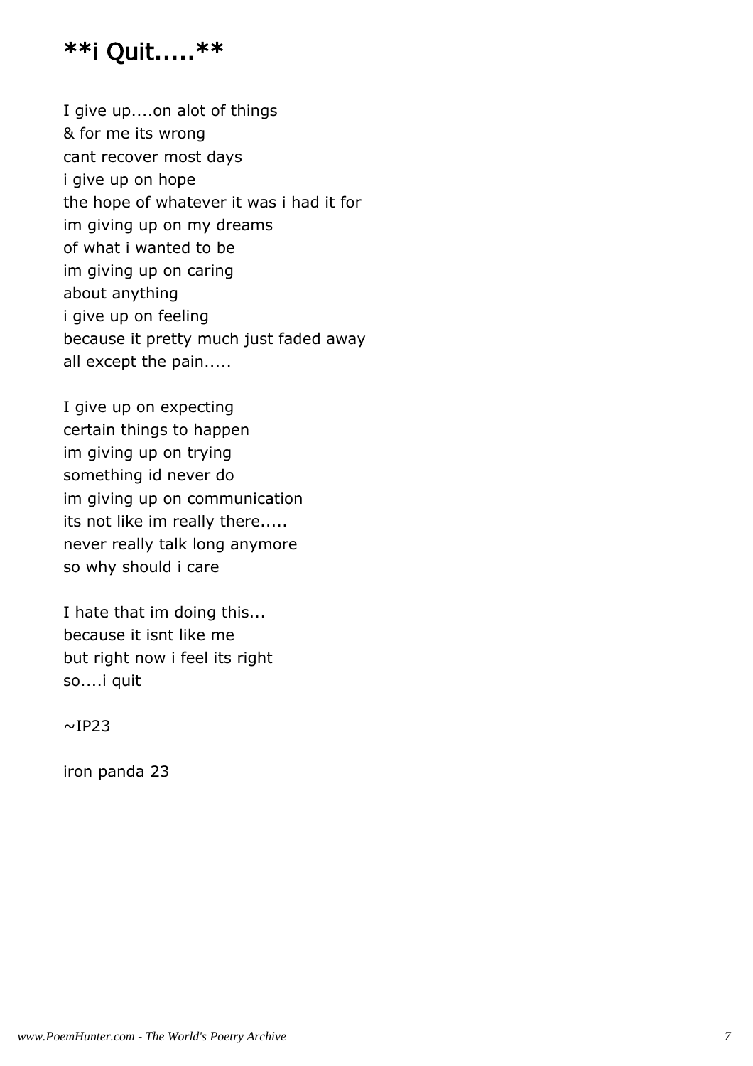# **i Quit.....**

I give up....on alot of things
& for me its wrong
cant recover most days
i give up on hope
the hope of whatever it was i had it for
im giving up on my dreams
of what i wanted to be
im giving up on caring
about anything
i give up on feeling
because it pretty much just faded away
all except the pain.....

I give up on expecting
certain things to happen
im giving up on trying
something id never do
im giving up on communication
its not like im really there.....
never really talk long anymore
so why should i care

I hate that im doing this...
because it isnt like me
but right now i feel its right
so....i quit

~IP23

iron panda 23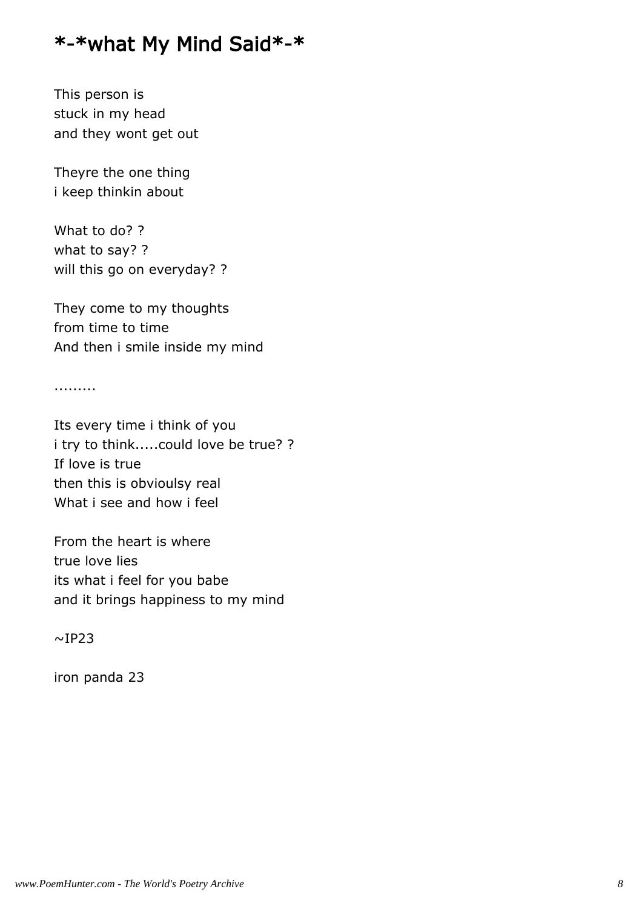## *-*what My Mind Said*-*

This person is
stuck in my head
and they wont get out

Theyre the one thing
i keep thinkin about

What to do? ?
what to say? ?
will this go on everyday? ?

They come to my thoughts
from time to time
And then i smile inside my mind

.........

Its every time i think of you
i try to think.....could love be true? ?
If love is true
then this is obvioulsy real
What i see and how i feel

From the heart is where
true love lies
its what i feel for you babe
and it brings happiness to my mind

~IP23

iron panda 23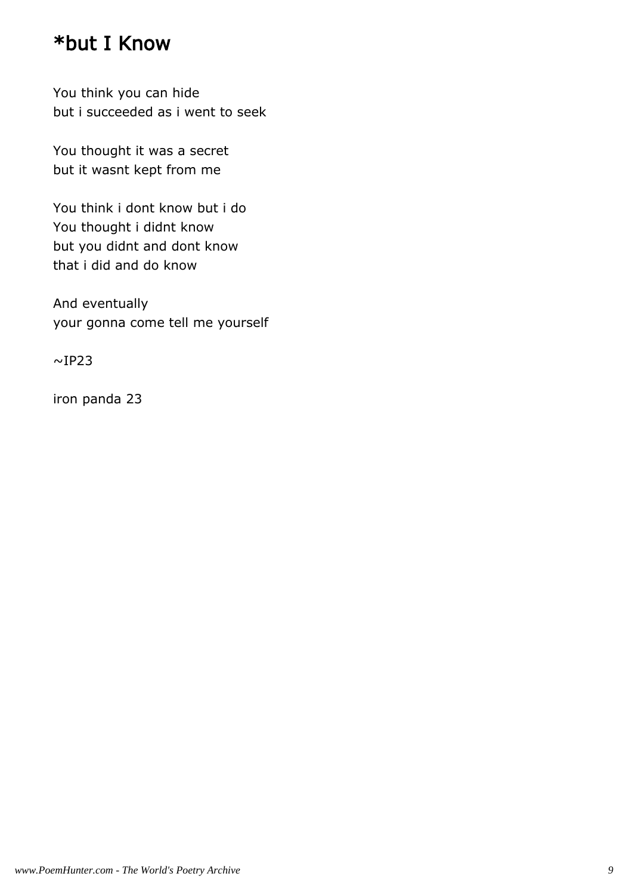# *but I Know

You think you can hide
but i succeeded as i went to seek

You thought it was a secret
but it wasnt kept from me

You think i dont know but i do
You thought i didnt know
but you didnt and dont know
that i did and do know

And eventually
your gonna come tell me yourself

~IP23

iron panda 23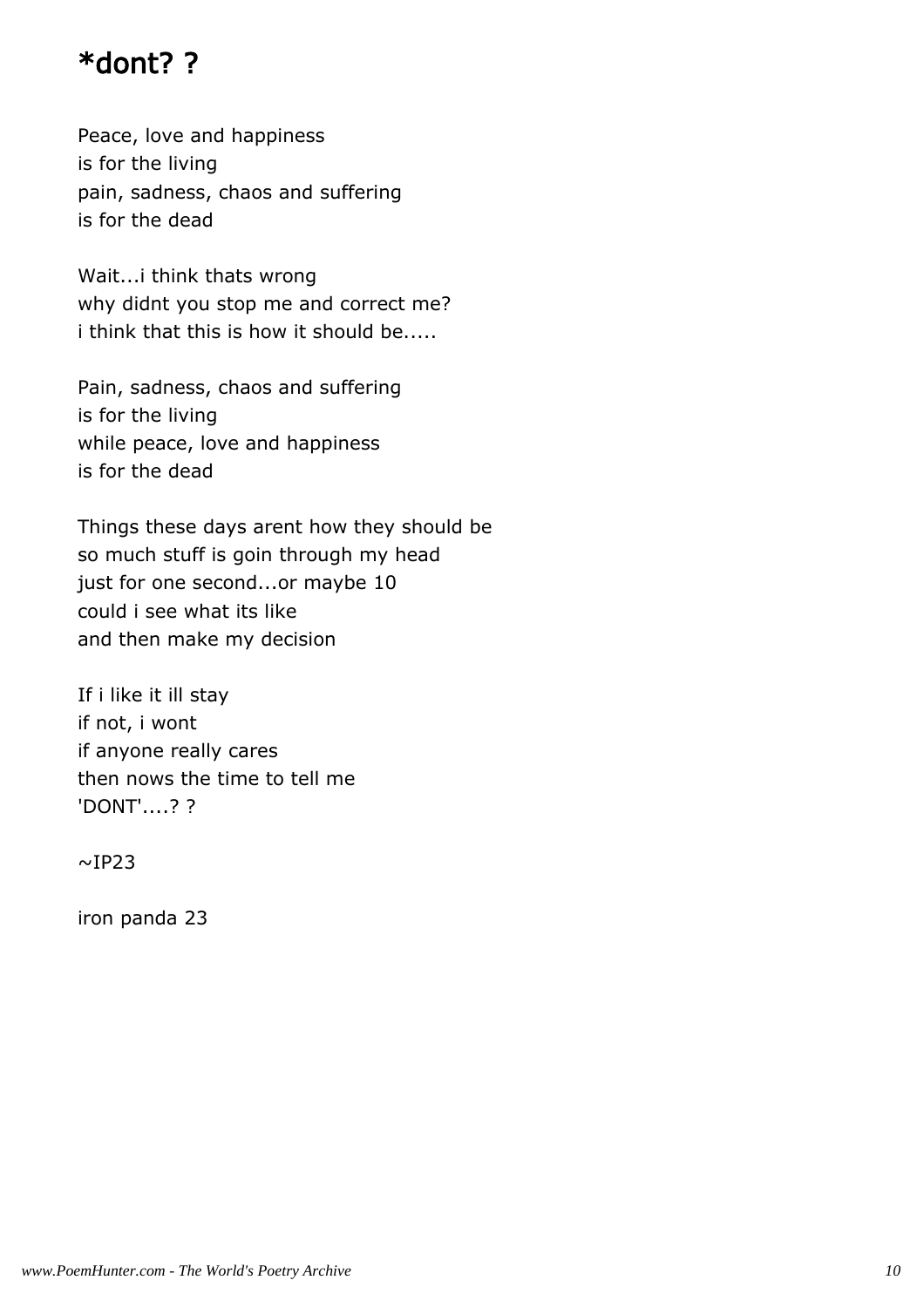# *dont? ?

Peace, love and happiness
is for the living
pain, sadness, chaos and suffering
is for the dead

Wait...i think thats wrong
why didnt you stop me and correct me?
i think that this is how it should be.....

Pain, sadness, chaos and suffering
is for the living
while peace, love and happiness
is for the dead

Things these days arent how they should be
so much stuff is goin through my head
just for one second...or maybe 10
could i see what its like
and then make my decision

If i like it ill stay
if not, i wont
if anyone really cares
then nows the time to tell me
'DONT'....? ?

~IP23

iron panda 23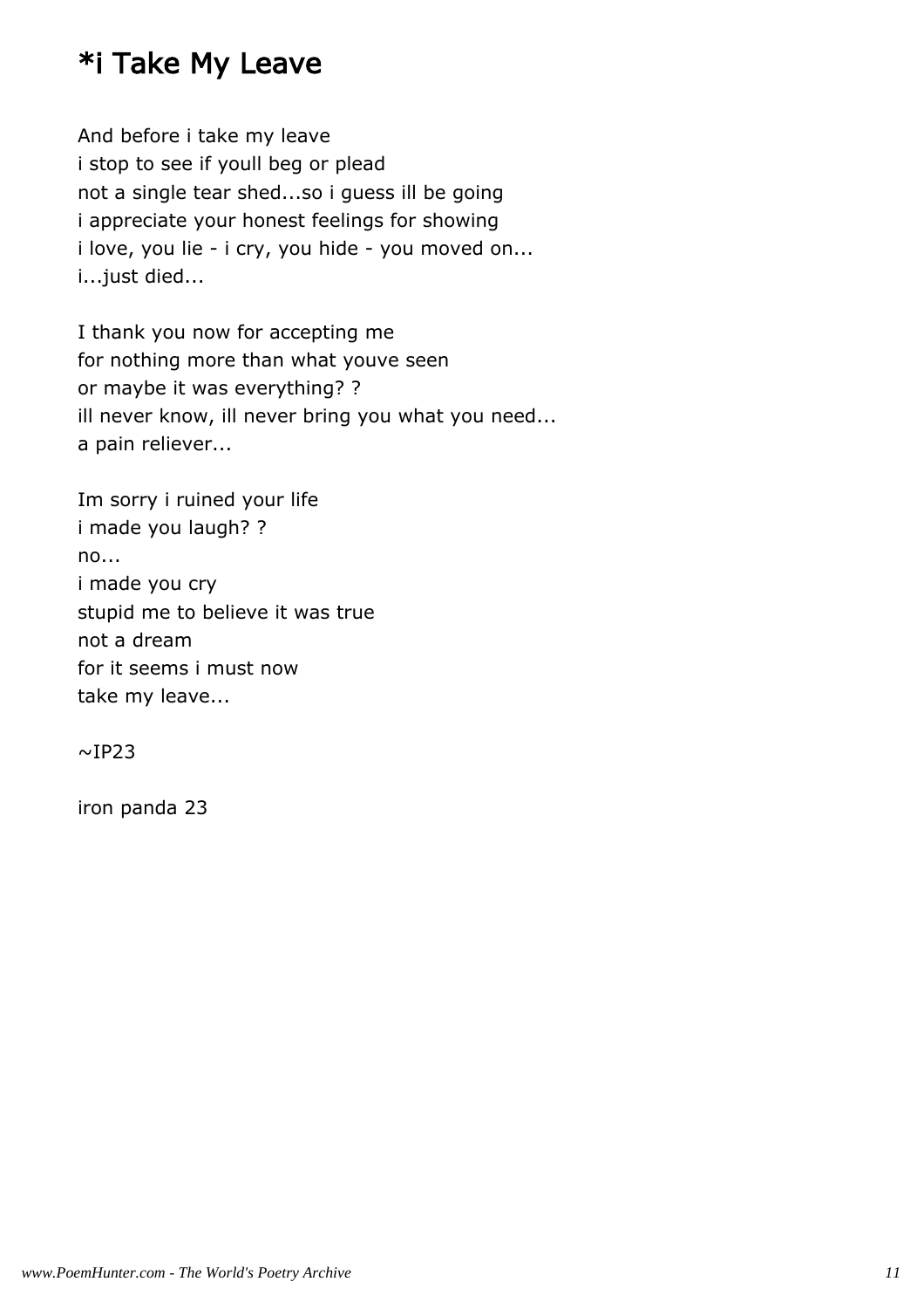## *i Take My Leave

And before i take my leave
i stop to see if youll beg or plead
not a single tear shed...so i guess ill be going
i appreciate your honest feelings for showing
i love, you lie - i cry, you hide - you moved on...
i...just died...

I thank you now for accepting me
for nothing more than what youve seen
or maybe it was everything? ?
ill never know, ill never bring you what you need...
a pain reliever...

Im sorry i ruined your life
i made you laugh? ?
no...
i made you cry
stupid me to believe it was true
not a dream
for it seems i must now
take my leave...

~IP23

iron panda 23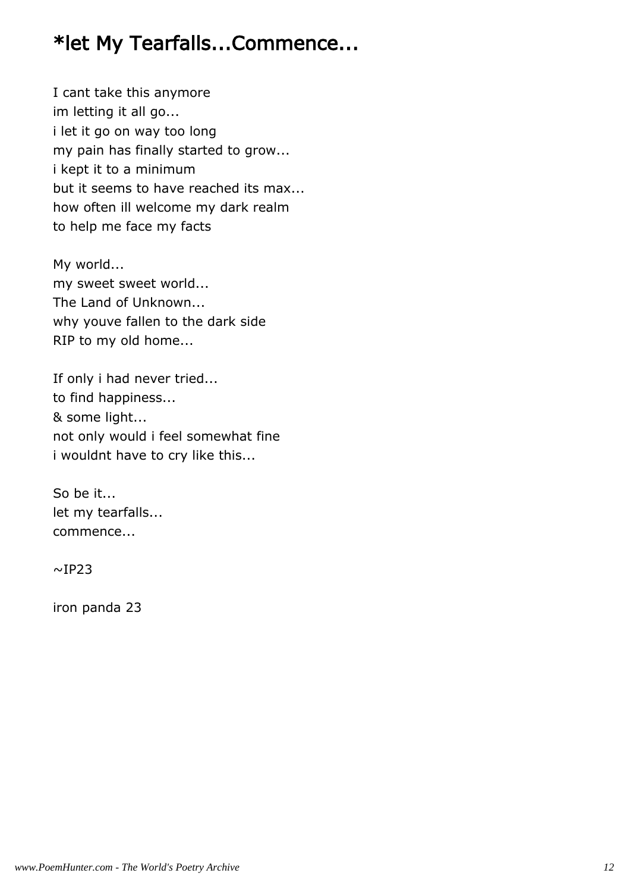# *let My Tearfalls...Commence...

I cant take this anymore
im letting it all go...
i let it go on way too long
my pain has finally started to grow...
i kept it to a minimum
but it seems to have reached its max...
how often ill welcome my dark realm
to help me face my facts

My world...
my sweet sweet world...
The Land of Unknown...
why youve fallen to the dark side
RIP to my old home...

If only i had never tried...
to find happiness...
& some light...
not only would i feel somewhat fine
i wouldnt have to cry like this...

So be it...
let my tearfalls...
commence...

~IP23

iron panda 23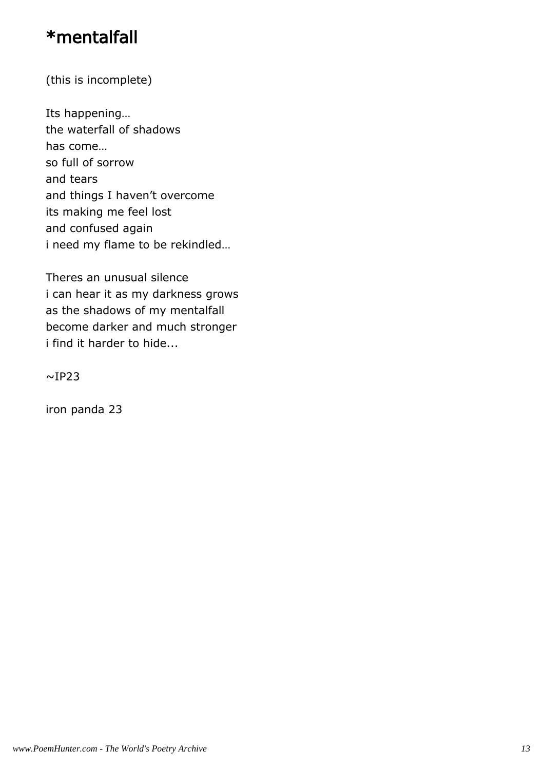# *mentalfall

(this is incomplete)

Its happening…
the waterfall of shadows
has come…
so full of sorrow
and tears
and things I haven't overcome
its making me feel lost
and confused again
i need my flame to be rekindled…

Theres an unusual silence
i can hear it as my darkness grows
as the shadows of my mentalfall
become darker and much stronger
i find it harder to hide...

~IP23

iron panda 23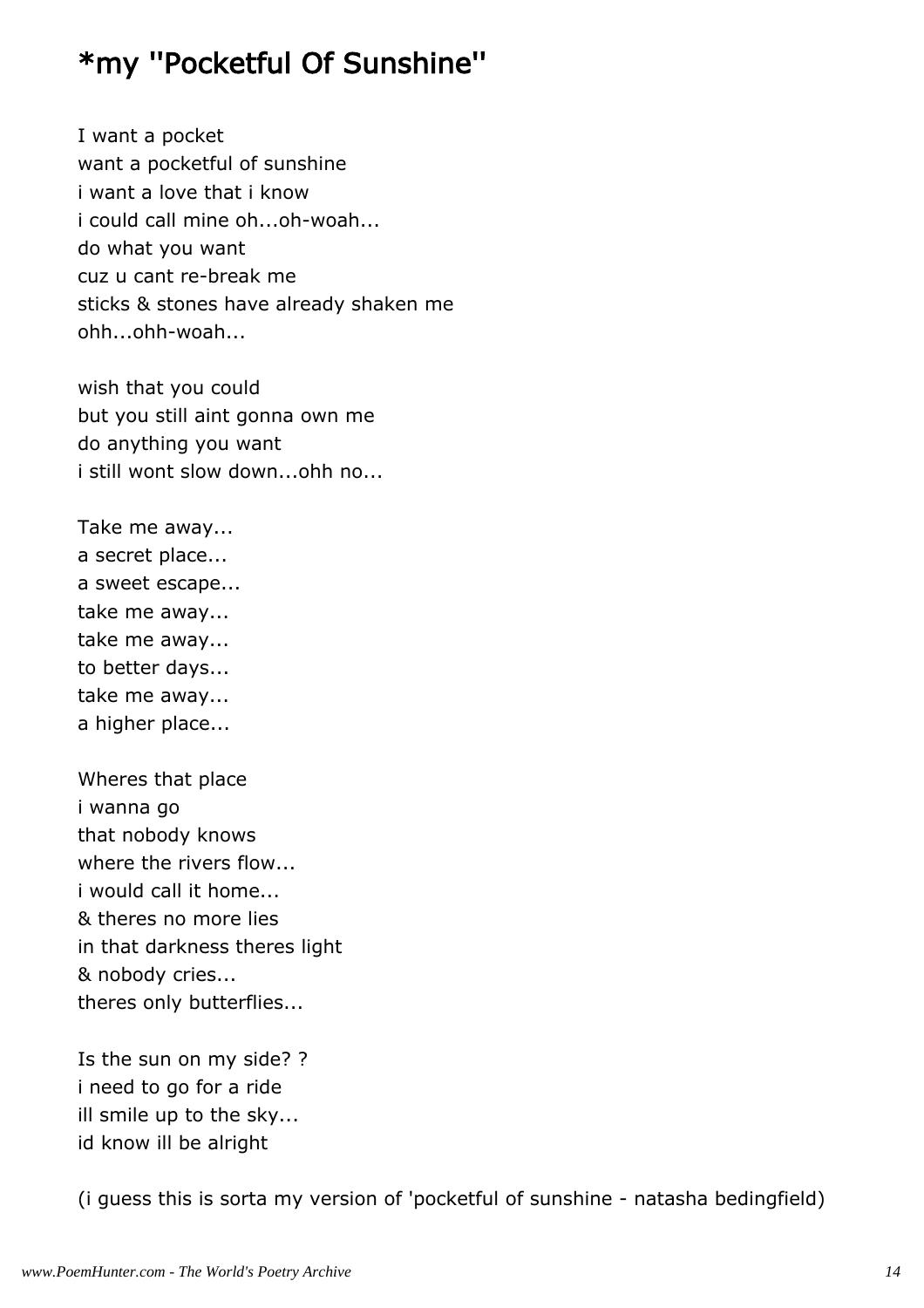# *my "Pocketful Of Sunshine"

I want a pocket
want a pocketful of sunshine
i want a love that i know
i could call mine oh...oh-woah...
do what you want
cuz u cant re-break me
sticks & stones have already shaken me
ohh...ohh-woah...

wish that you could
but you still aint gonna own me
do anything you want
i still wont slow down...ohh no...

Take me away...
a secret place...
a sweet escape...
take me away...
take me away...
to better days...
take me away...
a higher place...

Wheres that place
i wanna go
that nobody knows
where the rivers flow...
i would call it home...
& theres no more lies
in that darkness theres light
& nobody cries...
theres only butterflies...

Is the sun on my side? ?
i need to go for a ride
ill smile up to the sky...
id know ill be alright

(i guess this is sorta my version of 'pocketful of sunshine - natasha bedingfield)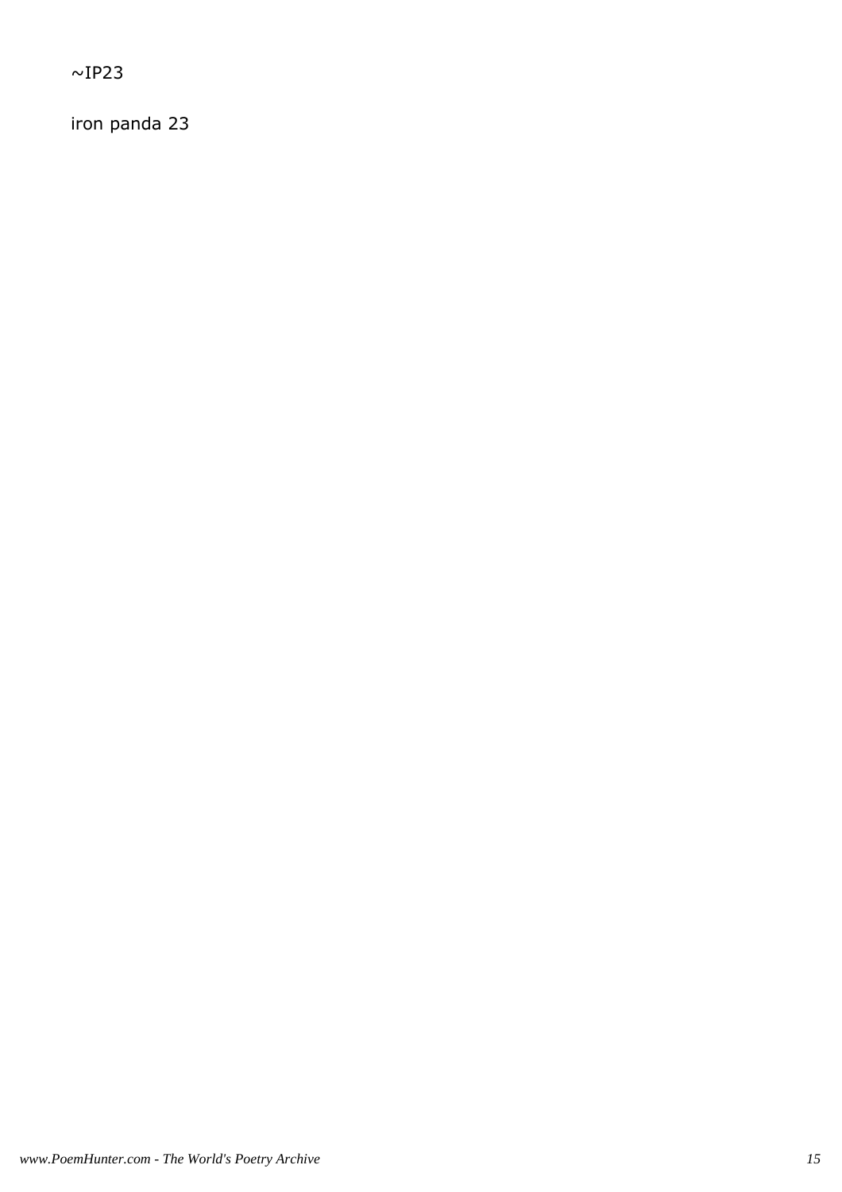~IP23

iron panda 23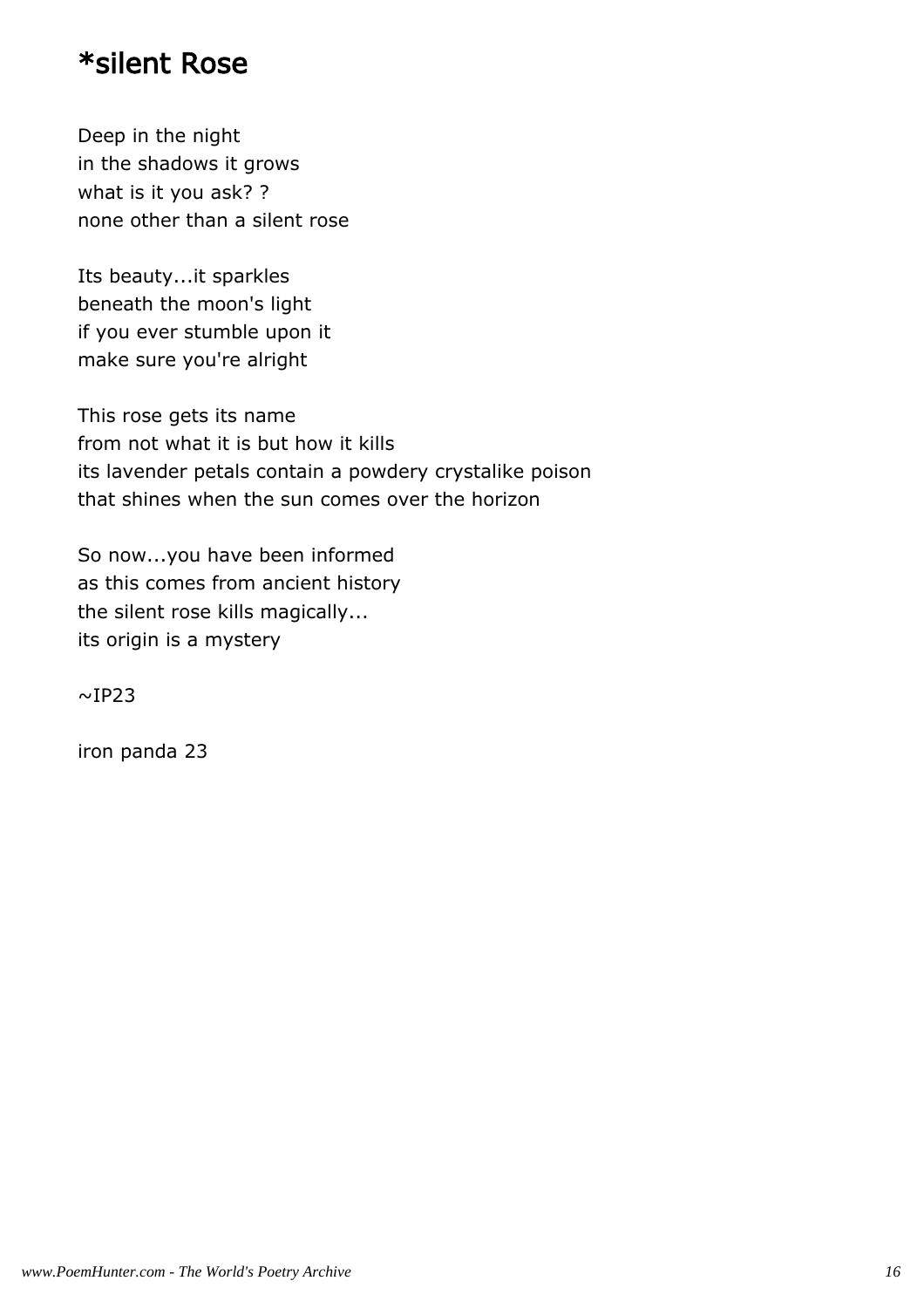# *silent Rose

Deep in the night  
in the shadows it grows  
what is it you ask? ?  
none other than a silent rose

Its beauty...it sparkles  
beneath the moon's light  
if you ever stumble upon it  
make sure you're alright

This rose gets its name  
from not what it is but how it kills  
its lavender petals contain a powdery crystalike poison  
that shines when the sun comes over the horizon

So now...you have been informed  
as this comes from ancient history  
the silent rose kills magically...  
its origin is a mystery

~IP23

iron panda 23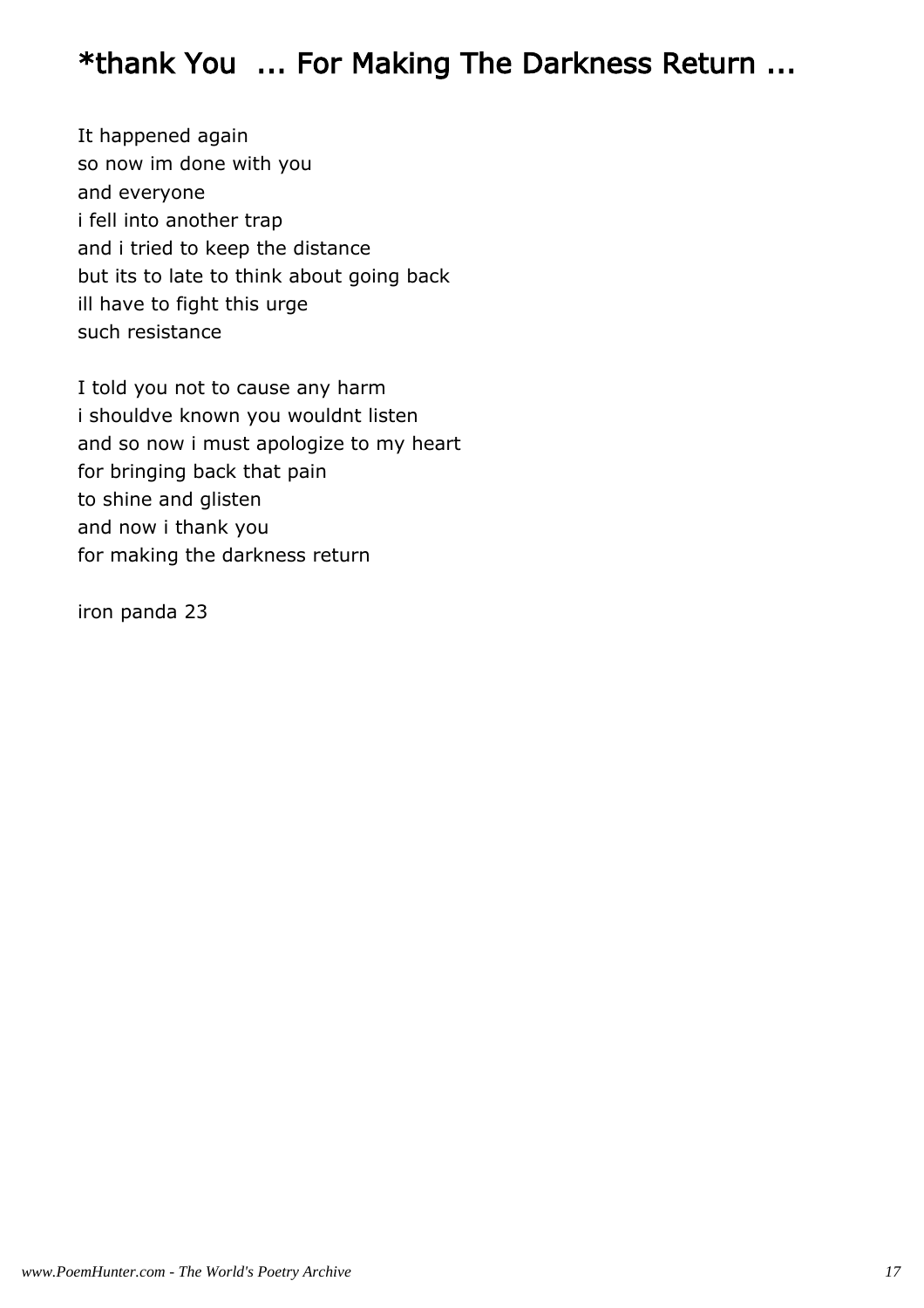# *thank You ... For Making The Darkness Return ...

It happened again
so now im done with you
and everyone
i fell into another trap
and i tried to keep the distance
but its to late to think about going back
ill have to fight this urge
such resistance

I told you not to cause any harm
i shouldve known you wouldnt listen
and so now i must apologize to my heart
for bringing back that pain
to shine and glisten
and now i thank you
for making the darkness return

iron panda 23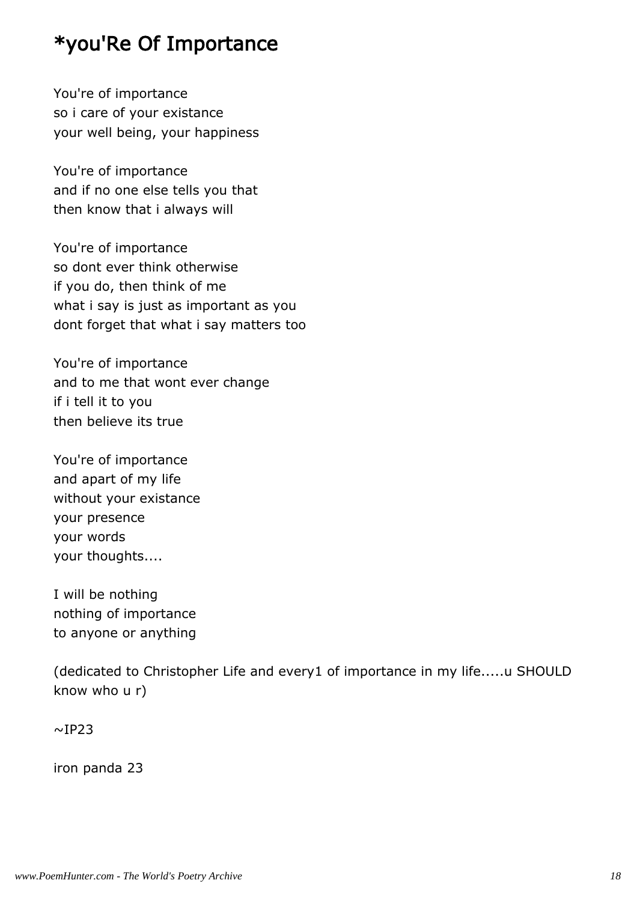# *you'Re Of Importance

You're of importance  
so i care of your existance  
your well being, your happiness

You're of importance  
and if no one else tells you that  
then know that i always will

You're of importance  
so dont ever think otherwise  
if you do, then think of me  
what i say is just as important as you  
dont forget that what i say matters too

You're of importance  
and to me that wont ever change  
if i tell it to you  
then believe its true

You're of importance  
and apart of my life  
without your existance  
your presence  
your words  
your thoughts....

I will be nothing  
nothing of importance  
to anyone or anything

(dedicated to Christopher Life and every1 of importance in my life.....u SHOULD know who u r)

~IP23

iron panda 23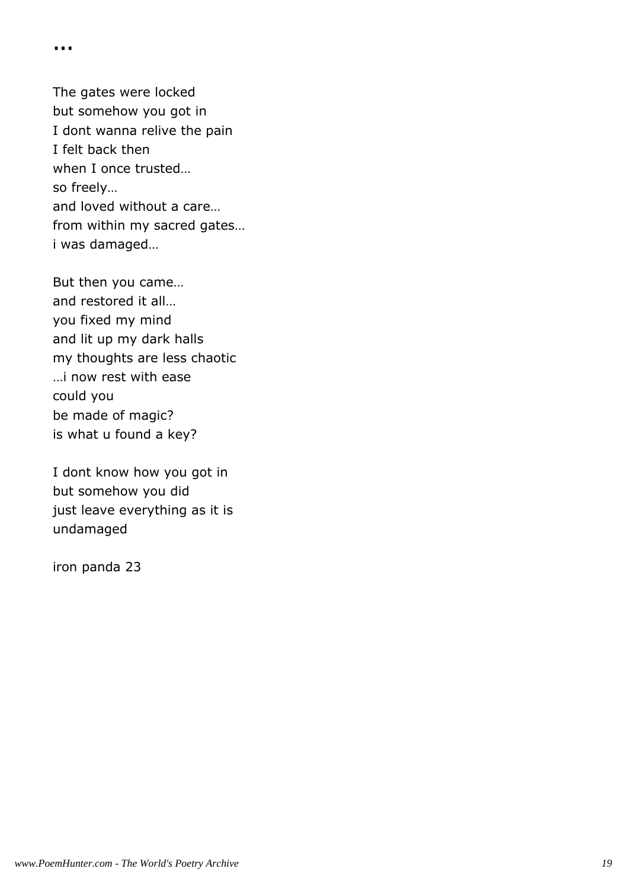## ...

The gates were locked  
but somehow you got in  
I dont wanna relive the pain  
I felt back then  
when I once trusted…  
so freely…  
and loved without a care…  
from within my sacred gates…  
i was damaged…

But then you came…  
and restored it all…  
you fixed my mind  
and lit up my dark halls  
my thoughts are less chaotic  
…i now rest with ease  
could you  
be made of magic?  
is what u found a key?

I dont know how you got in  
but somehow you did  
just leave everything as it is  
undamaged

iron panda 23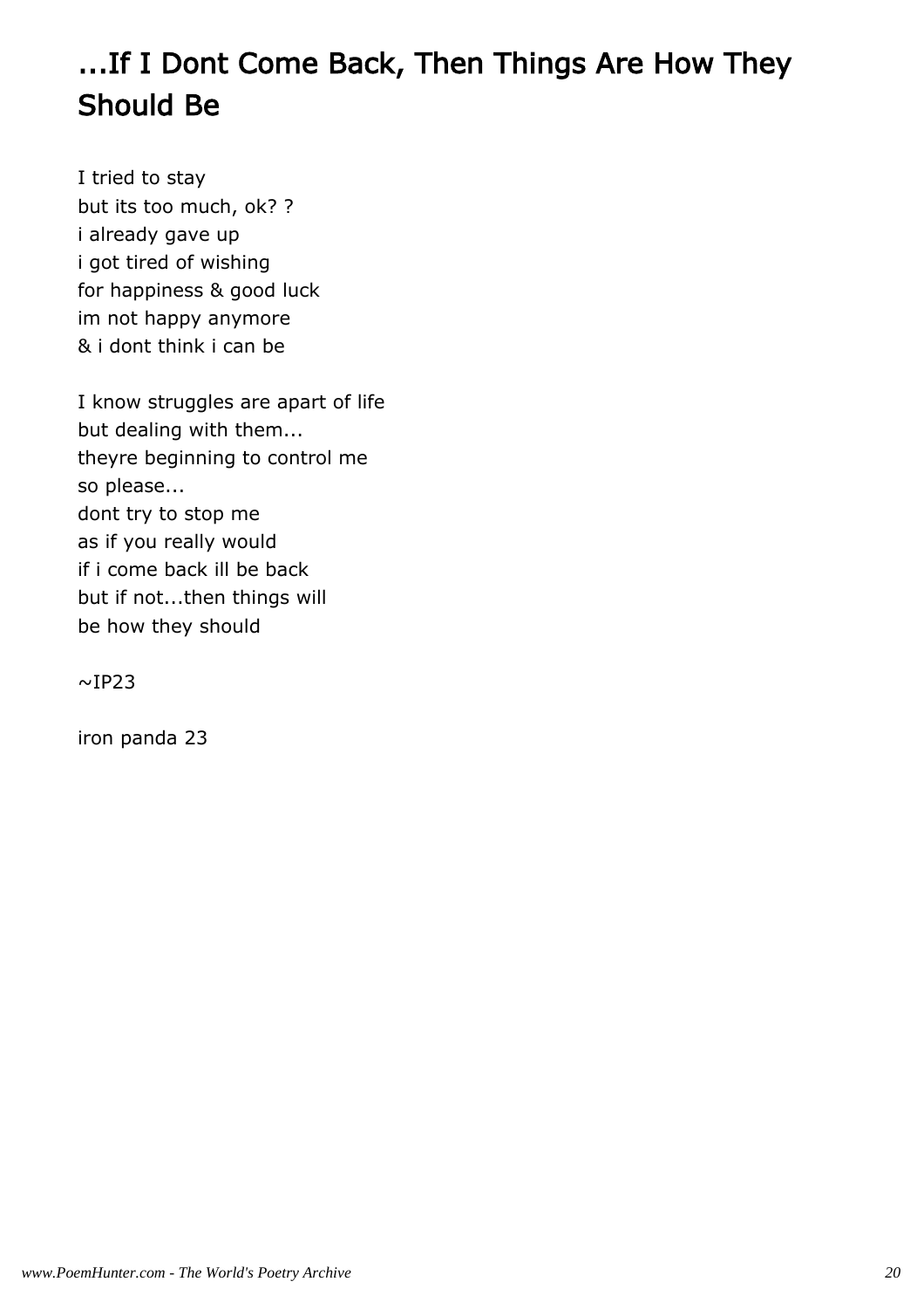# ...If I Dont Come Back, Then Things Are How They Should Be

I tried to stay
but its too much, ok? ?
i already gave up
i got tired of wishing
for happiness & good luck
im not happy anymore
& i dont think i can be

I know struggles are apart of life
but dealing with them...
theyre beginning to control me
so please...
dont try to stop me
as if you really would
if i come back ill be back
but if not...then things will
be how they should

~IP23

iron panda 23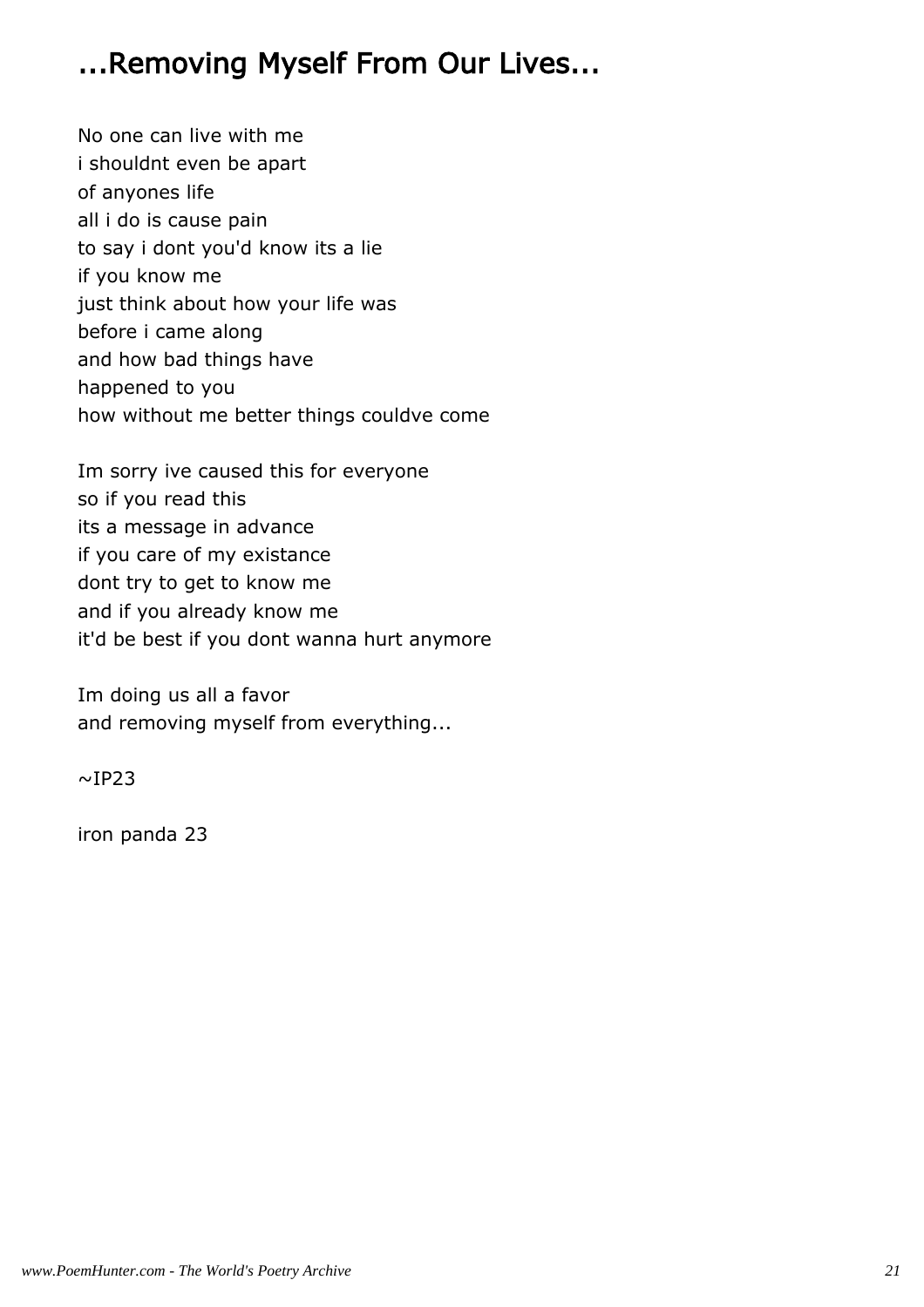# ...Removing Myself From Our Lives...

No one can live with me
i shouldnt even be apart
of anyones life
all i do is cause pain
to say i dont you'd know its a lie
if you know me
just think about how your life was
before i came along
and how bad things have
happened to you
how without me better things couldve come

Im sorry ive caused this for everyone
so if you read this
its a message in advance
if you care of my existance
dont try to get to know me
and if you already know me
it'd be best if you dont wanna hurt anymore

Im doing us all a favor
and removing myself from everything...

~IP23

iron panda 23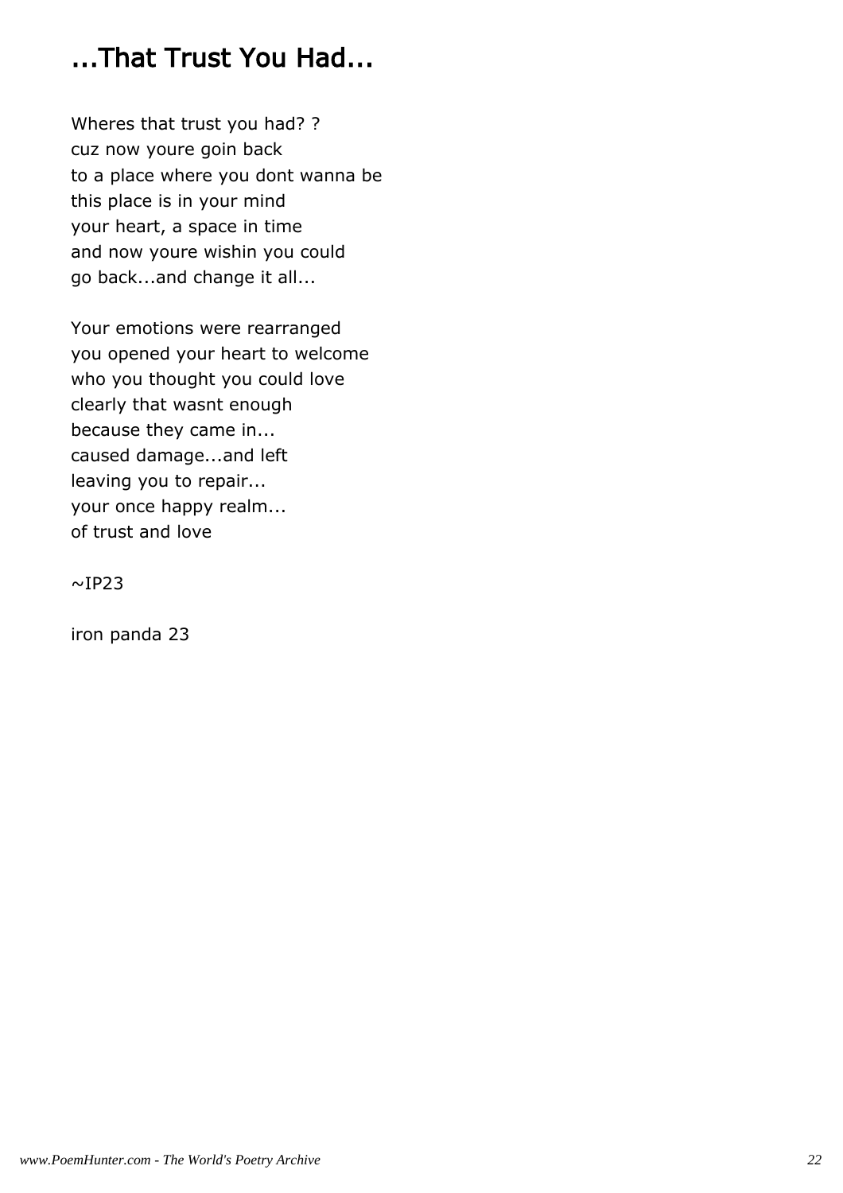# ...That Trust You Had...

Wheres that trust you had? ?  
cuz now youre goin back  
to a place where you dont wanna be  
this place is in your mind  
your heart, a space in time  
and now youre wishin you could  
go back...and change it all...

Your emotions were rearranged  
you opened your heart to welcome  
who you thought you could love  
clearly that wasnt enough  
because they came in...  
caused damage...and left  
leaving you to repair...  
your once happy realm...  
of trust and love

~IP23

iron panda 23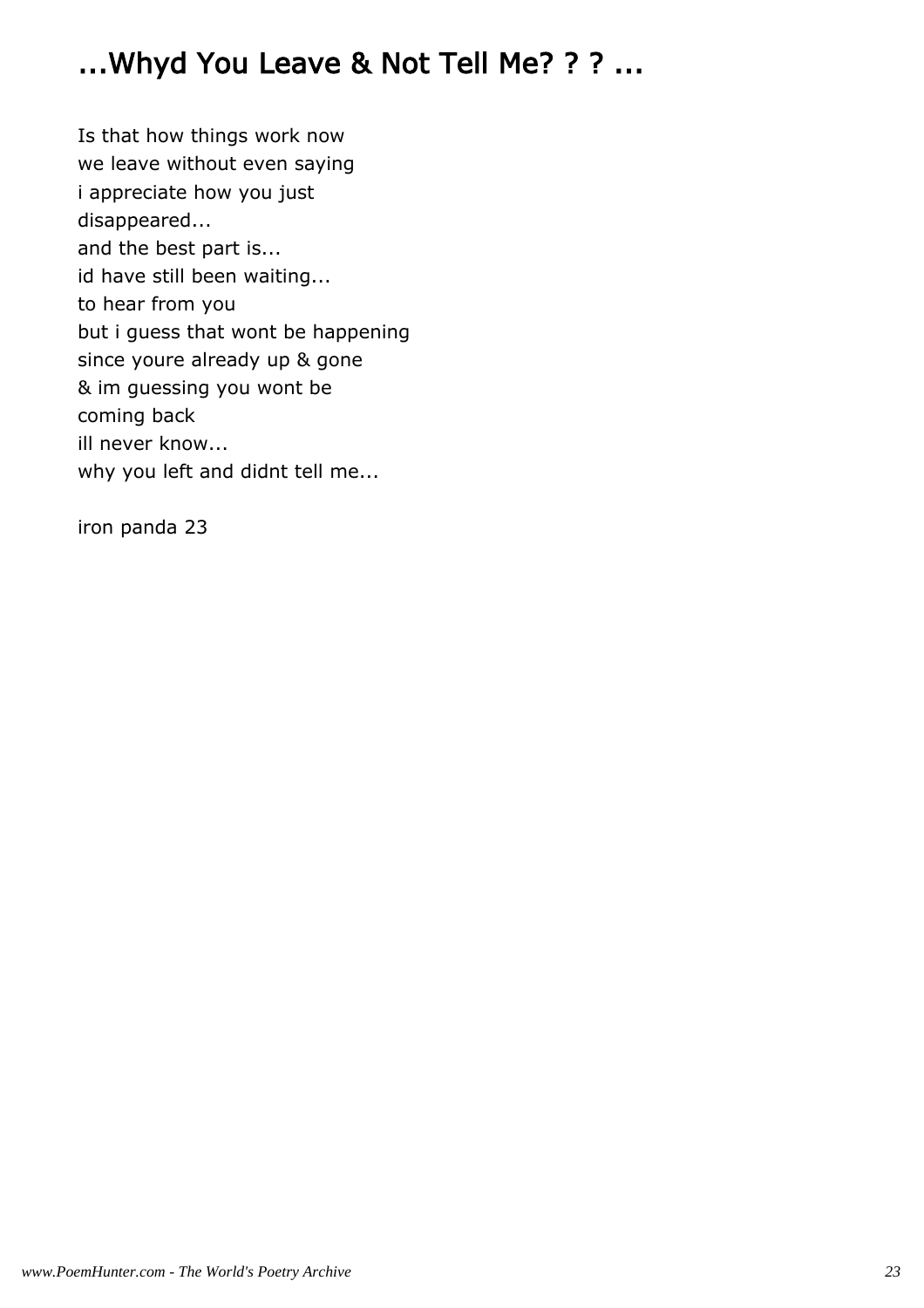## ...Whyd You Leave & Not Tell Me? ? ? ...

Is that how things work now
we leave without even saying
i appreciate how you just
disappeared...
and the best part is...
id have still been waiting...
to hear from you
but i guess that wont be happening
since youre already up & gone
& im guessing you wont be
coming back
ill never know...
why you left and didnt tell me...

iron panda 23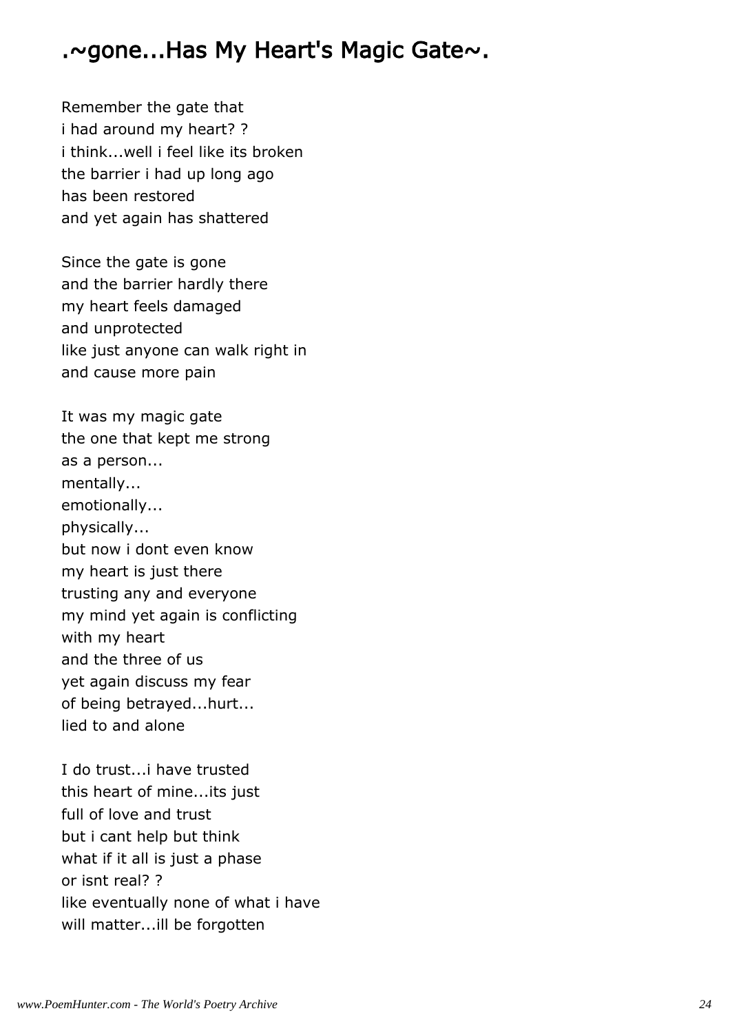## .~gone...Has My Heart's Magic Gate~.

Remember the gate that  
i had around my heart? ?  
i think...well i feel like its broken  
the barrier i had up long ago  
has been restored  
and yet again has shattered

Since the gate is gone  
and the barrier hardly there  
my heart feels damaged  
and unprotected  
like just anyone can walk right in  
and cause more pain

It was my magic gate  
the one that kept me strong  
as a person...  
mentally...  
emotionally...  
physically...  
but now i dont even know  
my heart is just there  
trusting any and everyone  
my mind yet again is conflicting  
with my heart  
and the three of us  
yet again discuss my fear  
of being betrayed...hurt...  
lied to and alone

I do trust...i have trusted  
this heart of mine...its just  
full of love and trust  
but i cant help but think  
what if it all is just a phase  
or isnt real? ?  
like eventually none of what i have  
will matter...ill be forgotten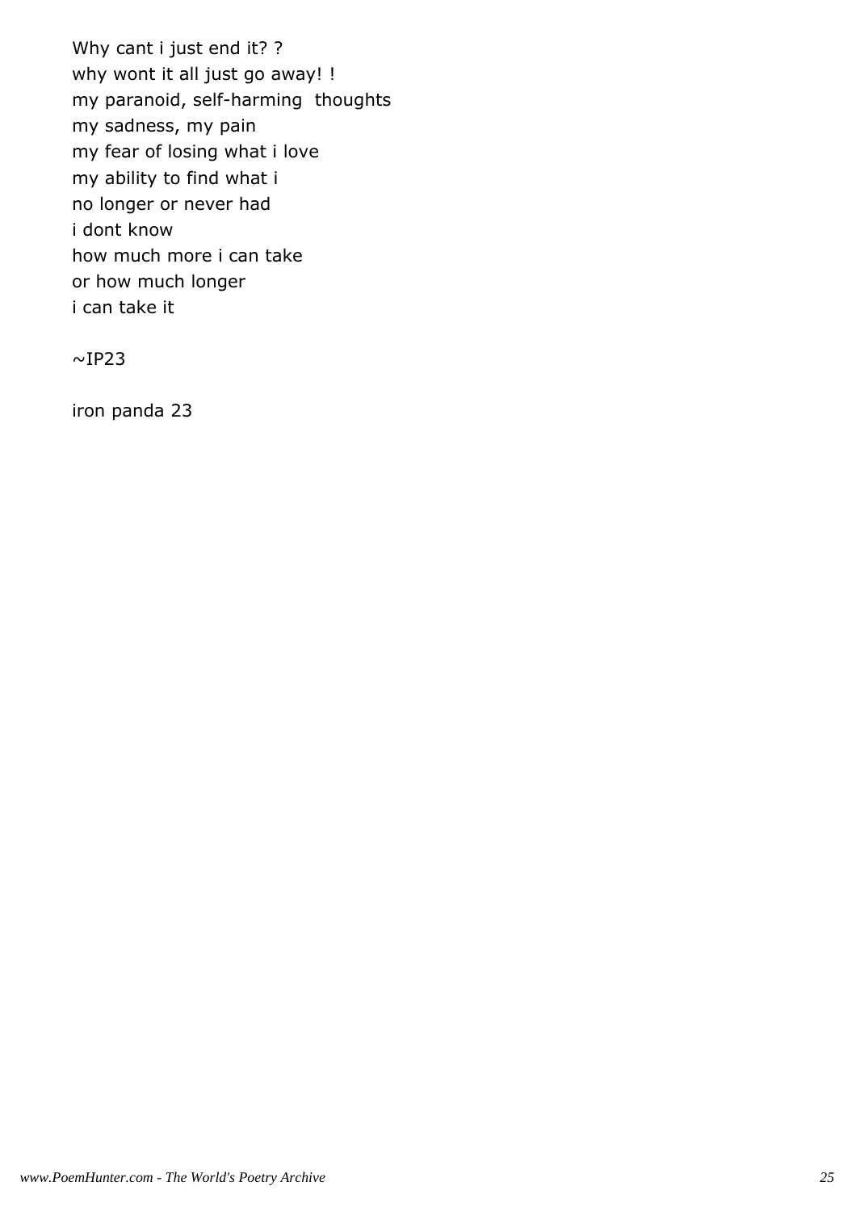Why cant i just end it? ?
why wont it all just go away! !
my paranoid, self-harming  thoughts
my sadness, my pain
my fear of losing what i love
my ability to find what i
no longer or never had
i dont know
how much more i can take
or how much longer
i can take it

~IP23

iron panda 23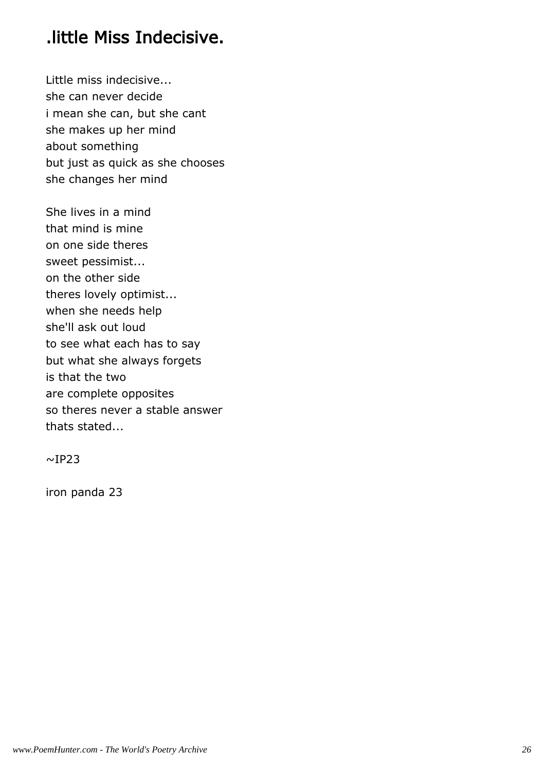## .little Miss Indecisive.

Little miss indecisive...
she can never decide
i mean she can, but she cant
she makes up her mind
about something
but just as quick as she chooses
she changes her mind

She lives in a mind
that mind is mine
on one side theres
sweet pessimist...
on the other side
theres lovely optimist...
when she needs help
she'll ask out loud
to see what each has to say
but what she always forgets
is that the two
are complete opposites
so theres never a stable answer
thats stated...

~IP23

iron panda 23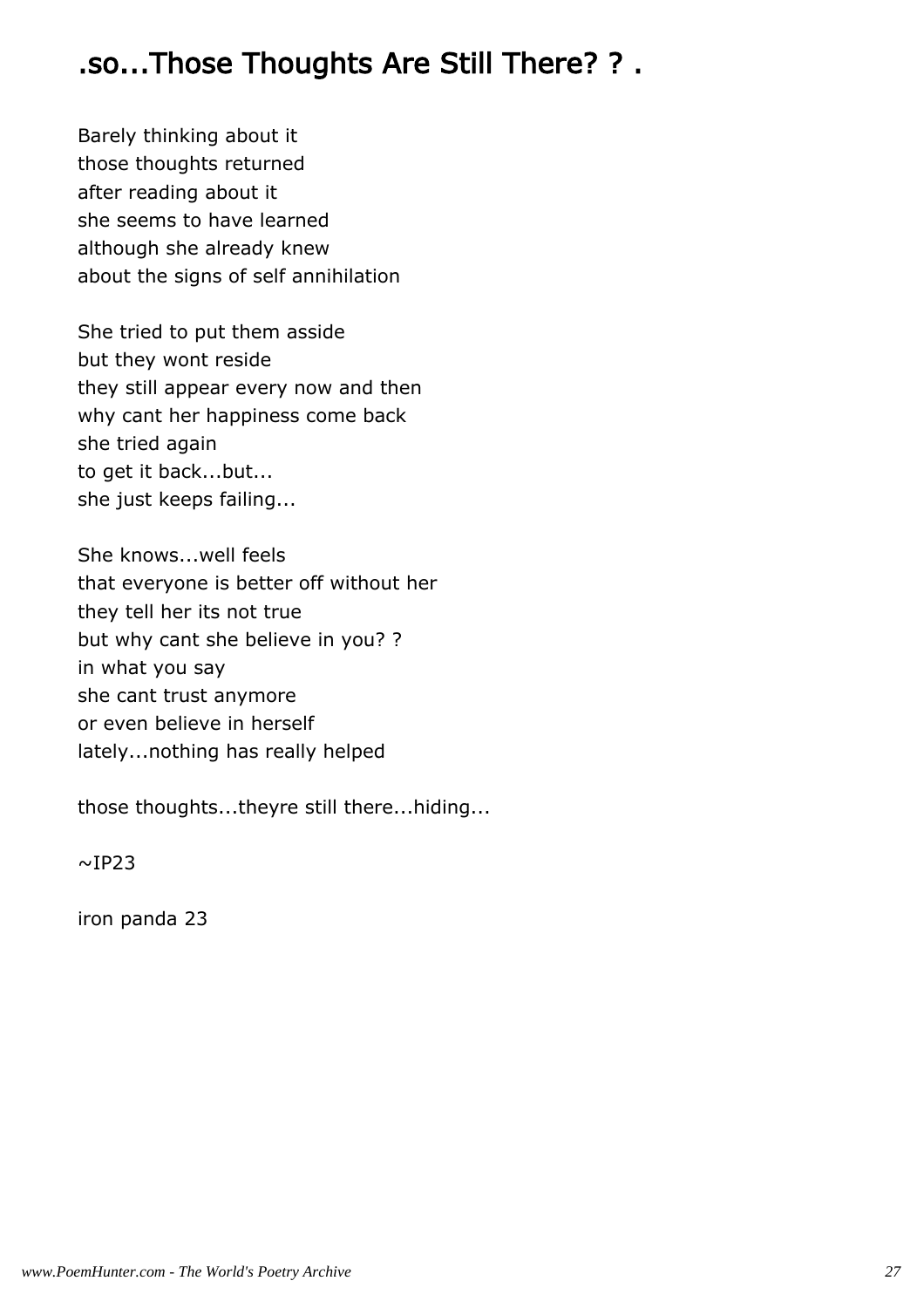## .so...Those Thoughts Are Still There? ? .

Barely thinking about it
those thoughts returned
after reading about it
she seems to have learned
although she already knew
about the signs of self annihilation

She tried to put them asside
but they wont reside
they still appear every now and then
why cant her happiness come back
she tried again
to get it back...but...
she just keeps failing...

She knows...well feels
that everyone is better off without her
they tell her its not true
but why cant she believe in you? ?
in what you say
she cant trust anymore
or even believe in herself
lately...nothing has really helped

those thoughts...theyre still there...hiding...

~IP23

iron panda 23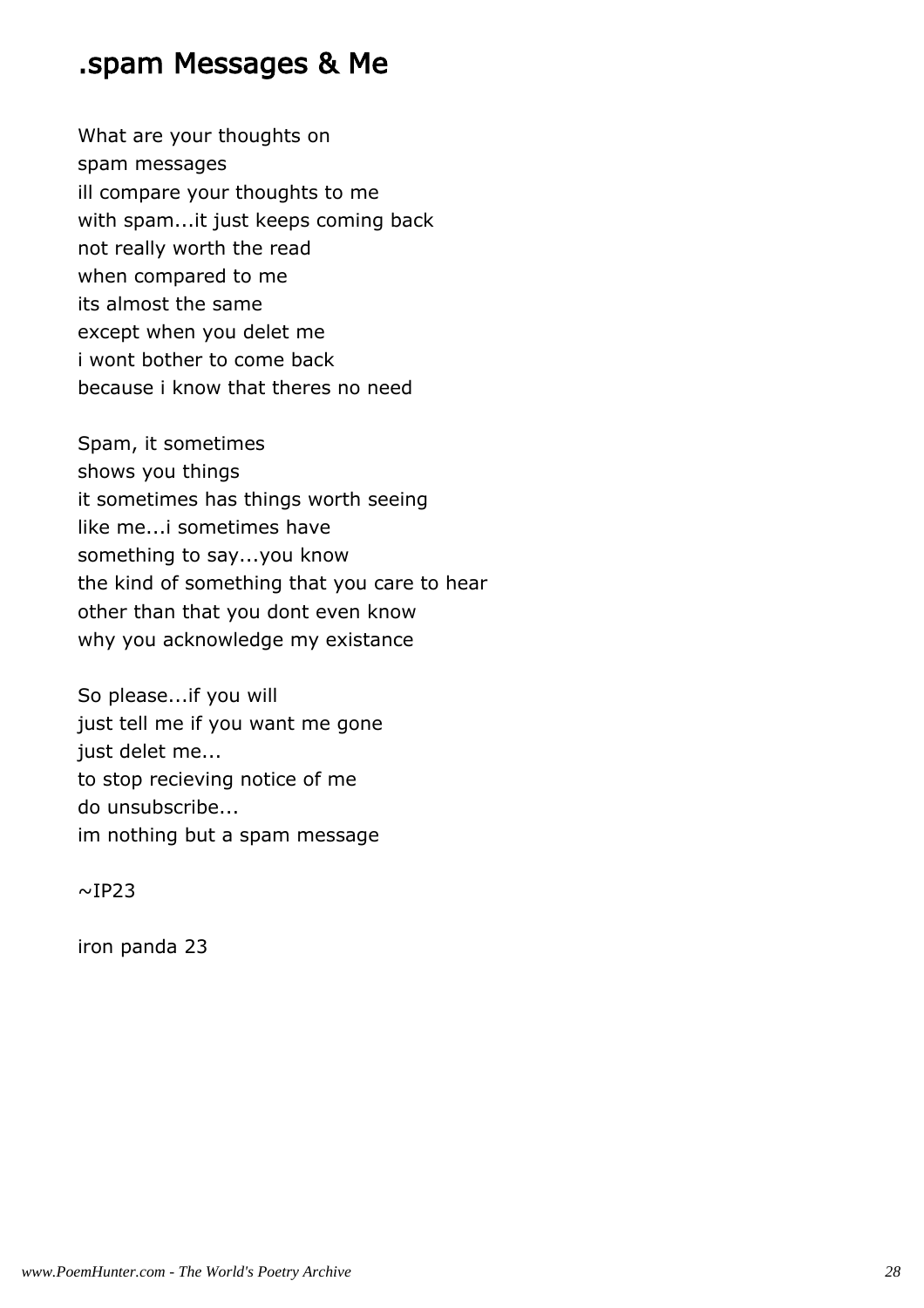## .spam Messages & Me

What are your thoughts on
spam messages
ill compare your thoughts to me
with spam...it just keeps coming back
not really worth the read
when compared to me
its almost the same
except when you delet me
i wont bother to come back
because i know that theres no need

Spam, it sometimes
shows you things
it sometimes has things worth seeing
like me...i sometimes have
something to say...you know
the kind of something that you care to hear
other than that you dont even know
why you acknowledge my existance

So please...if you will
just tell me if you want me gone
just delet me...
to stop recieving notice of me
do unsubscribe...
im nothing but a spam message

~IP23

iron panda 23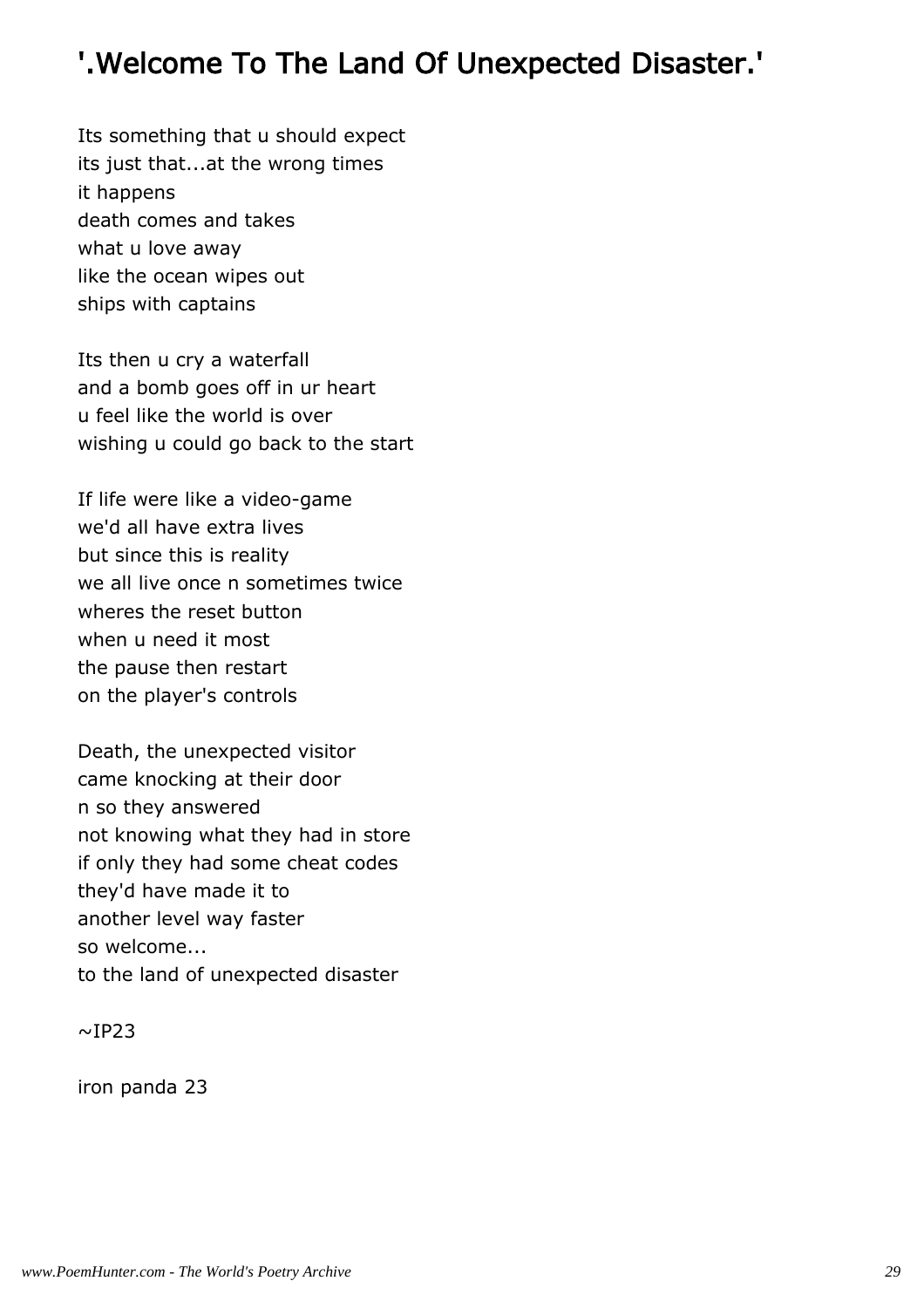## '.Welcome To The Land Of Unexpected Disaster.'

Its something that u should expect
its just that...at the wrong times
it happens
death comes and takes
what u love away
like the ocean wipes out
ships with captains

Its then u cry a waterfall
and a bomb goes off in ur heart
u feel like the world is over
wishing u could go back to the start

If life were like a video-game
we'd all have extra lives
but since this is reality
we all live once n sometimes twice
wheres the reset button
when u need it most
the pause then restart
on the player's controls

Death, the unexpected visitor
came knocking at their door
n so they answered
not knowing what they had in store
if only they had some cheat codes
they'd have made it to
another level way faster
so welcome...
to the land of unexpected disaster

~IP23

iron panda 23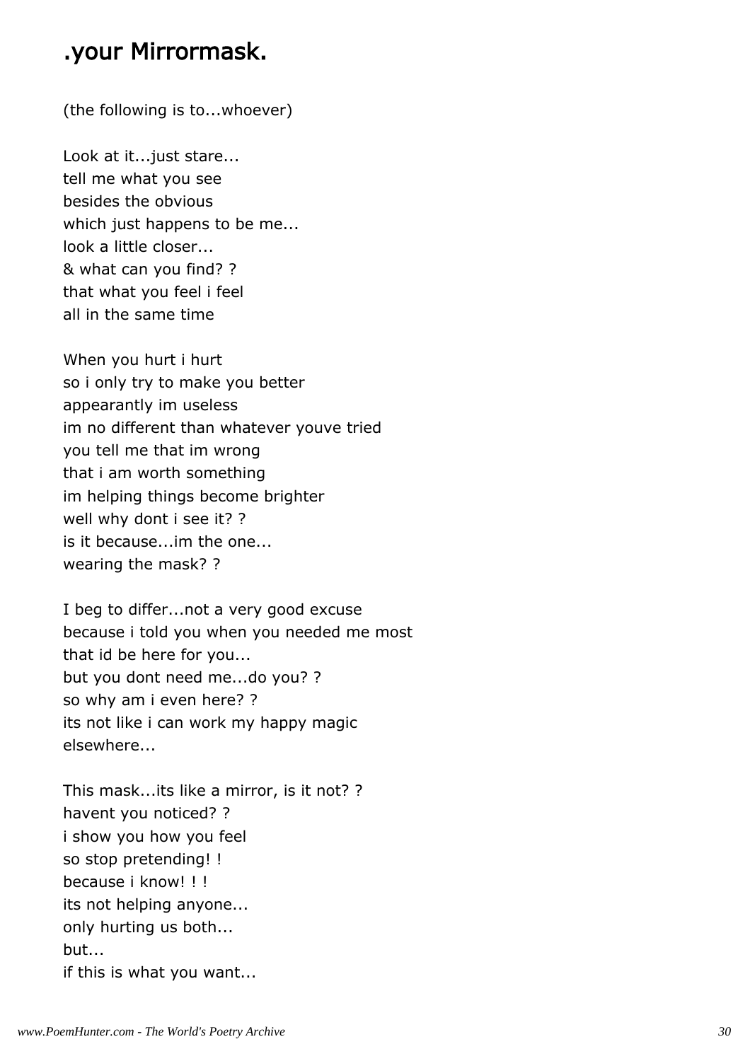## .your Mirrormask.

(the following is to...whoever)

Look at it...just stare...  
tell me what you see  
besides the obvious  
which just happens to be me...  
look a little closer...  
& what can you find? ?  
that what you feel i feel  
all in the same time

When you hurt i hurt  
so i only try to make you better  
appearantly im useless  
im no different than whatever youve tried  
you tell me that im wrong  
that i am worth something  
im helping things become brighter  
well why dont i see it? ?  
is it because...im the one...  
wearing the mask? ?

I beg to differ...not a very good excuse  
because i told you when you needed me most  
that id be here for you...  
but you dont need me...do you? ?  
so why am i even here? ?  
its not like i can work my happy magic  
elsewhere...

This mask...its like a mirror, is it not? ?  
havent you noticed? ?  
i show you how you feel  
so stop pretending! !  
because i know! ! !  
its not helping anyone...  
only hurting us both...  
but...  
if this is what you want...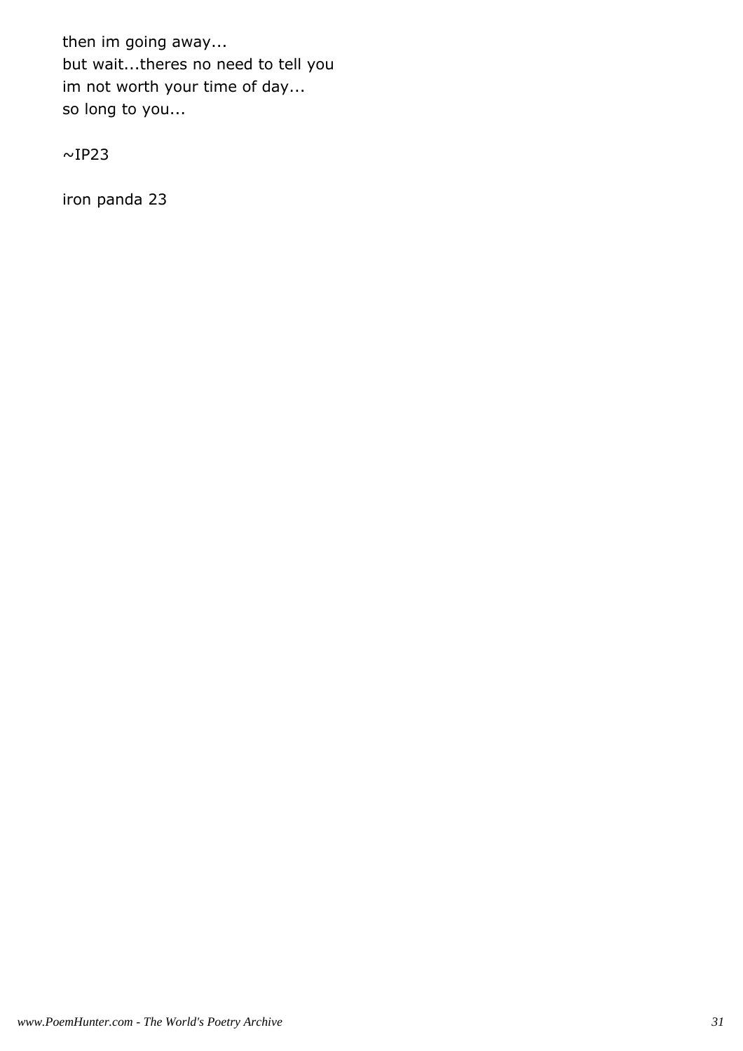then im going away...
but wait...theres no need to tell you
im not worth your time of day...
so long to you...

~IP23

iron panda 23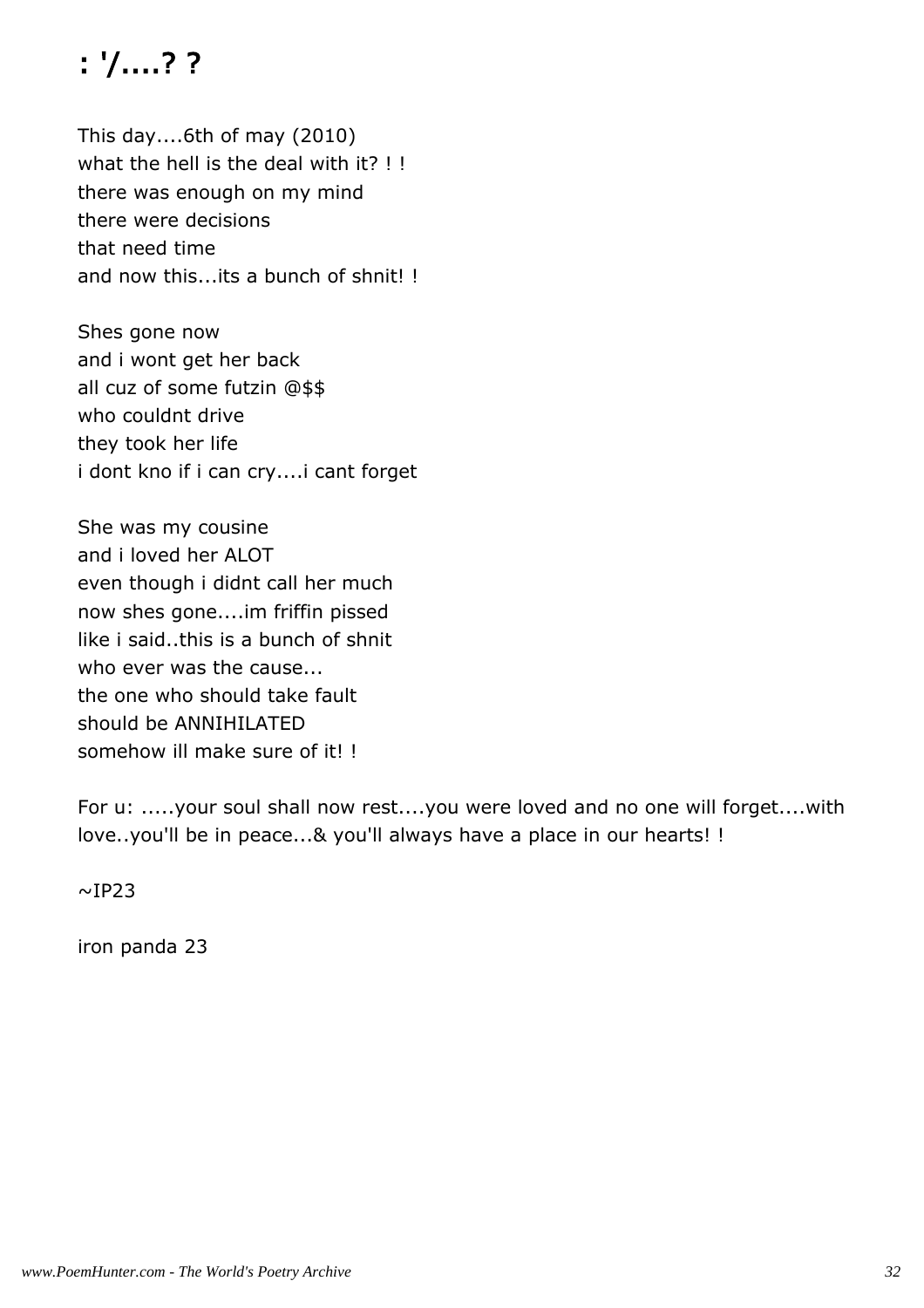# : '/....? ?

This day....6th of may (2010)
what the hell is the deal with it? ! !
there was enough on my mind
there were decisions
that need time
and now this...its a bunch of shnit! !

Shes gone now
and i wont get her back
all cuz of some futzin @$$
who couldnt drive
they took her life
i dont kno if i can cry....i cant forget

She was my cousine
and i loved her ALOT
even though i didnt call her much
now shes gone....im friffin pissed
like i said..this is a bunch of shnit
who ever was the cause...
the one who should take fault
should be ANNIHILATED
somehow ill make sure of it! !

For u: .....your soul shall now rest....you were loved and no one will forget....with love..you'll be in peace...& you'll always have a place in our hearts! !

~IP23

iron panda 23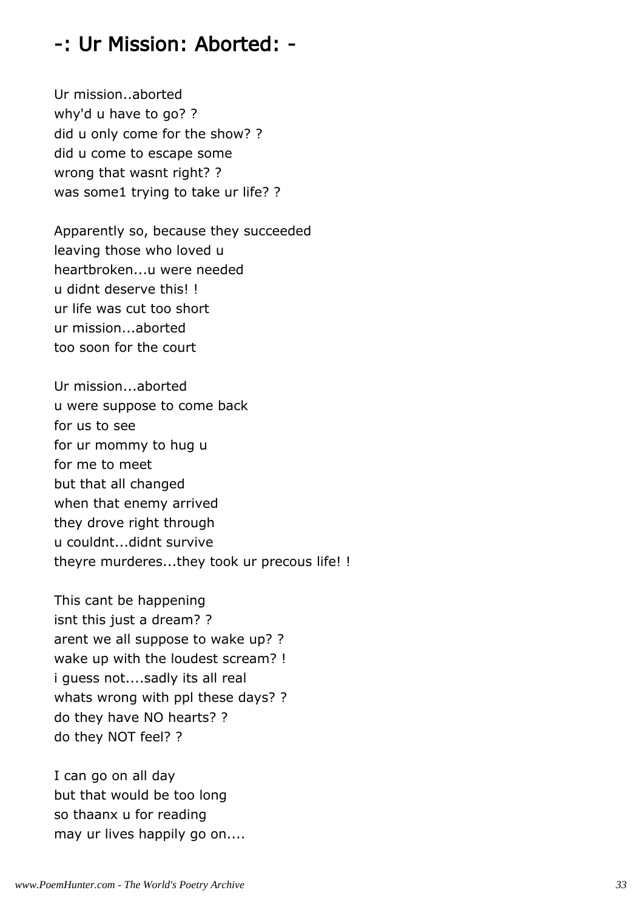# -: Ur Mission: Aborted: -

Ur mission..aborted
why'd u have to go? ?
did u only come for the show? ?
did u come to escape some
wrong that wasnt right? ?
was some1 trying to take ur life? ?

Apparently so, because they succeeded
leaving those who loved u
heartbroken...u were needed
u didnt deserve this! !
ur life was cut too short
ur mission...aborted
too soon for the court

Ur mission...aborted
u were suppose to come back
for us to see
for ur mommy to hug u
for me to meet
but that all changed
when that enemy arrived
they drove right through
u couldnt...didnt survive
theyre murderes...they took ur precous life! !

This cant be happening
isnt this just a dream? ?
arent we all suppose to wake up? ?
wake up with the loudest scream? !
i guess not....sadly its all real
whats wrong with ppl these days? ?
do they have NO hearts? ?
do they NOT feel? ?

I can go on all day
but that would be too long
so thaanx u for reading
may ur lives happily go on....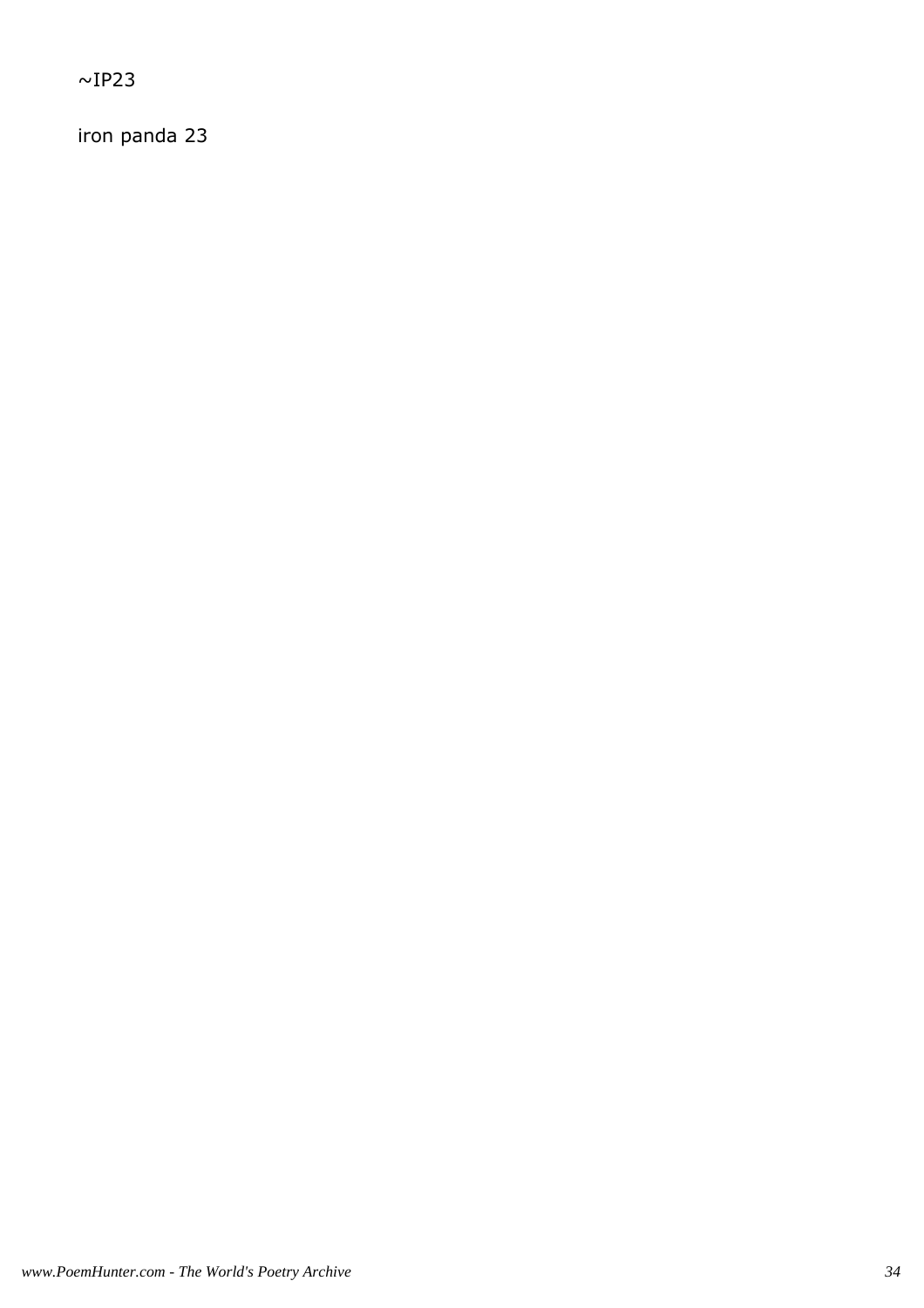~IP23

iron panda 23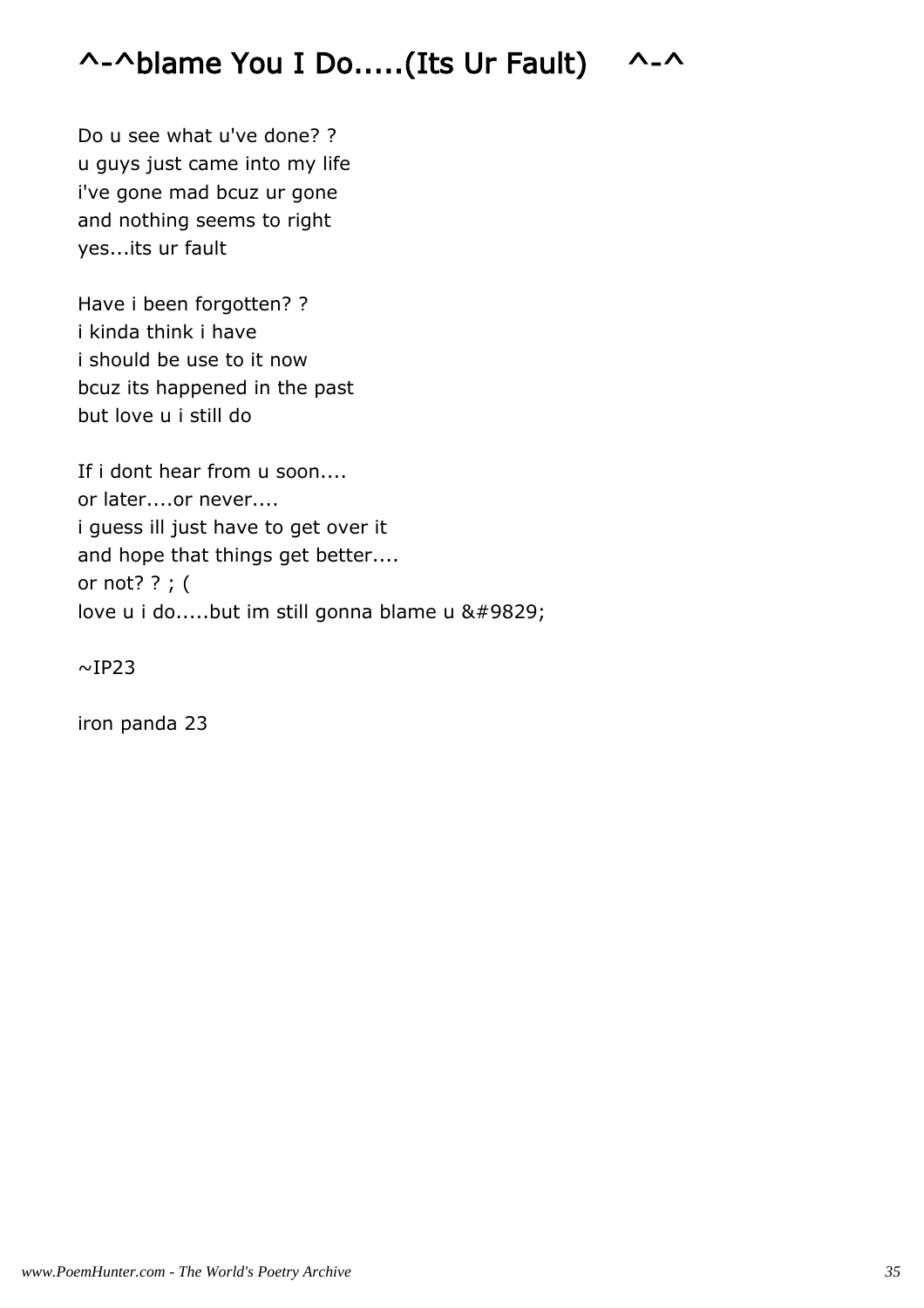# ^-^blame You I Do.....(Its Ur Fault)    ^-^

Do u see what u've done? ?
u guys just came into my life
i've gone mad bcuz ur gone
and nothing seems to right
yes...its ur fault

Have i been forgotten? ?
i kinda think i have
i should be use to it now
bcuz its happened in the past
but love u i still do

If i dont hear from u soon....
or later....or never....
i guess ill just have to get over it
and hope that things get better....
or not? ? ; (
love u i do.....but im still gonna blame u &#9829;

~IP23

iron panda 23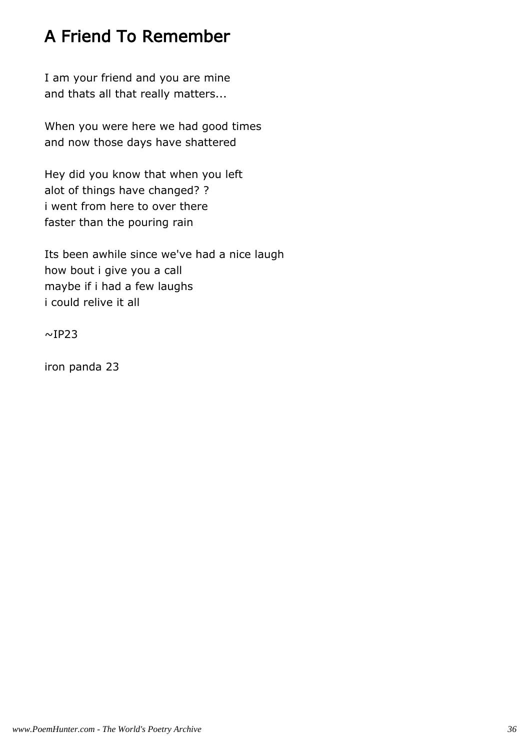# A Friend To Remember

I am your friend and you are mine
and thats all that really matters...

When you were here we had good times
and now those days have shattered

Hey did you know that when you left
alot of things have changed? ?
i went from here to over there
faster than the pouring rain

Its been awhile since we've had a nice laugh
how bout i give you a call
maybe if i had a few laughs
i could relive it all

~IP23

iron panda 23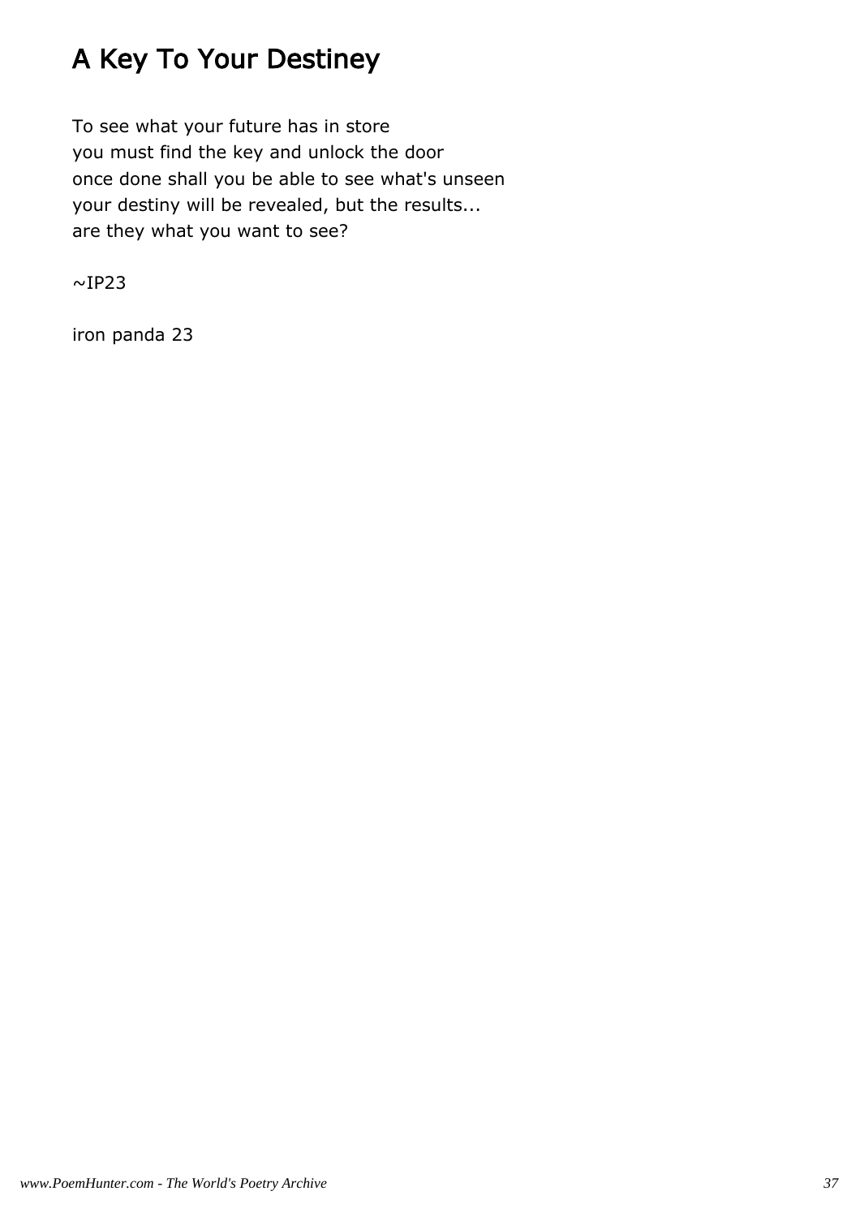# A Key To Your Destiney

To see what your future has in store
you must find the key and unlock the door
once done shall you be able to see what's unseen
your destiny will be revealed, but the results...
are they what you want to see?

~IP23

iron panda 23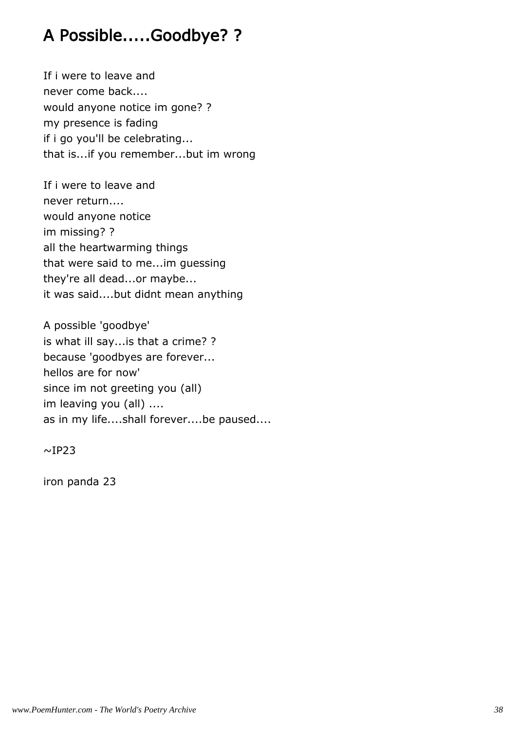# A Possible.....Goodbye? ?

If i were to leave and  
never come back....  
would anyone notice im gone? ?  
my presence is fading  
if i go you'll be celebrating...  
that is...if you remember...but im wrong

If i were to leave and  
never return....  
would anyone notice  
im missing? ?  
all the heartwarming things  
that were said to me...im guessing  
they're all dead...or maybe...  
it was said....but didnt mean anything

A possible 'goodbye'  
is what ill say...is that a crime? ?  
because 'goodbyes are forever...  
hellos are for now'  
since im not greeting you (all)  
im leaving you (all) ....  
as in my life....shall forever....be paused....

~IP23

iron panda 23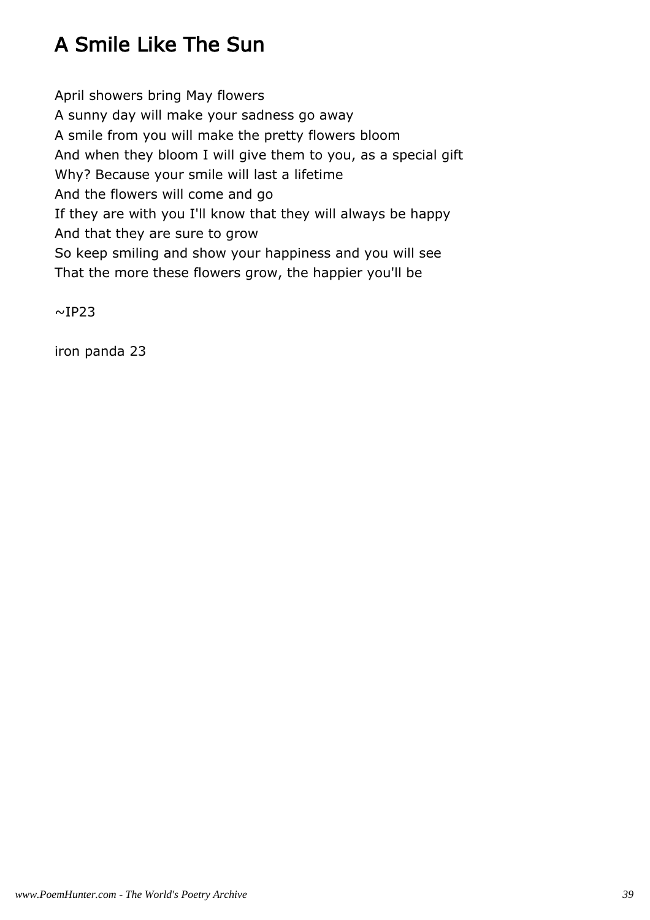# A Smile Like The Sun

April showers bring May flowers
A sunny day will make your sadness go away
A smile from you will make the pretty flowers bloom
And when they bloom I will give them to you, as a special gift
Why? Because your smile will last a lifetime
And the flowers will come and go
If they are with you I'll know that they will always be happy
And that they are sure to grow
So keep smiling and show your happiness and you will see
That the more these flowers grow, the happier you'll be

~IP23

iron panda 23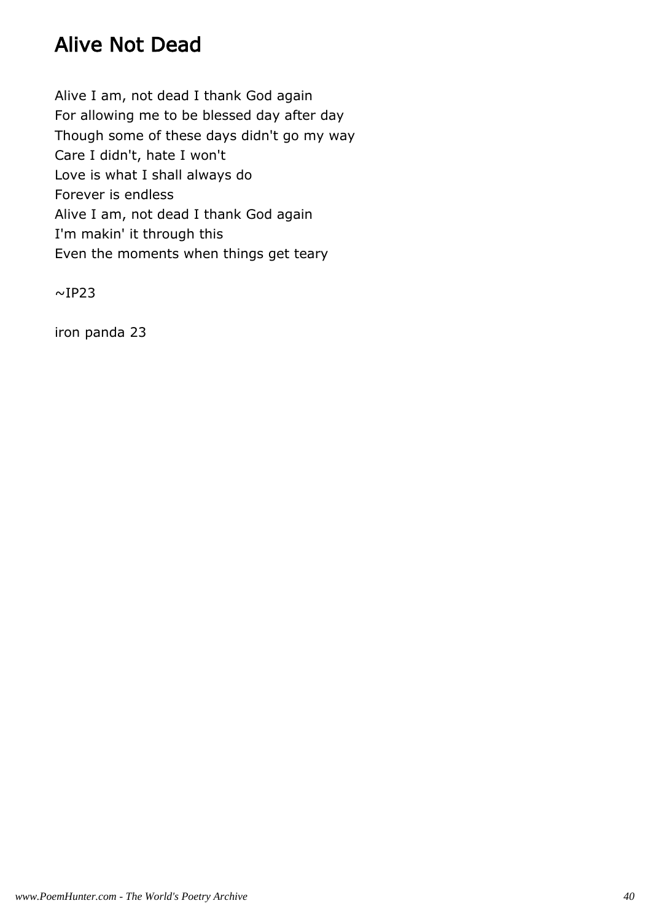# Alive Not Dead

Alive I am, not dead I thank God again
For allowing me to be blessed day after day
Though some of these days didn't go my way
Care I didn't, hate I won't
Love is what I shall always do
Forever is endless
Alive I am, not dead I thank God again
I'm makin' it through this
Even the moments when things get teary

~IP23

iron panda 23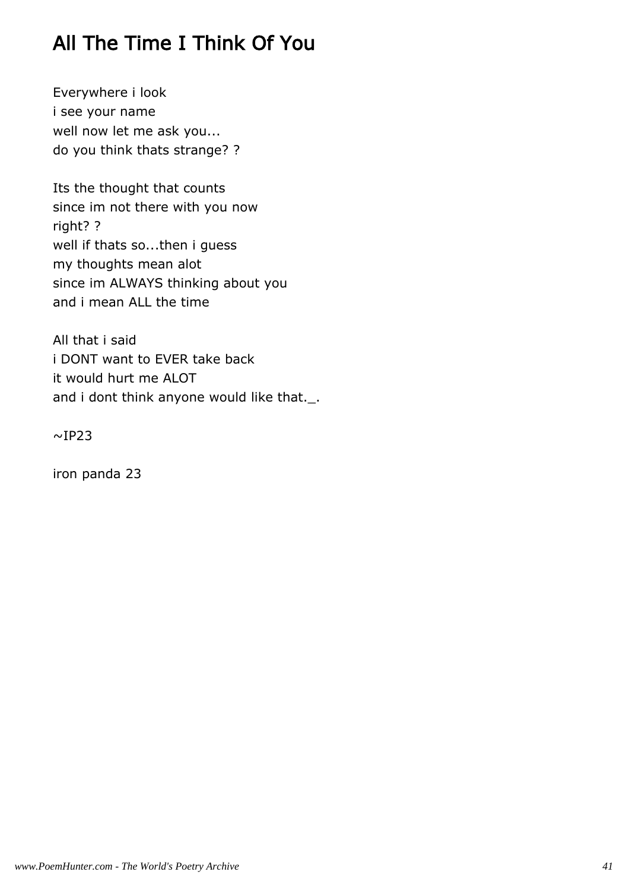# All The Time I Think Of You

Everywhere i look
i see your name
well now let me ask you...
do you think thats strange? ?

Its the thought that counts
since im not there with you now
right? ?
well if thats so...then i guess
my thoughts mean alot
since im ALWAYS thinking about you
and i mean ALL the time

All that i said
i DONT want to EVER take back
it would hurt me ALOT
and i dont think anyone would like that._.

~IP23

iron panda 23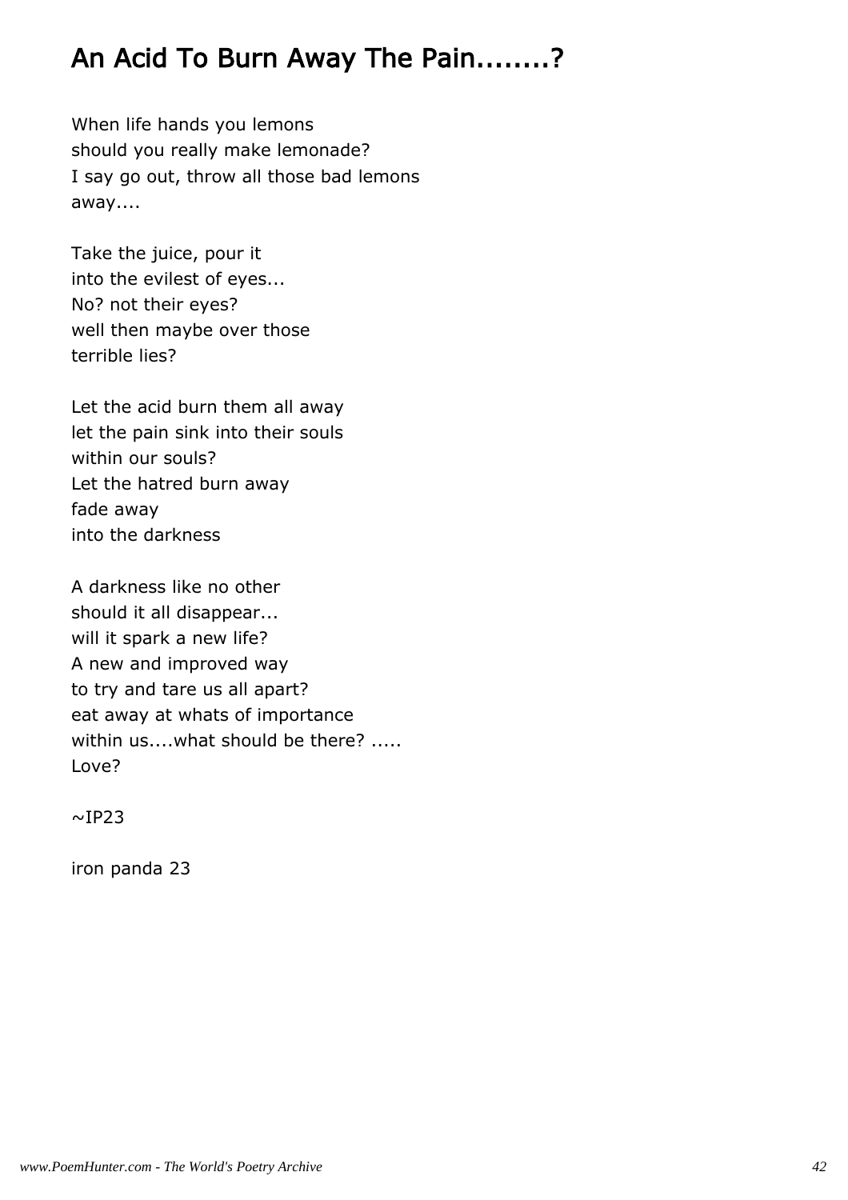## An Acid To Burn Away The Pain........?

When life hands you lemons  
should you really make lemonade?  
I say go out, throw all those bad lemons  
away....

Take the juice, pour it  
into the evilest of eyes...  
No? not their eyes?  
well then maybe over those  
terrible lies?

Let the acid burn them all away  
let the pain sink into their souls  
within our souls?  
Let the hatred burn away  
fade away  
into the darkness

A darkness like no other  
should it all disappear...  
will it spark a new life?  
A new and improved way  
to try and tare us all apart?  
eat away at whats of importance  
within us....what should be there? .....  
Love?

~IP23

iron panda 23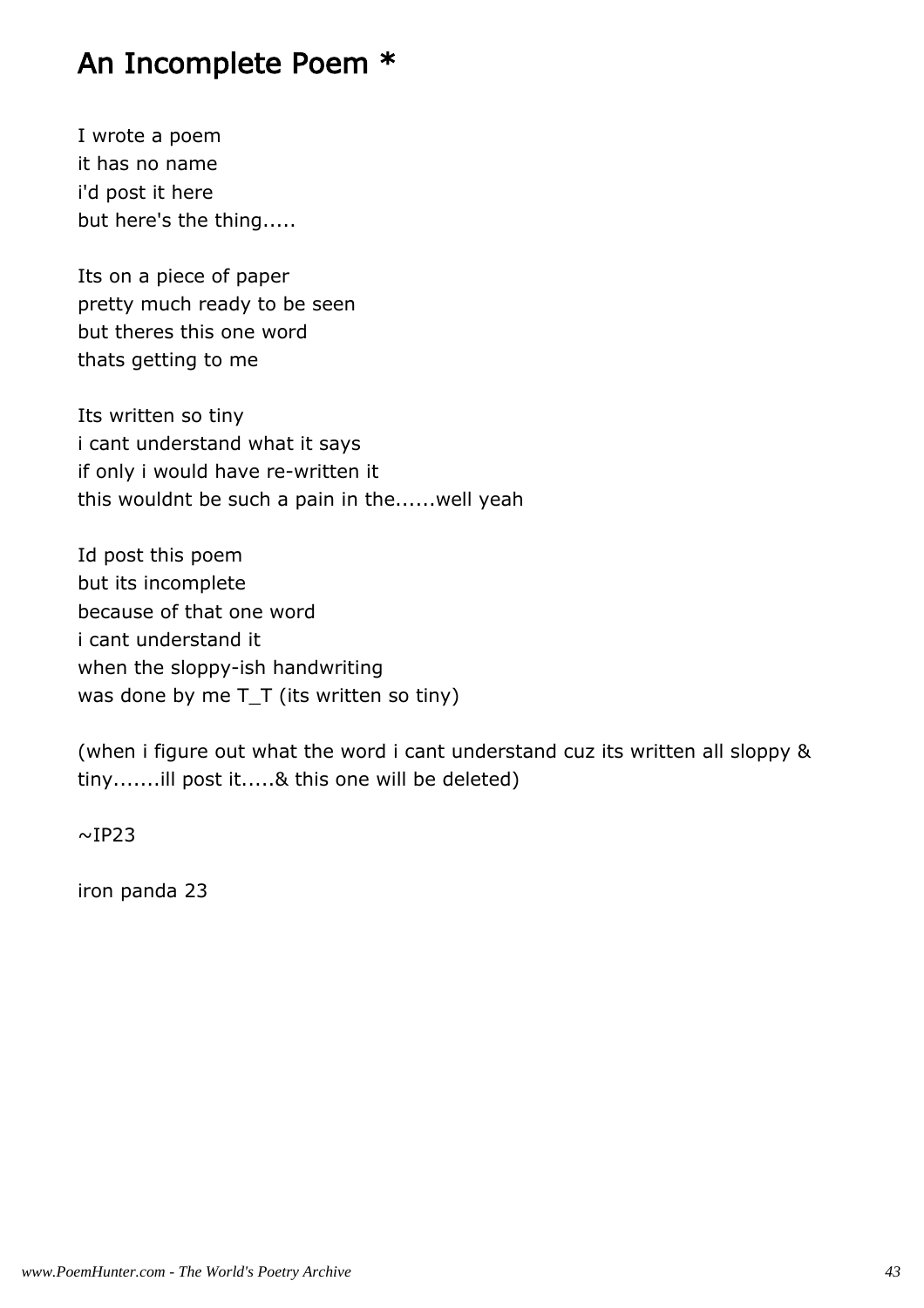## An Incomplete Poem *

I wrote a poem
it has no name
i'd post it here
but here's the thing.....

Its on a piece of paper
pretty much ready to be seen
but theres this one word
thats getting to me

Its written so tiny
i cant understand what it says
if only i would have re-written it
this wouldnt be such a pain in the......well yeah

Id post this poem
but its incomplete
because of that one word
i cant understand it
when the sloppy-ish handwriting
was done by me T_T (its written so tiny)

(when i figure out what the word i cant understand cuz its written all sloppy & tiny.......ill post it.....& this one will be deleted)

~IP23

iron panda 23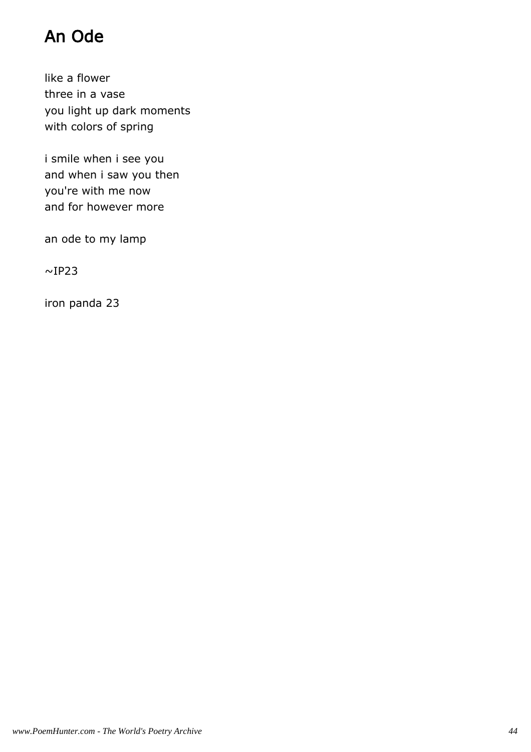# An Ode

like a flower  
three in a vase  
you light up dark moments  
with colors of spring

i smile when i see you  
and when i saw you then  
you're with me now  
and for however more

an ode to my lamp

~IP23

iron panda 23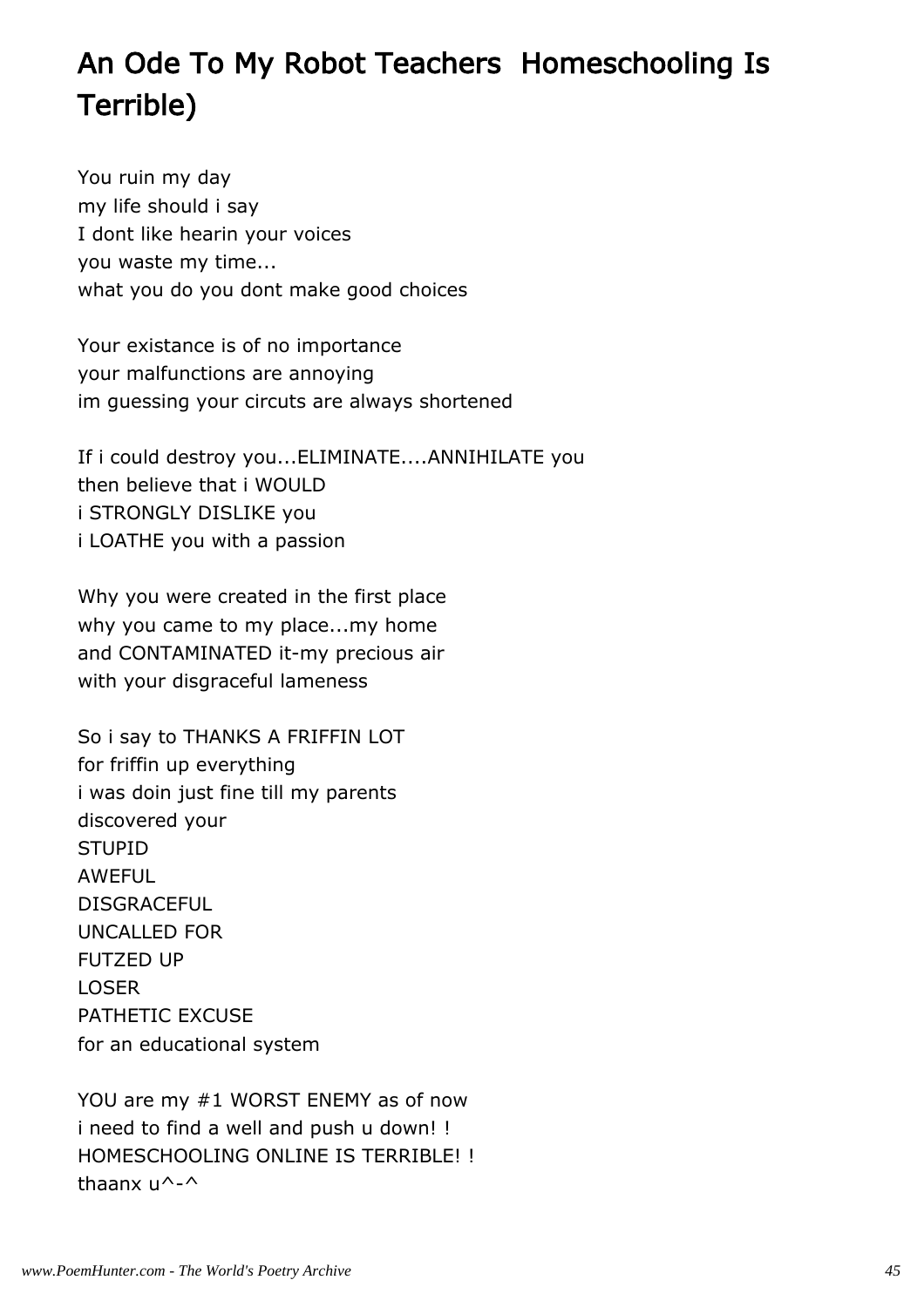# An Ode To My Robot Teachers  Homeschooling Is Terrible)

You ruin my day  
my life should i say  
I dont like hearin your voices  
you waste my time...  
what you do you dont make good choices

Your existance is of no importance  
your malfunctions are annoying  
im guessing your circuts are always shortened

If i could destroy you...ELIMINATE....ANNIHILATE you  
then believe that i WOULD  
i STRONGLY DISLIKE you  
i LOATHE you with a passion

Why you were created in the first place  
why you came to my place...my home  
and CONTAMINATED it-my precious air  
with your disgraceful lameness

So i say to THANKS A FRIFFIN LOT  
for friffin up everything  
i was doin just fine till my parents  
discovered your  
STUPID  
AWEFUL  
DISGRACEFUL  
UNCALLED FOR  
FUTZED UP  
LOSER  
PATHETIC EXCUSE  
for an educational system

YOU are my #1 WORST ENEMY as of now  
i need to find a well and push u down! !  
HOMESCHOOLING ONLINE IS TERRIBLE! !  
thaanx u^-^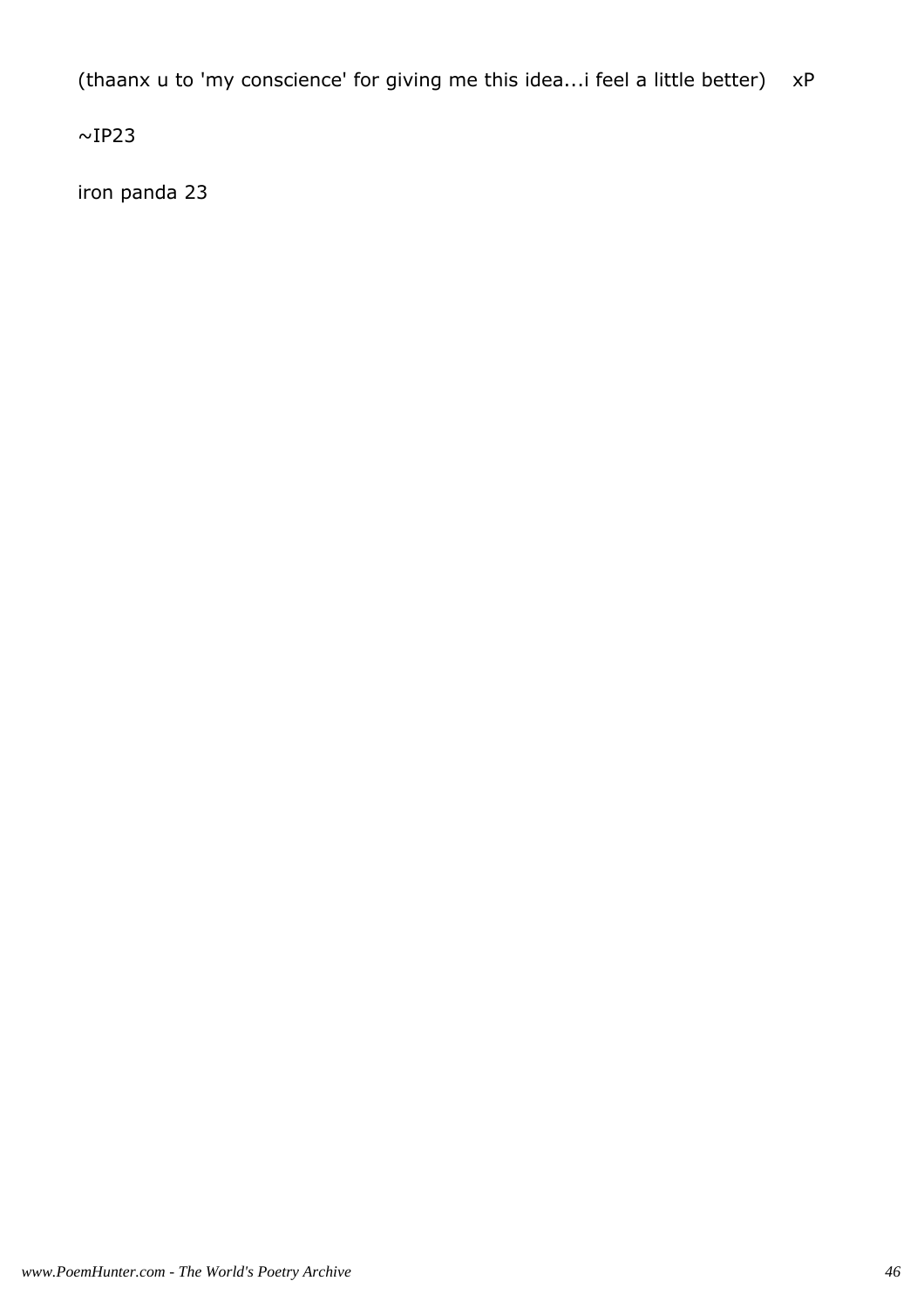(thaanx u to 'my conscience' for giving me this idea...i feel a little better)    xP

~IP23

iron panda 23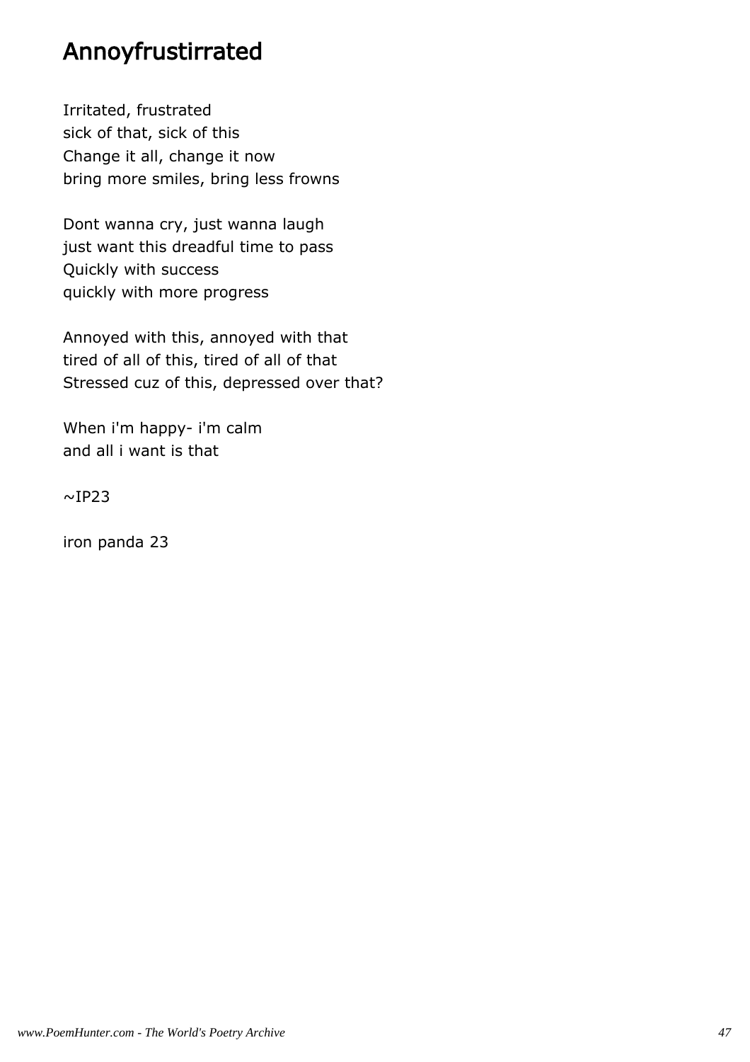# Annoyfrustirrated

Irritated, frustrated
sick of that, sick of this
Change it all, change it now
bring more smiles, bring less frowns

Dont wanna cry, just wanna laugh
just want this dreadful time to pass
Quickly with success
quickly with more progress

Annoyed with this, annoyed with that
tired of all of this, tired of all of that
Stressed cuz of this, depressed over that?

When i'm happy- i'm calm
and all i want is that

~IP23

iron panda 23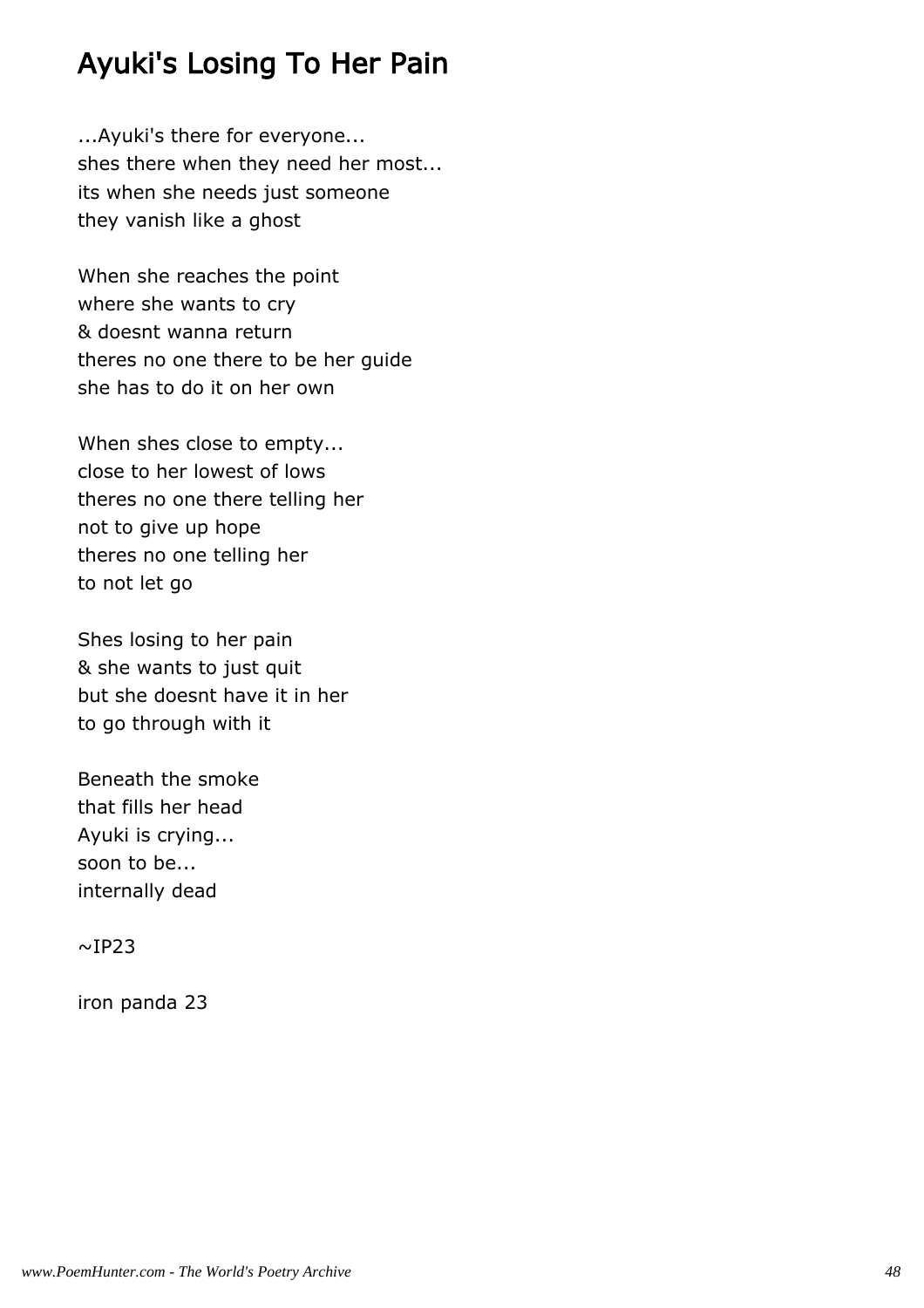# Ayuki's Losing To Her Pain

...Ayuki's there for everyone...
shes there when they need her most...
its when she needs just someone
they vanish like a ghost

When she reaches the point
where she wants to cry
& doesnt wanna return
theres no one there to be her guide
she has to do it on her own

When shes close to empty...
close to her lowest of lows
theres no one there telling her
not to give up hope
theres no one telling her
to not let go

Shes losing to her pain
& she wants to just quit
but she doesnt have it in her
to go through with it

Beneath the smoke
that fills her head
Ayuki is crying...
soon to be...
internally dead

~IP23

iron panda 23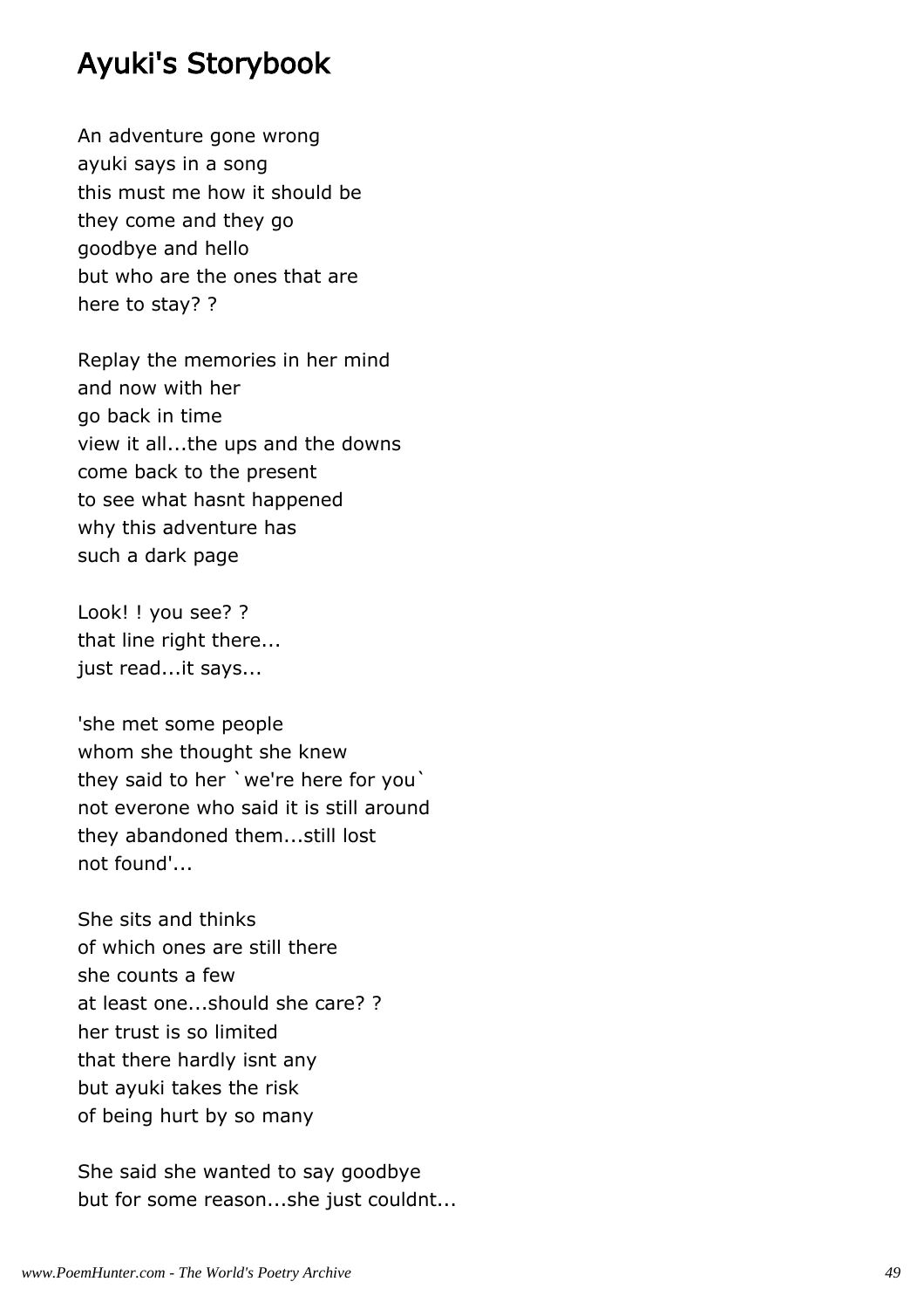# Ayuki's Storybook

An adventure gone wrong  
ayuki says in a song  
this must me how it should be  
they come and they go  
goodbye and hello  
but who are the ones that are  
here to stay? ?

Replay the memories in her mind  
and now with her  
go back in time  
view it all...the ups and the downs  
come back to the present  
to see what hasnt happened  
why this adventure has  
such a dark page

Look! ! you see? ?  
that line right there...  
just read...it says...

'she met some people  
whom she thought she knew  
they said to her `we're here for you`  
not everone who said it is still around  
they abandoned them...still lost  
not found'...

She sits and thinks  
of which ones are still there  
she counts a few  
at least one...should she care? ?  
her trust is so limited  
that there hardly isnt any  
but ayuki takes the risk  
of being hurt by so many

She said she wanted to say goodbye  
but for some reason...she just couldnt...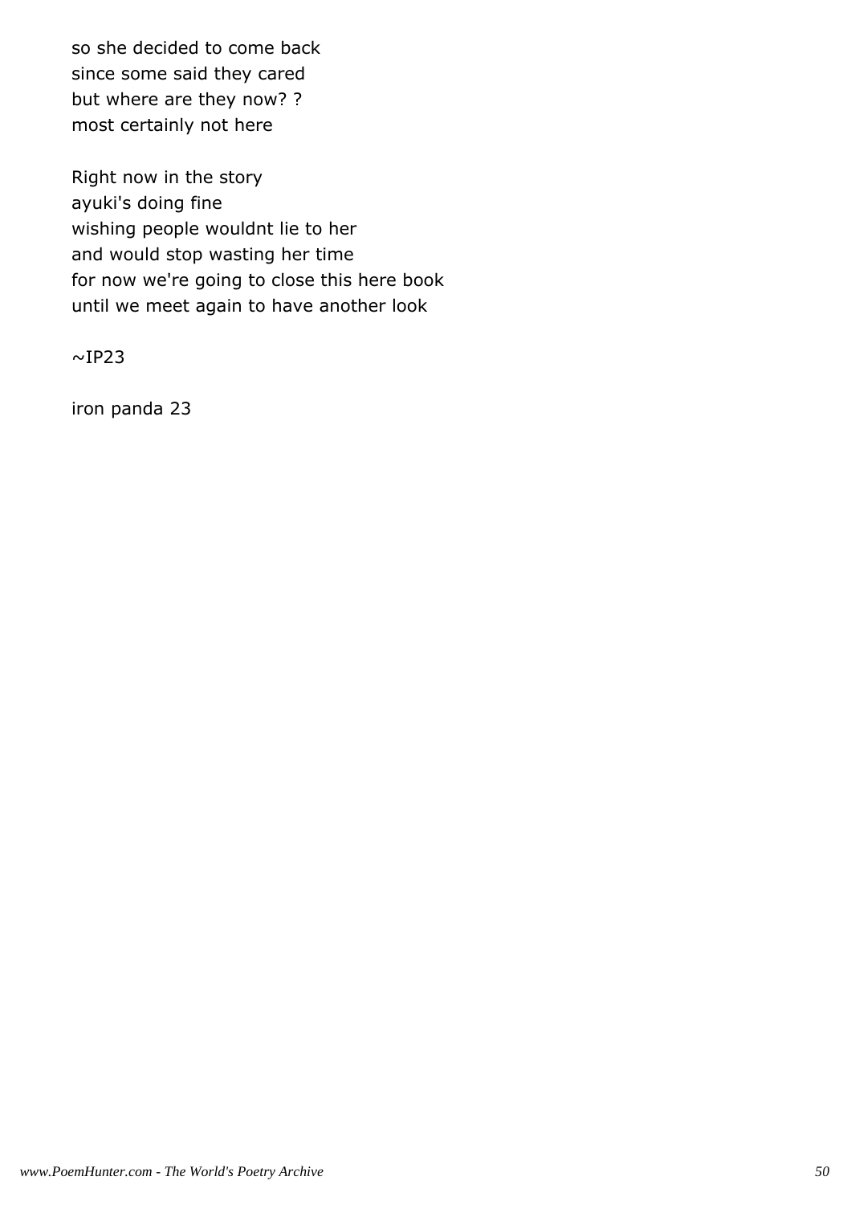so she decided to come back
since some said they cared
but where are they now? ?
most certainly not here

Right now in the story
ayuki's doing fine
wishing people wouldnt lie to her
and would stop wasting her time
for now we're going to close this here book
until we meet again to have another look

~IP23

iron panda 23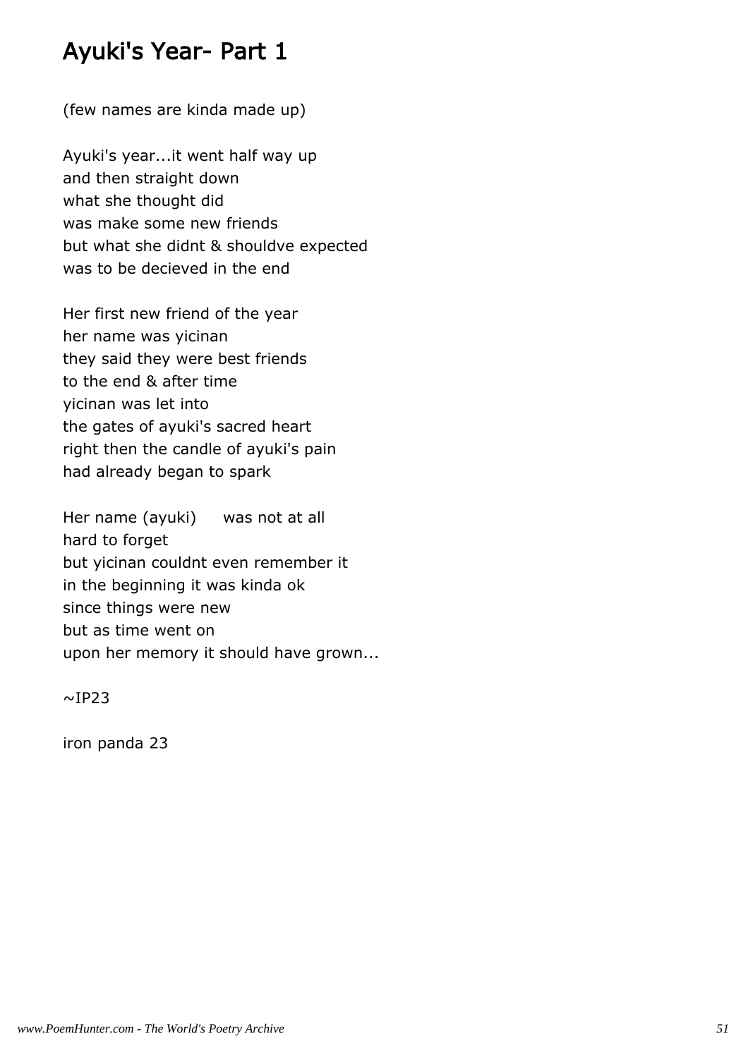# Ayuki's Year- Part 1

(few names are kinda made up)

Ayuki's year...it went half way up
and then straight down
what she thought did
was make some new friends
but what she didnt & shouldve expected
was to be decieved in the end

Her first new friend of the year
her name was yicinan
they said they were best friends
to the end & after time
yicinan was let into
the gates of ayuki's sacred heart
right then the candle of ayuki's pain
had already began to spark

Her name (ayuki)     was not at all
hard to forget
but yicinan couldnt even remember it
in the beginning it was kinda ok
since things were new
but as time went on
upon her memory it should have grown...

~IP23

iron panda 23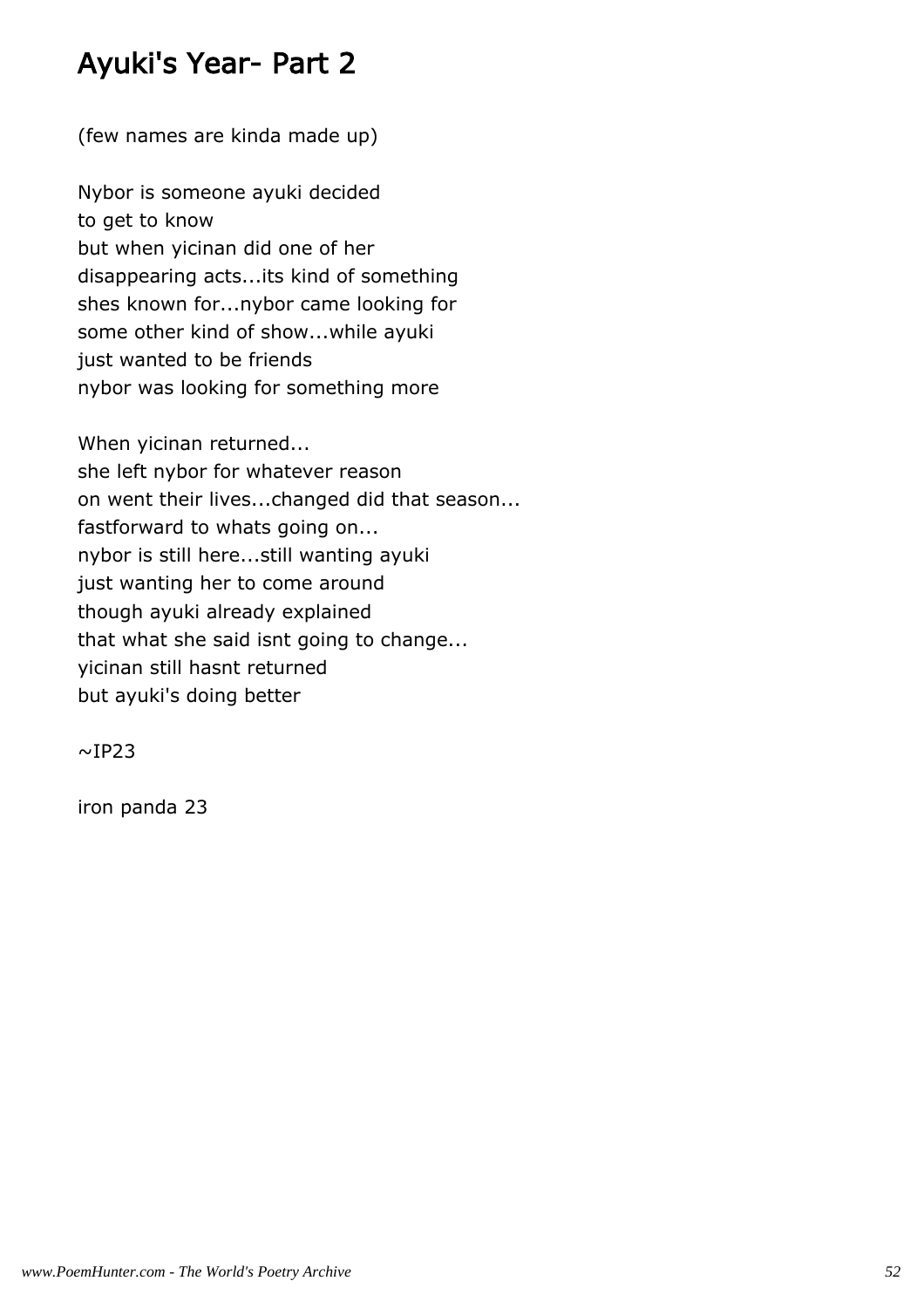# Ayuki's Year- Part 2

(few names are kinda made up)

Nybor is someone ayuki decided
to get to know
but when yicinan did one of her
disappearing acts...its kind of something
shes known for...nybor came looking for
some other kind of show...while ayuki
just wanted to be friends
nybor was looking for something more

When yicinan returned...
she left nybor for whatever reason
on went their lives...changed did that season...
fastforward to whats going on...
nybor is still here...still wanting ayuki
just wanting her to come around
though ayuki already explained
that what she said isnt going to change...
yicinan still hasnt returned
but ayuki's doing better

~IP23

iron panda 23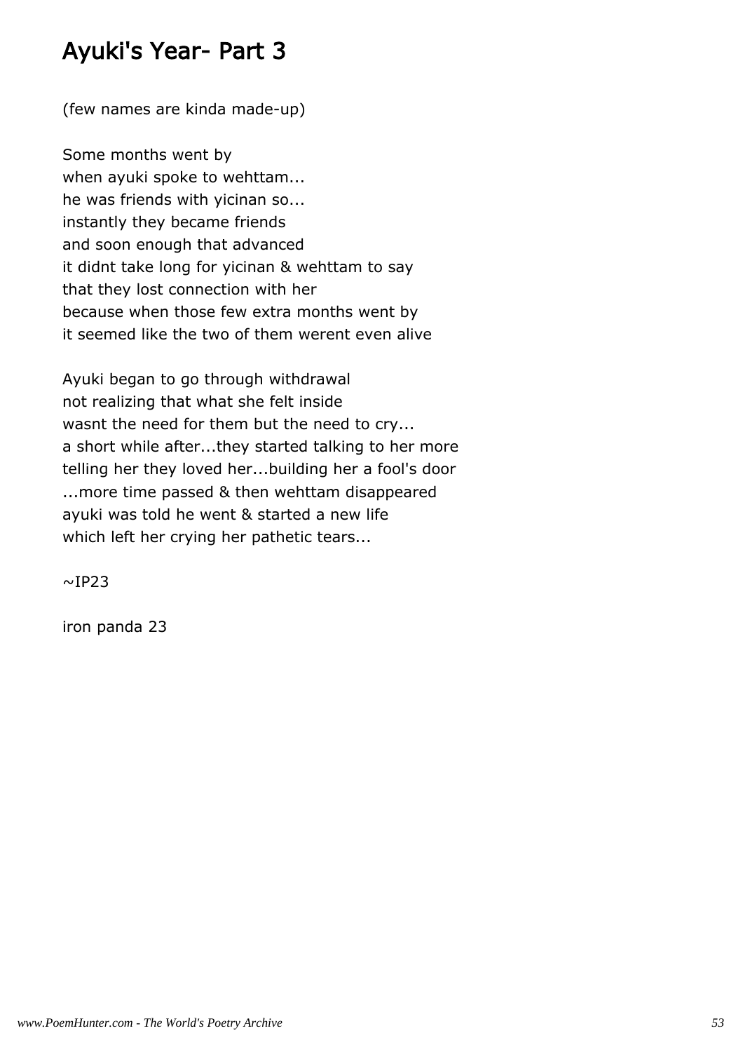# Ayuki's Year- Part 3

(few names are kinda made-up)

Some months went by
when ayuki spoke to wehttam...
he was friends with yicinan so...
instantly they became friends
and soon enough that advanced
it didnt take long for yicinan & wehttam to say
that they lost connection with her
because when those few extra months went by
it seemed like the two of them werent even alive

Ayuki began to go through withdrawal
not realizing that what she felt inside
wasnt the need for them but the need to cry...
a short while after...they started talking to her more
telling her they loved her...building her a fool's door
...more time passed & then wehttam disappeared
ayuki was told he went & started a new life
which left her crying her pathetic tears...

~IP23

iron panda 23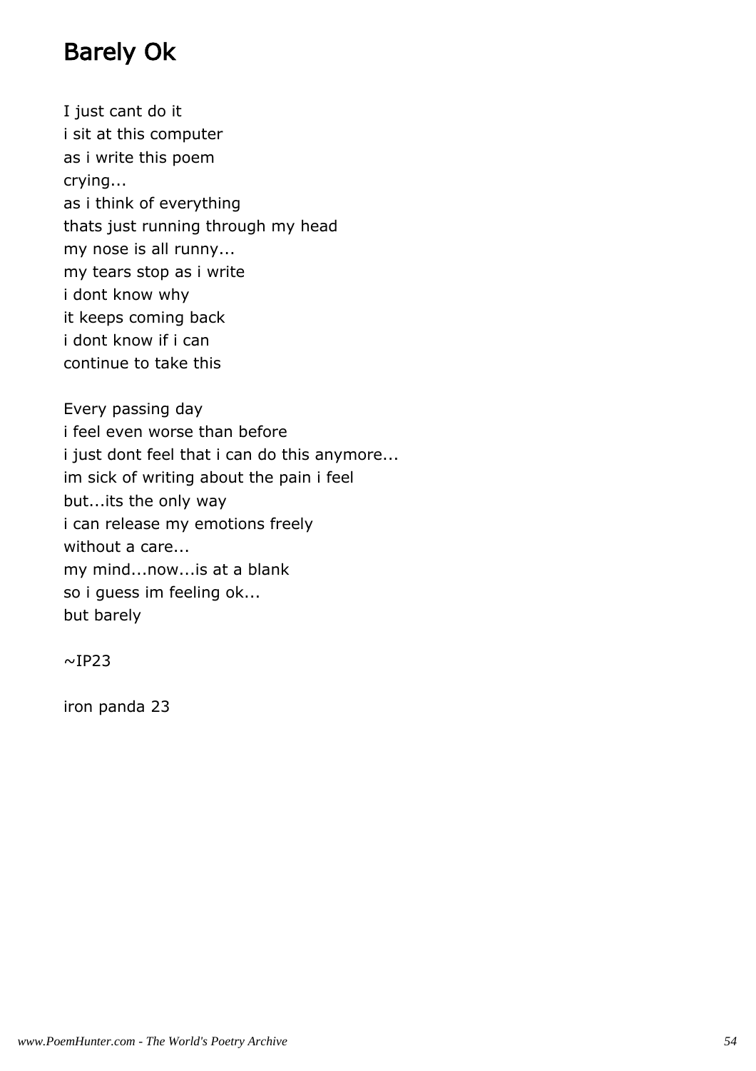# Barely Ok

I just cant do it
i sit at this computer
as i write this poem
crying...
as i think of everything
thats just running through my head
my nose is all runny...
my tears stop as i write
i dont know why
it keeps coming back
i dont know if i can
continue to take this

Every passing day
i feel even worse than before
i just dont feel that i can do this anymore...
im sick of writing about the pain i feel
but...its the only way
i can release my emotions freely
without a care...
my mind...now...is at a blank
so i guess im feeling ok...
but barely

~IP23

iron panda 23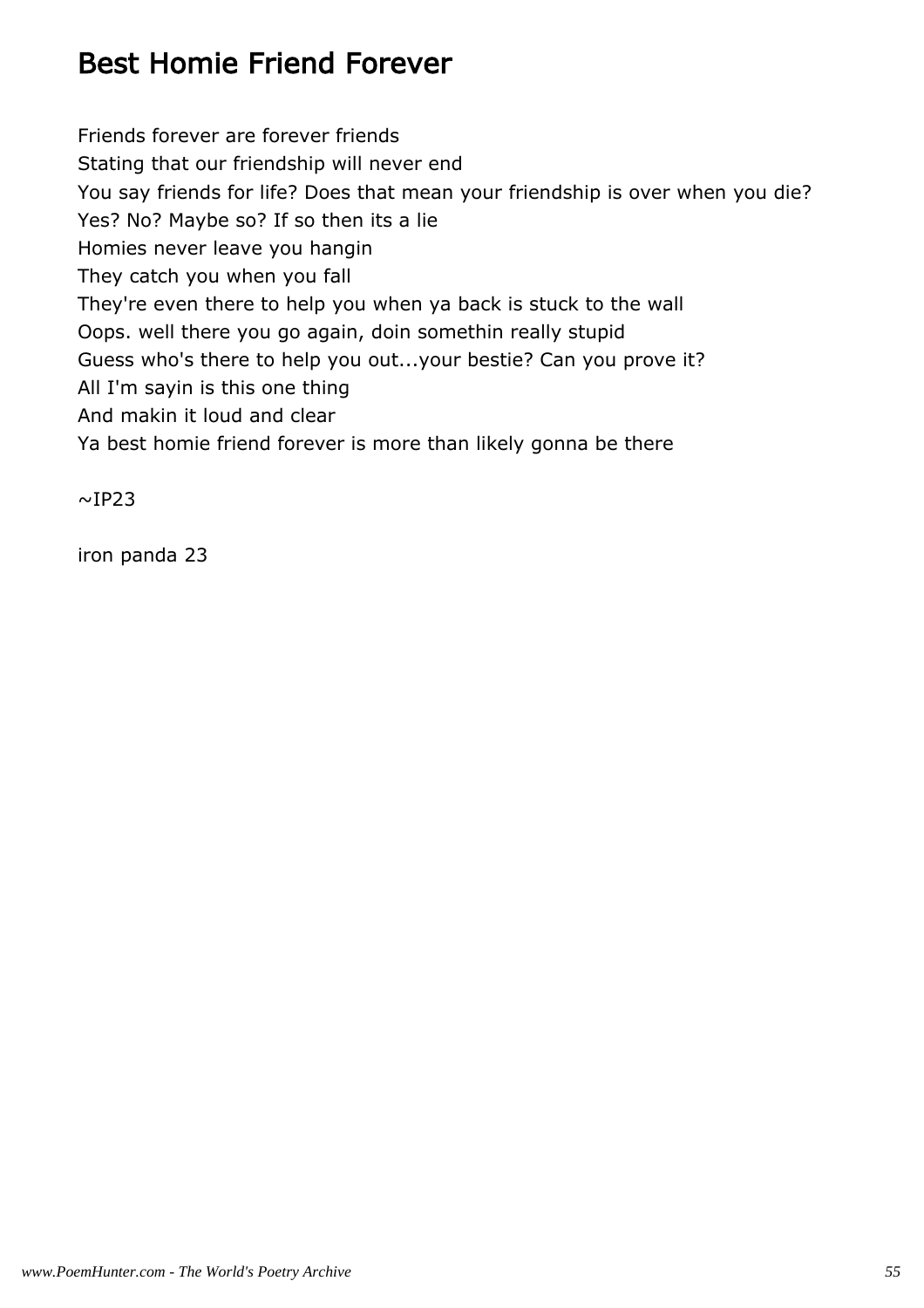# Best Homie Friend Forever

Friends forever are forever friends
Stating that our friendship will never end
You say friends for life? Does that mean your friendship is over when you die?
Yes? No? Maybe so? If so then its a lie
Homies never leave you hangin
They catch you when you fall
They're even there to help you when ya back is stuck to the wall
Oops. well there you go again, doin somethin really stupid
Guess who's there to help you out...your bestie? Can you prove it?
All I'm sayin is this one thing
And makin it loud and clear
Ya best homie friend forever is more than likely gonna be there

~IP23

iron panda 23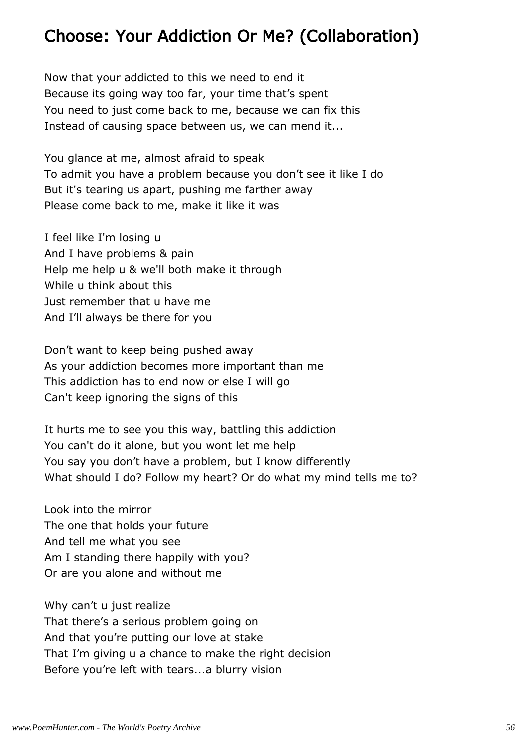## Choose: Your Addiction Or Me? (Collaboration)

Now that your addicted to this we need to end it
Because its going way too far, your time that's spent
You need to just come back to me, because we can fix this
Instead of causing space between us, we can mend it...

You glance at me, almost afraid to speak
To admit you have a problem because you don't see it like I do
But it's tearing us apart, pushing me farther away
Please come back to me, make it like it was

I feel like I'm losing u
And I have problems & pain
Help me help u & we'll both make it through
While u think about this
Just remember that u have me
And I'll always be there for you

Don't want to keep being pushed away
As your addiction becomes more important than me
This addiction has to end now or else I will go
Can't keep ignoring the signs of this

It hurts me to see you this way, battling this addiction
You can't do it alone, but you wont let me help
You say you don't have a problem, but I know differently
What should I do? Follow my heart? Or do what my mind tells me to?

Look into the mirror
The one that holds your future
And tell me what you see
Am I standing there happily with you?
Or are you alone and without me

Why can't u just realize
That there's a serious problem going on
And that you're putting our love at stake
That I'm giving u a chance to make the right decision
Before you're left with tears...a blurry vision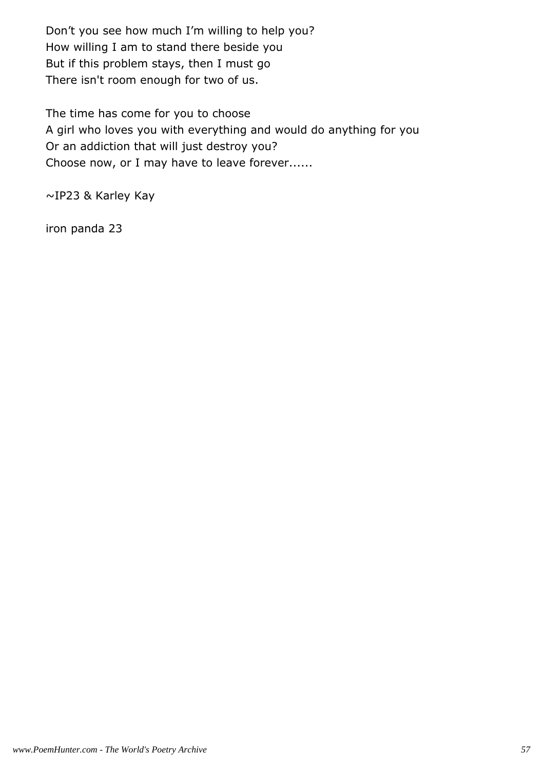Don’t you see how much I’m willing to help you?
How willing I am to stand there beside you
But if this problem stays, then I must go
There isn't room enough for two of us.

The time has come for you to choose
A girl who loves you with everything and would do anything for you
Or an addiction that will just destroy you?
Choose now, or I may have to leave forever......

~IP23 & Karley Kay

iron panda 23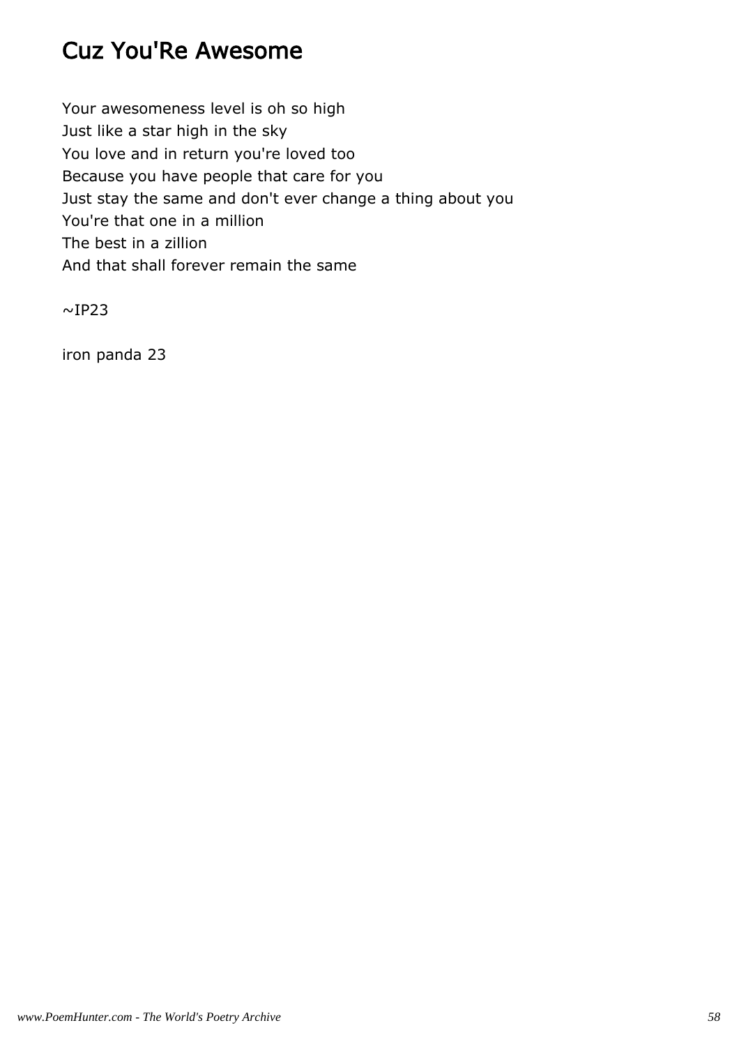# Cuz You'Re Awesome

Your awesomeness level is oh so high
Just like a star high in the sky
You love and in return you're loved too
Because you have people that care for you
Just stay the same and don't ever change a thing about you
You're that one in a million
The best in a zillion
And that shall forever remain the same

~IP23

iron panda 23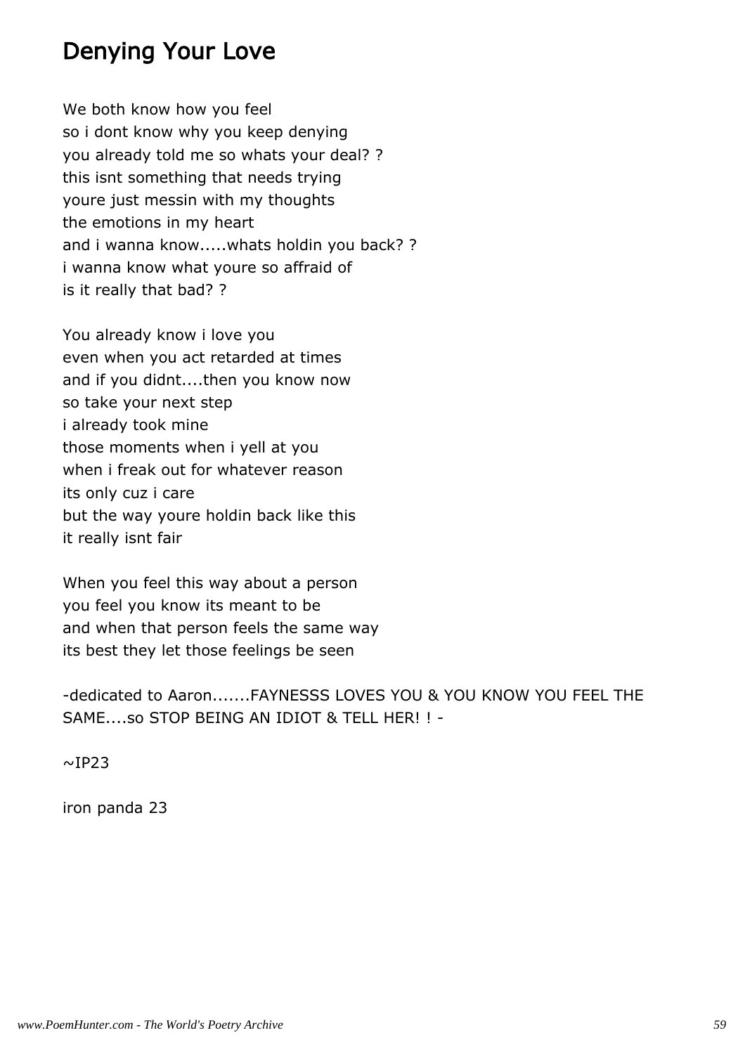# Denying Your Love

We both know how you feel
so i dont know why you keep denying
you already told me so whats your deal? ?
this isnt something that needs trying
youre just messin with my thoughts
the emotions in my heart
and i wanna know.....whats holdin you back? ?
i wanna know what youre so affraid of
is it really that bad? ?

You already know i love you
even when you act retarded at times
and if you didnt....then you know now
so take your next step
i already took mine
those moments when i yell at you
when i freak out for whatever reason
its only cuz i care
but the way youre holdin back like this
it really isnt fair

When you feel this way about a person
you feel you know its meant to be
and when that person feels the same way
its best they let those feelings be seen

-dedicated to Aaron.......FAYNESSS LOVES YOU & YOU KNOW YOU FEEL THE SAME....so STOP BEING AN IDIOT & TELL HER! ! -

~IP23

iron panda 23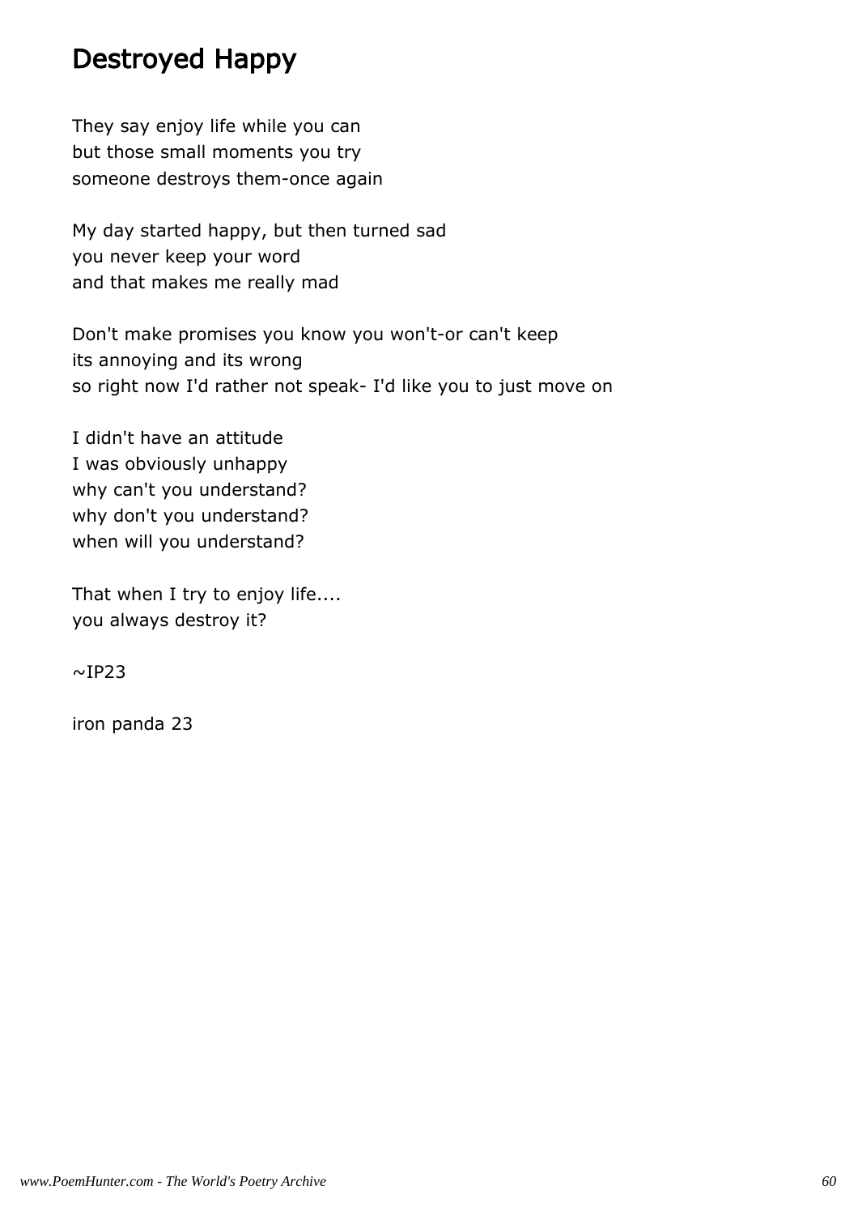## Destroyed Happy

They say enjoy life while you can
but those small moments you try
someone destroys them-once again

My day started happy, but then turned sad
you never keep your word
and that makes me really mad

Don't make promises you know you won't-or can't keep
its annoying and its wrong
so right now I'd rather not speak- I'd like you to just move on

I didn't have an attitude
I was obviously unhappy
why can't you understand?
why don't you understand?
when will you understand?

That when I try to enjoy life....
you always destroy it?

~IP23

iron panda 23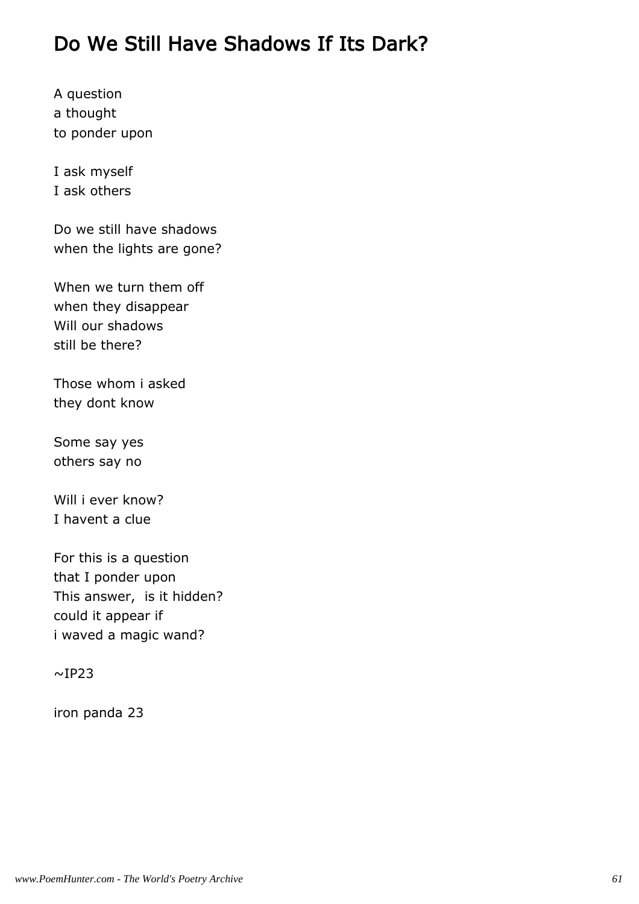## Do We Still Have Shadows If Its Dark?

A question  
a thought  
to ponder upon

I ask myself  
I ask others

Do we still have shadows  
when the lights are gone?

When we turn them off  
when they disappear  
Will our shadows  
still be there?

Those whom i asked  
they dont know

Some say yes  
others say no

Will i ever know?  
I havent a clue

For this is a question  
that I ponder upon  
This answer, is it hidden?  
could it appear if  
i waved a magic wand?

~IP23

iron panda 23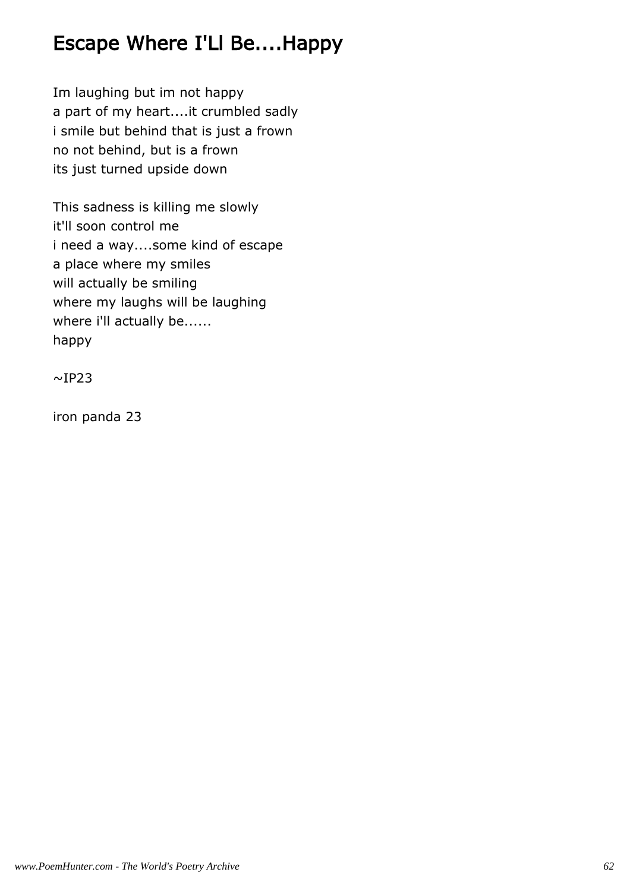# Escape Where I'Ll Be....Happy

Im laughing but im not happy
a part of my heart....it crumbled sadly
i smile but behind that is just a frown
no not behind, but is a frown
its just turned upside down

This sadness is killing me slowly
it'll soon control me
i need a way....some kind of escape
a place where my smiles
will actually be smiling
where my laughs will be laughing
where i'll actually be......
happy

~IP23

iron panda 23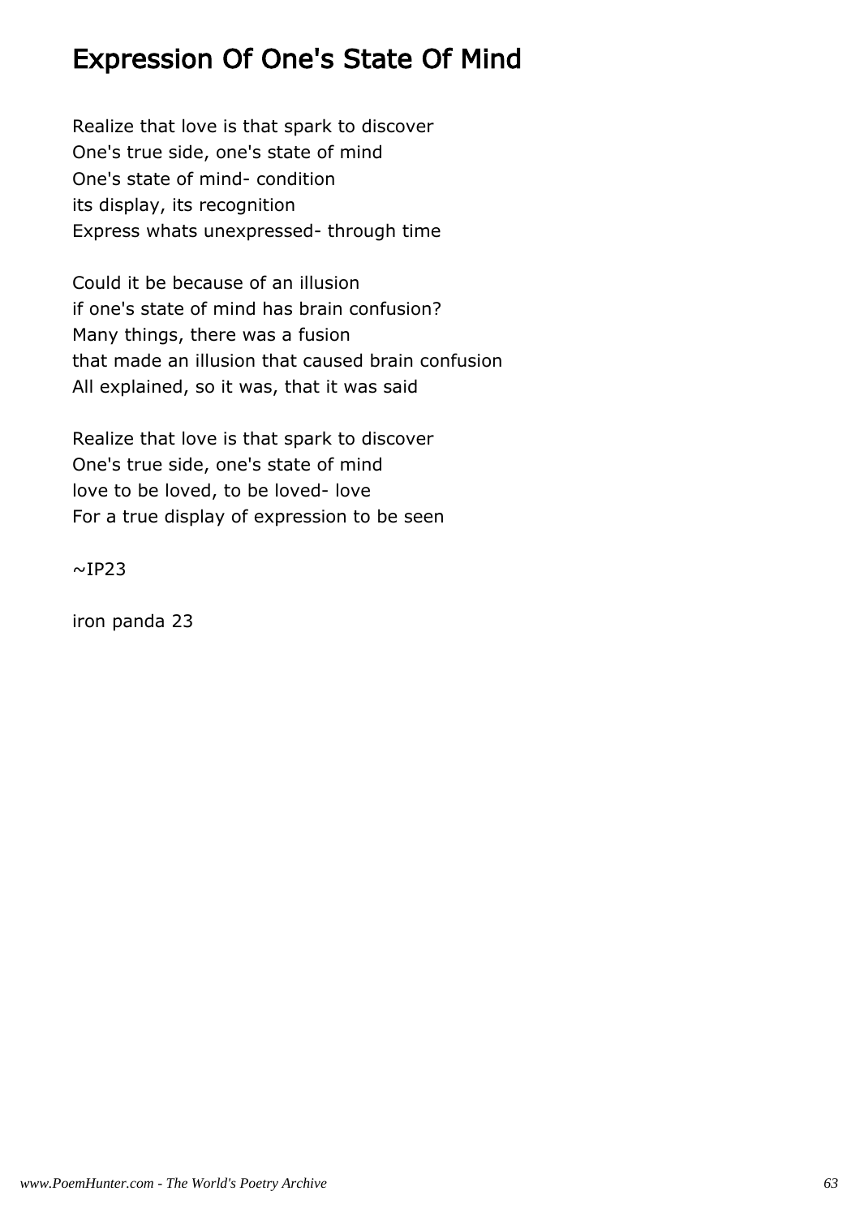# Expression Of One's State Of Mind

Realize that love is that spark to discover
One's true side, one's state of mind
One's state of mind- condition
its display, its recognition
Express whats unexpressed- through time

Could it be because of an illusion
if one's state of mind has brain confusion?
Many things, there was a fusion
that made an illusion that caused brain confusion
All explained, so it was, that it was said

Realize that love is that spark to discover
One's true side, one's state of mind
love to be loved, to be loved- love
For a true display of expression to be seen

~IP23

iron panda 23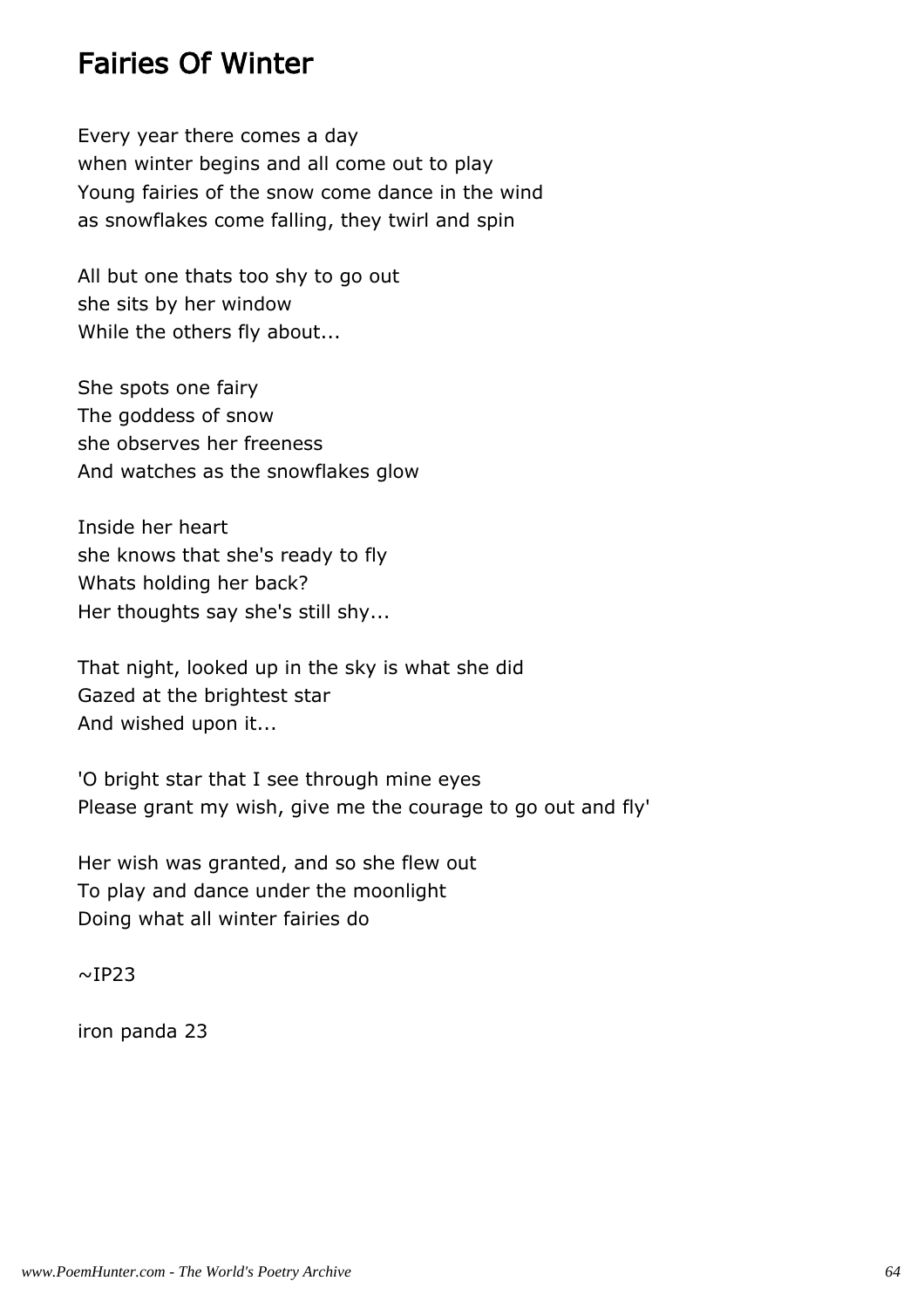## Fairies Of Winter

Every year there comes a day
when winter begins and all come out to play
Young fairies of the snow come dance in the wind
as snowflakes come falling, they twirl and spin

All but one thats too shy to go out
she sits by her window
While the others fly about...

She spots one fairy
The goddess of snow
she observes her freeness
And watches as the snowflakes glow

Inside her heart
she knows that she's ready to fly
Whats holding her back?
Her thoughts say she's still shy...

That night, looked up in the sky is what she did
Gazed at the brightest star
And wished upon it...

'O bright star that I see through mine eyes
Please grant my wish, give me the courage to go out and fly'

Her wish was granted, and so she flew out
To play and dance under the moonlight
Doing what all winter fairies do

~IP23

iron panda 23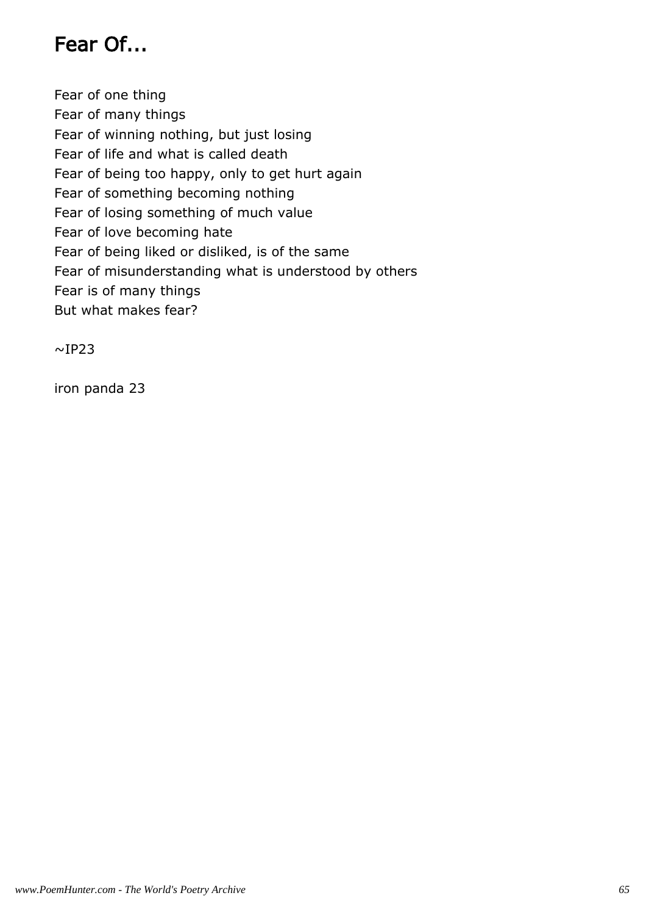# Fear Of...

Fear of one thing
Fear of many things
Fear of winning nothing, but just losing
Fear of life and what is called death
Fear of being too happy, only to get hurt again
Fear of something becoming nothing
Fear of losing something of much value
Fear of love becoming hate
Fear of being liked or disliked, is of the same
Fear of misunderstanding what is understood by others
Fear is of many things
But what makes fear?

~IP23

iron panda 23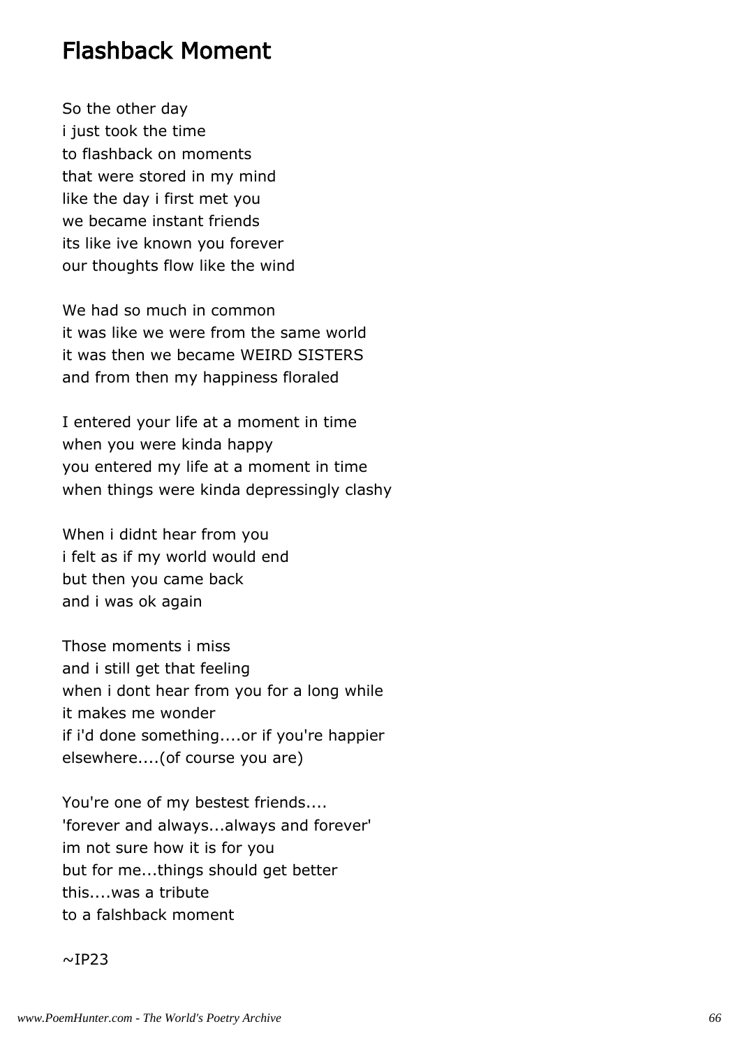# Flashback Moment

So the other day
i just took the time
to flashback on moments
that were stored in my mind
like the day i first met you
we became instant friends
its like ive known you forever
our thoughts flow like the wind

We had so much in common
it was like we were from the same world
it was then we became WEIRD SISTERS
and from then my happiness floraled

I entered your life at a moment in time
when you were kinda happy
you entered my life at a moment in time
when things were kinda depressingly clashy

When i didnt hear from you
i felt as if my world would end
but then you came back
and i was ok again

Those moments i miss
and i still get that feeling
when i dont hear from you for a long while
it makes me wonder
if i'd done something....or if you're happier
elsewhere....(of course you are)

You're one of my bestest friends....
'forever and always...always and forever'
im not sure how it is for you
but for me...things should get better
this....was a tribute
to a falshback moment

~IP23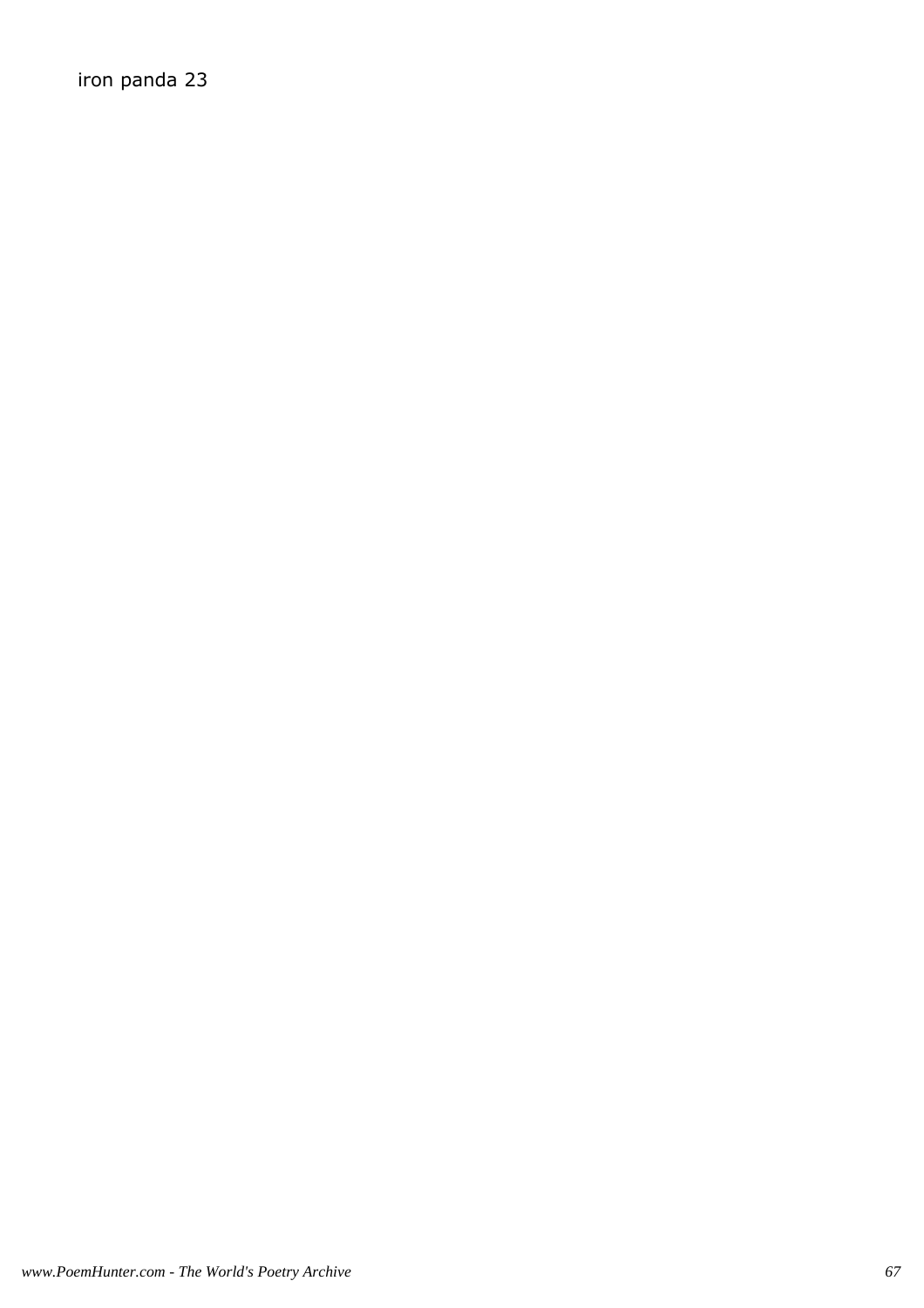iron panda 23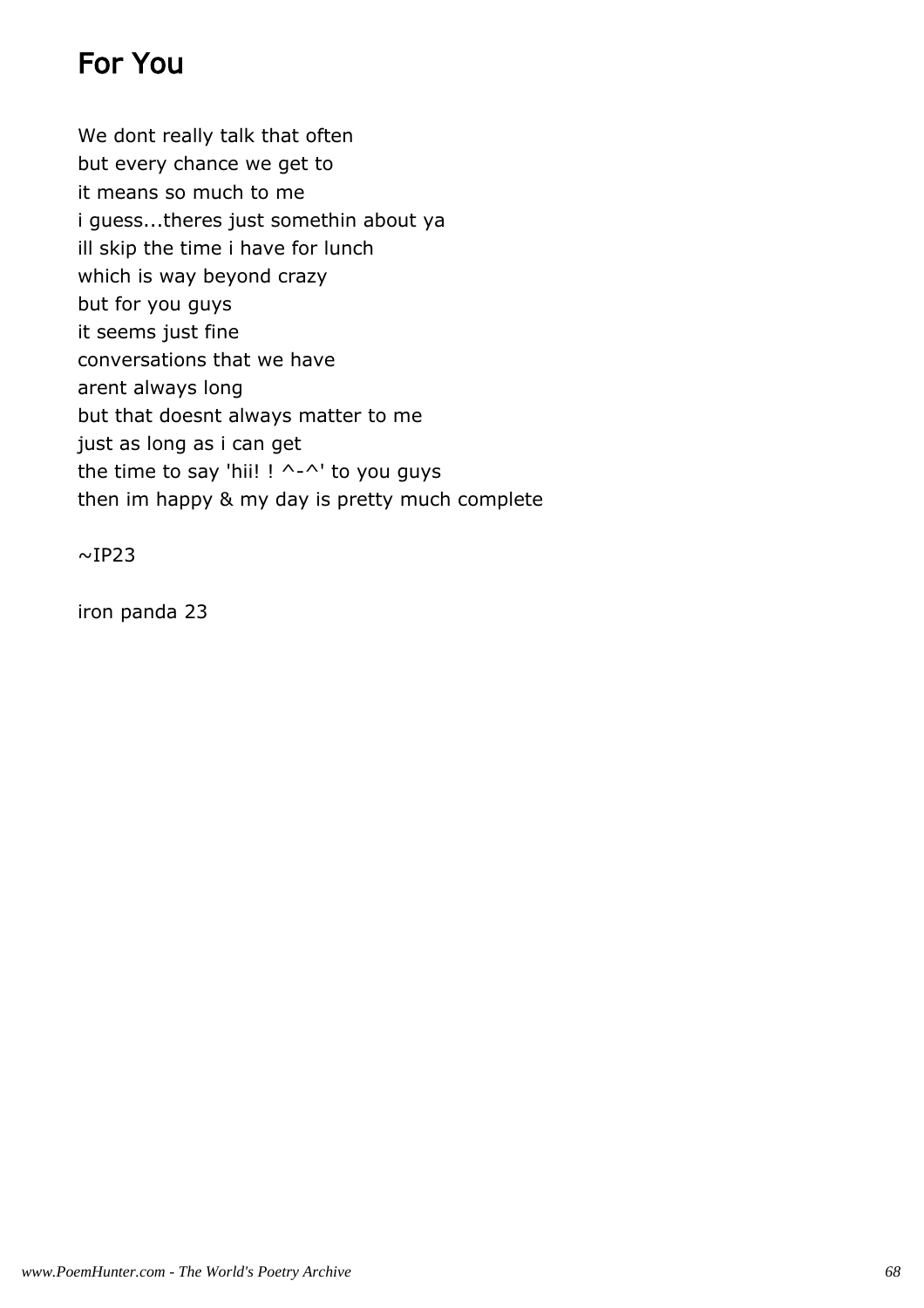# For You

We dont really talk that often
but every chance we get to
it means so much to me
i guess...theres just somethin about ya
ill skip the time i have for lunch
which is way beyond crazy
but for you guys
it seems just fine
conversations that we have
arent always long
but that doesnt always matter to me
just as long as i can get
the time to say 'hii! ! ^-^' to you guys
then im happy & my day is pretty much complete

~IP23

iron panda 23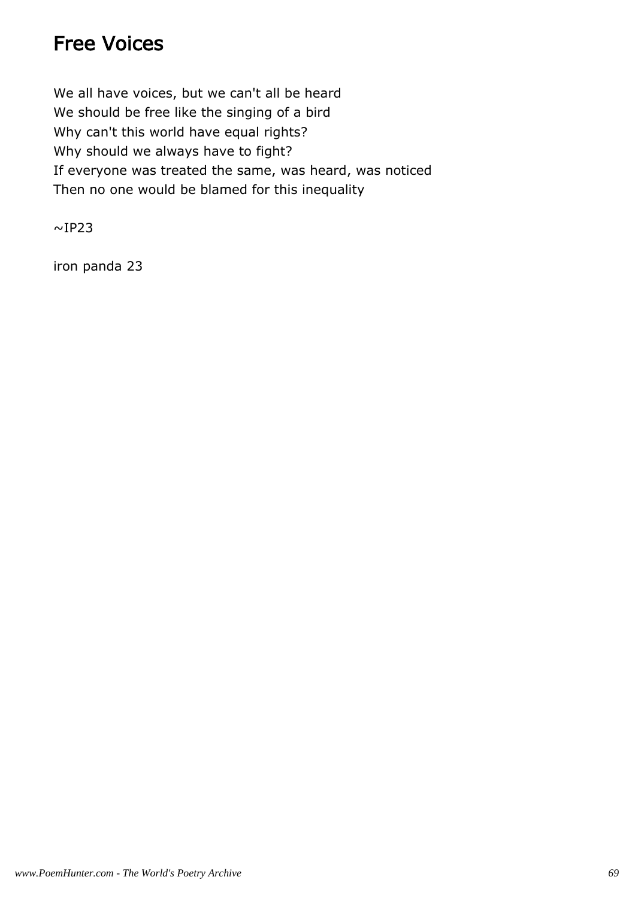# Free Voices

We all have voices, but we can't all be heard
We should be free like the singing of a bird
Why can't this world have equal rights?
Why should we always have to fight?
If everyone was treated the same, was heard, was noticed
Then no one would be blamed for this inequality

~IP23

iron panda 23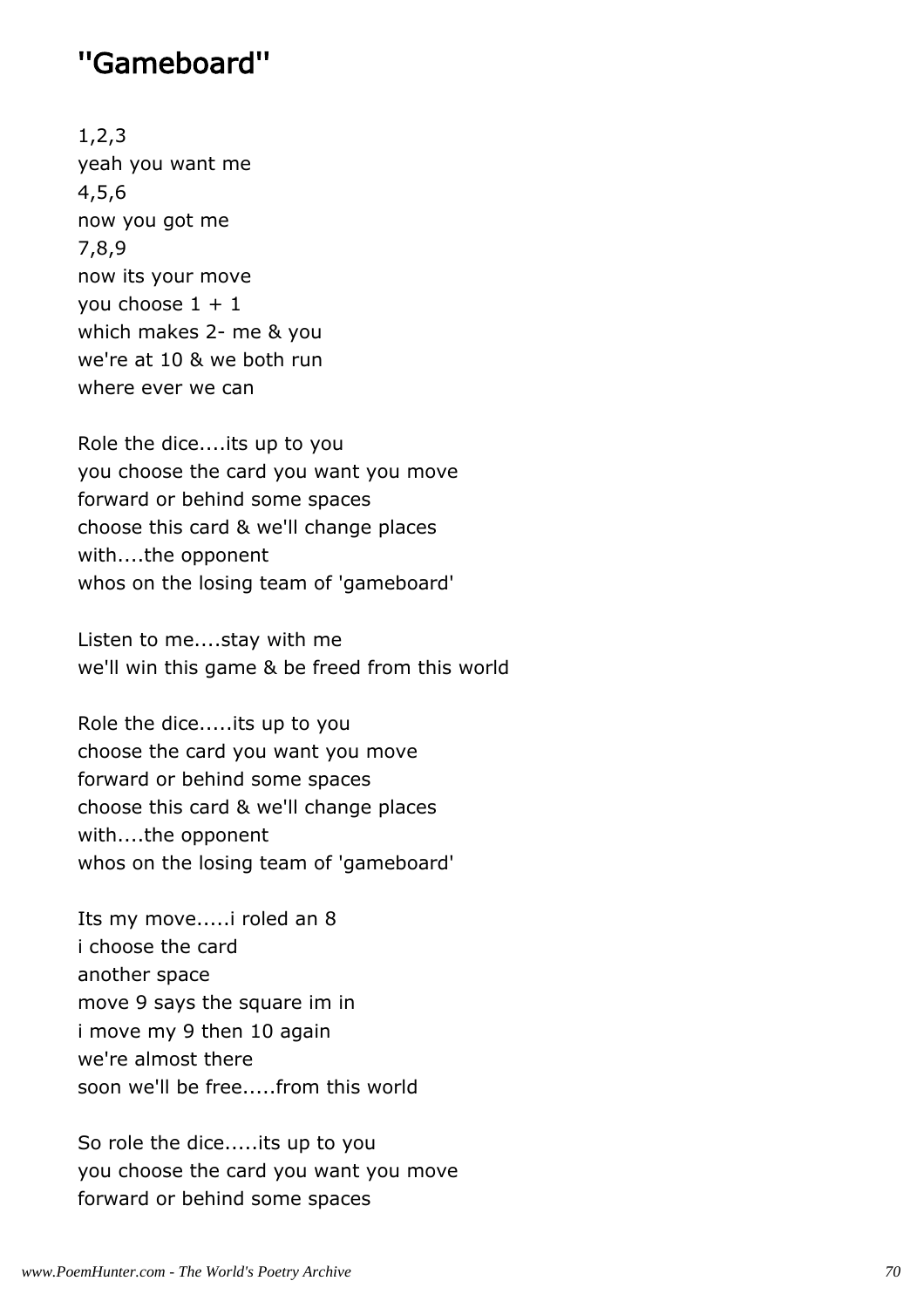## "Gameboard"

1,2,3  
yeah you want me  
4,5,6  
now you got me  
7,8,9  
now its your move  
you choose 1 + 1  
which makes 2- me & you  
we're at 10 & we both run  
where ever we can

Role the dice....its up to you  
you choose the card you want you move  
forward or behind some spaces  
choose this card & we'll change places  
with....the opponent  
whos on the losing team of 'gameboard'

Listen to me....stay with me  
we'll win this game & be freed from this world

Role the dice.....its up to you  
choose the card you want you move  
forward or behind some spaces  
choose this card & we'll change places  
with....the opponent  
whos on the losing team of 'gameboard'

Its my move.....i roled an 8  
i choose the card  
another space  
move 9 says the square im in  
i move my 9 then 10 again  
we're almost there  
soon we'll be free.....from this world

So role the dice.....its up to you  
you choose the card you want you move  
forward or behind some spaces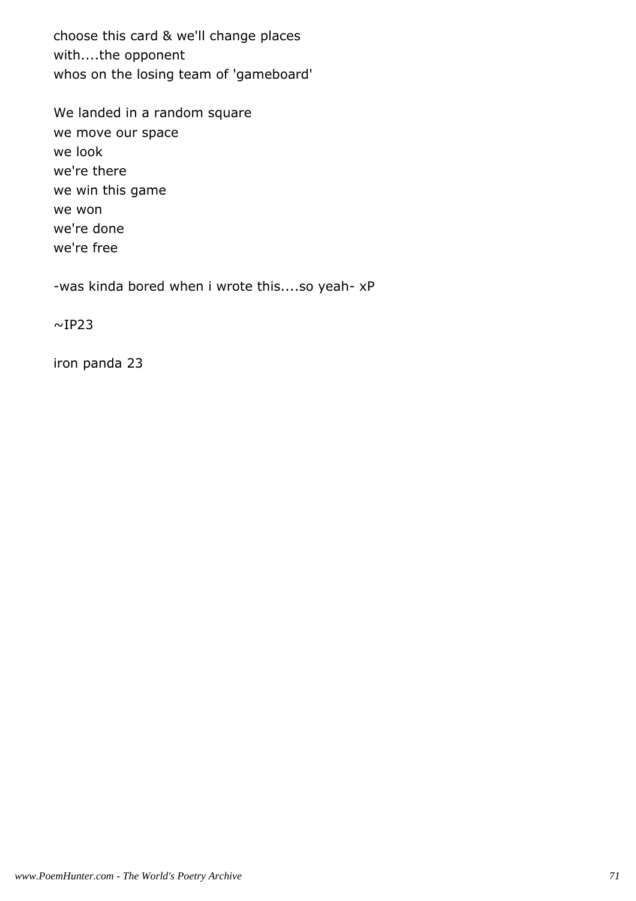choose this card & we'll change places
with....the opponent
whos on the losing team of 'gameboard'

We landed in a random square
we move our space
we look
we're there
we win this game
we won
we're done
we're free

-was kinda bored when i wrote this....so yeah- xP

~IP23

iron panda 23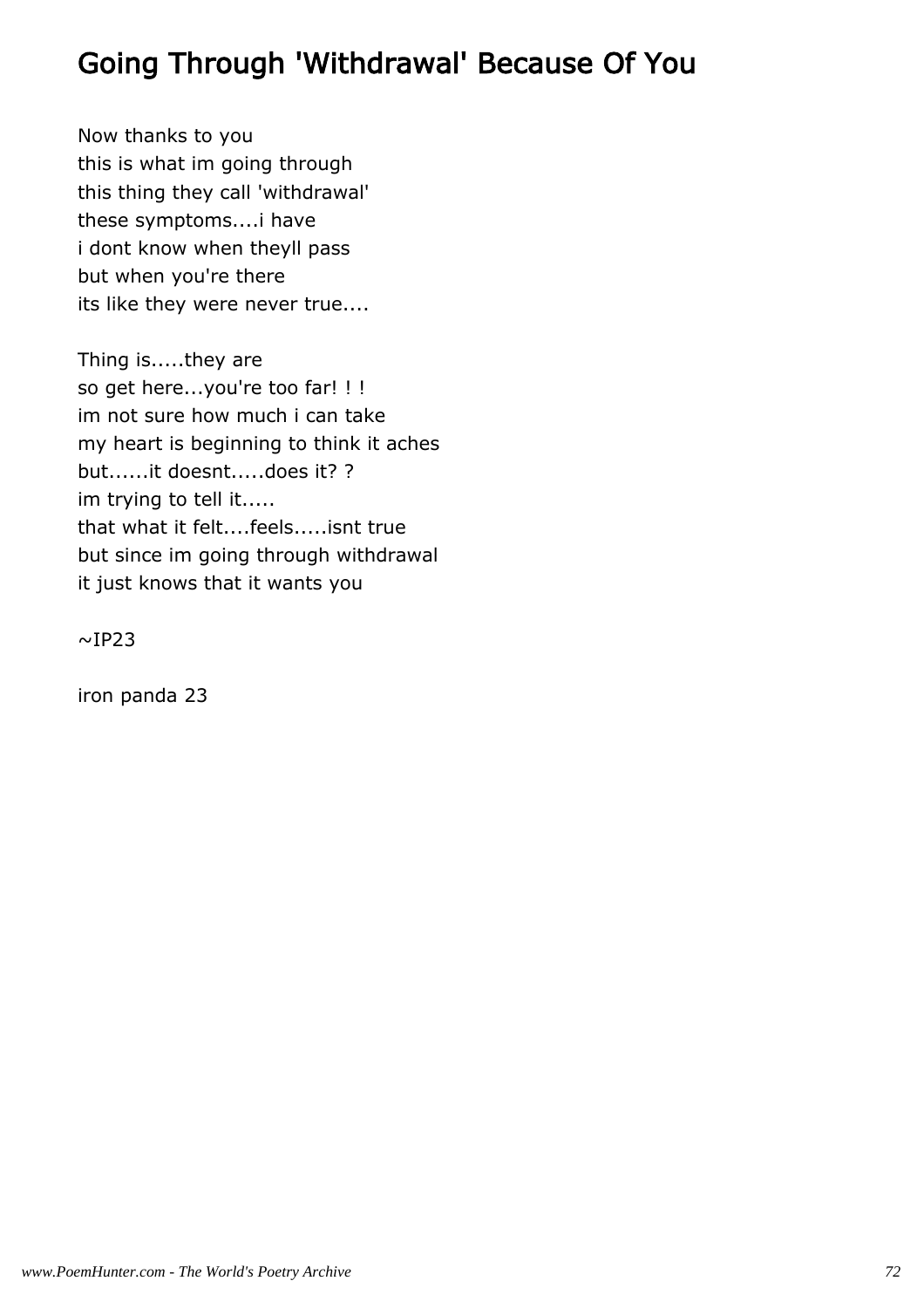# Going Through 'Withdrawal' Because Of You

Now thanks to you
this is what im going through
this thing they call 'withdrawal'
these symptoms....i have
i dont know when theyll pass
but when you're there
its like they were never true....

Thing is.....they are
so get here...you're too far! ! !
im not sure how much i can take
my heart is beginning to think it aches
but......it doesnt.....does it? ?
im trying to tell it.....
that what it felt....feels.....isnt true
but since im going through withdrawal
it just knows that it wants you

~IP23

iron panda 23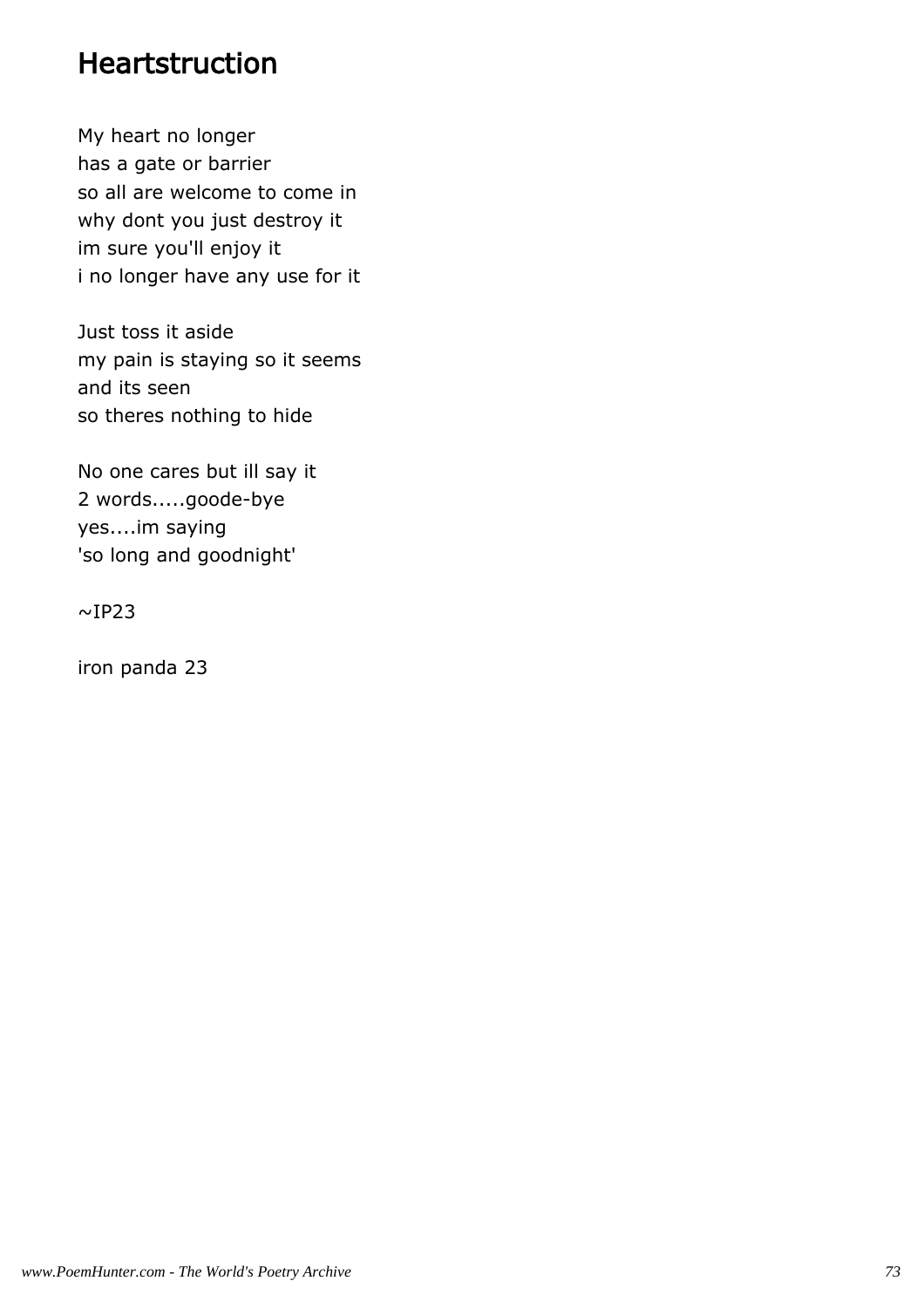# Heartstruction

My heart no longer
has a gate or barrier
so all are welcome to come in
why dont you just destroy it
im sure you'll enjoy it
i no longer have any use for it

Just toss it aside
my pain is staying so it seems
and its seen
so theres nothing to hide

No one cares but ill say it
2 words.....goode-bye
yes....im saying
'so long and goodnight'

~IP23

iron panda 23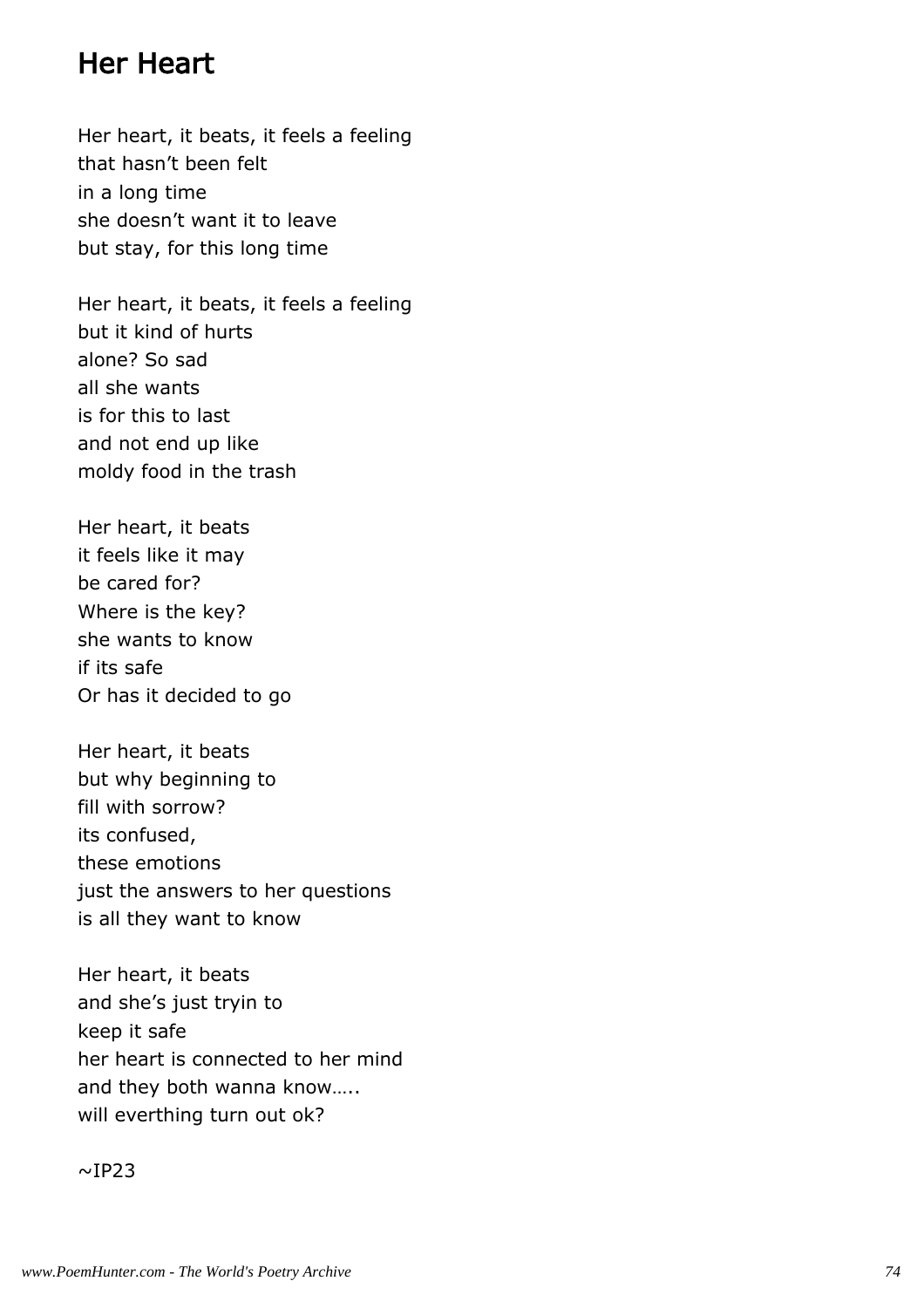# Her Heart

Her heart, it beats, it feels a feeling
that hasn't been felt
in a long time
she doesn't want it to leave
but stay, for this long time

Her heart, it beats, it feels a feeling
but it kind of hurts
alone? So sad
all she wants
is for this to last
and not end up like
moldy food in the trash

Her heart, it beats
it feels like it may
be cared for?
Where is the key?
she wants to know
if its safe
Or has it decided to go

Her heart, it beats
but why beginning to
fill with sorrow?
its confused,
these emotions
just the answers to her questions
is all they want to know

Her heart, it beats
and she's just tryin to
keep it safe
her heart is connected to her mind
and they both wanna know…..
will everthing turn out ok?

~IP23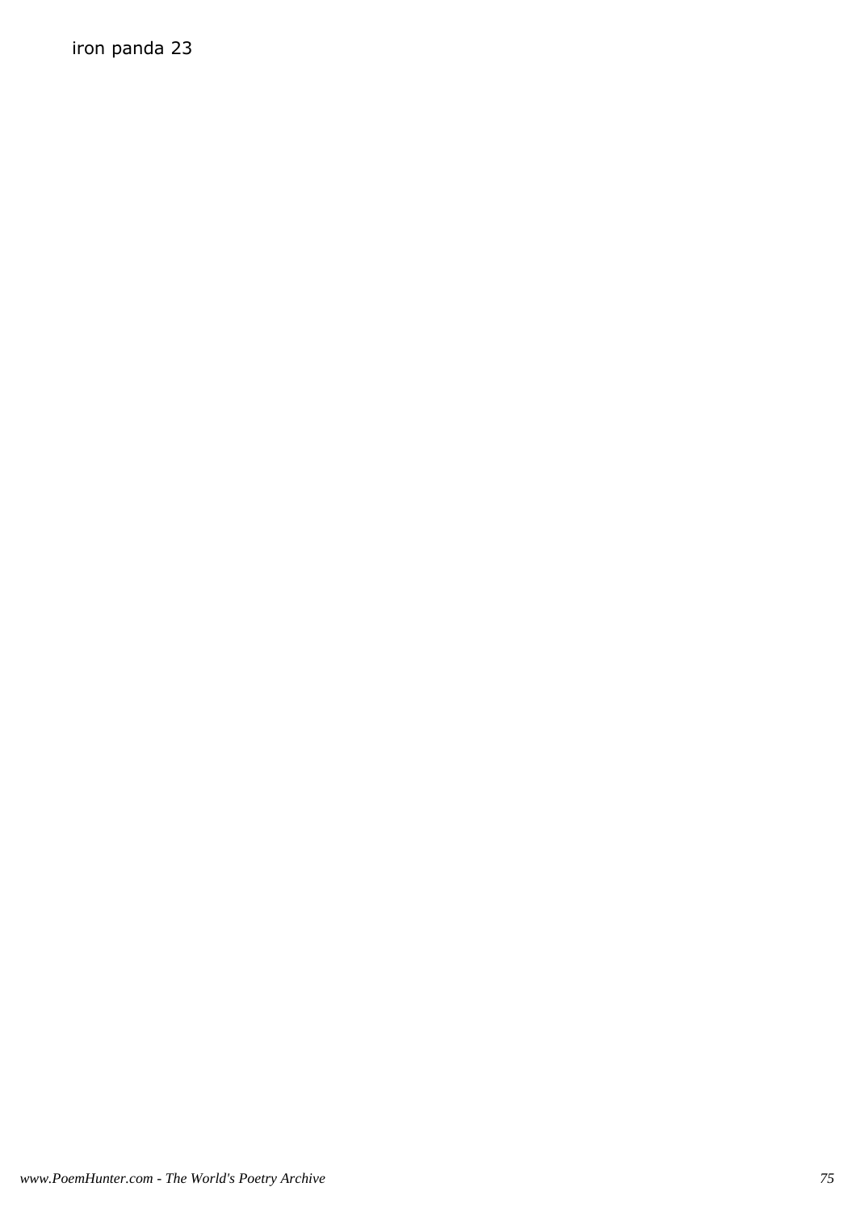iron panda 23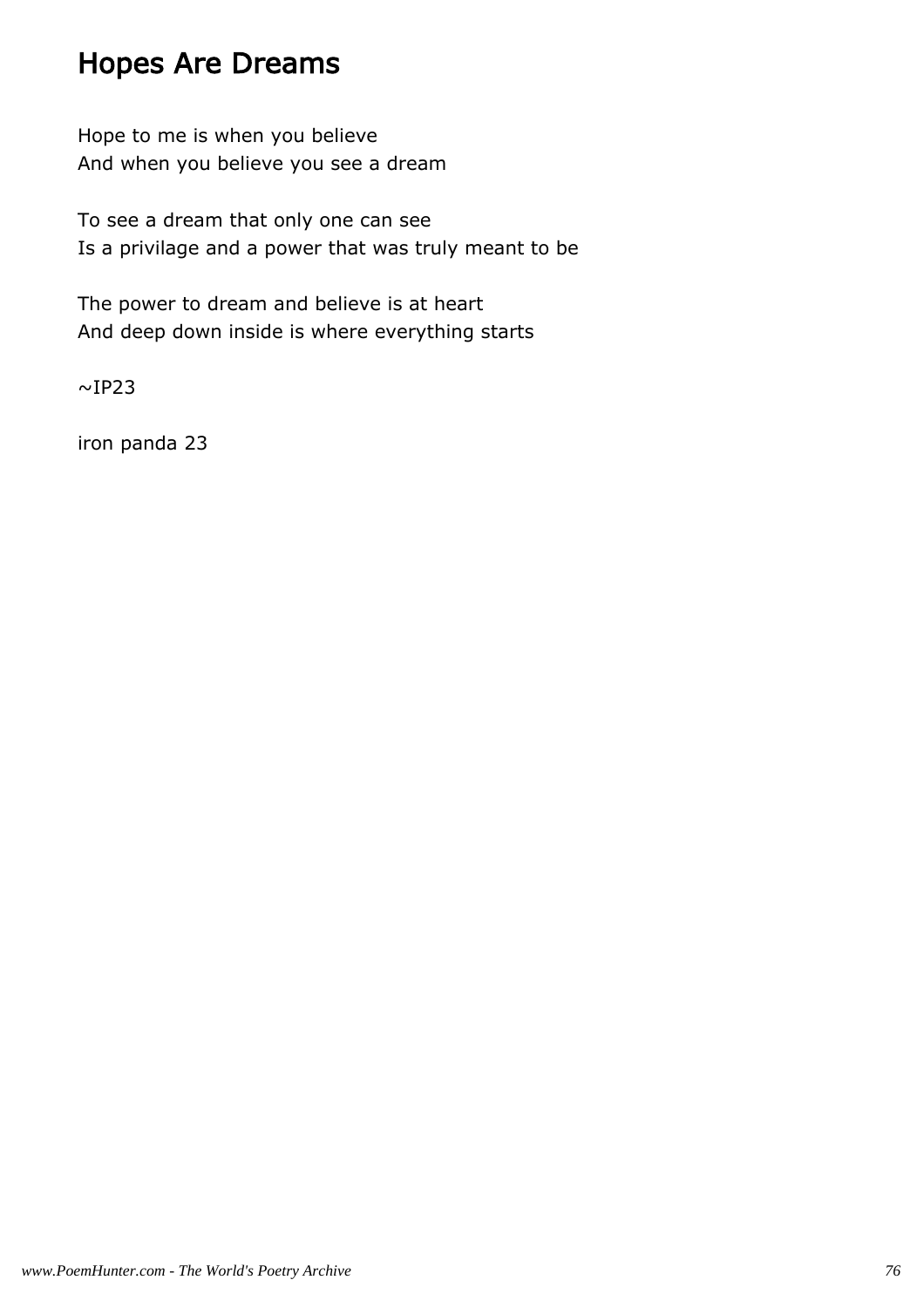# Hopes Are Dreams

Hope to me is when you believe  
And when you believe you see a dream

To see a dream that only one can see  
Is a privilage and a power that was truly meant to be

The power to dream and believe is at heart  
And deep down inside is where everything starts

~IP23

iron panda 23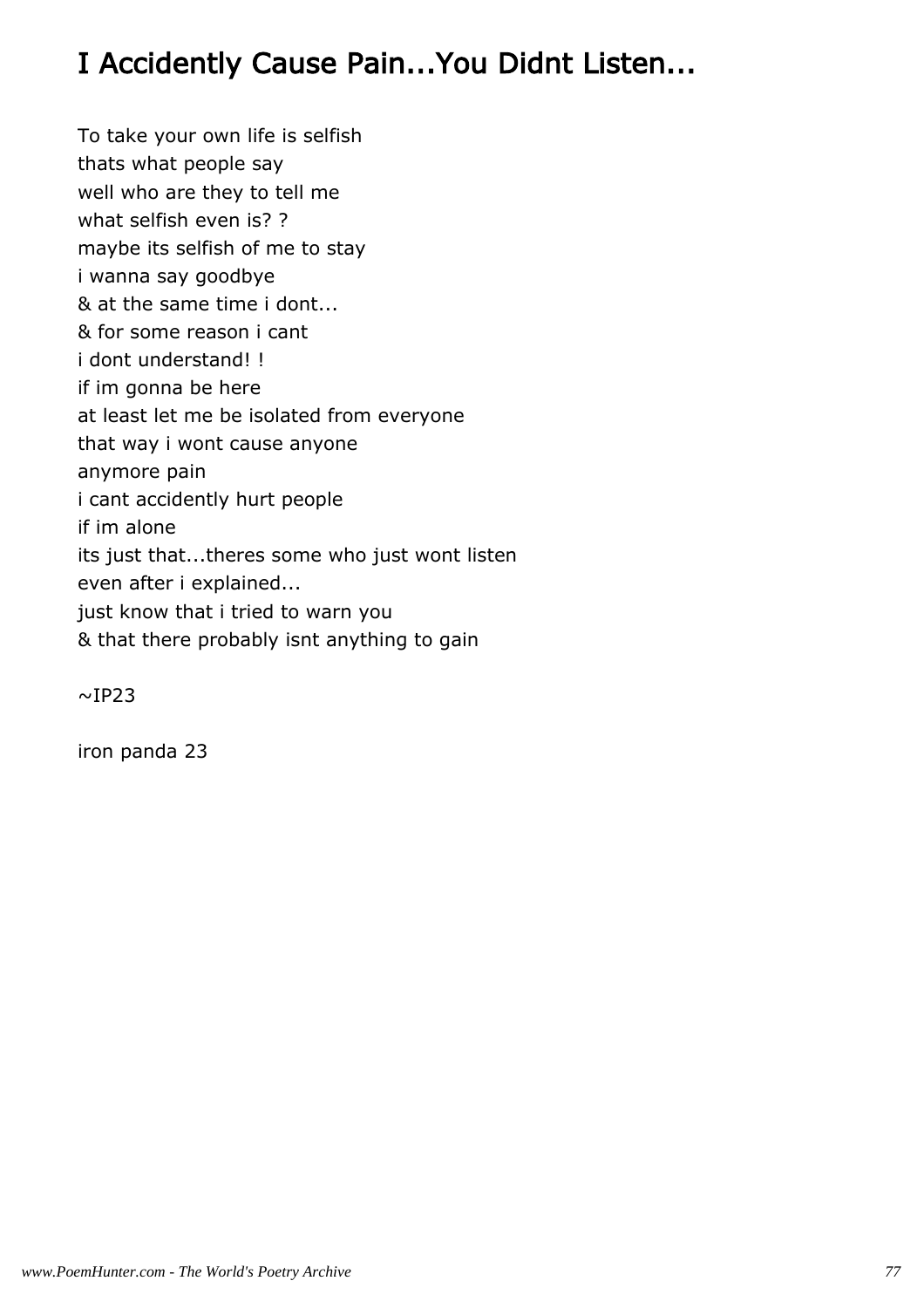# I Accidently Cause Pain...You Didnt Listen...

To take your own life is selfish
thats what people say
well who are they to tell me
what selfish even is? ?
maybe its selfish of me to stay
i wanna say goodbye
& at the same time i dont...
& for some reason i cant
i dont understand! !
if im gonna be here
at least let me be isolated from everyone
that way i wont cause anyone
anymore pain
i cant accidently hurt people
if im alone
its just that...theres some who just wont listen
even after i explained...
just know that i tried to warn you
& that there probably isnt anything to gain

~IP23

iron panda 23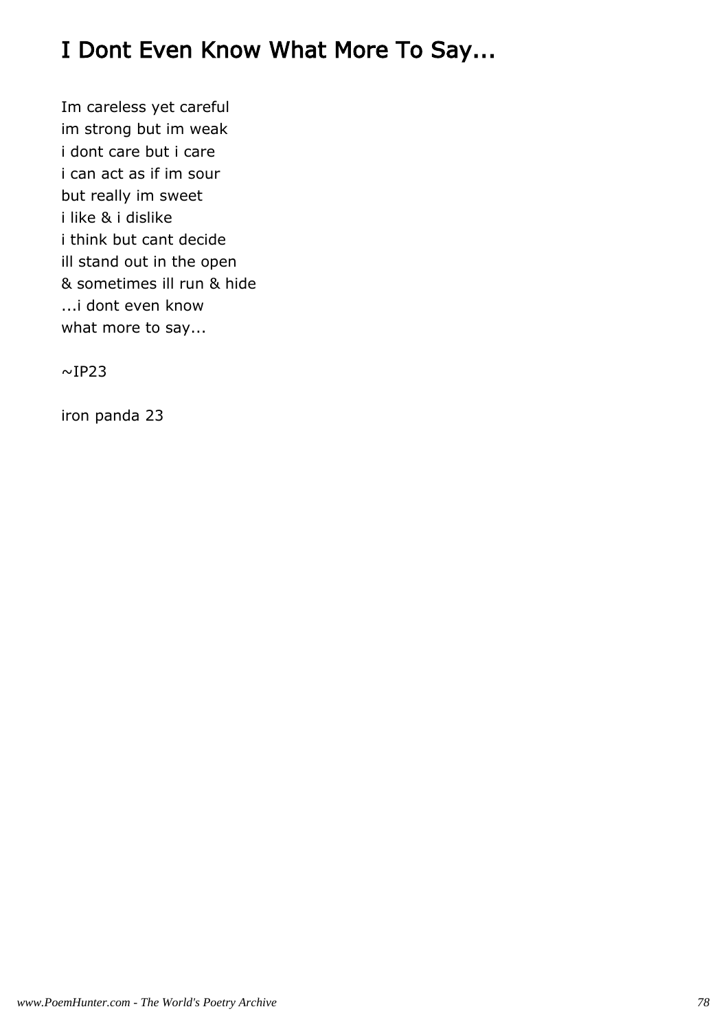# I Dont Even Know What More To Say...

Im careless yet careful
im strong but im weak
i dont care but i care
i can act as if im sour
but really im sweet
i like & i dislike
i think but cant decide
ill stand out in the open
& sometimes ill run & hide
...i dont even know
what more to say...

~IP23

iron panda 23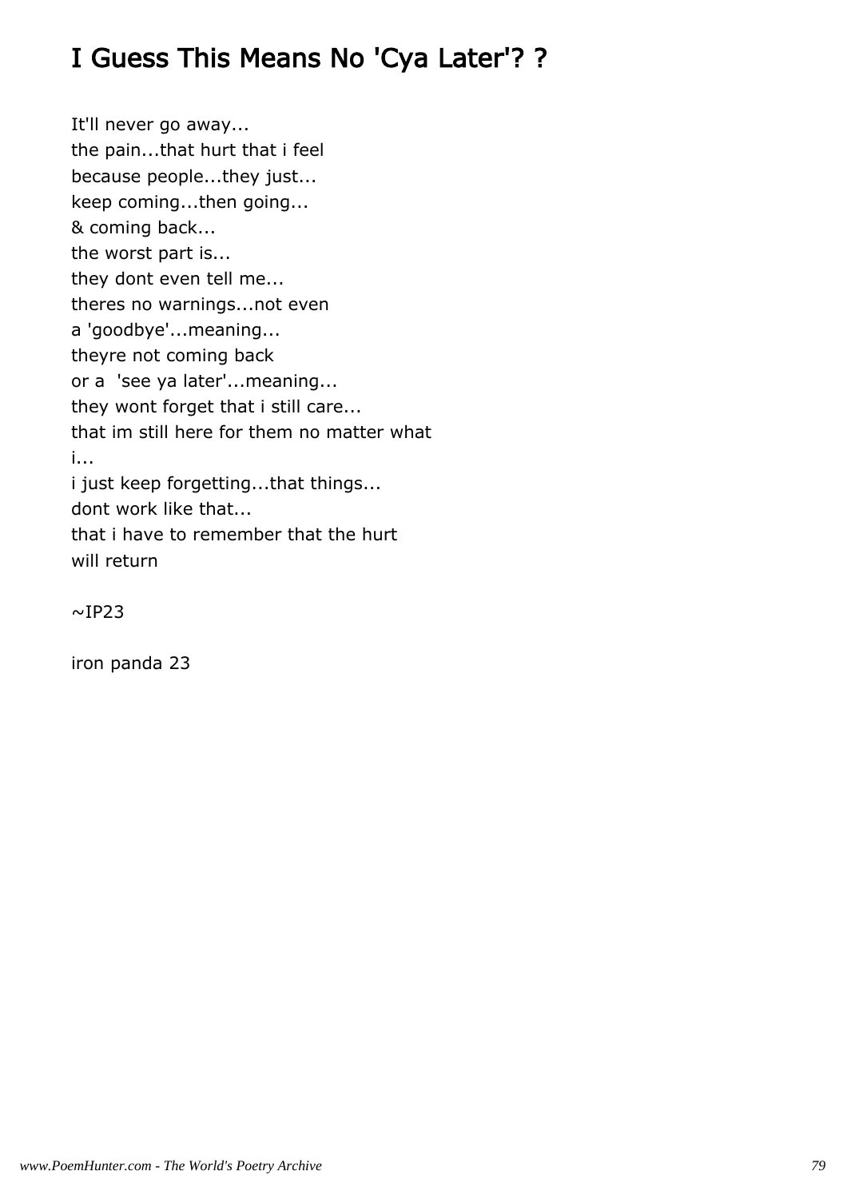## I Guess This Means No 'Cya Later'? ?

It'll never go away...  
the pain...that hurt that i feel  
because people...they just...  
keep coming...then going...  
& coming back...  
the worst part is...  
they dont even tell me...  
theres no warnings...not even  
a 'goodbye'...meaning...  
theyre not coming back  
or a 'see ya later'...meaning...  
they wont forget that i still care...  
that im still here for them no matter what  
i...  
i just keep forgetting...that things...  
dont work like that...  
that i have to remember that the hurt  
will return

~IP23

iron panda 23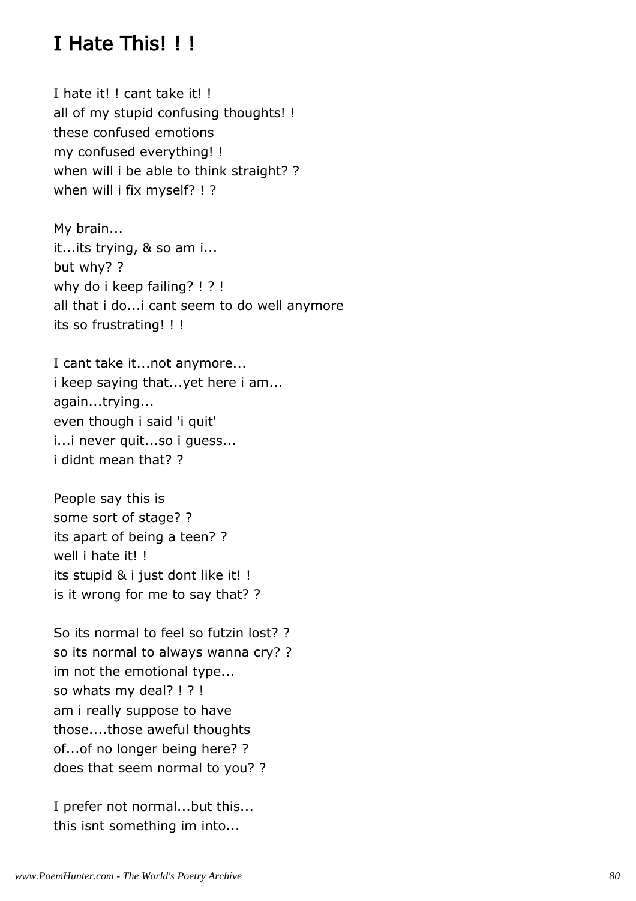## I Hate This! ! !

I hate it! ! cant take it! !
all of my stupid confusing thoughts! !
these confused emotions
my confused everything! !
when will i be able to think straight? ?
when will i fix myself? ! ?

My brain...
it...its trying, & so am i...
but why? ?
why do i keep failing? ! ? !
all that i do...i cant seem to do well anymore
its so frustrating! ! !

I cant take it...not anymore...
i keep saying that...yet here i am...
again...trying...
even though i said 'i quit'
i...i never quit...so i guess...
i didnt mean that? ?

People say this is
some sort of stage? ?
its apart of being a teen? ?
well i hate it! !
its stupid & i just dont like it! !
is it wrong for me to say that? ?

So its normal to feel so futzin lost? ?
so its normal to always wanna cry? ?
im not the emotional type...
so whats my deal? ! ? !
am i really suppose to have
those....those aweful thoughts
of...of no longer being here? ?
does that seem normal to you? ?

I prefer not normal...but this...
this isnt something im into...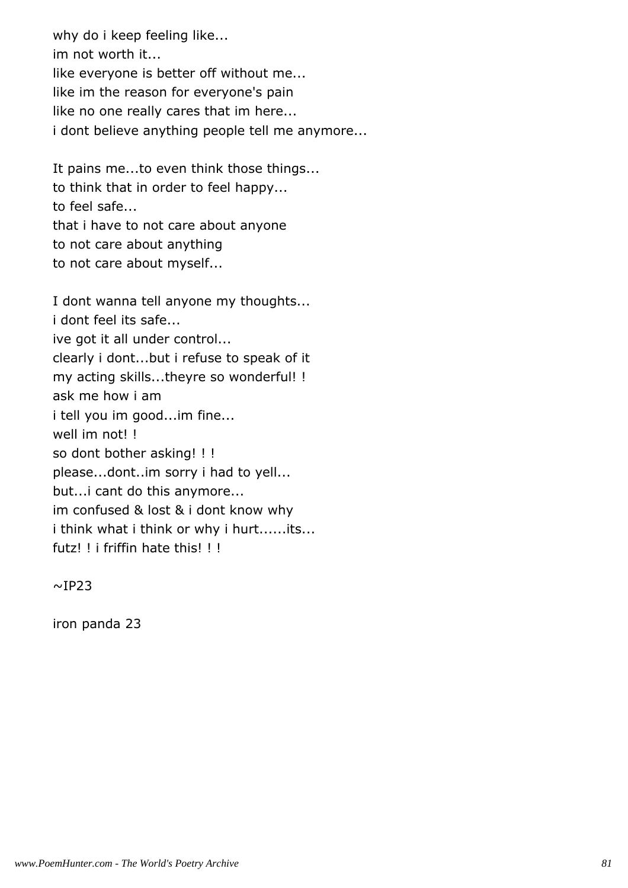why do i keep feeling like...  
im not worth it...  
like everyone is better off without me...  
like im the reason for everyone's pain  
like no one really cares that im here...  
i dont believe anything people tell me anymore...

It pains me...to even think those things...  
to think that in order to feel happy...  
to feel safe...  
that i have to not care about anyone  
to not care about anything  
to not care about myself...

I dont wanna tell anyone my thoughts...  
i dont feel its safe...  
ive got it all under control...  
clearly i dont...but i refuse to speak of it  
my acting skills...theyre so wonderful! !  
ask me how i am  
i tell you im good...im fine...  
well im not! !  
so dont bother asking! ! !  
please...dont..im sorry i had to yell...  
but...i cant do this anymore...  
im confused & lost & i dont know why  
i think what i think or why i hurt......its...  
futz! ! i friffin hate this! ! !

~IP23

iron panda 23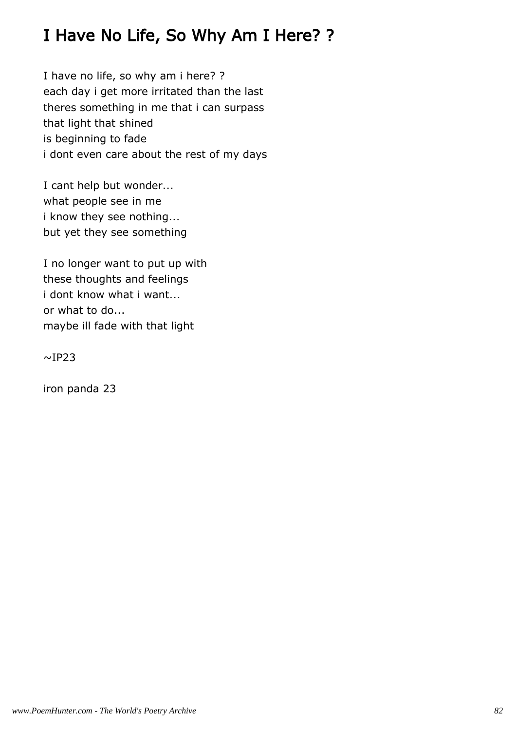# I Have No Life, So Why Am I Here? ?

I have no life, so why am i here? ?
each day i get more irritated than the last
theres something in me that i can surpass
that light that shined
is beginning to fade
i dont even care about the rest of my days

I cant help but wonder...
what people see in me
i know they see nothing...
but yet they see something

I no longer want to put up with
these thoughts and feelings
i dont know what i want...
or what to do...
maybe ill fade with that light

~IP23

iron panda 23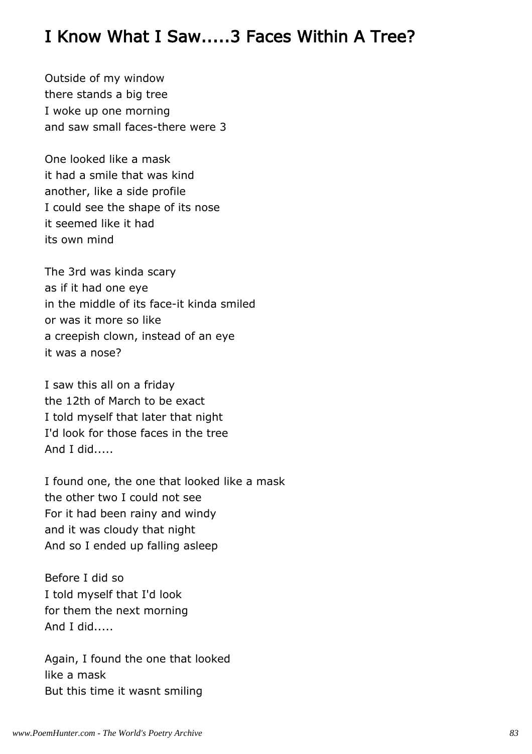## I Know What I Saw.....3 Faces Within A Tree?

Outside of my window  
there stands a big tree  
I woke up one morning  
and saw small faces-there were 3

One looked like a mask  
it had a smile that was kind  
another, like a side profile  
I could see the shape of its nose  
it seemed like it had  
its own mind

The 3rd was kinda scary  
as if it had one eye  
in the middle of its face-it kinda smiled  
or was it more so like  
a creepish clown, instead of an eye  
it was a nose?

I saw this all on a friday  
the 12th of March to be exact  
I told myself that later that night  
I'd look for those faces in the tree  
And I did.....

I found one, the one that looked like a mask  
the other two I could not see  
For it had been rainy and windy  
and it was cloudy that night  
And so I ended up falling asleep

Before I did so  
I told myself that I'd look  
for them the next morning  
And I did.....

Again, I found the one that looked  
like a mask  
But this time it wasnt smiling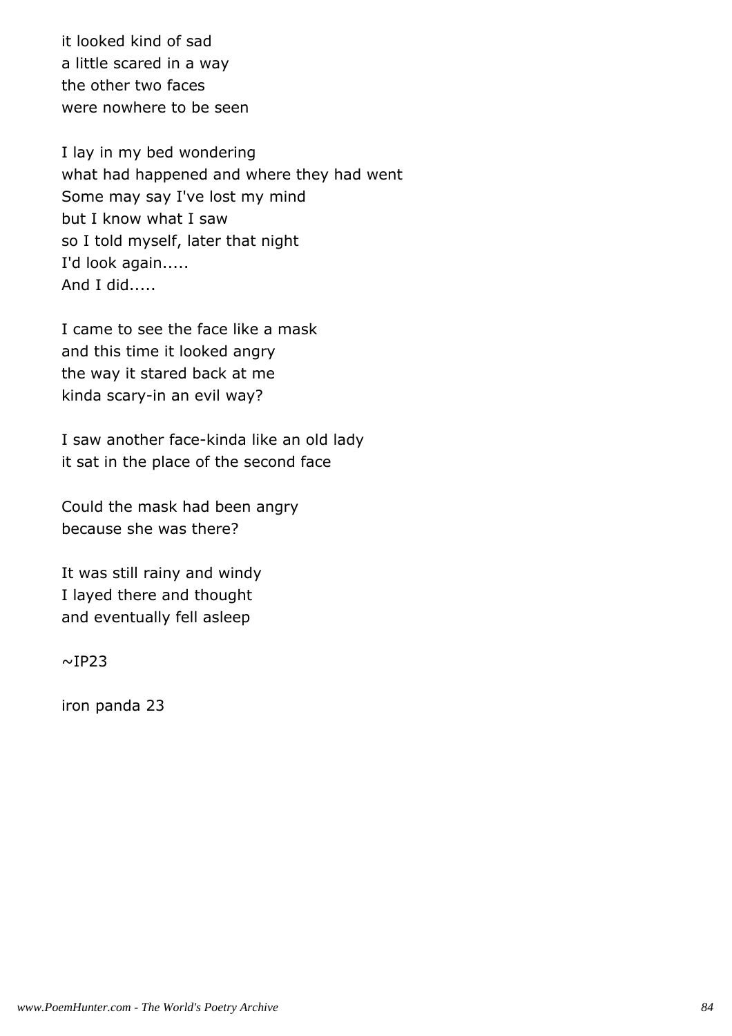it looked kind of sad
a little scared in a way
the other two faces
were nowhere to be seen

I lay in my bed wondering
what had happened and where they had went
Some may say I've lost my mind
but I know what I saw
so I told myself, later that night
I'd look again.....
And I did.....

I came to see the face like a mask
and this time it looked angry
the way it stared back at me
kinda scary-in an evil way?

I saw another face-kinda like an old lady
it sat in the place of the second face

Could the mask had been angry
because she was there?

It was still rainy and windy
I layed there and thought
and eventually fell asleep

~IP23

iron panda 23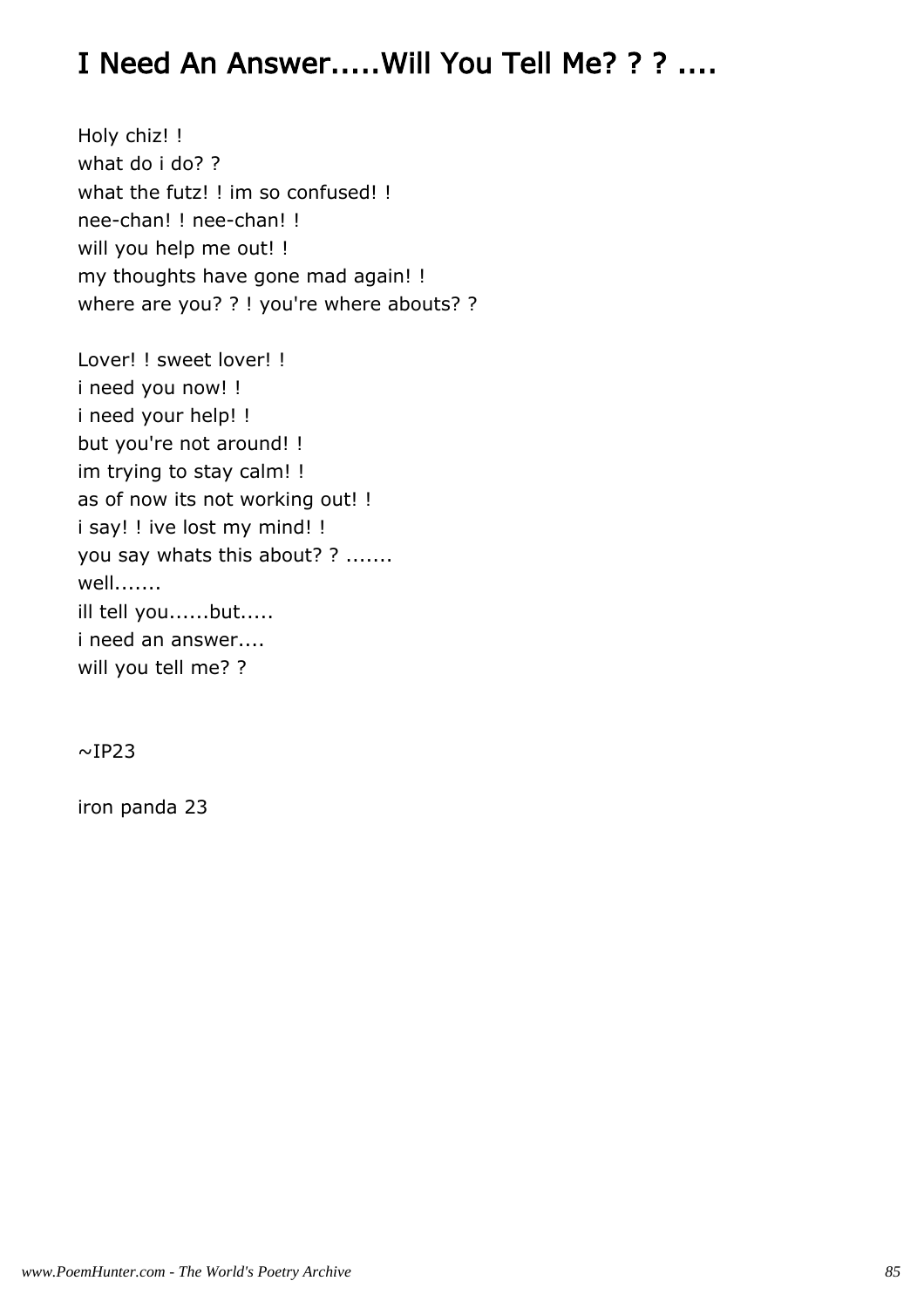# I Need An Answer.....Will You Tell Me? ? ? ....

Holy chiz! !  
what do i do? ?  
what the futz! ! im so confused! !  
nee-chan! ! nee-chan! !  
will you help me out! !  
my thoughts have gone mad again! !  
where are you? ? ! you're where abouts? ?

Lover! ! sweet lover! !  
i need you now! !  
i need your help! !  
but you're not around! !  
im trying to stay calm! !  
as of now its not working out! !  
i say! ! ive lost my mind! !  
you say whats this about? ? .......  
well.......  
ill tell you......but.....  
i need an answer....  
will you tell me? ?

~IP23

iron panda 23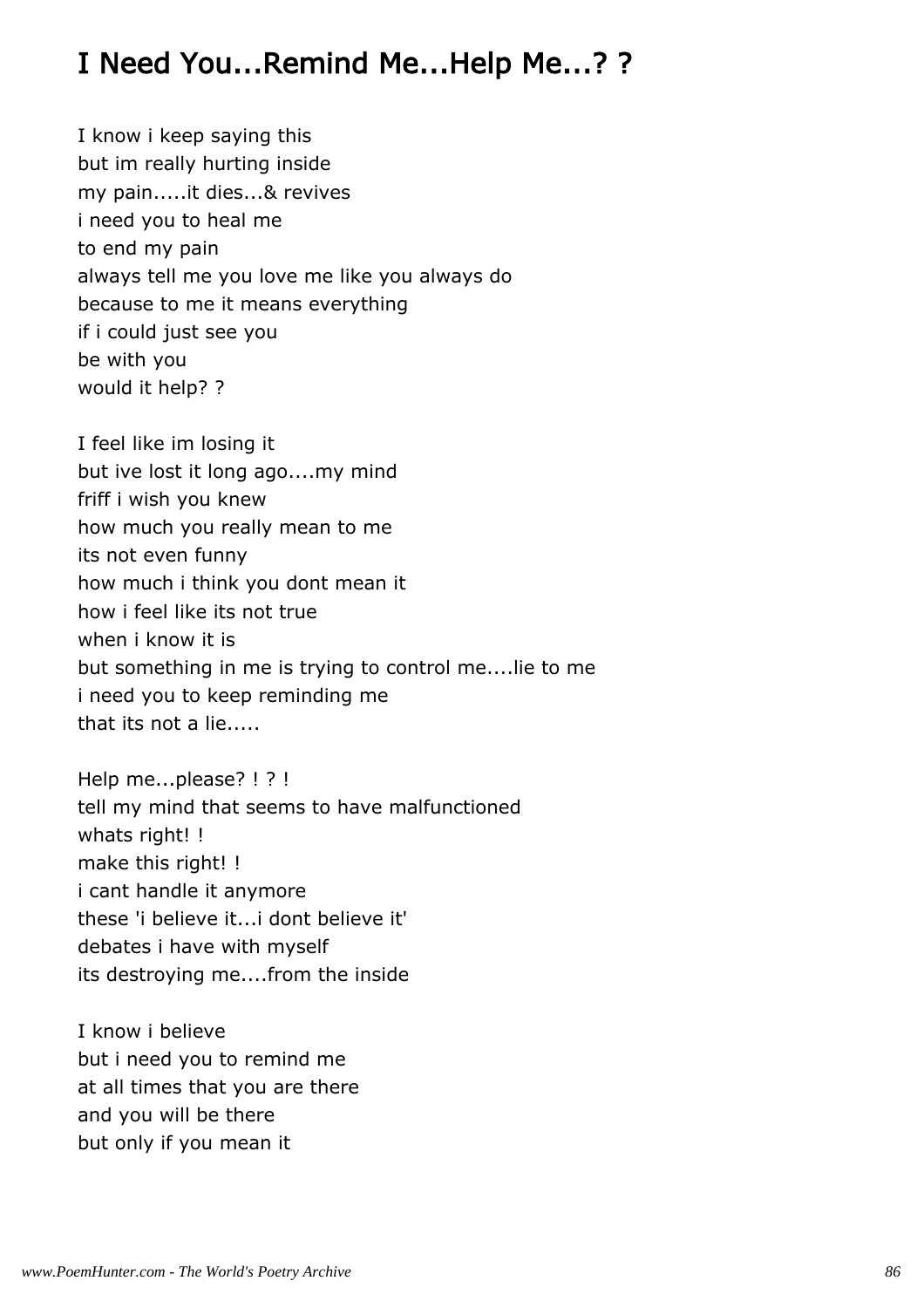## I Need You...Remind Me...Help Me...? ?

I know i keep saying this  
but im really hurting inside  
my pain.....it dies...& revives  
i need you to heal me  
to end my pain  
always tell me you love me like you always do  
because to me it means everything  
if i could just see you  
be with you  
would it help? ?

I feel like im losing it  
but ive lost it long ago....my mind  
friff i wish you knew  
how much you really mean to me  
its not even funny  
how much i think you dont mean it  
how i feel like its not true  
when i know it is  
but something in me is trying to control me....lie to me  
i need you to keep reminding me  
that its not a lie.....

Help me...please? ! ? !  
tell my mind that seems to have malfunctioned  
whats right! !  
make this right! !  
i cant handle it anymore  
these 'i believe it...i dont believe it'  
debates i have with myself  
its destroying me....from the inside

I know i believe  
but i need you to remind me  
at all times that you are there  
and you will be there  
but only if you mean it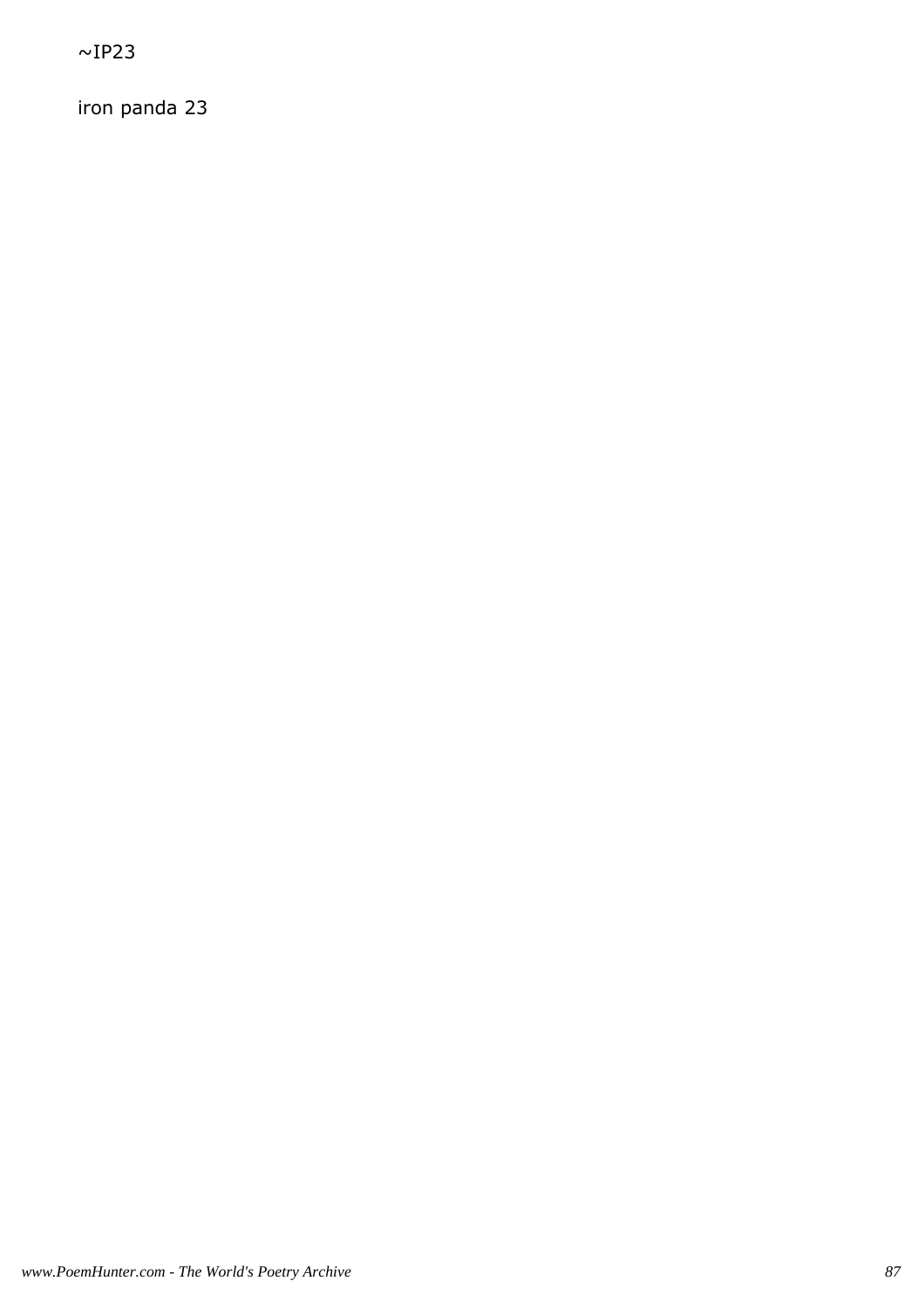~IP23

iron panda 23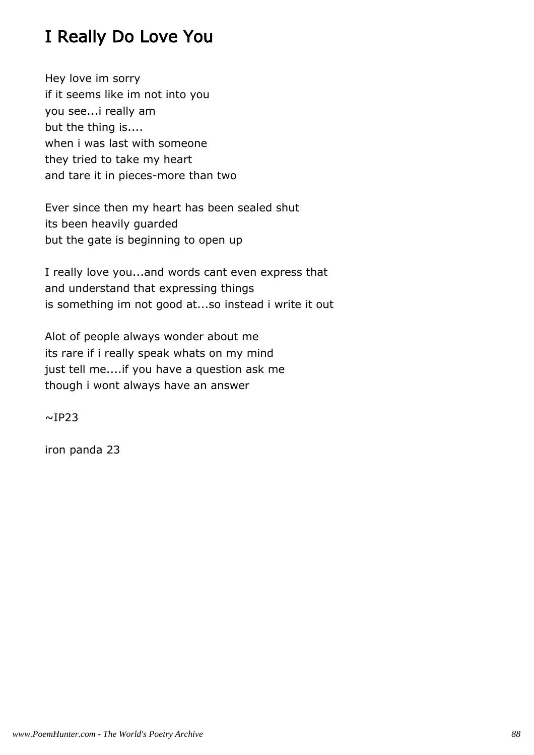# I Really Do Love You

Hey love im sorry
if it seems like im not into you
you see...i really am
but the thing is....
when i was last with someone
they tried to take my heart
and tare it in pieces-more than two

Ever since then my heart has been sealed shut
its been heavily guarded
but the gate is beginning to open up

I really love you...and words cant even express that
and understand that expressing things
is something im not good at...so instead i write it out

Alot of people always wonder about me
its rare if i really speak whats on my mind
just tell me....if you have a question ask me
though i wont always have an answer

~IP23

iron panda 23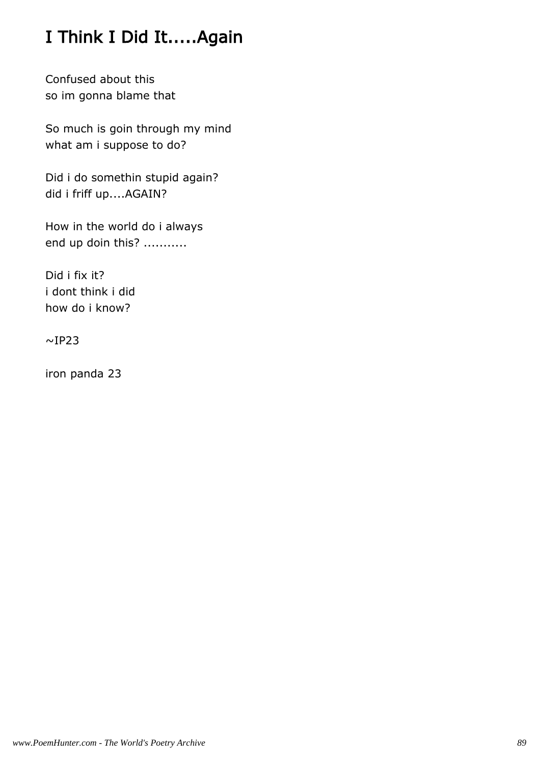# I Think I Did It.....Again

Confused about this
so im gonna blame that

So much is goin through my mind
what am i suppose to do?

Did i do somethin stupid again?
did i friff up....AGAIN?

How in the world do i always
end up doin this? ...........

Did i fix it?
i dont think i did
how do i know?

~IP23

iron panda 23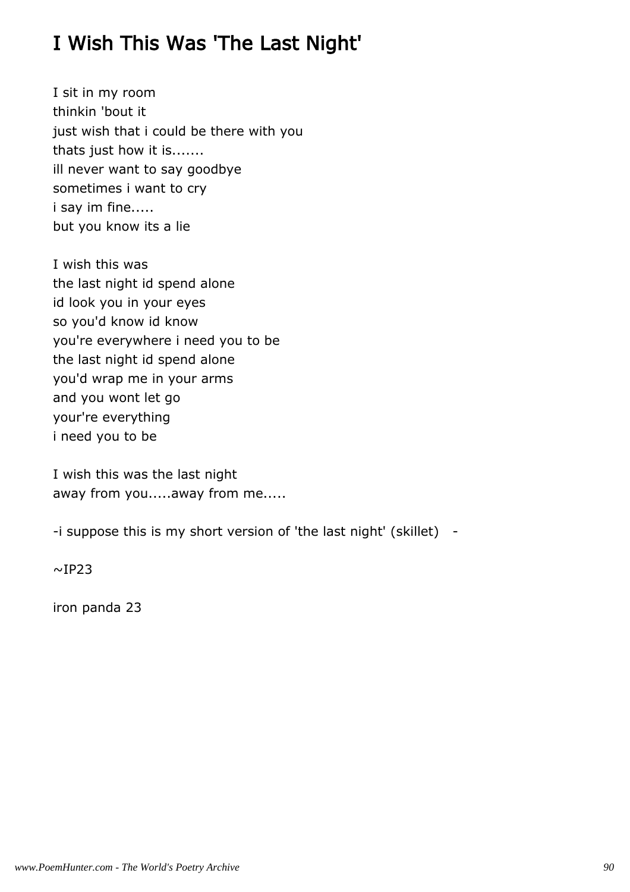# I Wish This Was 'The Last Night'

I sit in my room
thinkin 'bout it
just wish that i could be there with you
thats just how it is.......
ill never want to say goodbye
sometimes i want to cry
i say im fine.....
but you know its a lie

I wish this was
the last night id spend alone
id look you in your eyes
so you'd know id know
you're everywhere i need you to be
the last night id spend alone
you'd wrap me in your arms
and you wont let go
your're everything
i need you to be

I wish this was the last night
away from you.....away from me.....

-i suppose this is my short version of 'the last night' (skillet) -

~IP23

iron panda 23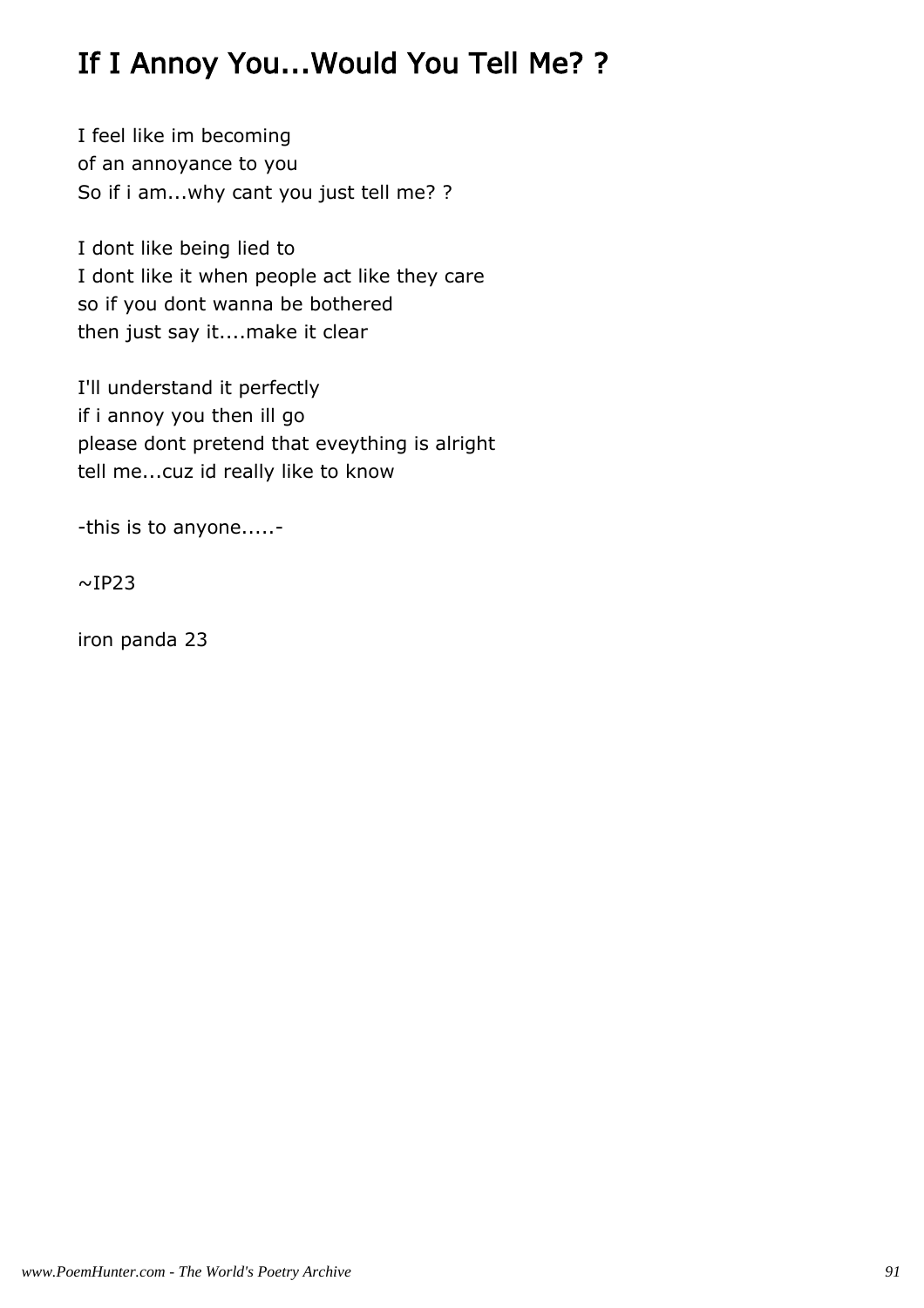# If I Annoy You...Would You Tell Me? ?

I feel like im becoming
of an annoyance to you
So if i am...why cant you just tell me? ?

I dont like being lied to
I dont like it when people act like they care
so if you dont wanna be bothered
then just say it....make it clear

I'll understand it perfectly
if i annoy you then ill go
please dont pretend that eveything is alright
tell me...cuz id really like to know

-this is to anyone.....-

~IP23

iron panda 23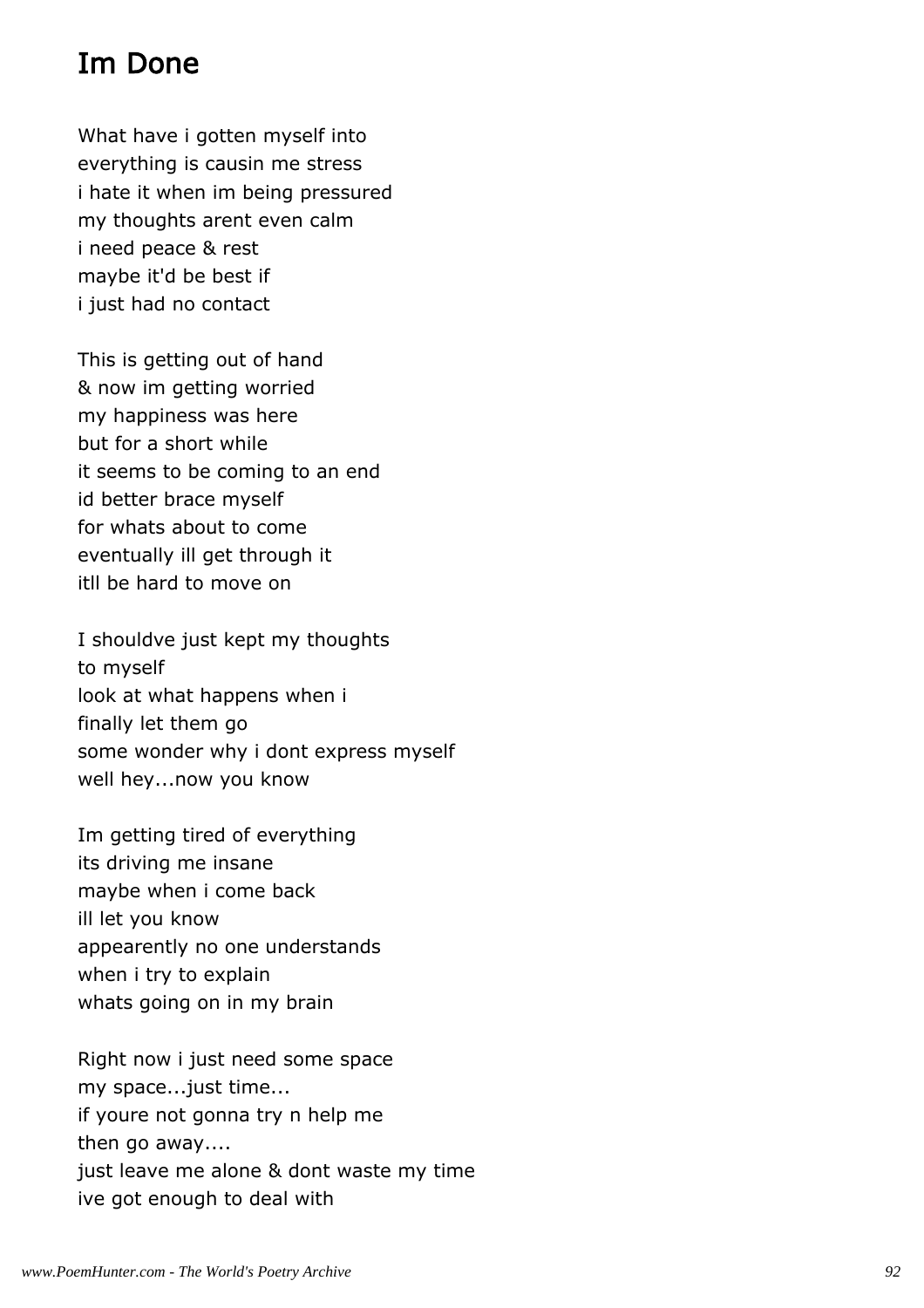# Im Done

What have i gotten myself into
everything is causin me stress
i hate it when im being pressured
my thoughts arent even calm
i need peace & rest
maybe it'd be best if
i just had no contact

This is getting out of hand
& now im getting worried
my happiness was here
but for a short while
it seems to be coming to an end
id better brace myself
for whats about to come
eventually ill get through it
itll be hard to move on

I shouldve just kept my thoughts
to myself
look at what happens when i
finally let them go
some wonder why i dont express myself
well hey...now you know

Im getting tired of everything
its driving me insane
maybe when i come back
ill let you know
appearently no one understands
when i try to explain
whats going on in my brain

Right now i just need some space
my space...just time...
if youre not gonna try n help me
then go away....
just leave me alone & dont waste my time
ive got enough to deal with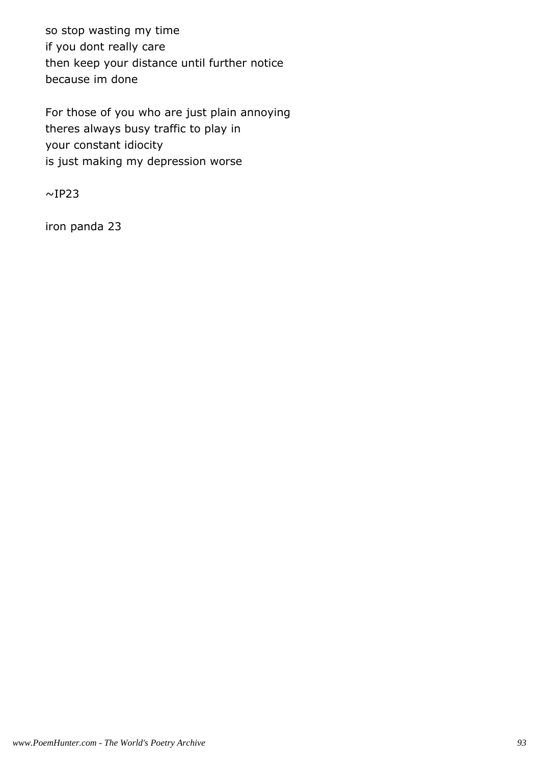so stop wasting my time
if you dont really care
then keep your distance until further notice
because im done

For those of you who are just plain annoying
theres always busy traffic to play in
your constant idiocity
is just making my depression worse

~IP23

iron panda 23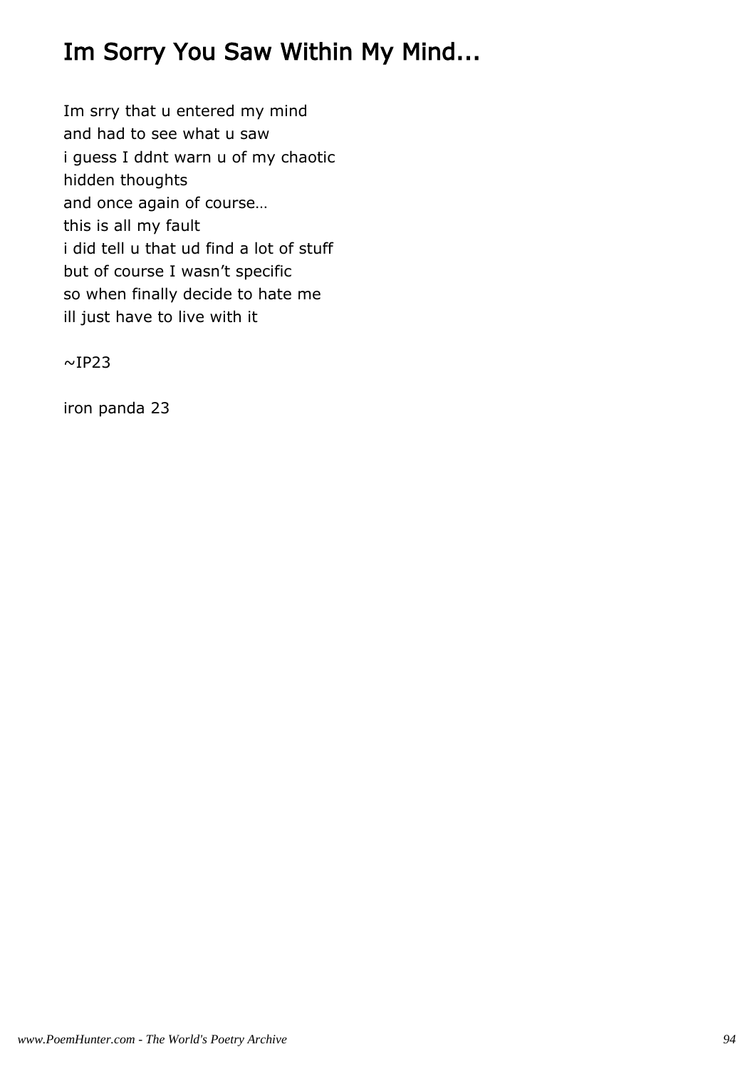# Im Sorry You Saw Within My Mind...

Im srry that u entered my mind
and had to see what u saw
i guess I ddnt warn u of my chaotic
hidden thoughts
and once again of course…
this is all my fault
i did tell u that ud find a lot of stuff
but of course I wasn't specific
so when finally decide to hate me
ill just have to live with it

~IP23

iron panda 23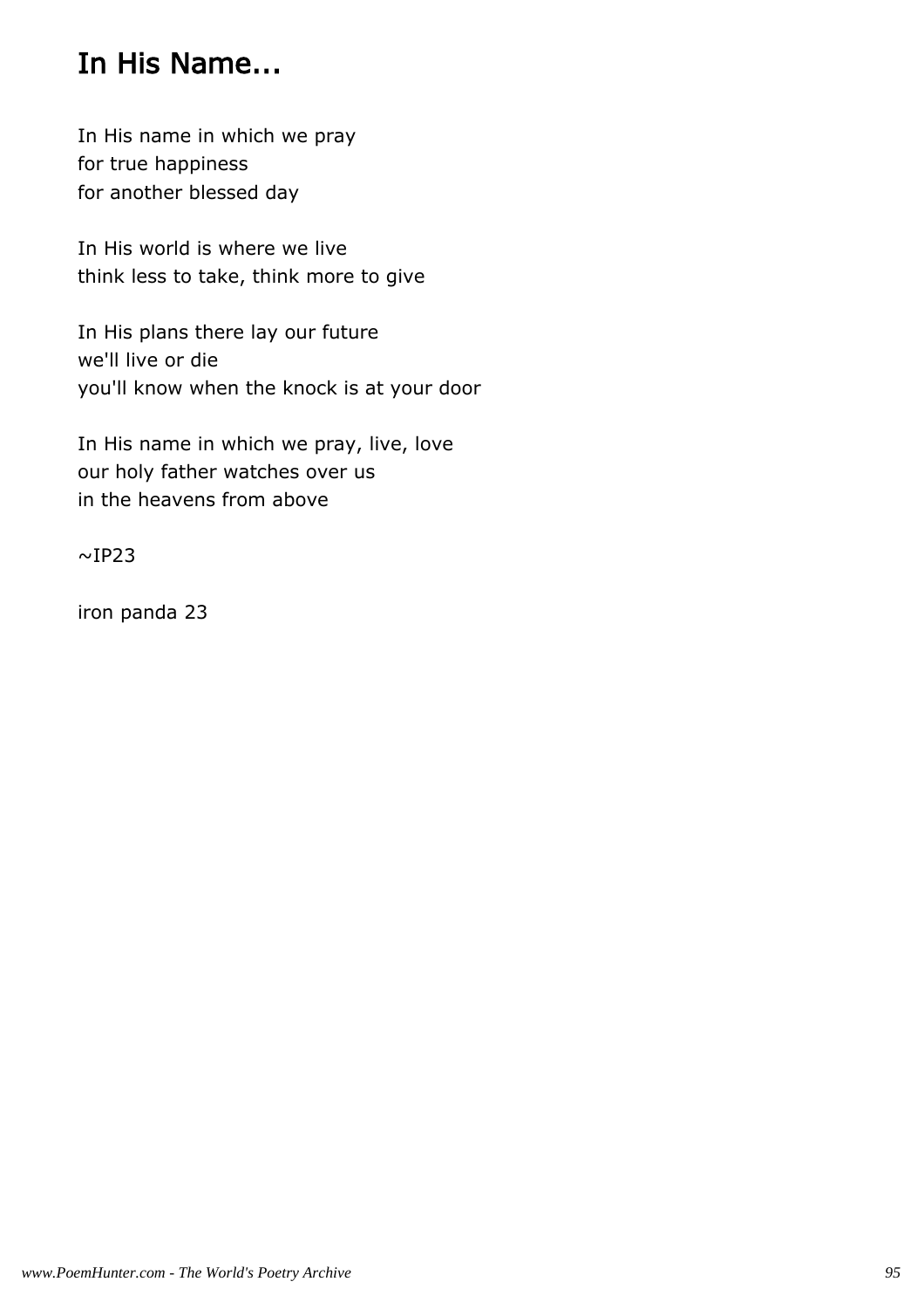## In His Name...

In His name in which we pray
for true happiness
for another blessed day

In His world is where we live
think less to take, think more to give

In His plans there lay our future
we'll live or die
you'll know when the knock is at your door

In His name in which we pray, live, love
our holy father watches over us
in the heavens from above

~IP23

iron panda 23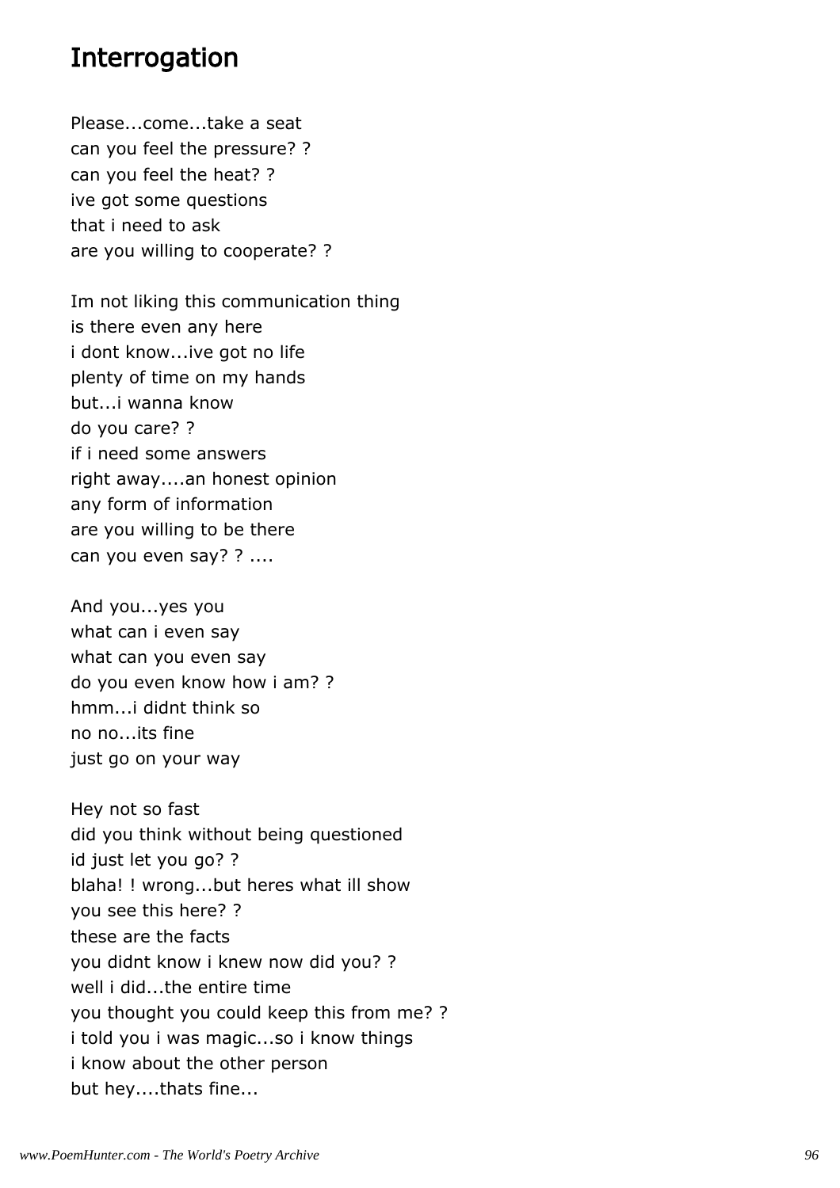## Interrogation

Please...come...take a seat
can you feel the pressure? ?
can you feel the heat? ?
ive got some questions
that i need to ask
are you willing to cooperate? ?

Im not liking this communication thing
is there even any here
i dont know...ive got no life
plenty of time on my hands
but...i wanna know
do you care? ?
if i need some answers
right away....an honest opinion
any form of information
are you willing to be there
can you even say? ? ....

And you...yes you
what can i even say
what can you even say
do you even know how i am? ?
hmm...i didnt think so
no no...its fine
just go on your way

Hey not so fast
did you think without being questioned
id just let you go? ?
blaha! ! wrong...but heres what ill show
you see this here? ?
these are the facts
you didnt know i knew now did you? ?
well i did...the entire time
you thought you could keep this from me? ?
i told you i was magic...so i know things
i know about the other person
but hey....thats fine...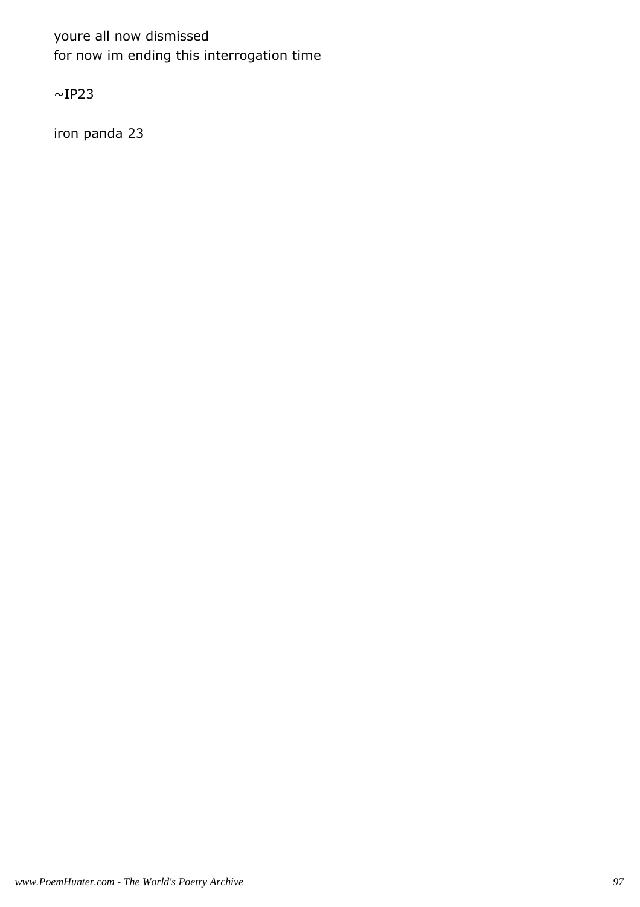youre all now dismissed
for now im ending this interrogation time

~IP23

iron panda 23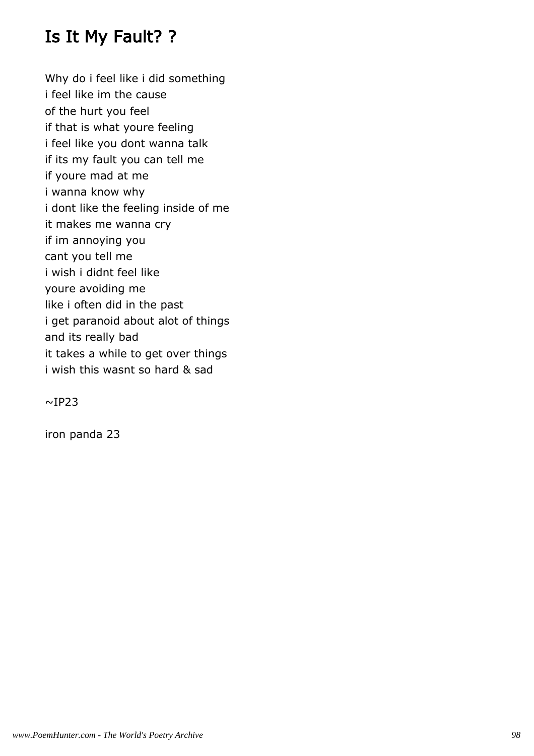# Is It My Fault? ?

Why do i feel like i did something
i feel like im the cause
of the hurt you feel
if that is what youre feeling
i feel like you dont wanna talk
if its my fault you can tell me
if youre mad at me
i wanna know why
i dont like the feeling inside of me
it makes me wanna cry
if im annoying you
cant you tell me
i wish i didnt feel like
youre avoiding me
like i often did in the past
i get paranoid about alot of things
and its really bad
it takes a while to get over things
i wish this wasnt so hard & sad

~IP23

iron panda 23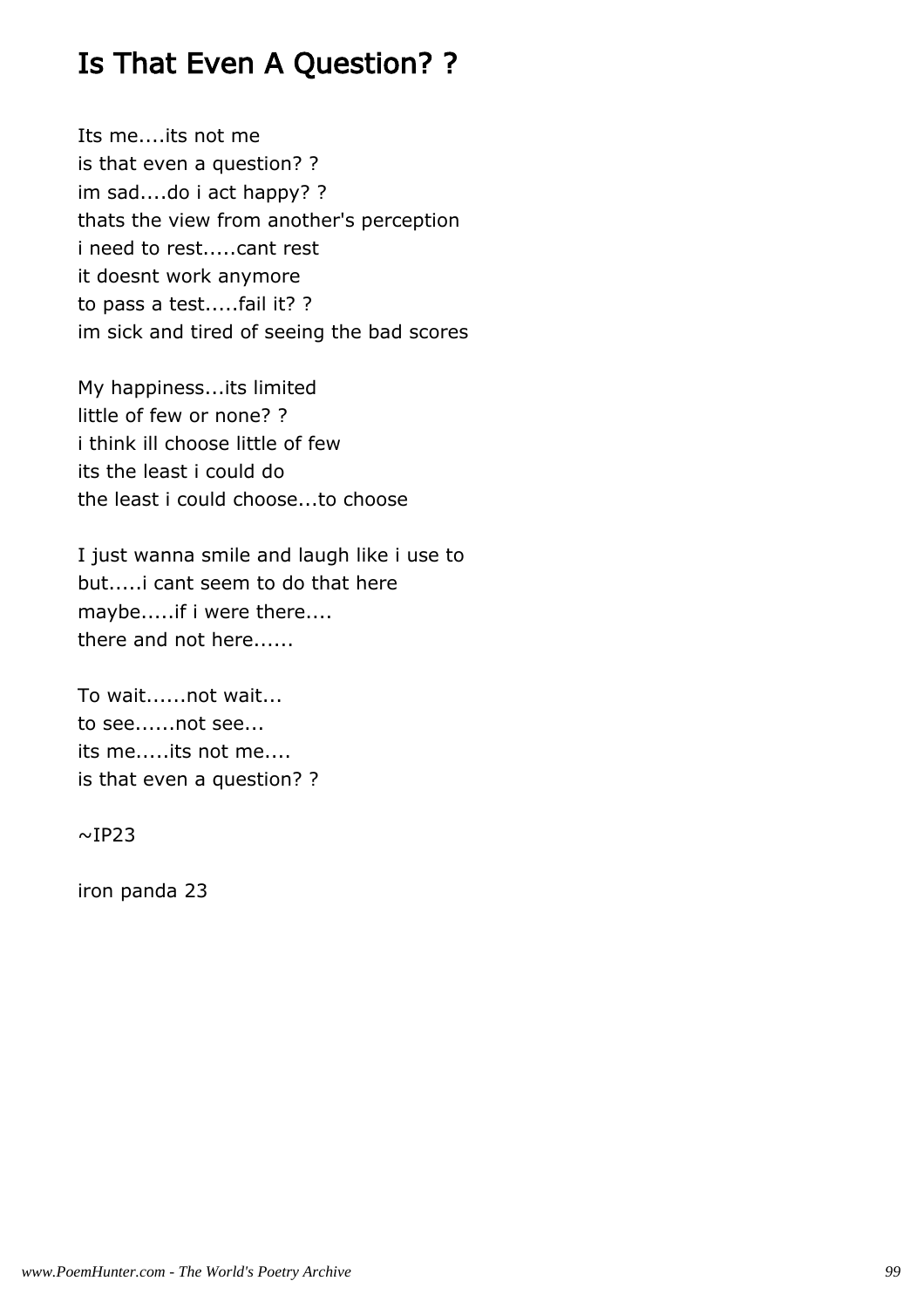# Is That Even A Question? ?

Its me....its not me  
is that even a question? ?  
im sad....do i act happy? ?  
thats the view from another's perception  
i need to rest.....cant rest  
it doesnt work anymore  
to pass a test.....fail it? ?  
im sick and tired of seeing the bad scores

My happiness...its limited  
little of few or none? ?  
i think ill choose little of few  
its the least i could do  
the least i could choose...to choose

I just wanna smile and laugh like i use to  
but.....i cant seem to do that here  
maybe.....if i were there....  
there and not here......

To wait......not wait...  
to see......not see...  
its me.....its not me....  
is that even a question? ?

~IP23

iron panda 23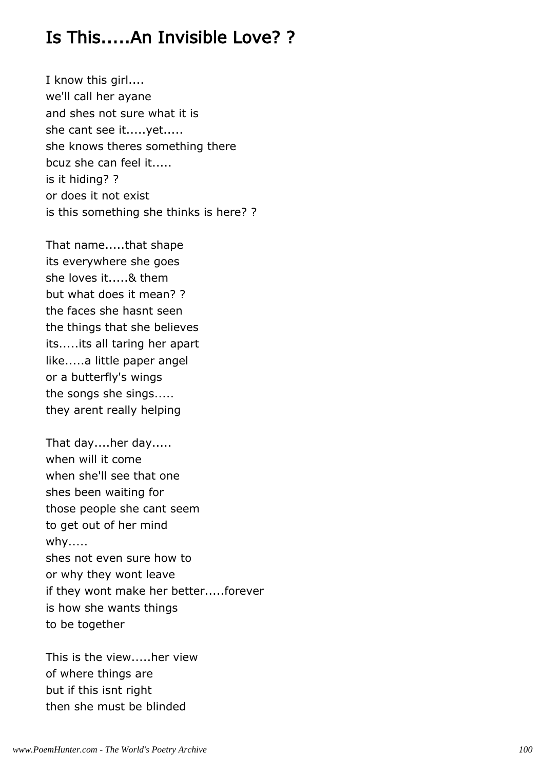## Is This.....An Invisible Love? ?

I know this girl....
we'll call her ayane
and shes not sure what it is
she cant see it.....yet.....
she knows theres something there
bcuz she can feel it.....
is it hiding? ?
or does it not exist
is this something she thinks is here? ?

That name.....that shape
its everywhere she goes
she loves it.....& them
but what does it mean? ?
the faces she hasnt seen
the things that she believes
its.....its all taring her apart
like.....a little paper angel
or a butterfly's wings
the songs she sings.....
they arent really helping

That day....her day.....
when will it come
when she'll see that one
shes been waiting for
those people she cant seem
to get out of her mind
why.....
shes not even sure how to
or why they wont leave
if they wont make her better.....forever
is how she wants things
to be together

This is the view.....her view
of where things are
but if this isnt right
then she must be blinded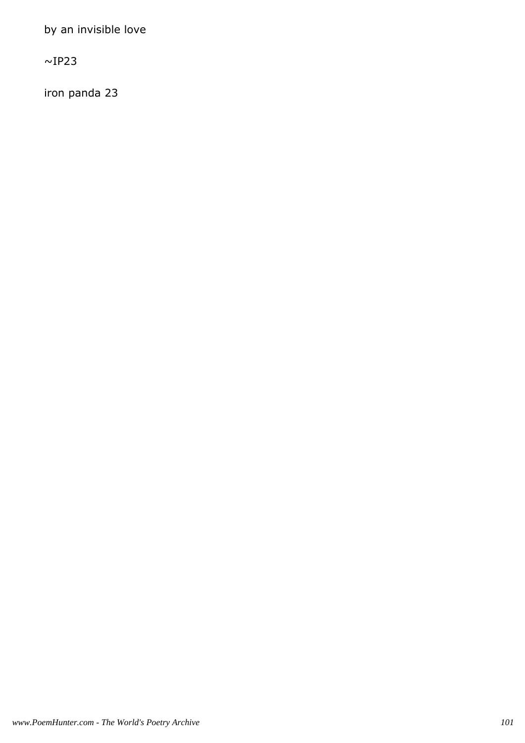by an invisible love

~IP23

iron panda 23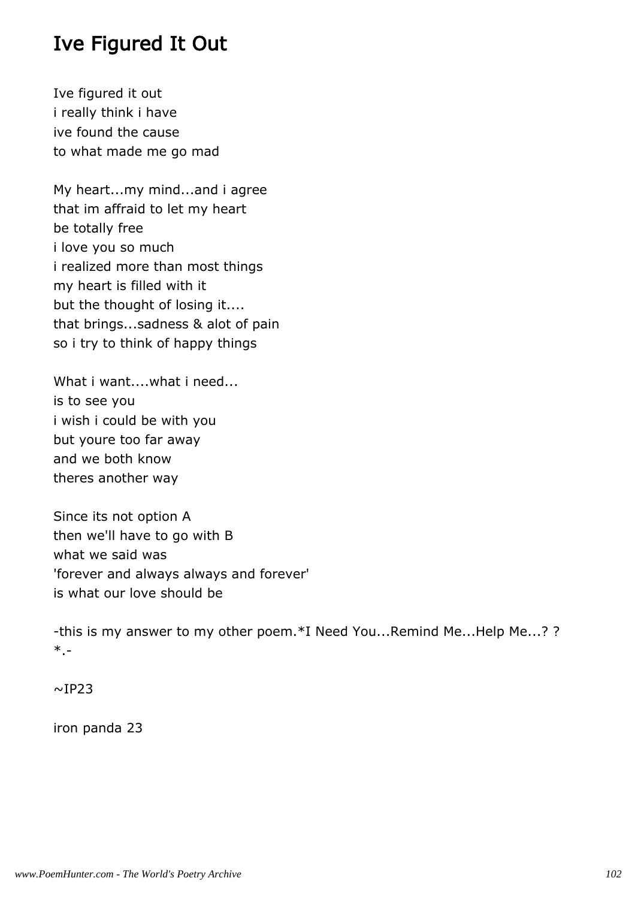# Ive Figured It Out

Ive figured it out  
i really think i have  
ive found the cause  
to what made me go mad

My heart...my mind...and i agree  
that im affraid to let my heart  
be totally free  
i love you so much  
i realized more than most things  
my heart is filled with it  
but the thought of losing it....  
that brings...sadness & alot of pain  
so i try to think of happy things

What i want....what i need...  
is to see you  
i wish i could be with you  
but youre too far away  
and we both know  
theres another way

Since its not option A  
then we'll have to go with B  
what we said was  
'forever and always always and forever'  
is what our love should be

-this is my answer to my other poem.*I Need You...Remind Me...Help Me...? ? *.-

~IP23

iron panda 23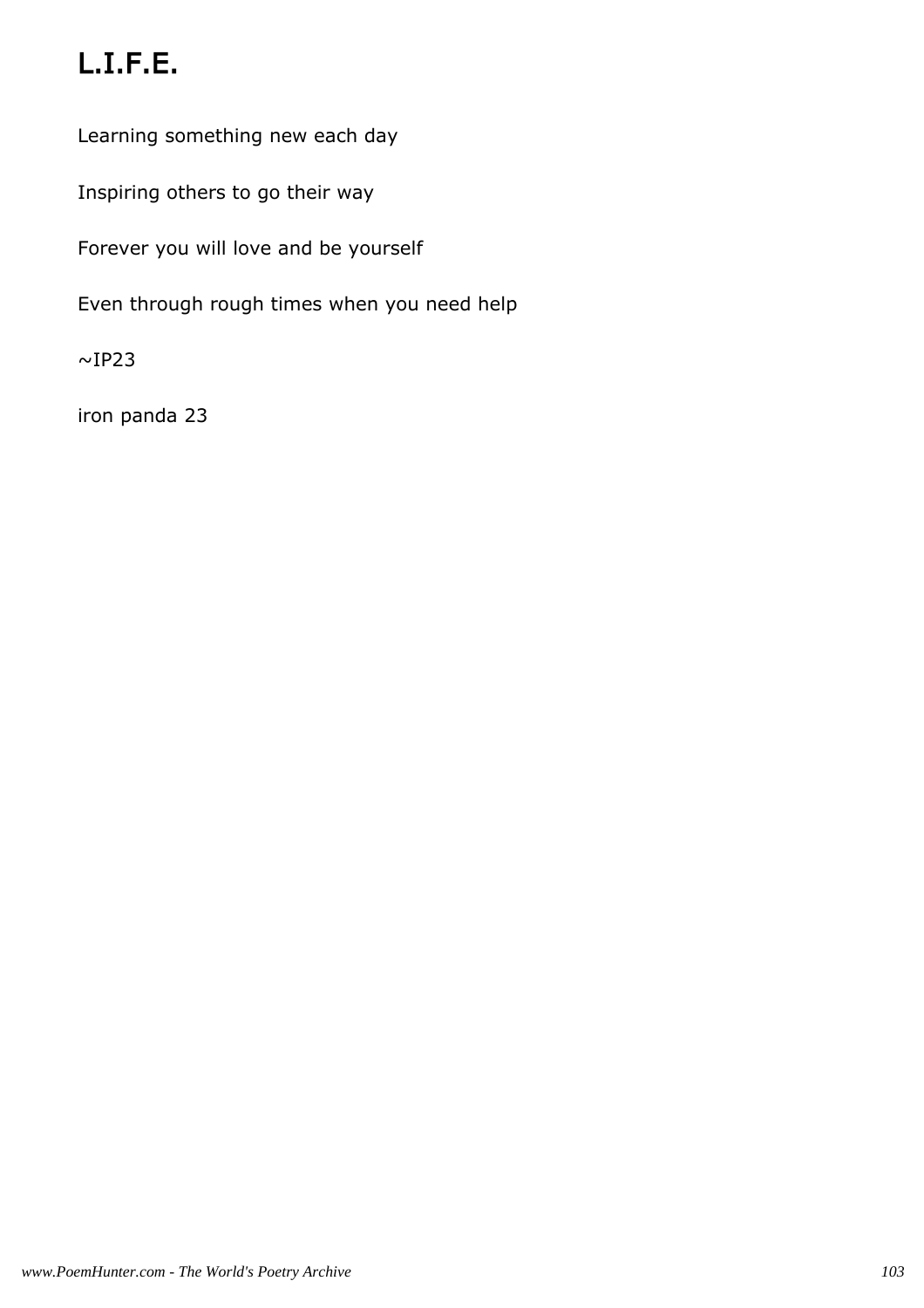# L.I.F.E.

Learning something new each day

Inspiring others to go their way

Forever you will love and be yourself

Even through rough times when you need help

~IP23

iron panda 23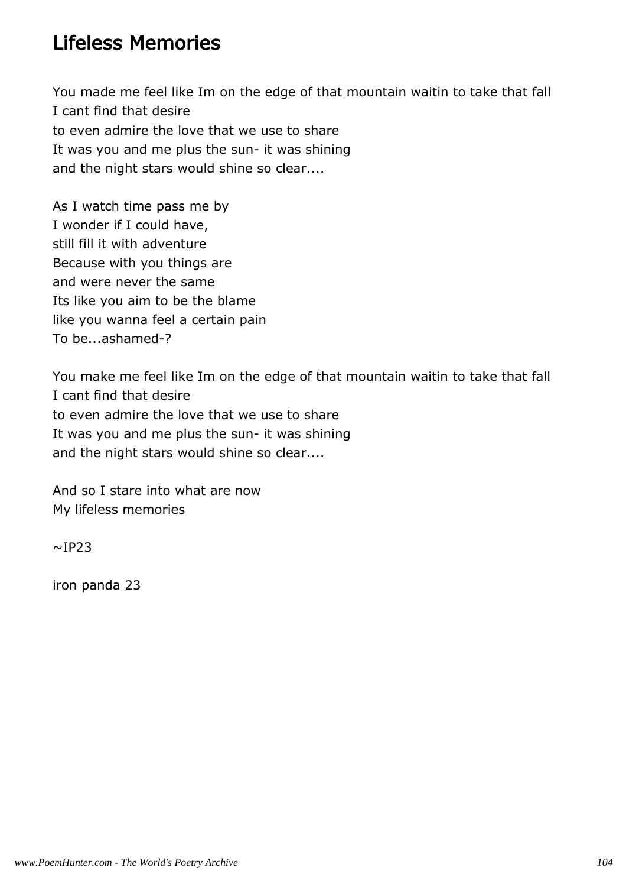# Lifeless Memories

You made me feel like Im on the edge of that mountain waitin to take that fall
I cant find that desire
to even admire the love that we use to share
It was you and me plus the sun- it was shining
and the night stars would shine so clear....

As I watch time pass me by
I wonder if I could have,
still fill it with adventure
Because with you things are
and were never the same
Its like you aim to be the blame
like you wanna feel a certain pain
To be...ashamed-?

You make me feel like Im on the edge of that mountain waitin to take that fall
I cant find that desire
to even admire the love that we use to share
It was you and me plus the sun- it was shining
and the night stars would shine so clear....

And so I stare into what are now
My lifeless memories

~IP23

iron panda 23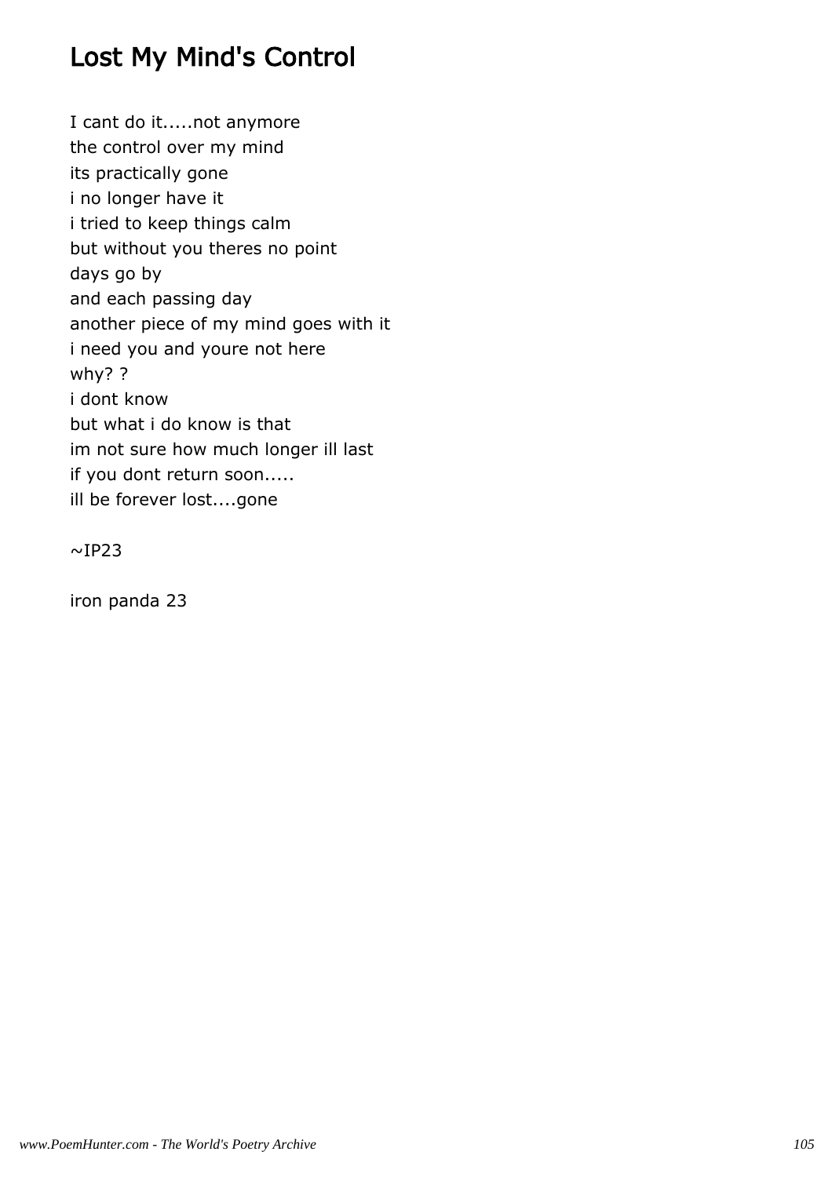# Lost My Mind's Control

I cant do it.....not anymore
the control over my mind
its practically gone
i no longer have it
i tried to keep things calm
but without you theres no point
days go by
and each passing day
another piece of my mind goes with it
i need you and youre not here
why? ?
i dont know
but what i do know is that
im not sure how much longer ill last
if you dont return soon.....
ill be forever lost....gone

~IP23

iron panda 23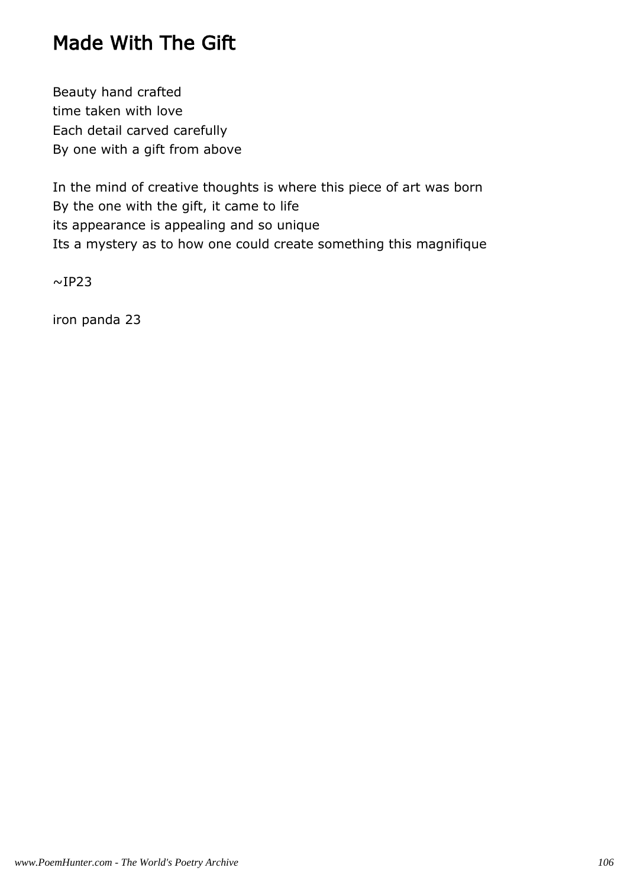# Made With The Gift

Beauty hand crafted
time taken with love
Each detail carved carefully
By one with a gift from above

In the mind of creative thoughts is where this piece of art was born
By the one with the gift, it came to life
its appearance is appealing and so unique
Its a mystery as to how one could create something this magnifique

~IP23

iron panda 23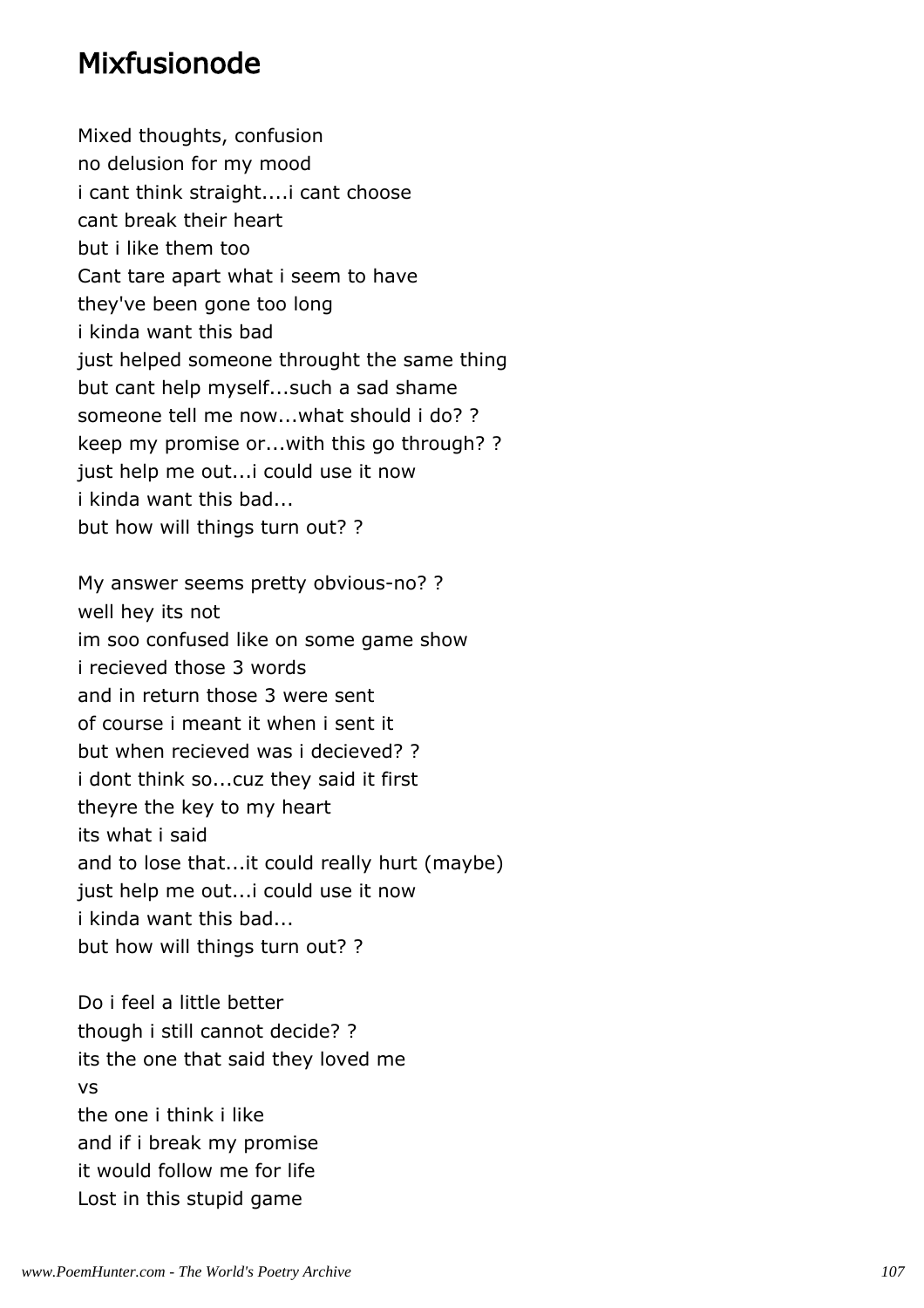## Mixfusionode

Mixed thoughts, confusion
no delusion for my mood
i cant think straight....i cant choose
cant break their heart
but i like them too
Cant tare apart what i seem to have
they've been gone too long
i kinda want this bad
just helped someone throught the same thing
but cant help myself...such a sad shame
someone tell me now...what should i do? ?
keep my promise or...with this go through? ?
just help me out...i could use it now
i kinda want this bad...
but how will things turn out? ?

My answer seems pretty obvious-no? ?
well hey its not
im soo confused like on some game show
i recieved those 3 words
and in return those 3 were sent
of course i meant it when i sent it
but when recieved was i decieved? ?
i dont think so...cuz they said it first
theyre the key to my heart
its what i said
and to lose that...it could really hurt (maybe)
just help me out...i could use it now
i kinda want this bad...
but how will things turn out? ?

Do i feel a little better
though i still cannot decide? ?
its the one that said they loved me
vs
the one i think i like
and if i break my promise
it would follow me for life
Lost in this stupid game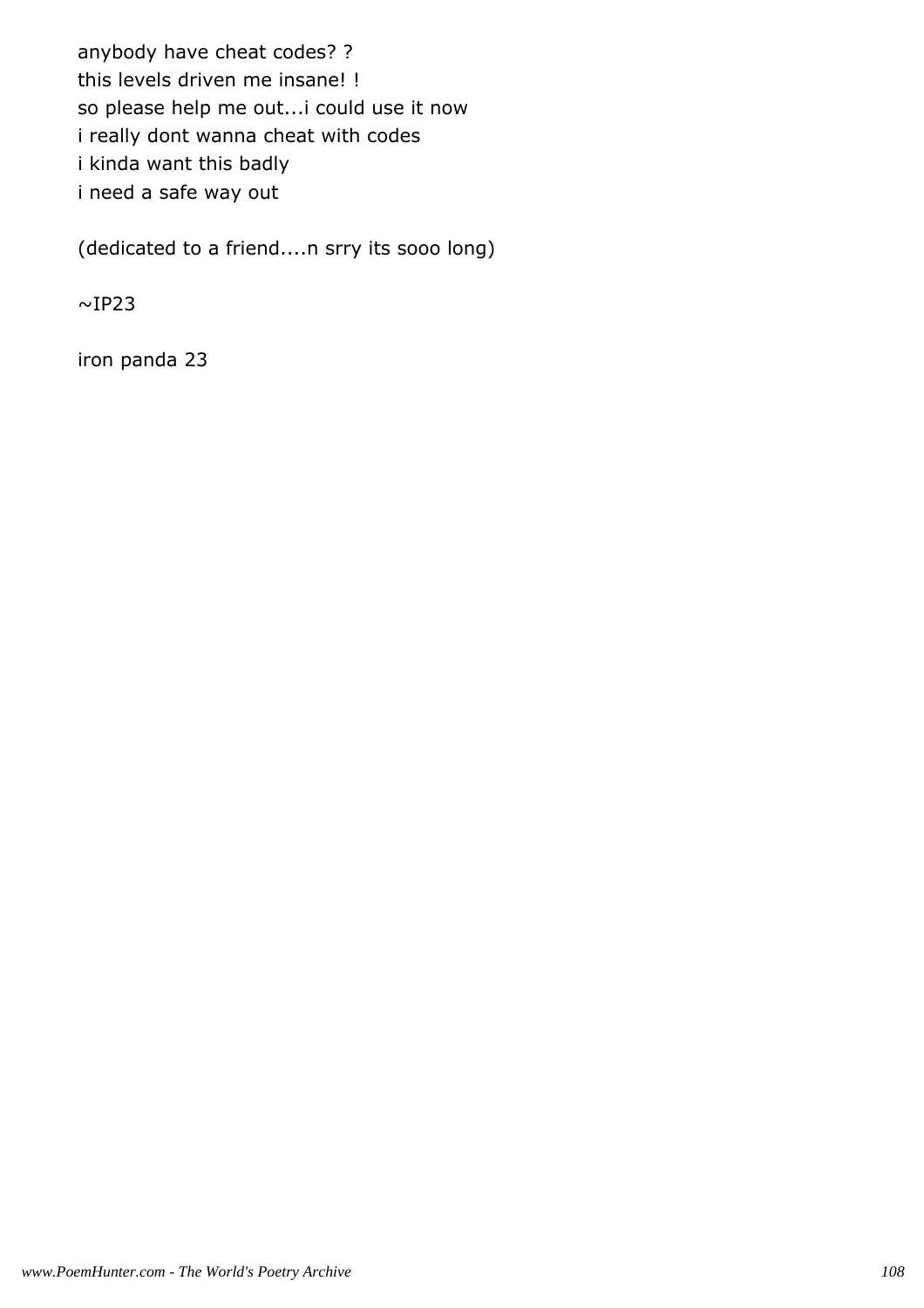anybody have cheat codes? ?  
this levels driven me insane! !  
so please help me out...i could use it now  
i really dont wanna cheat with codes  
i kinda want this badly  
i need a safe way out

(dedicated to a friend....n srry its sooo long)

~IP23

iron panda 23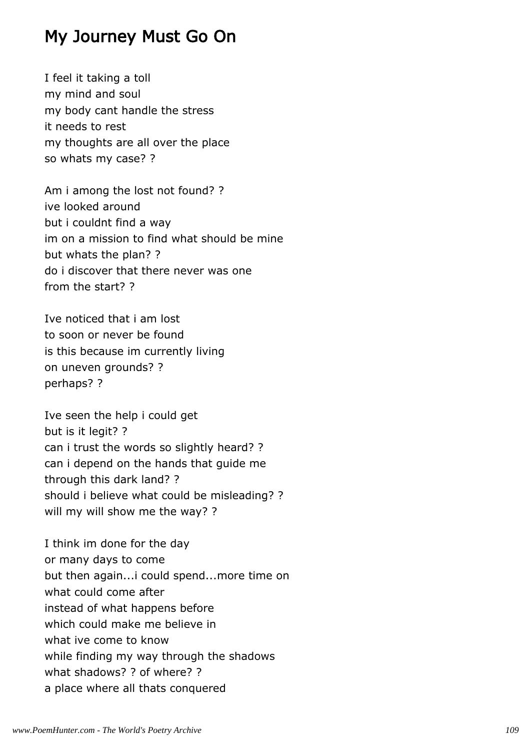# My Journey Must Go On

I feel it taking a toll
my mind and soul
my body cant handle the stress
it needs to rest
my thoughts are all over the place
so whats my case? ?

Am i among the lost not found? ?
ive looked around
but i couldnt find a way
im on a mission to find what should be mine
but whats the plan? ?
do i discover that there never was one
from the start? ?

Ive noticed that i am lost
to soon or never be found
is this because im currently living
on uneven grounds? ?
perhaps? ?

Ive seen the help i could get
but is it legit? ?
can i trust the words so slightly heard? ?
can i depend on the hands that guide me
through this dark land? ?
should i believe what could be misleading? ?
will my will show me the way? ?

I think im done for the day
or many days to come
but then again...i could spend...more time on
what could come after
instead of what happens before
which could make me believe in
what ive come to know
while finding my way through the shadows
what shadows? ? of where? ?
a place where all thats conquered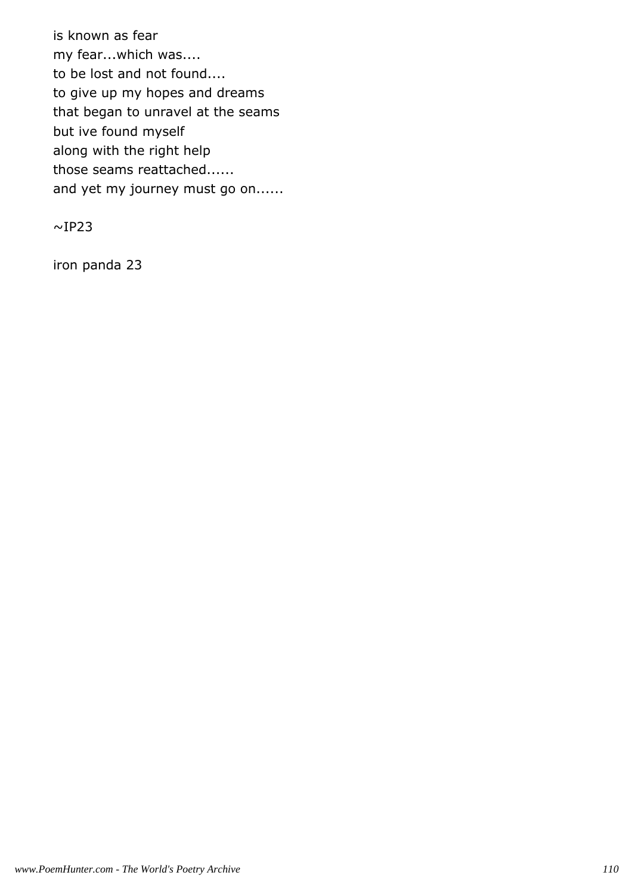is known as fear
my fear...which was....
to be lost and not found....
to give up my hopes and dreams
that began to unravel at the seams
but ive found myself
along with the right help
those seams reattached......
and yet my journey must go on......

~IP23

iron panda 23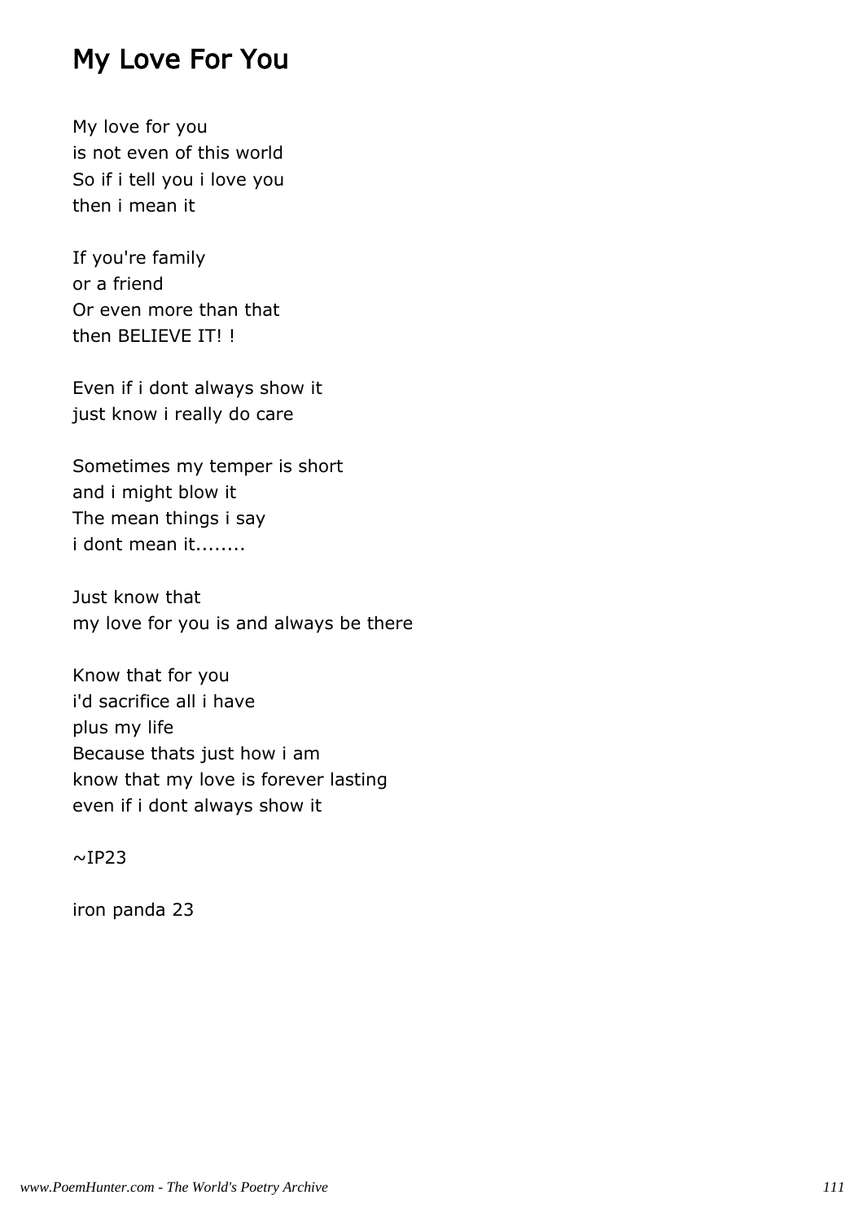# My Love For You

My love for you
is not even of this world
So if i tell you i love you
then i mean it

If you're family
or a friend
Or even more than that
then BELIEVE IT! !

Even if i dont always show it
just know i really do care

Sometimes my temper is short
and i might blow it
The mean things i say
i dont mean it........

Just know that
my love for you is and always be there

Know that for you
i'd sacrifice all i have
plus my life
Because thats just how i am
know that my love is forever lasting
even if i dont always show it

~IP23

iron panda 23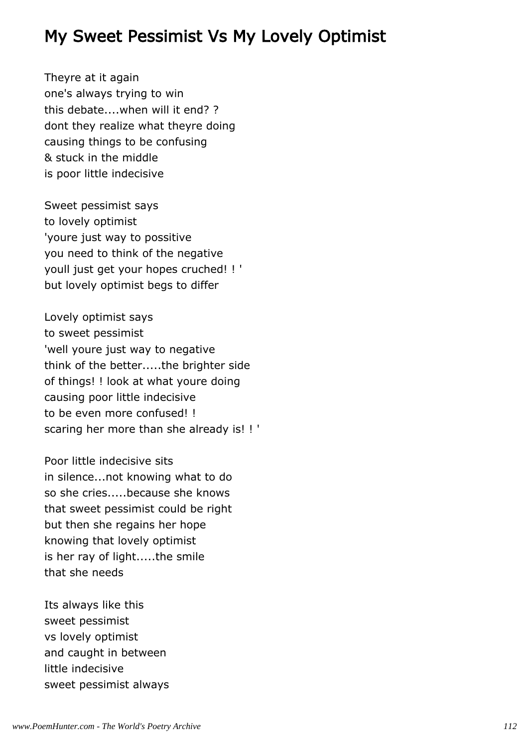## My Sweet Pessimist Vs My Lovely Optimist

Theyre at it again
one's always trying to win
this debate....when will it end? ?
dont they realize what theyre doing
causing things to be confusing
& stuck in the middle
is poor little indecisive

Sweet pessimist says
to lovely optimist
'youre just way to possitive
you need to think of the negative
youll just get your hopes cruched! ! '
but lovely optimist begs to differ

Lovely optimist says
to sweet pessimist
'well youre just way to negative
think of the better.....the brighter side
of things! ! look at what youre doing
causing poor little indecisive
to be even more confused! !
scaring her more than she already is! ! '

Poor little indecisive sits
in silence...not knowing what to do
so she cries.....because she knows
that sweet pessimist could be right
but then she regains her hope
knowing that lovely optimist
is her ray of light.....the smile
that she needs

Its always like this
sweet pessimist
vs lovely optimist
and caught in between
little indecisive
sweet pessimist always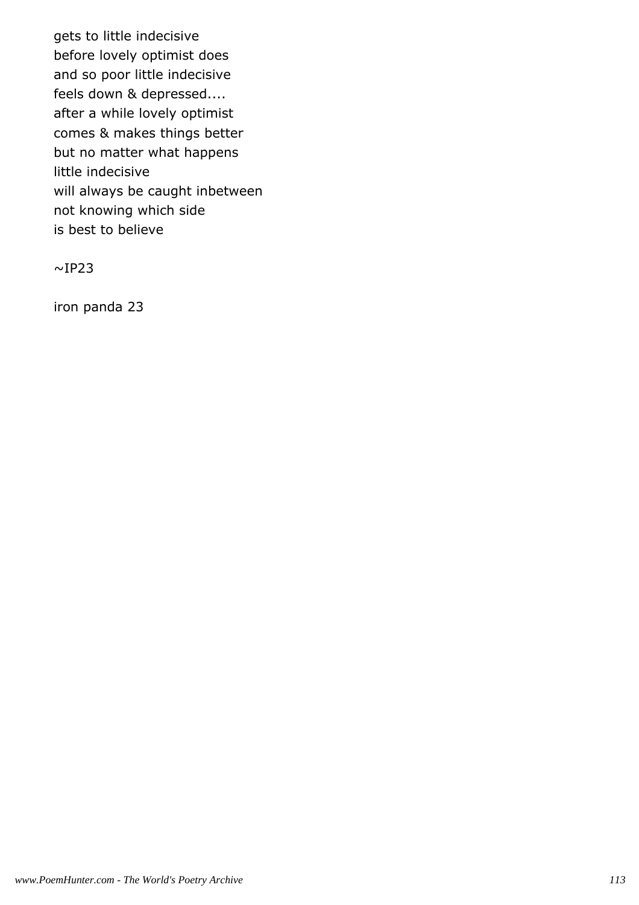gets to little indecisive
before lovely optimist does
and so poor little indecisive
feels down & depressed....
after a while lovely optimist
comes & makes things better
but no matter what happens
little indecisive
will always be caught inbetween
not knowing which side
is best to believe

~IP23

iron panda 23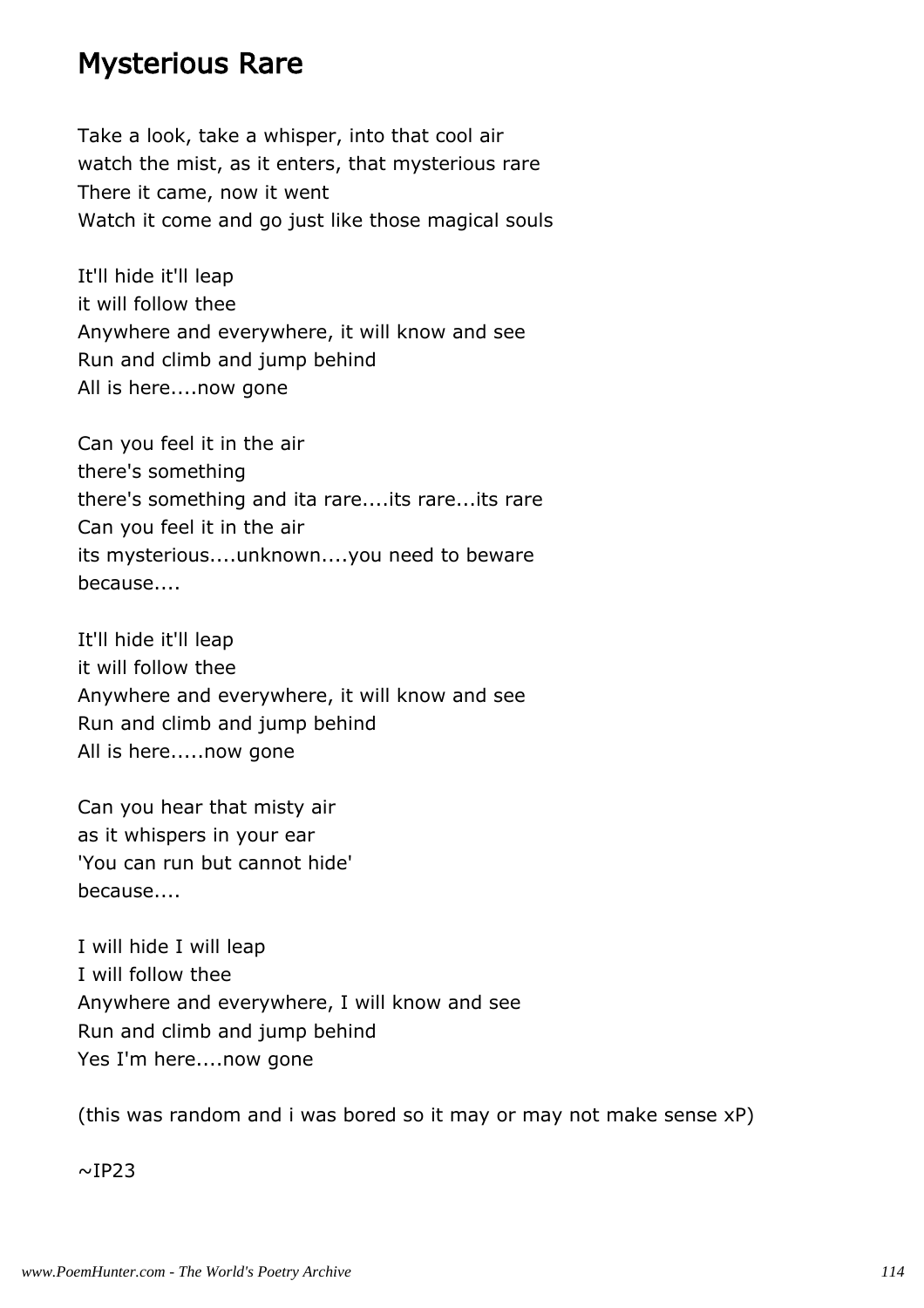## Mysterious Rare

Take a look, take a whisper, into that cool air
watch the mist, as it enters, that mysterious rare
There it came, now it went
Watch it come and go just like those magical souls

It'll hide it'll leap
it will follow thee
Anywhere and everywhere, it will know and see
Run and climb and jump behind
All is here....now gone

Can you feel it in the air
there's something
there's something and ita rare....its rare...its rare
Can you feel it in the air
its mysterious....unknown....you need to beware
because....

It'll hide it'll leap
it will follow thee
Anywhere and everywhere, it will know and see
Run and climb and jump behind
All is here.....now gone

Can you hear that misty air
as it whispers in your ear
'You can run but cannot hide'
because....

I will hide I will leap
I will follow thee
Anywhere and everywhere, I will know and see
Run and climb and jump behind
Yes I'm here....now gone

(this was random and i was bored so it may or may not make sense xP)

~IP23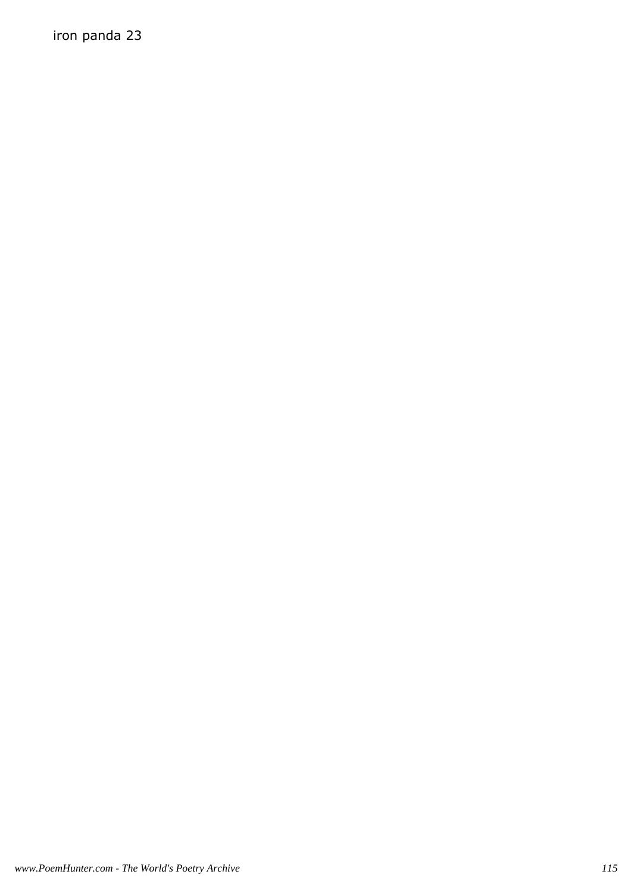iron panda 23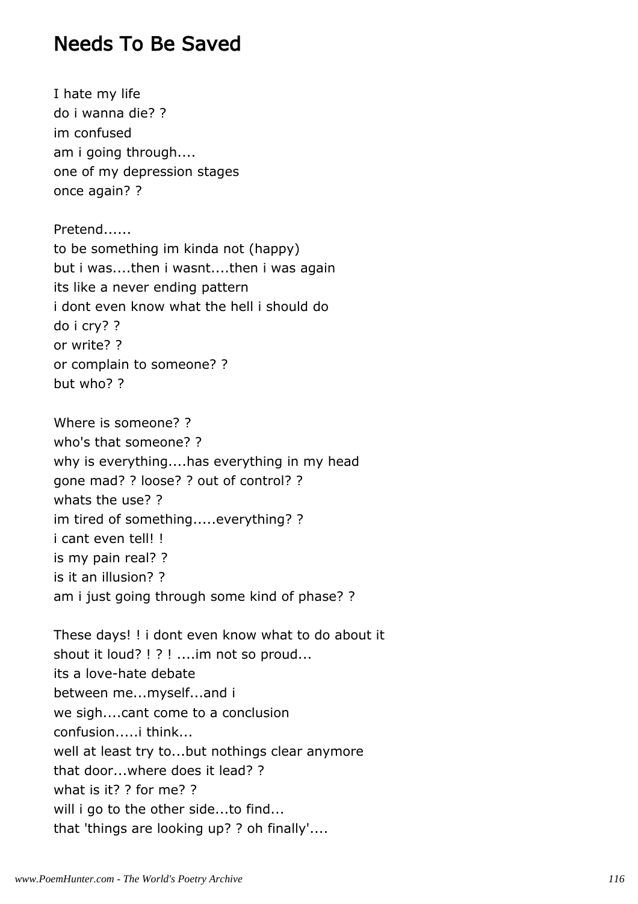## Needs To Be Saved

I hate my life
do i wanna die? ?
im confused
am i going through....
one of my depression stages
once again? ?

Pretend......
to be something im kinda not (happy)
but i was....then i wasnt....then i was again
its like a never ending pattern
i dont even know what the hell i should do
do i cry? ?
or write? ?
or complain to someone? ?
but who? ?

Where is someone? ?
who's that someone? ?
why is everything....has everything in my head
gone mad? ? loose? ? out of control? ?
whats the use? ?
im tired of something.....everything? ?
i cant even tell! !
is my pain real? ?
is it an illusion? ?
am i just going through some kind of phase? ?

These days! ! i dont even know what to do about it
shout it loud? ! ? ! ....im not so proud...
its a love-hate debate
between me...myself...and i
we sigh....cant come to a conclusion
confusion.....i think...
well at least try to...but nothings clear anymore
that door...where does it lead? ?
what is it? ? for me? ?
will i go to the other side...to find...
that 'things are looking up? ? oh finally'....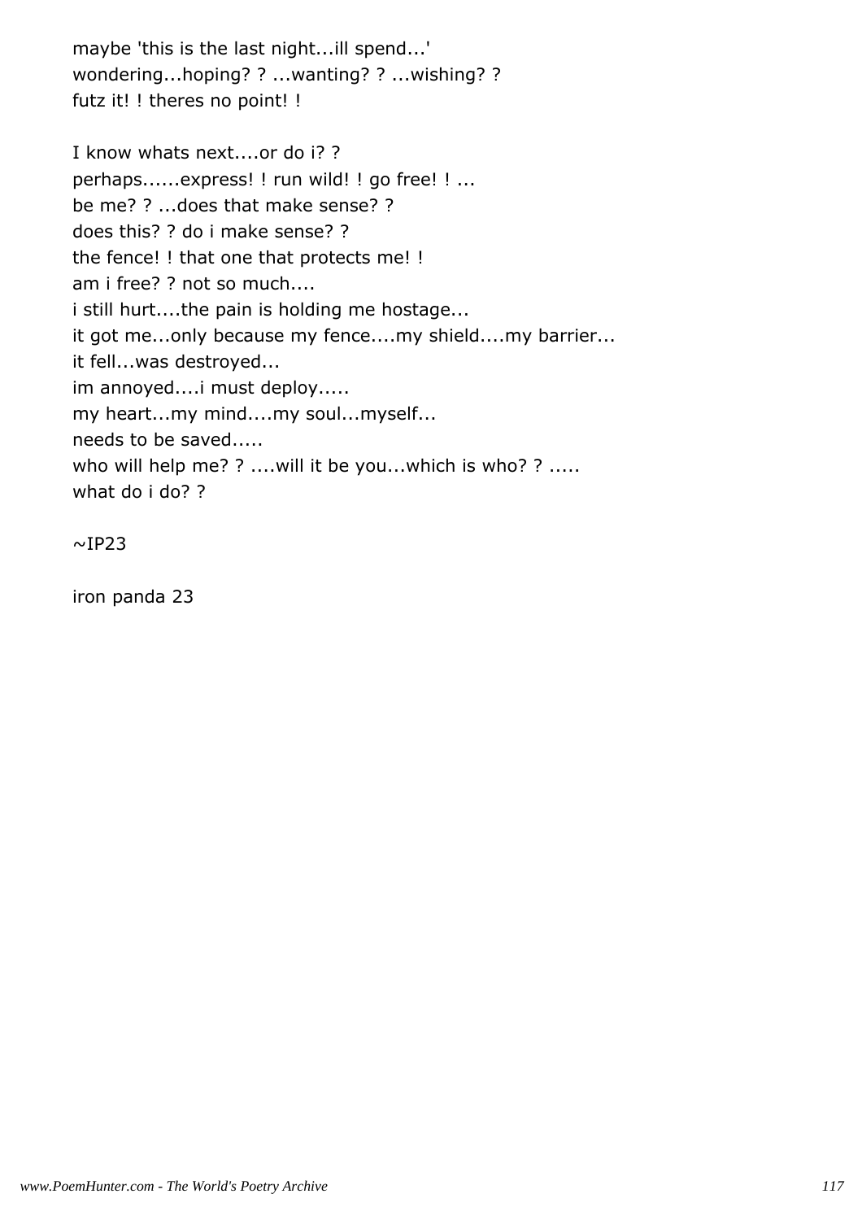maybe 'this is the last night...ill spend...'
wondering...hoping? ? ...wanting? ? ...wishing? ?
futz it! ! theres no point! !

I know whats next....or do i? ?
perhaps......express! ! run wild! ! go free! ! ...
be me? ? ...does that make sense? ?
does this? ? do i make sense? ?
the fence! ! that one that protects me! !
am i free? ? not so much....
i still hurt....the pain is holding me hostage...
it got me...only because my fence....my shield....my barrier...
it fell...was destroyed...
im annoyed....i must deploy.....
my heart...my mind....my soul...myself...
needs to be saved.....
who will help me? ? ....will it be you...which is who? ? .....
what do i do? ?

~IP23

iron panda 23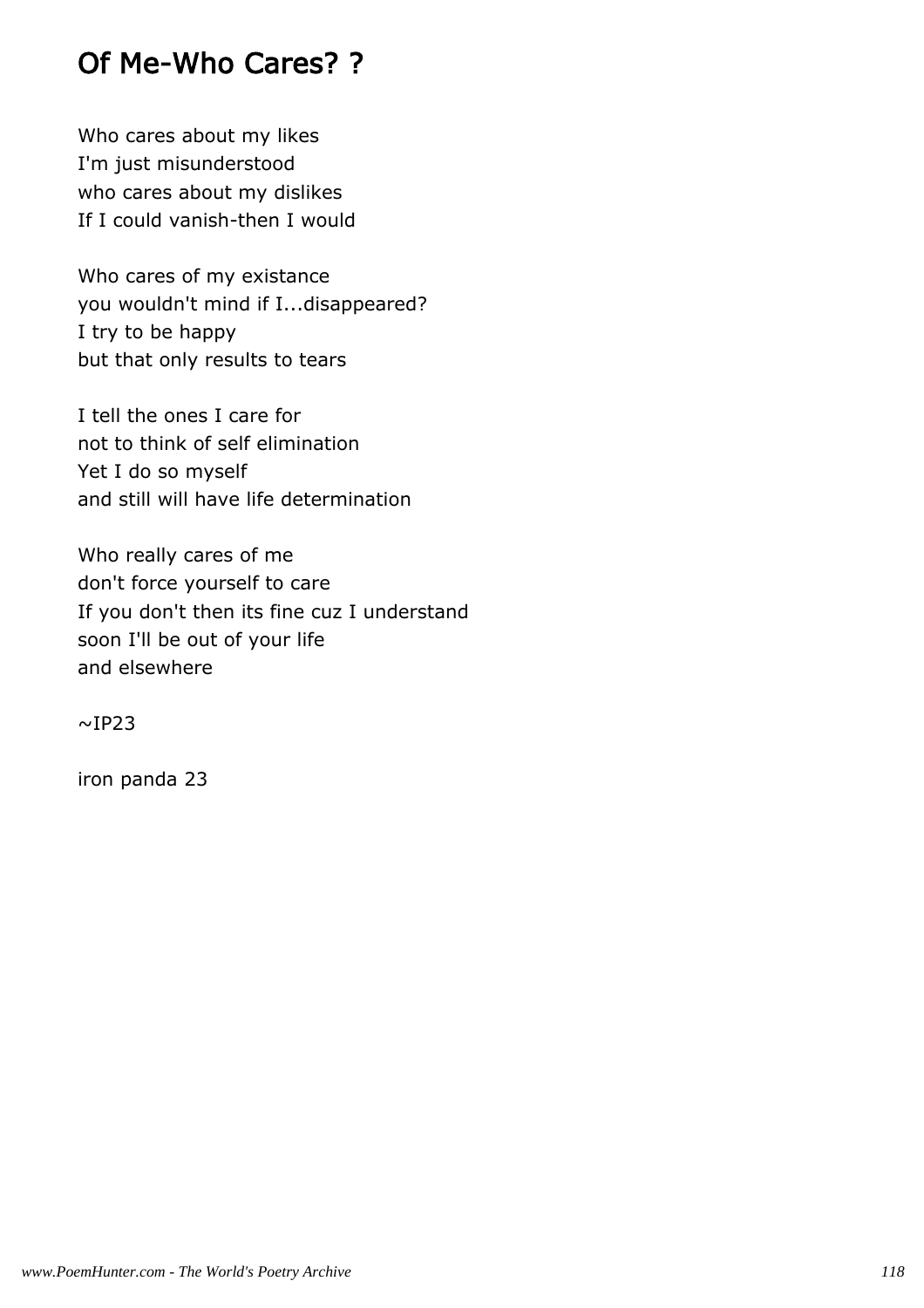# Of Me-Who Cares? ?

Who cares about my likes  
I'm just misunderstood  
who cares about my dislikes  
If I could vanish-then I would

Who cares of my existance  
you wouldn't mind if I...disappeared?  
I try to be happy  
but that only results to tears

I tell the ones I care for  
not to think of self elimination  
Yet I do so myself  
and still will have life determination

Who really cares of me  
don't force yourself to care  
If you don't then its fine cuz I understand  
soon I'll be out of your life  
and elsewhere

~IP23

iron panda 23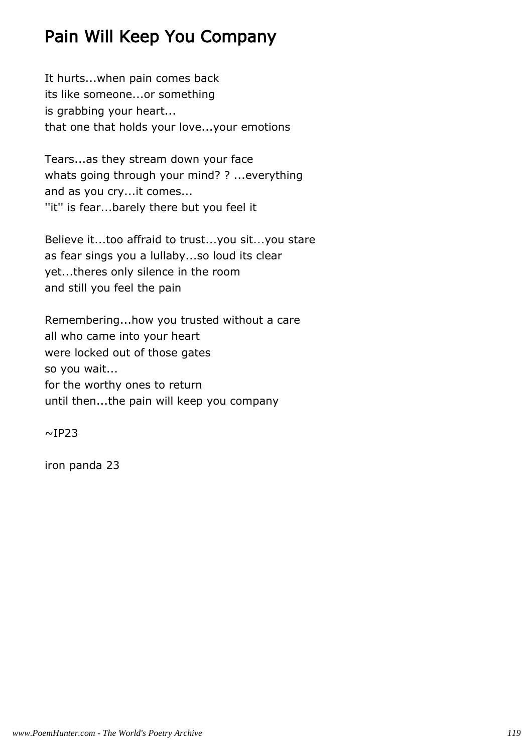# Pain Will Keep You Company

It hurts...when pain comes back
its like someone...or something
is grabbing your heart...
that one that holds your love...your emotions

Tears...as they stream down your face
whats going through your mind? ? ...everything
and as you cry...it comes...
''it'' is fear...barely there but you feel it

Believe it...too affraid to trust...you sit...you stare
as fear sings you a lullaby...so loud its clear
yet...theres only silence in the room
and still you feel the pain

Remembering...how you trusted without a care
all who came into your heart
were locked out of those gates
so you wait...
for the worthy ones to return
until then...the pain will keep you company

~IP23

iron panda 23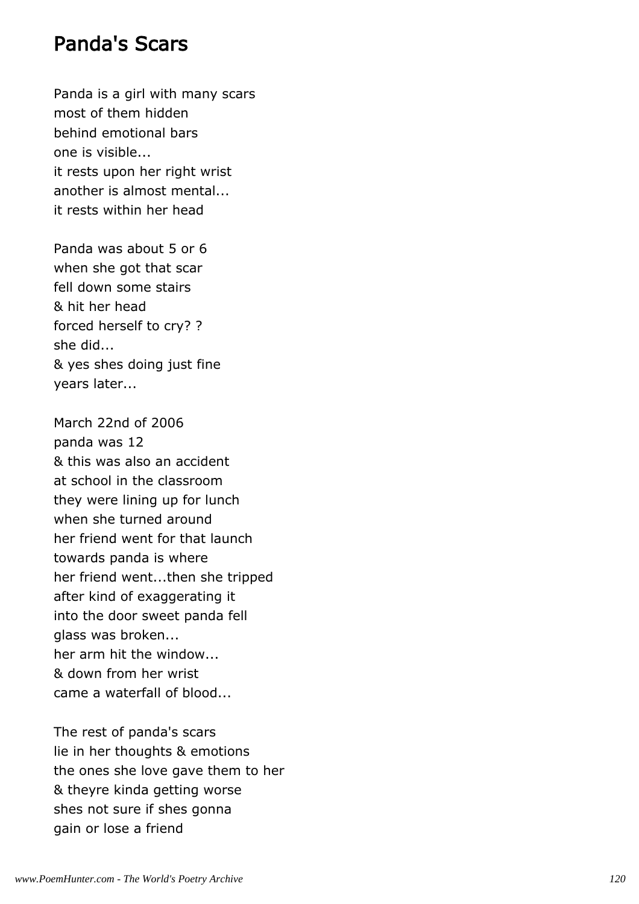## Panda's Scars

Panda is a girl with many scars
most of them hidden
behind emotional bars
one is visible...
it rests upon her right wrist
another is almost mental...
it rests within her head

Panda was about 5 or 6
when she got that scar
fell down some stairs
& hit her head
forced herself to cry? ?
she did...
& yes shes doing just fine
years later...

March 22nd of 2006
panda was 12
& this was also an accident
at school in the classroom
they were lining up for lunch
when she turned around
her friend went for that launch
towards panda is where
her friend went...then she tripped
after kind of exaggerating it
into the door sweet panda fell
glass was broken...
her arm hit the window...
& down from her wrist
came a waterfall of blood...

The rest of panda's scars
lie in her thoughts & emotions
the ones she love gave them to her
& theyre kinda getting worse
shes not sure if shes gonna
gain or lose a friend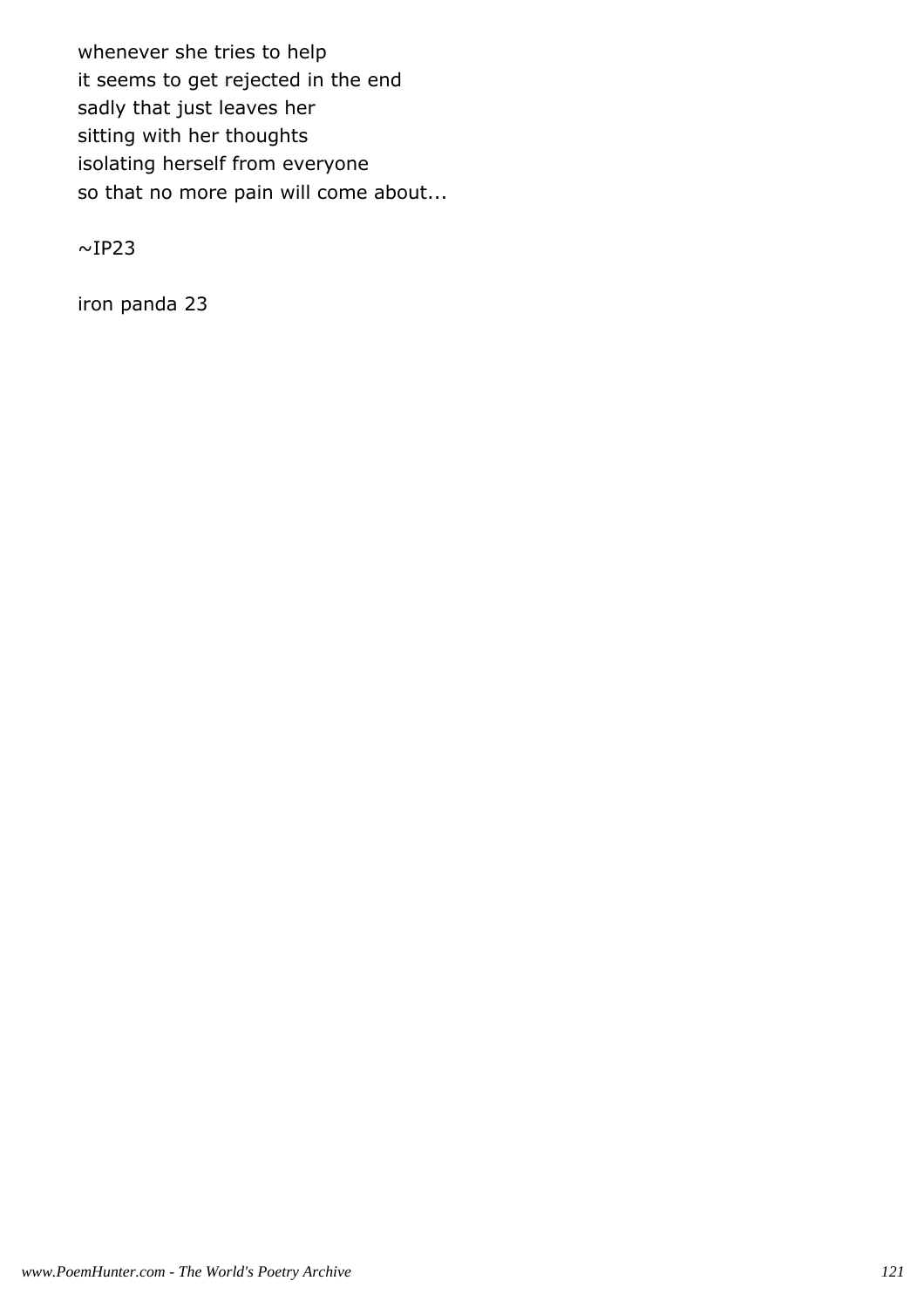whenever she tries to help
it seems to get rejected in the end
sadly that just leaves her
sitting with her thoughts
isolating herself from everyone
so that no more pain will come about...

~IP23

iron panda 23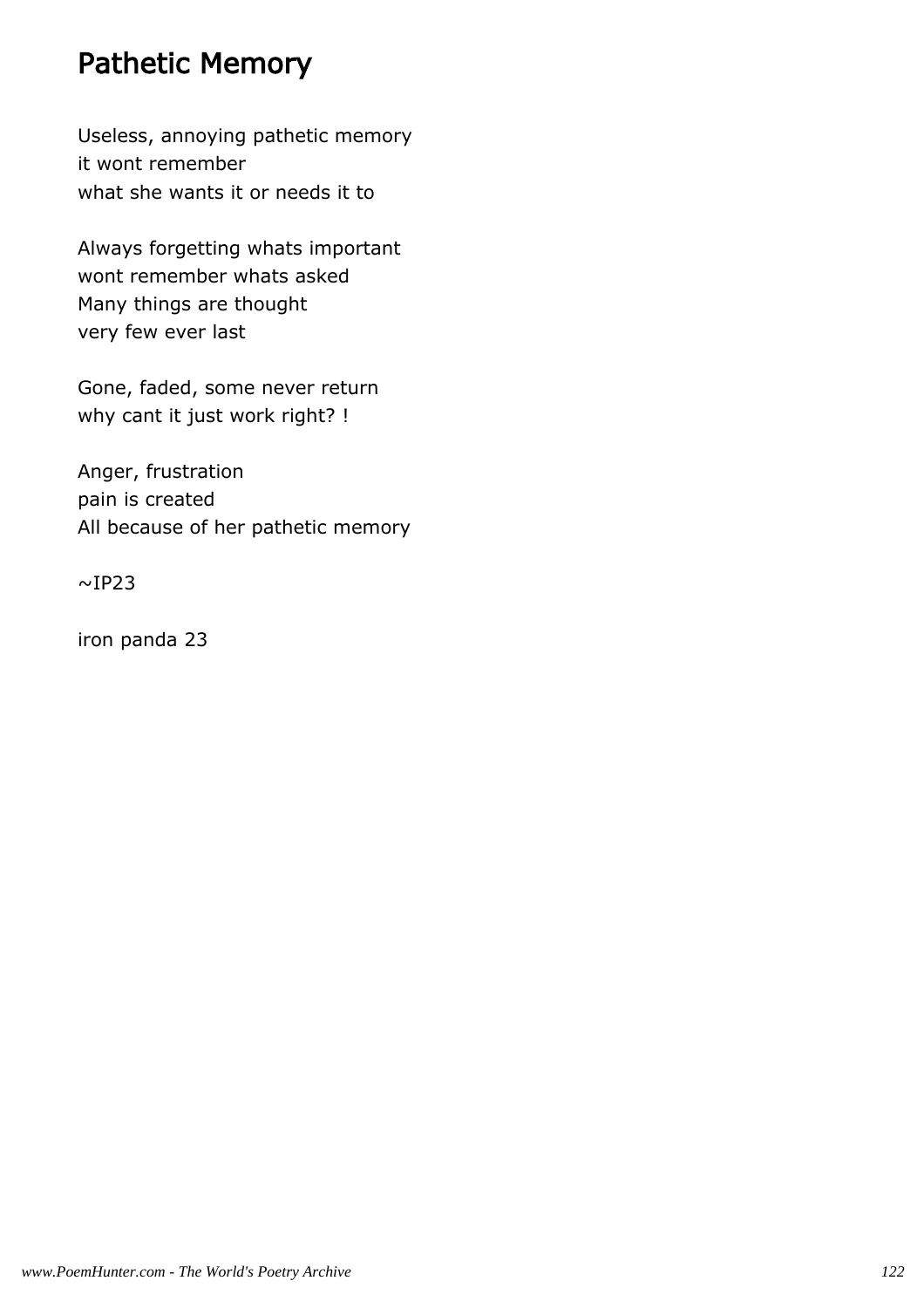# Pathetic Memory

Useless, annoying pathetic memory
it wont remember
what she wants it or needs it to

Always forgetting whats important
wont remember whats asked
Many things are thought
very few ever last

Gone, faded, some never return
why cant it just work right? !

Anger, frustration
pain is created
All because of her pathetic memory

~IP23

iron panda 23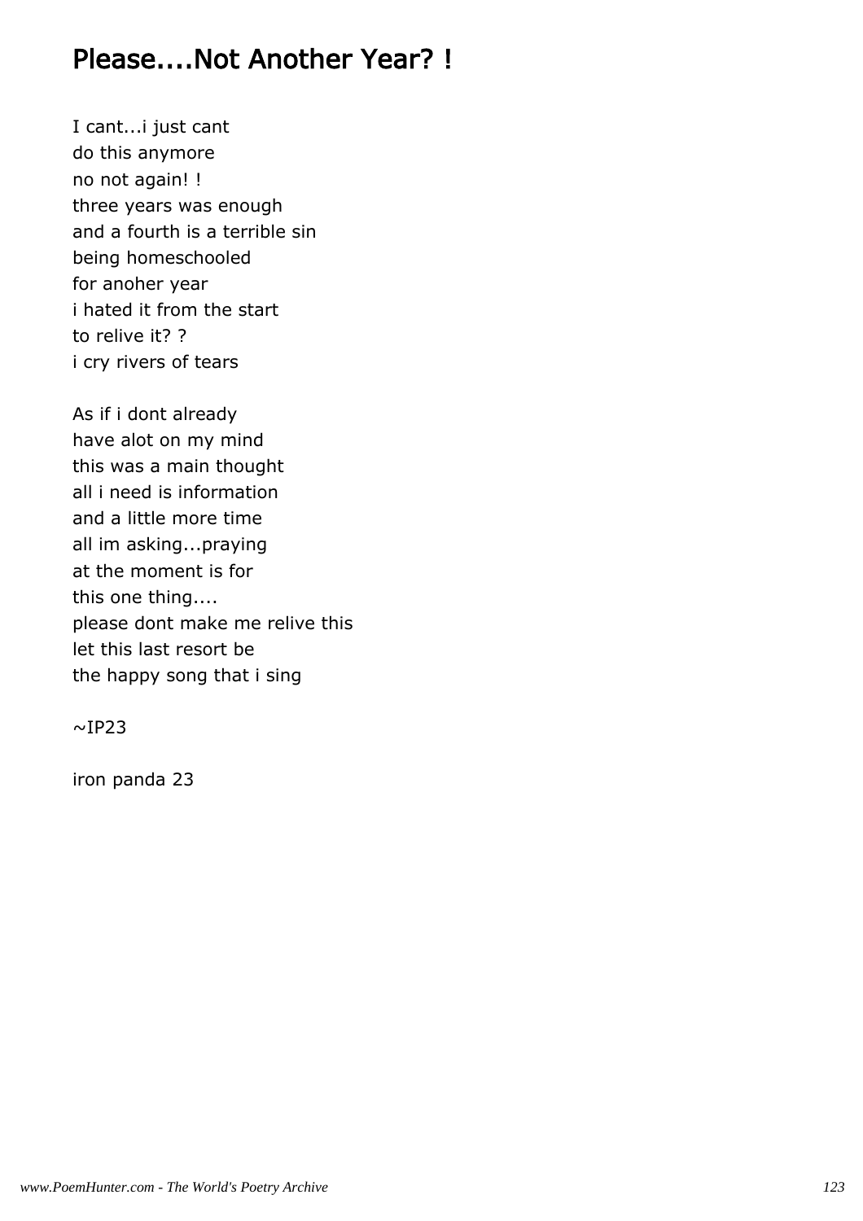# Please....Not Another Year? !

I cant...i just cant
do this anymore
no not again! !
three years was enough
and a fourth is a terrible sin
being homeschooled
for anoher year
i hated it from the start
to relive it? ?
i cry rivers of tears

As if i dont already
have alot on my mind
this was a main thought
all i need is information
and a little more time
all im asking...praying
at the moment is for
this one thing....
please dont make me relive this
let this last resort be
the happy song that i sing

~IP23

iron panda 23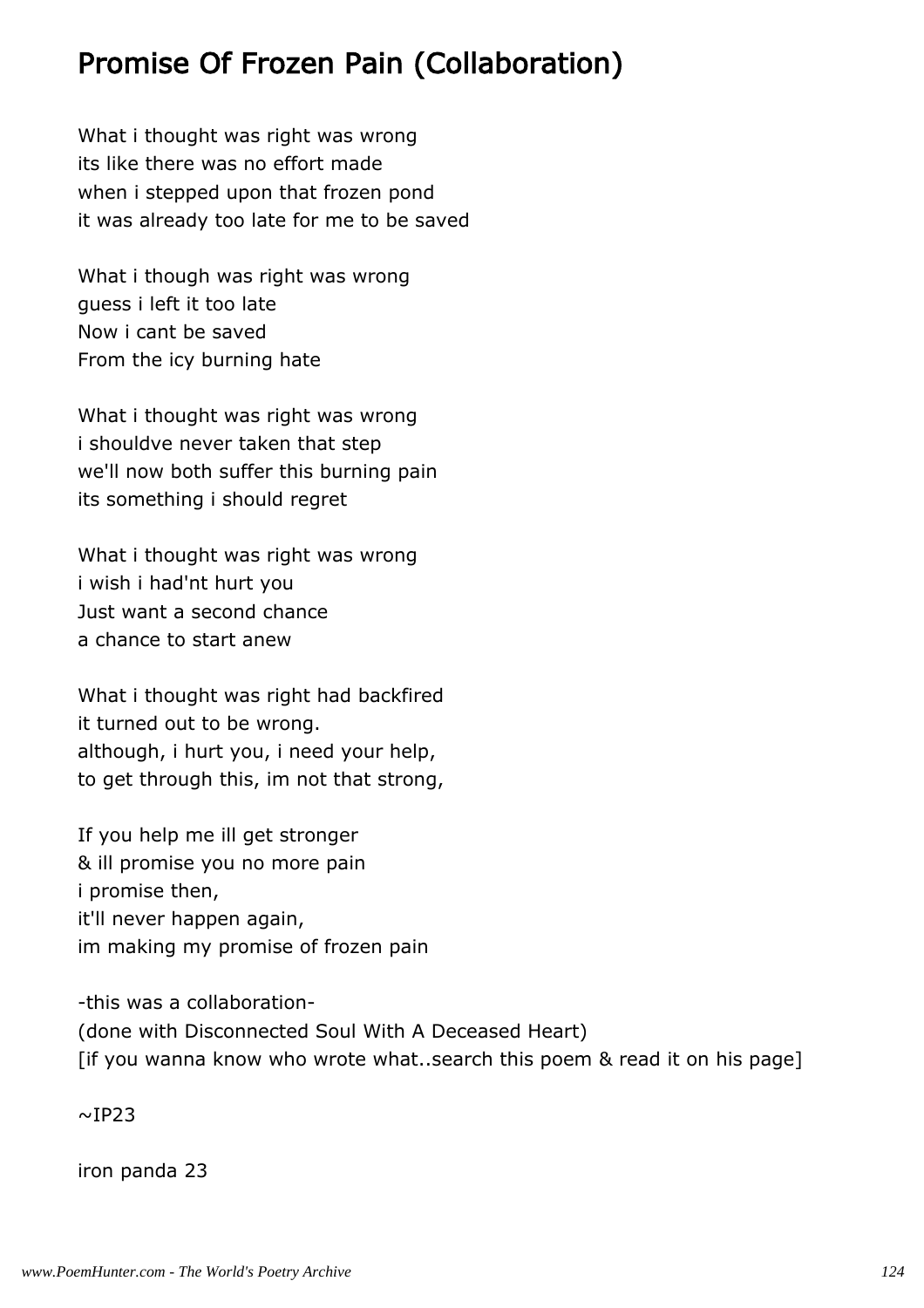# Promise Of Frozen Pain (Collaboration)

What i thought was right was wrong
its like there was no effort made
when i stepped upon that frozen pond
it was already too late for me to be saved

What i though was right was wrong
guess i left it too late
Now i cant be saved
From the icy burning hate

What i thought was right was wrong
i shouldve never taken that step
we'll now both suffer this burning pain
its something i should regret

What i thought was right was wrong
i wish i had'nt hurt you
Just want a second chance
a chance to start anew

What i thought was right had backfired
it turned out to be wrong.
although, i hurt you, i need your help,
to get through this, im not that strong,

If you help me ill get stronger
& ill promise you no more pain
i promise then,
it'll never happen again,
im making my promise of frozen pain

-this was a collaboration-
(done with Disconnected Soul With A Deceased Heart)
[if you wanna know who wrote what..search this poem & read it on his page]

~IP23

iron panda 23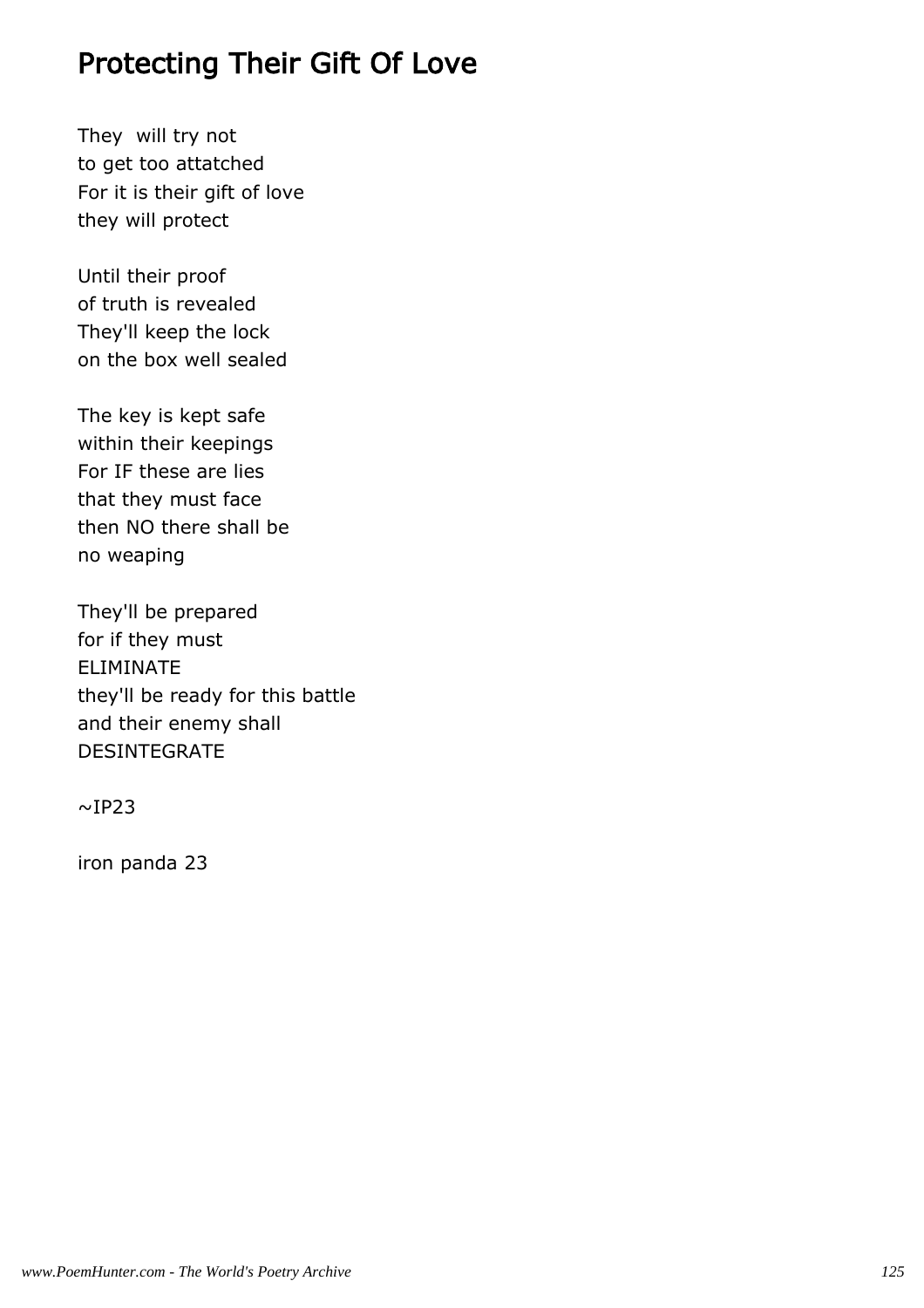# Protecting Their Gift Of Love

They will try not
to get too attatched
For it is their gift of love
they will protect

Until their proof
of truth is revealed
They'll keep the lock
on the box well sealed

The key is kept safe
within their keepings
For IF these are lies
that they must face
then NO there shall be
no weaping

They'll be prepared
for if they must
ELIMINATE
they'll be ready for this battle
and their enemy shall
DESINTEGRATE

~IP23

iron panda 23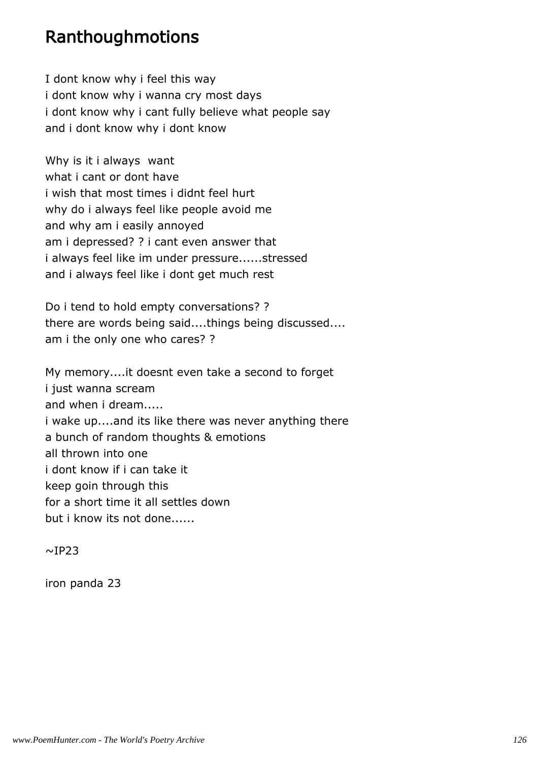# Ranthoughmotions

I dont know why i feel this way  
i dont know why i wanna cry most days  
i dont know why i cant fully believe what people say  
and i dont know why i dont know

Why is it i always  want  
what i cant or dont have  
i wish that most times i didnt feel hurt  
why do i always feel like people avoid me  
and why am i easily annoyed  
am i depressed? ? i cant even answer that  
i always feel like im under pressure......stressed  
and i always feel like i dont get much rest

Do i tend to hold empty conversations? ?  
there are words being said....things being discussed....  
am i the only one who cares? ?

My memory....it doesnt even take a second to forget  
i just wanna scream  
and when i dream.....  
i wake up....and its like there was never anything there  
a bunch of random thoughts & emotions  
all thrown into one  
i dont know if i can take it  
keep goin through this  
for a short time it all settles down  
but i know its not done......

~IP23

iron panda 23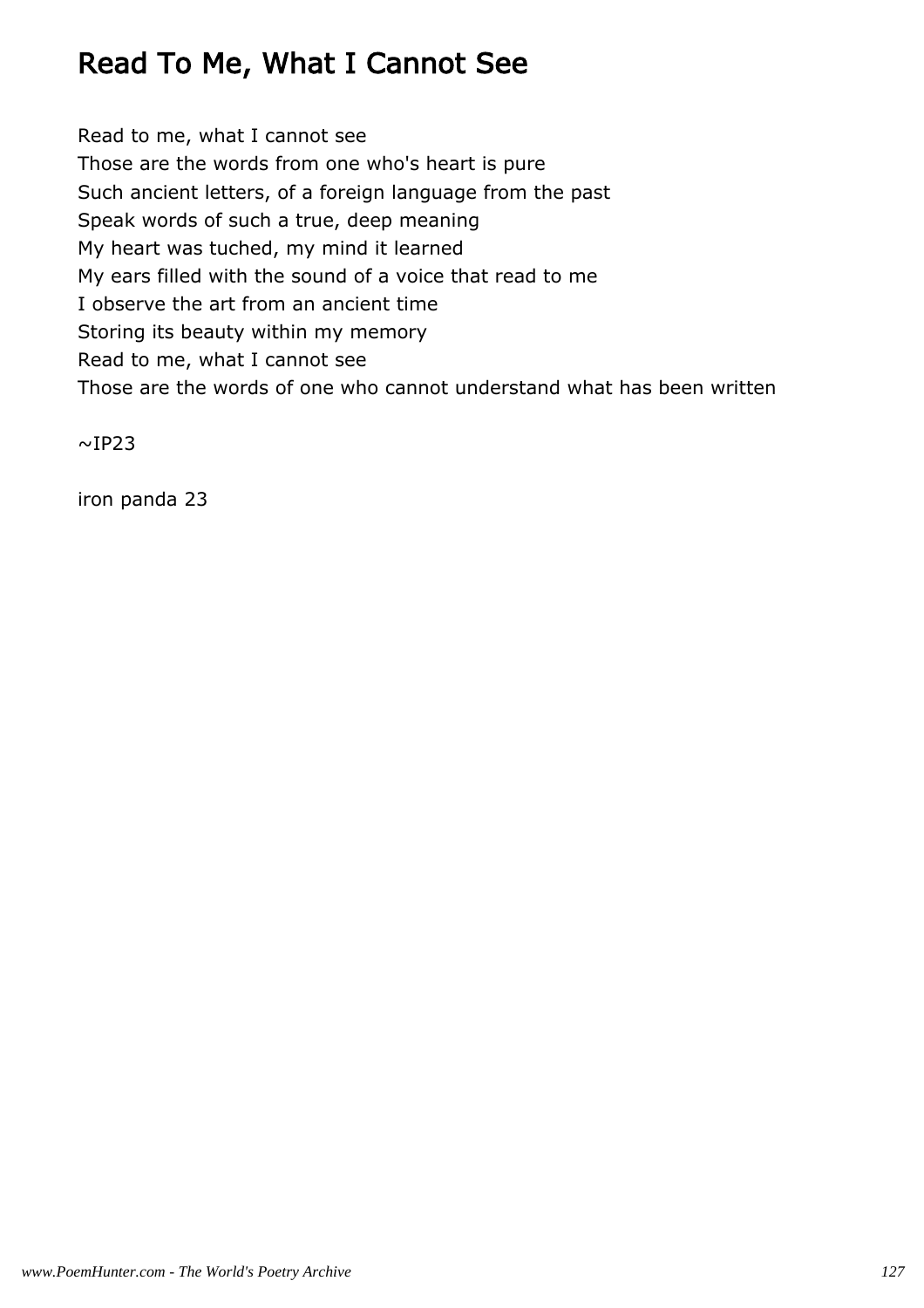# Read To Me, What I Cannot See

Read to me, what I cannot see  
Those are the words from one who's heart is pure  
Such ancient letters, of a foreign language from the past  
Speak words of such a true, deep meaning  
My heart was tuched, my mind it learned  
My ears filled with the sound of a voice that read to me  
I observe the art from an ancient time  
Storing its beauty within my memory  
Read to me, what I cannot see  
Those are the words of one who cannot understand what has been written

~IP23

iron panda 23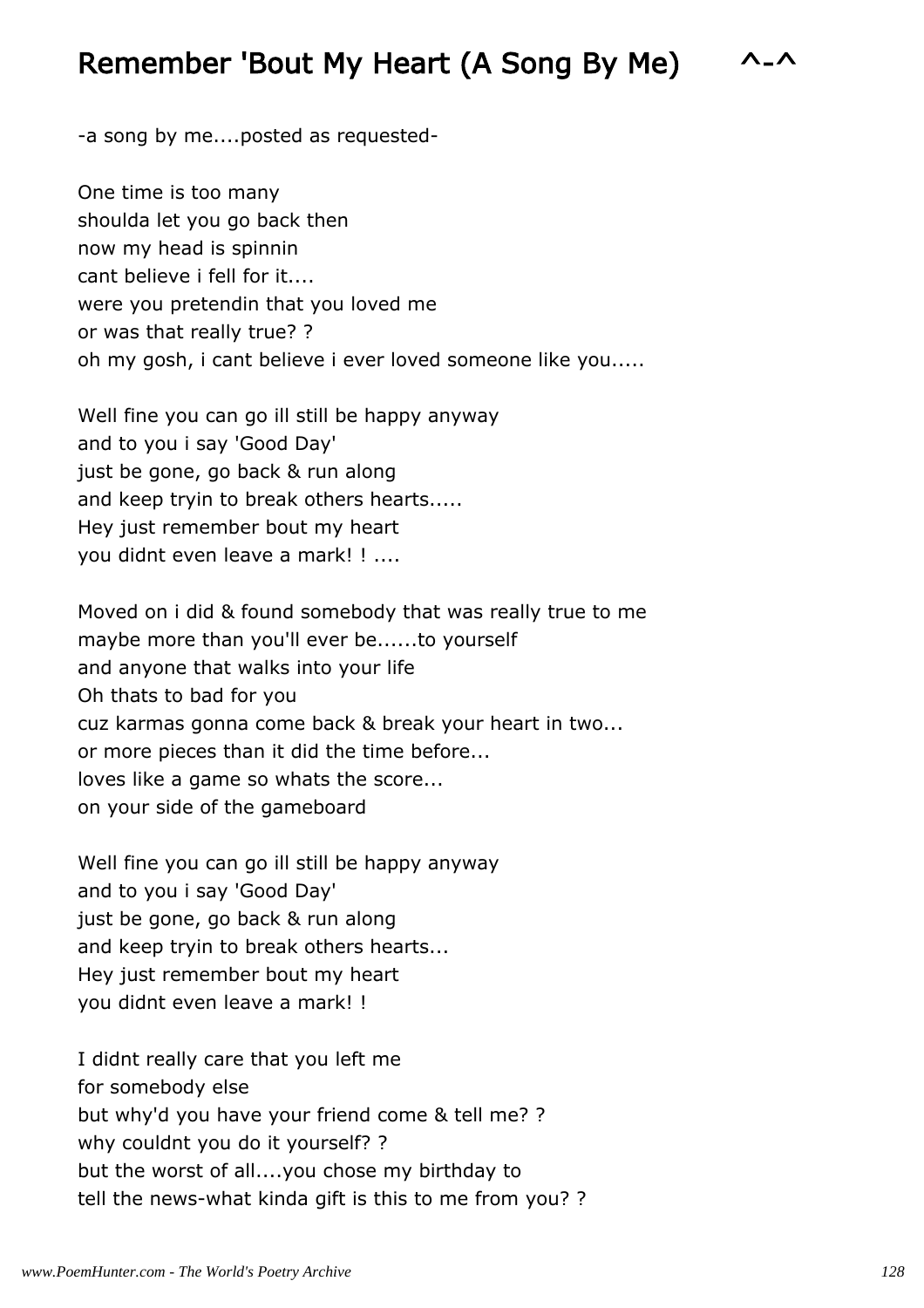# Remember 'Bout My Heart (A Song By Me) ^-^

-a song by me....posted as requested-

One time is too many  
shoulda let you go back then  
now my head is spinnin  
cant believe i fell for it....  
were you pretendin that you loved me  
or was that really true? ?  
oh my gosh, i cant believe i ever loved someone like you.....

Well fine you can go ill still be happy anyway  
and to you i say 'Good Day'  
just be gone, go back & run along  
and keep tryin to break others hearts.....  
Hey just remember bout my heart  
you didnt even leave a mark! ! ....

Moved on i did & found somebody that was really true to me  
maybe more than you'll ever be......to yourself  
and anyone that walks into your life  
Oh thats to bad for you  
cuz karmas gonna come back & break your heart in two...  
or more pieces than it did the time before...  
loves like a game so whats the score...  
on your side of the gameboard

Well fine you can go ill still be happy anyway  
and to you i say 'Good Day'  
just be gone, go back & run along  
and keep tryin to break others hearts...  
Hey just remember bout my heart  
you didnt even leave a mark! !

I didnt really care that you left me  
for somebody else  
but why'd you have your friend come & tell me? ?  
why couldnt you do it yourself? ?  
but the worst of all....you chose my birthday to  
tell the news-what kinda gift is this to me from you? ?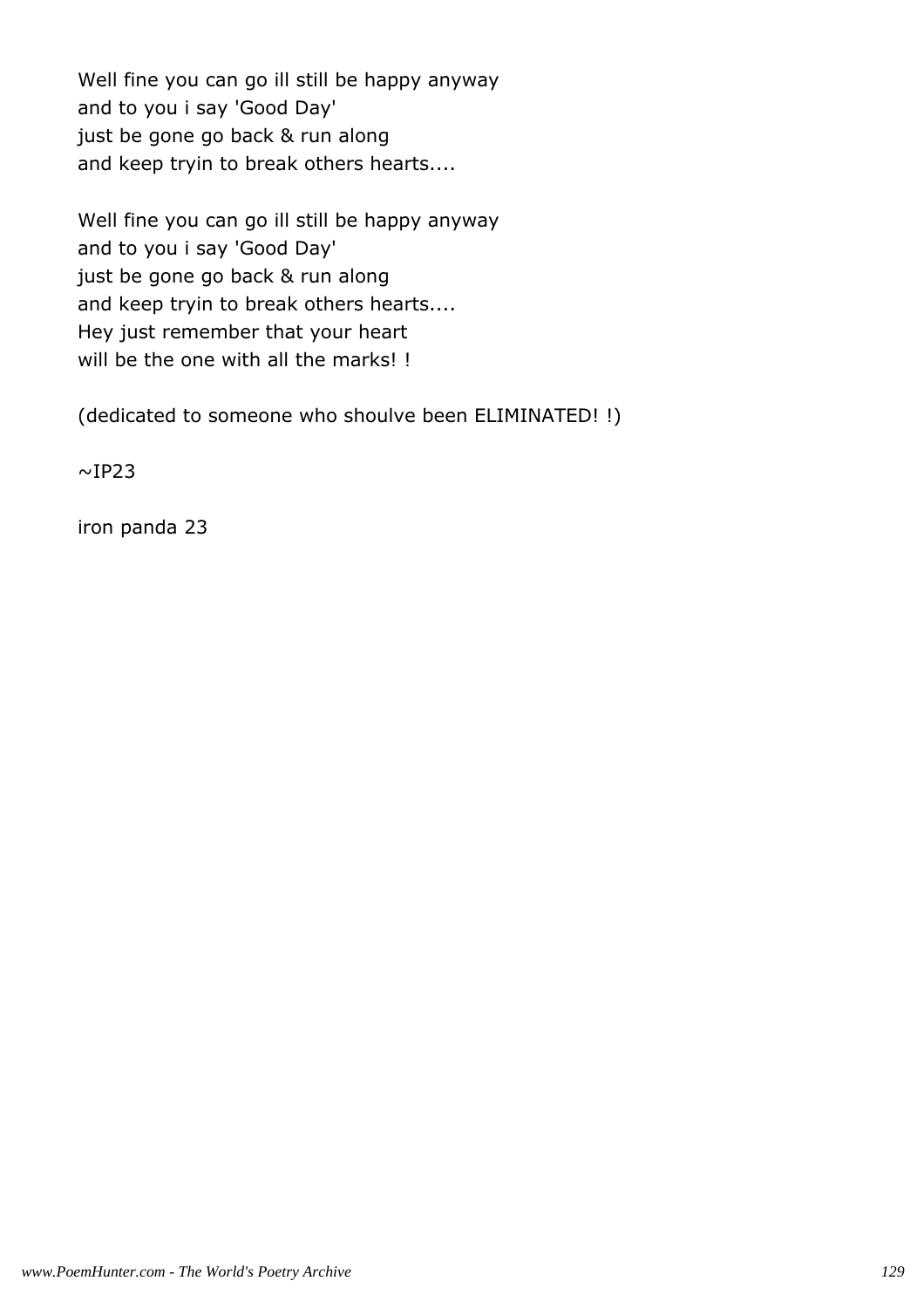Well fine you can go ill still be happy anyway
and to you i say 'Good Day'
just be gone go back & run along
and keep tryin to break others hearts....

Well fine you can go ill still be happy anyway
and to you i say 'Good Day'
just be gone go back & run along
and keep tryin to break others hearts....
Hey just remember that your heart
will be the one with all the marks! !

(dedicated to someone who shoulve been ELIMINATED! !)

~IP23

iron panda 23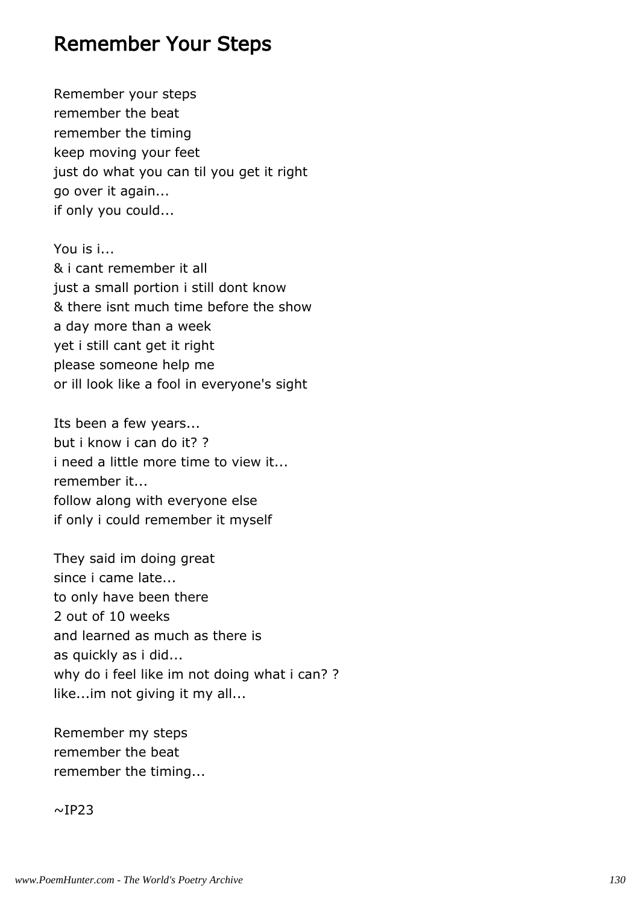# Remember Your Steps

Remember your steps  
remember the beat  
remember the timing  
keep moving your feet  
just do what you can til you get it right  
go over it again...  
if only you could...

You is i...  
& i cant remember it all  
just a small portion i still dont know  
& there isnt much time before the show  
a day more than a week  
yet i still cant get it right  
please someone help me  
or ill look like a fool in everyone's sight

Its been a few years...  
but i know i can do it? ?  
i need a little more time to view it...  
remember it...  
follow along with everyone else  
if only i could remember it myself

They said im doing great  
since i came late...  
to only have been there  
2 out of 10 weeks  
and learned as much as there is  
as quickly as i did...  
why do i feel like im not doing what i can? ?  
like...im not giving it my all...

Remember my steps  
remember the beat  
remember the timing...

~IP23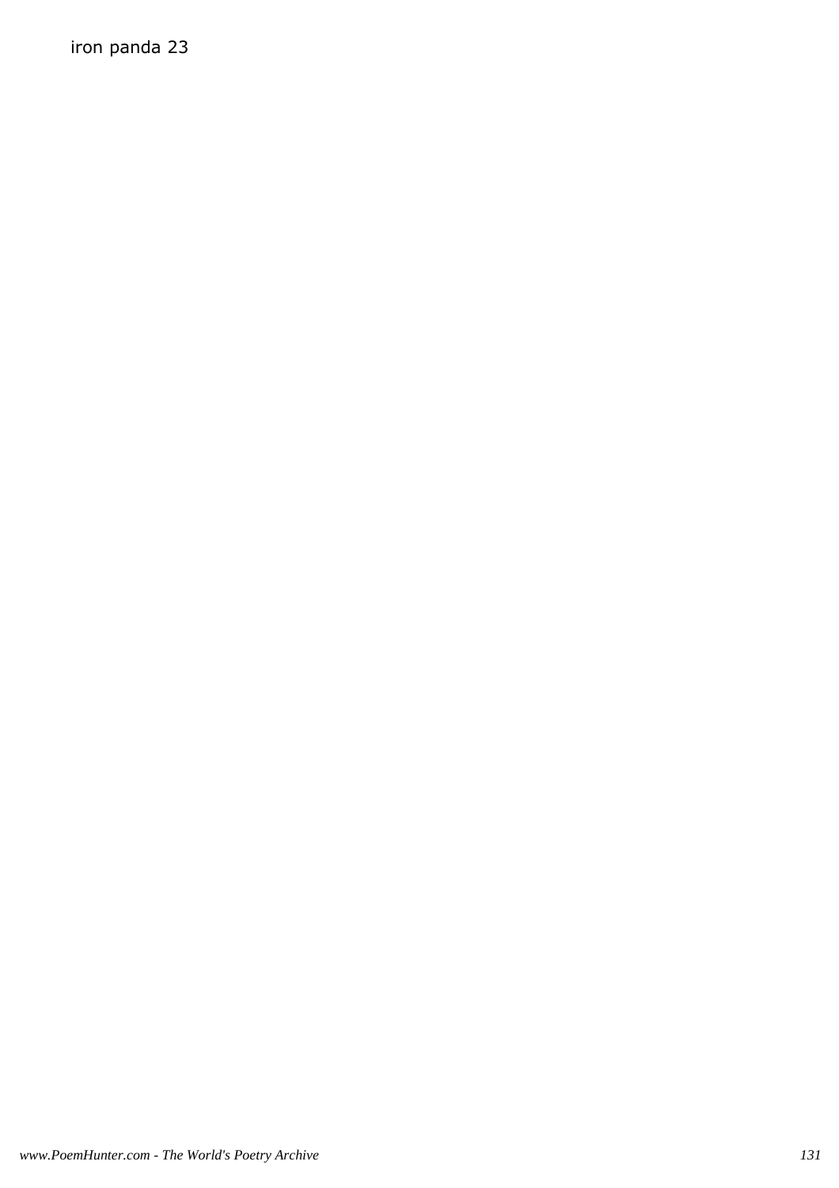iron panda 23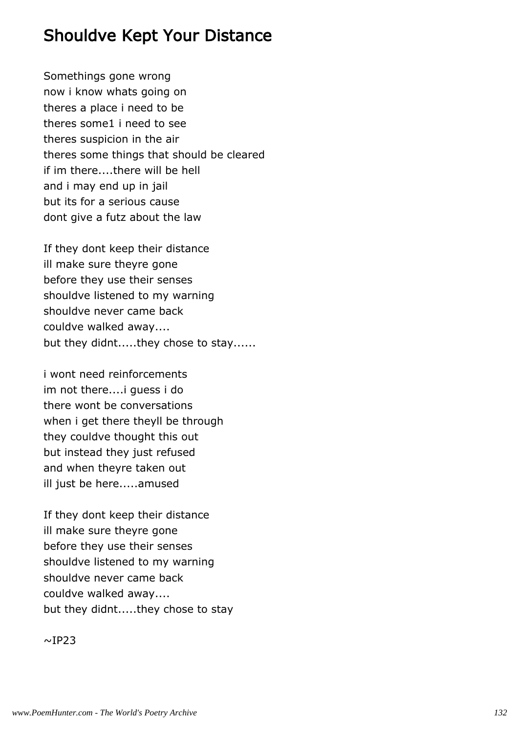# Shouldve Kept Your Distance

Somethings gone wrong
now i know whats going on
theres a place i need to be
theres some1 i need to see
theres suspicion in the air
theres some things that should be cleared
if im there....there will be hell
and i may end up in jail
but its for a serious cause
dont give a futz about the law

If they dont keep their distance
ill make sure theyre gone
before they use their senses
shouldve listened to my warning
shouldve never came back
couldve walked away....
but they didnt.....they chose to stay......

i wont need reinforcements
im not there....i guess i do
there wont be conversations
when i get there theyll be through
they couldve thought this out
but instead they just refused
and when theyre taken out
ill just be here.....amused

If they dont keep their distance
ill make sure theyre gone
before they use their senses
shouldve listened to my warning
shouldve never came back
couldve walked away....
but they didnt.....they chose to stay

~IP23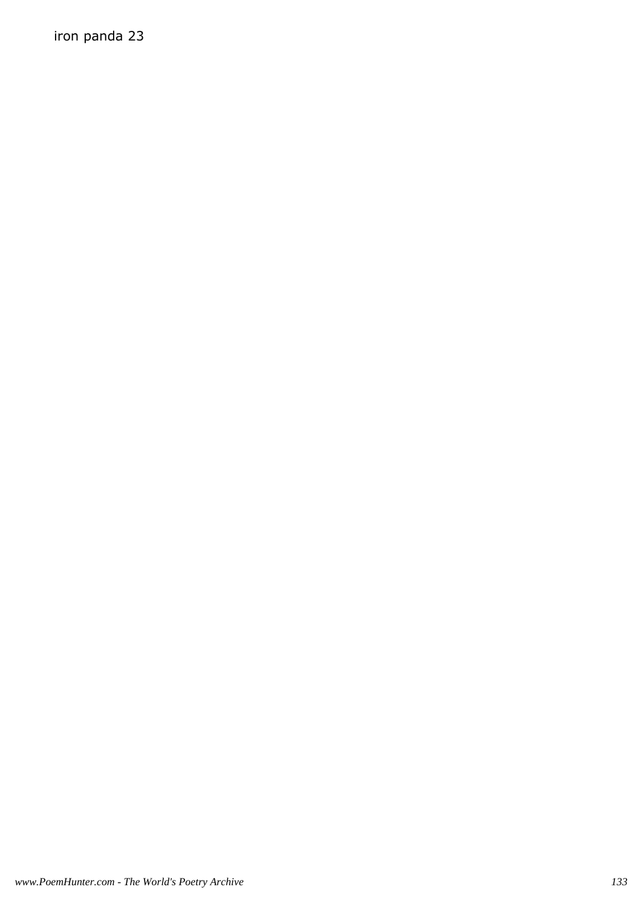iron panda 23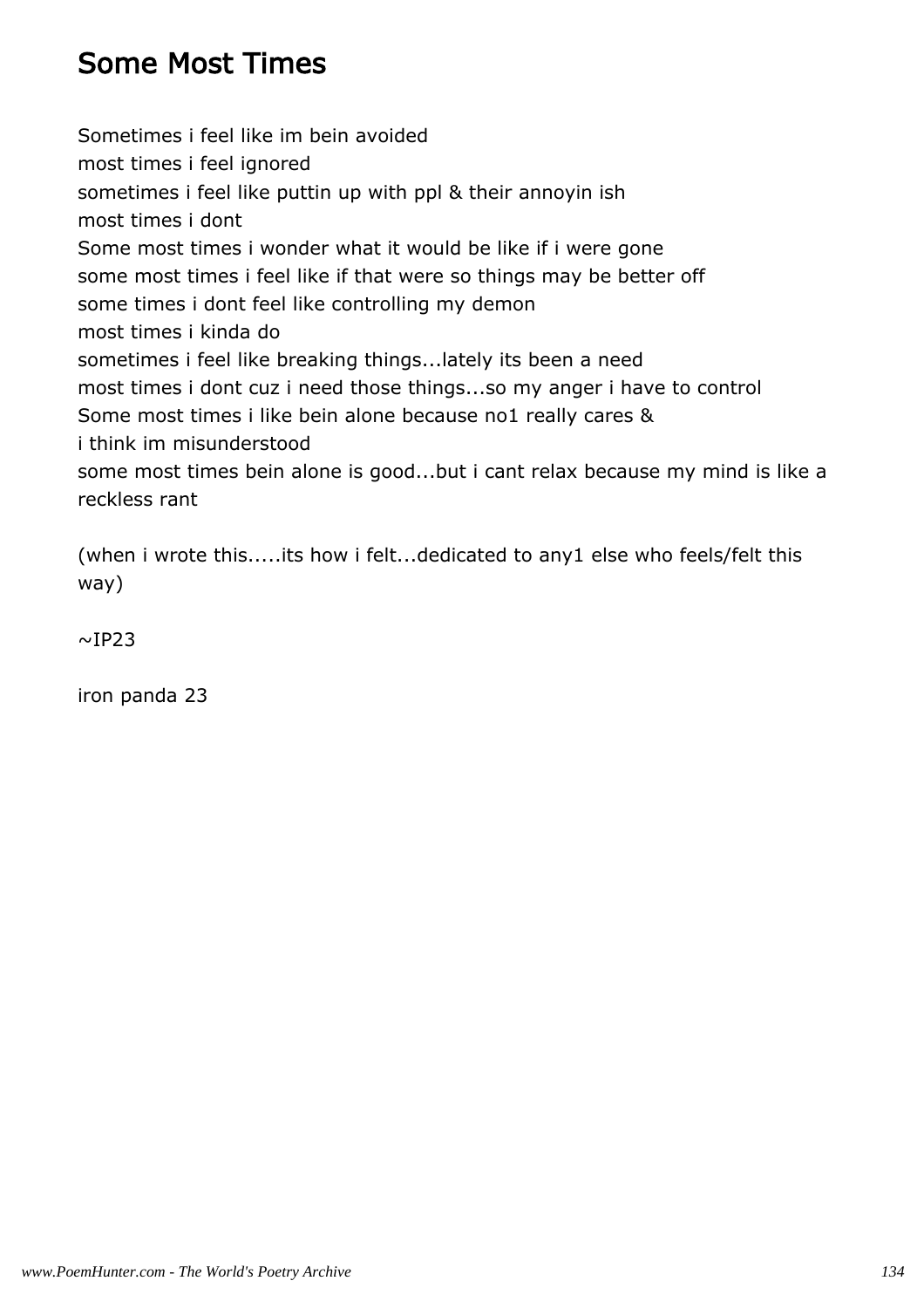# Some Most Times

Sometimes i feel like im bein avoided
most times i feel ignored
sometimes i feel like puttin up with ppl & their annoyin ish
most times i dont
Some most times i wonder what it would be like if i were gone
some most times i feel like if that were so things may be better off
some times i dont feel like controlling my demon
most times i kinda do
sometimes i feel like breaking things...lately its been a need
most times i dont cuz i need those things...so my anger i have to control
Some most times i like bein alone because no1 really cares &
i think im misunderstood
some most times bein alone is good...but i cant relax because my mind is like a reckless rant

(when i wrote this.....its how i felt...dedicated to any1 else who feels/felt this way)

~IP23

iron panda 23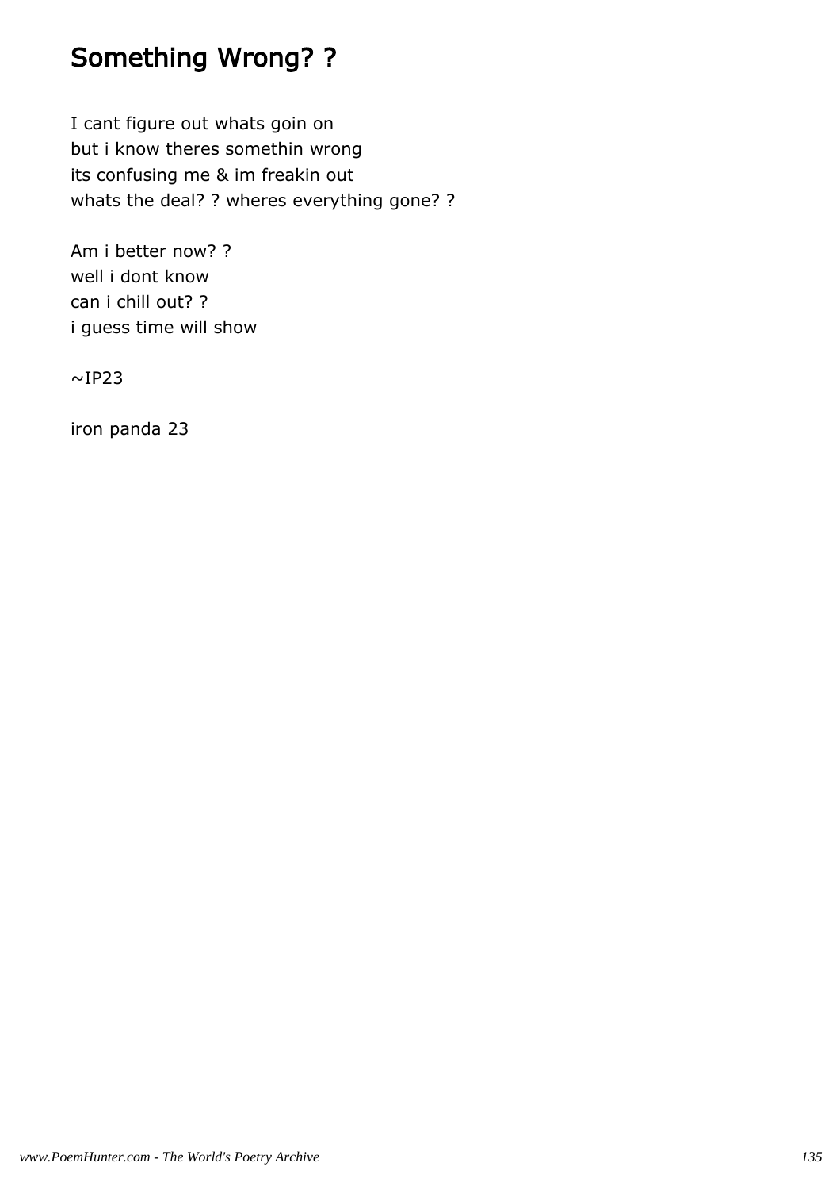# Something Wrong? ?

I cant figure out whats goin on
but i know theres somethin wrong
its confusing me & im freakin out
whats the deal? ? wheres everything gone? ?

Am i better now? ?
well i dont know
can i chill out? ?
i guess time will show

~IP23

iron panda 23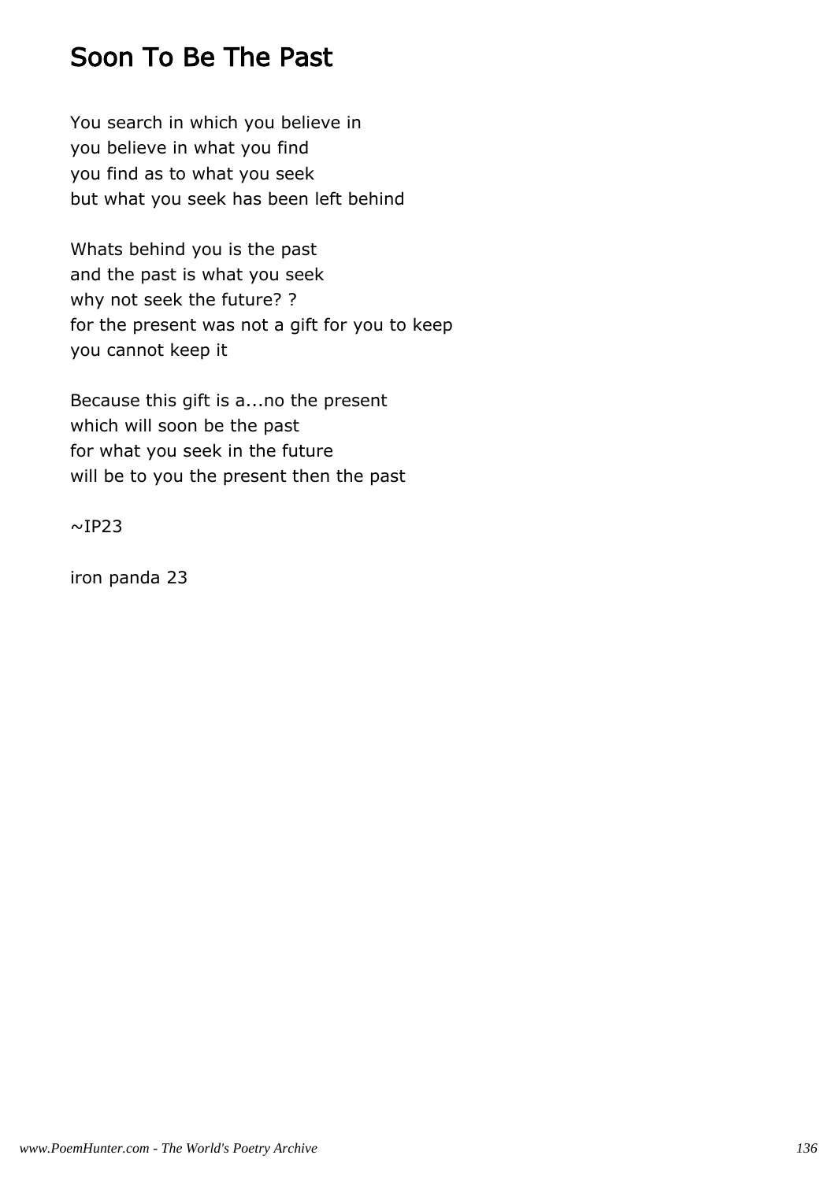# Soon To Be The Past

You search in which you believe in  
you believe in what you find  
you find as to what you seek  
but what you seek has been left behind

Whats behind you is the past  
and the past is what you seek  
why not seek the future? ?  
for the present was not a gift for you to keep  
you cannot keep it

Because this gift is a...no the present  
which will soon be the past  
for what you seek in the future  
will be to you the present then the past

~IP23

iron panda 23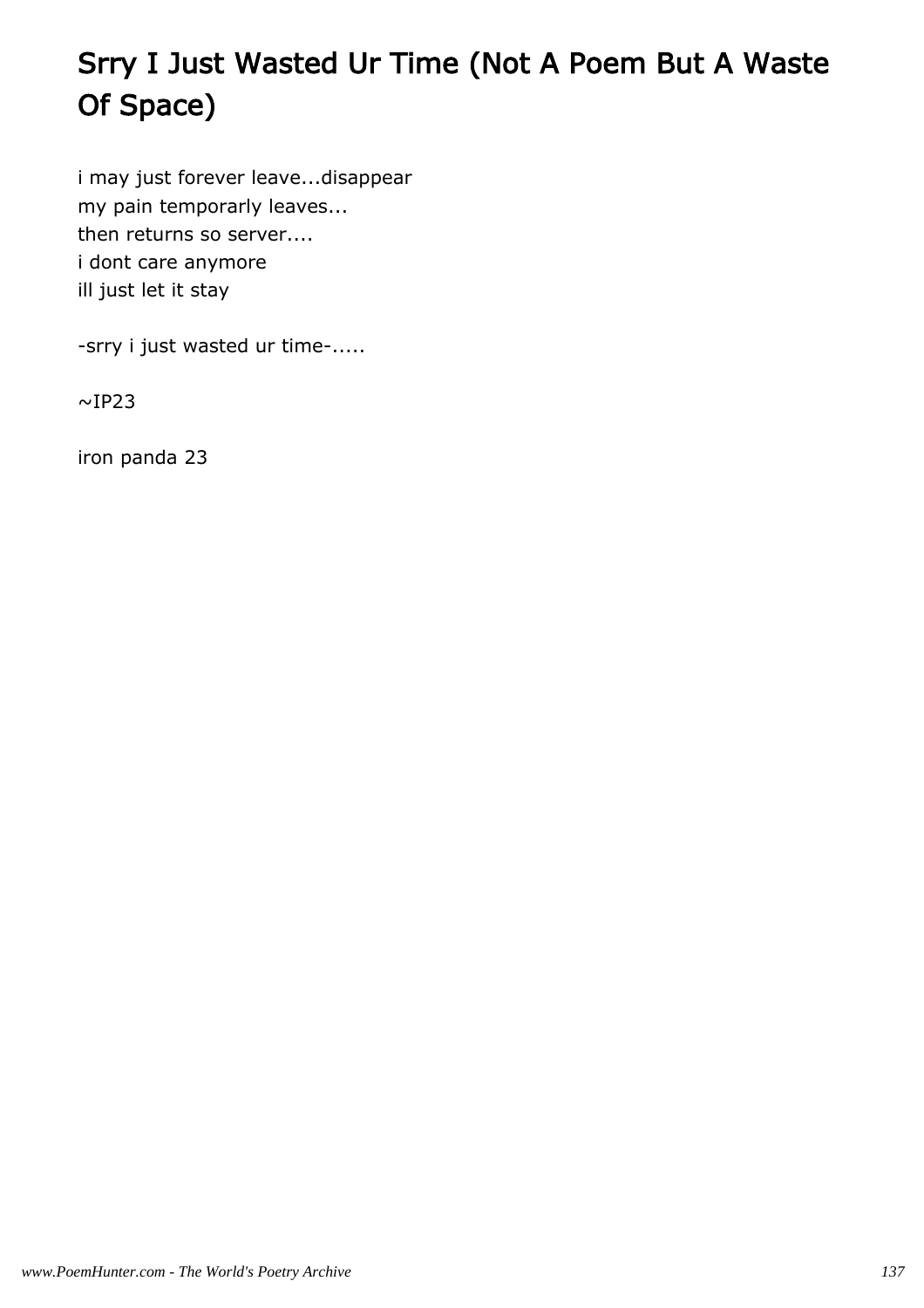# Srry I Just Wasted Ur Time (Not A Poem But A Waste Of Space)

i may just forever leave...disappear
my pain temporarly leaves...
then returns so server....
i dont care anymore
ill just let it stay

-srry i just wasted ur time-.....

~IP23

iron panda 23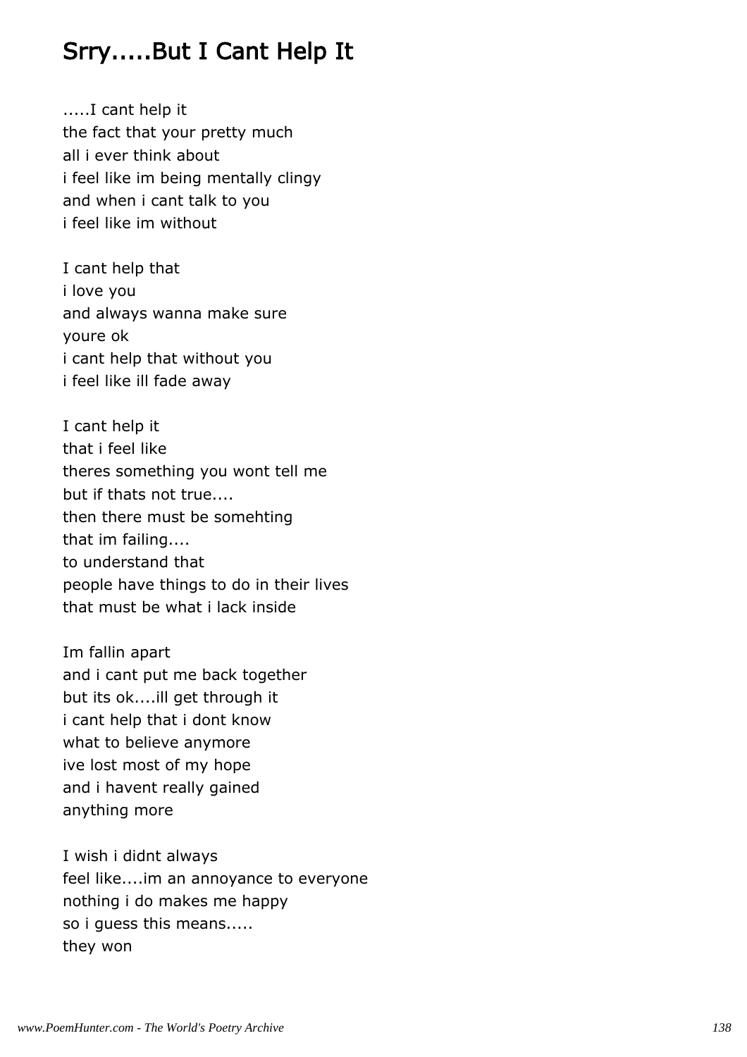# Srry.....But I Cant Help It

.....I cant help it
the fact that your pretty much
all i ever think about
i feel like im being mentally clingy
and when i cant talk to you
i feel like im without

I cant help that
i love you
and always wanna make sure
youre ok
i cant help that without you
i feel like ill fade away

I cant help it
that i feel like
theres something you wont tell me
but if thats not true....
then there must be somehting
that im failing....
to understand that
people have things to do in their lives
that must be what i lack inside

Im fallin apart
and i cant put me back together
but its ok....ill get through it
i cant help that i dont know
what to believe anymore
ive lost most of my hope
and i havent really gained
anything more

I wish i didnt always
feel like....im an annoyance to everyone
nothing i do makes me happy
so i guess this means.....
they won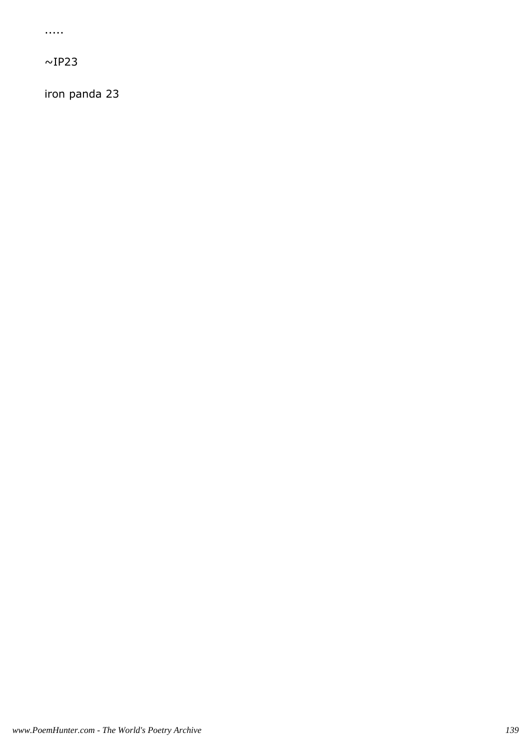.....

~IP23

iron panda 23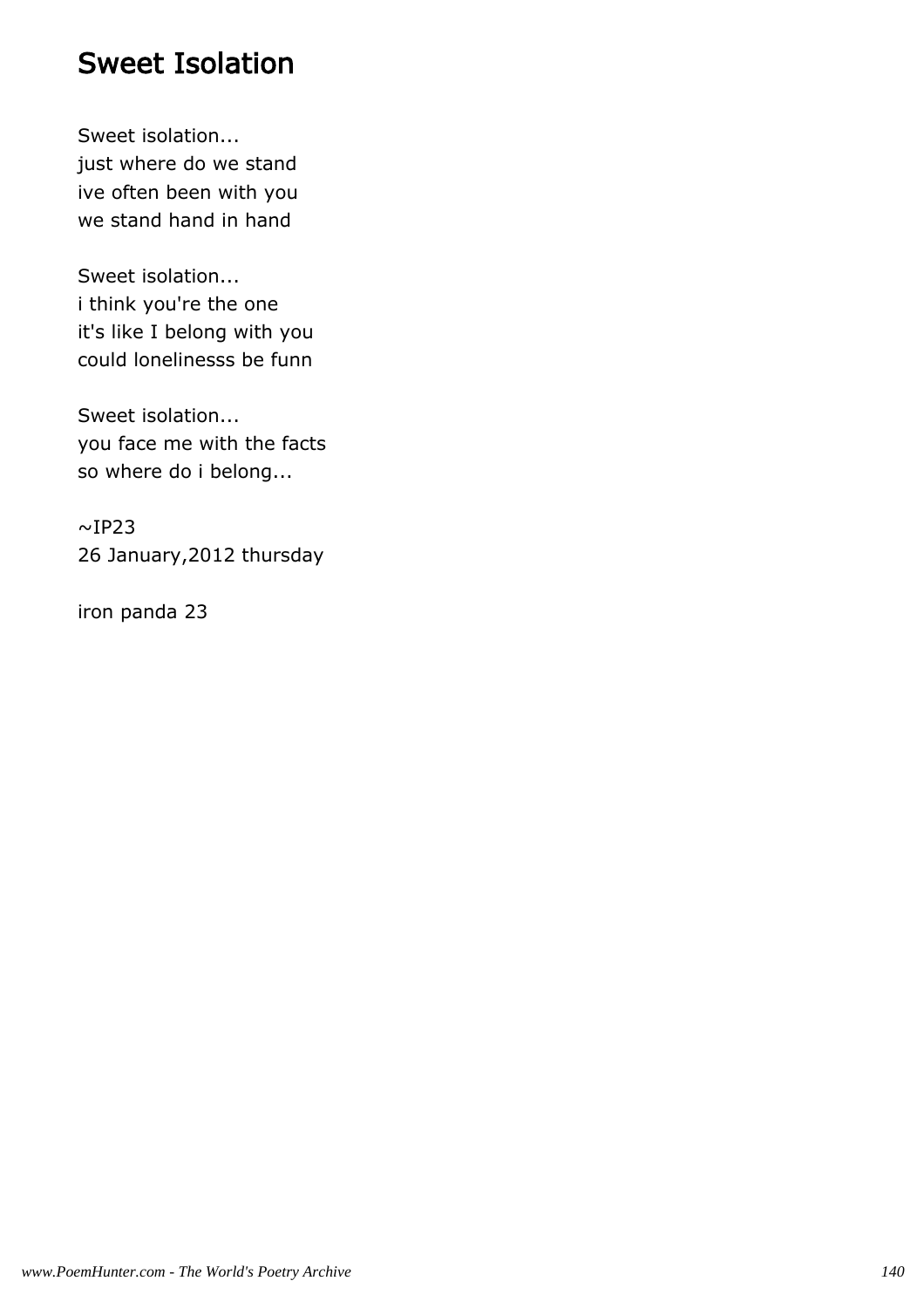# Sweet Isolation

Sweet isolation...
just where do we stand
ive often been with you
we stand hand in hand

Sweet isolation...
i think you're the one
it's like I belong with you
could lonelinesss be funn

Sweet isolation...
you face me with the facts
so where do i belong...

~IP23
26 January,2012 thursday

iron panda 23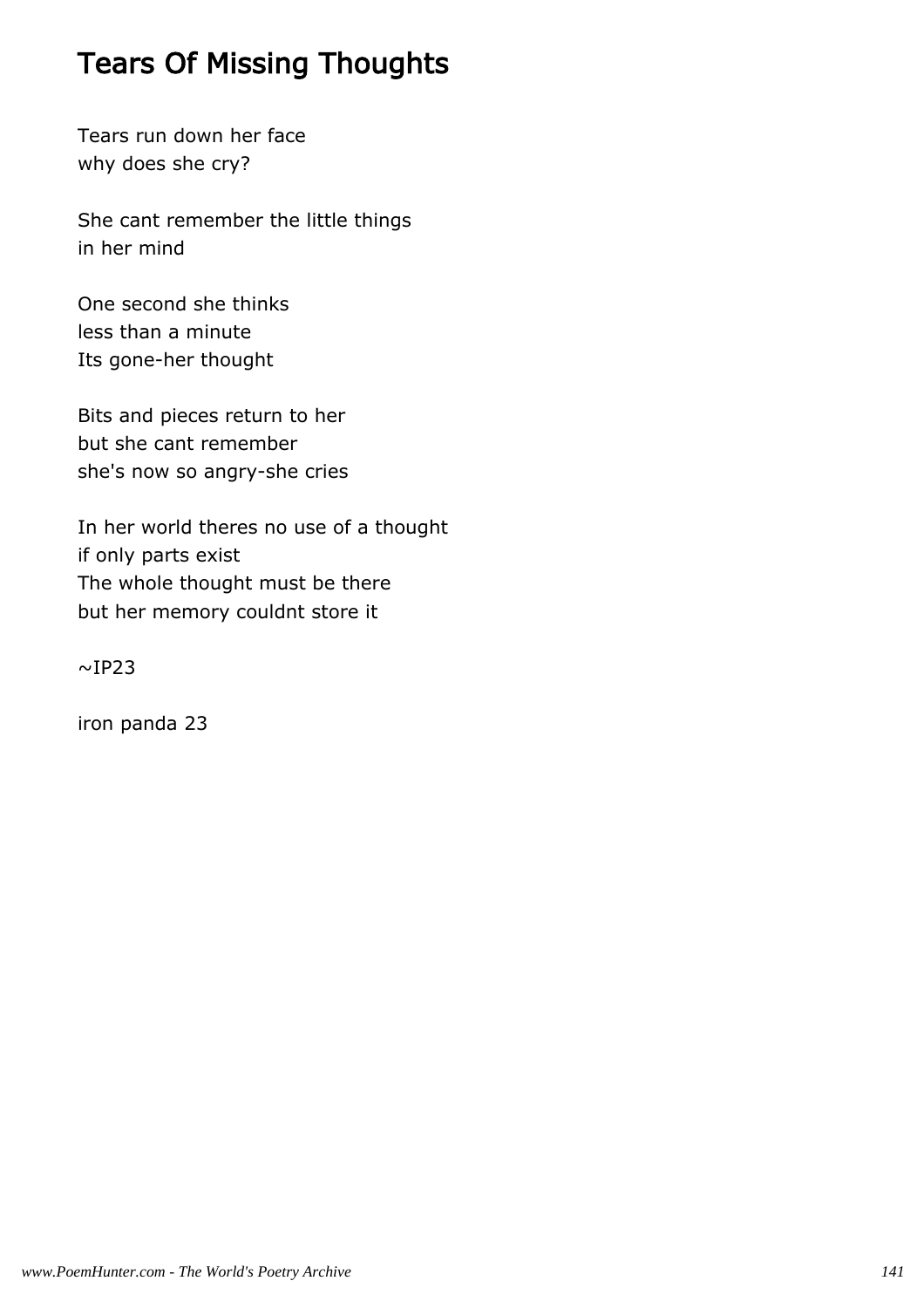# Tears Of Missing Thoughts

Tears run down her face
why does she cry?

She cant remember the little things
in her mind

One second she thinks
less than a minute
Its gone-her thought

Bits and pieces return to her
but she cant remember
she's now so angry-she cries

In her world theres no use of a thought
if only parts exist
The whole thought must be there
but her memory couldnt store it

~IP23

iron panda 23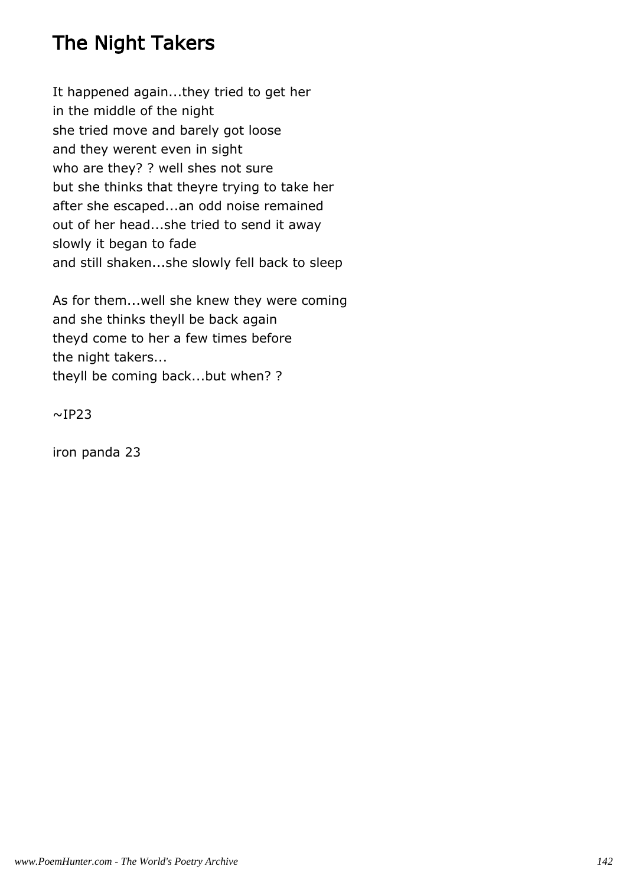# The Night Takers

It happened again...they tried to get her
in the middle of the night
she tried move and barely got loose
and they werent even in sight
who are they? ? well shes not sure
but she thinks that theyre trying to take her
after she escaped...an odd noise remained
out of her head...she tried to send it away
slowly it began to fade
and still shaken...she slowly fell back to sleep

As for them...well she knew they were coming
and she thinks theyll be back again
theyd come to her a few times before
the night takers...
theyll be coming back...but when? ?

~IP23

iron panda 23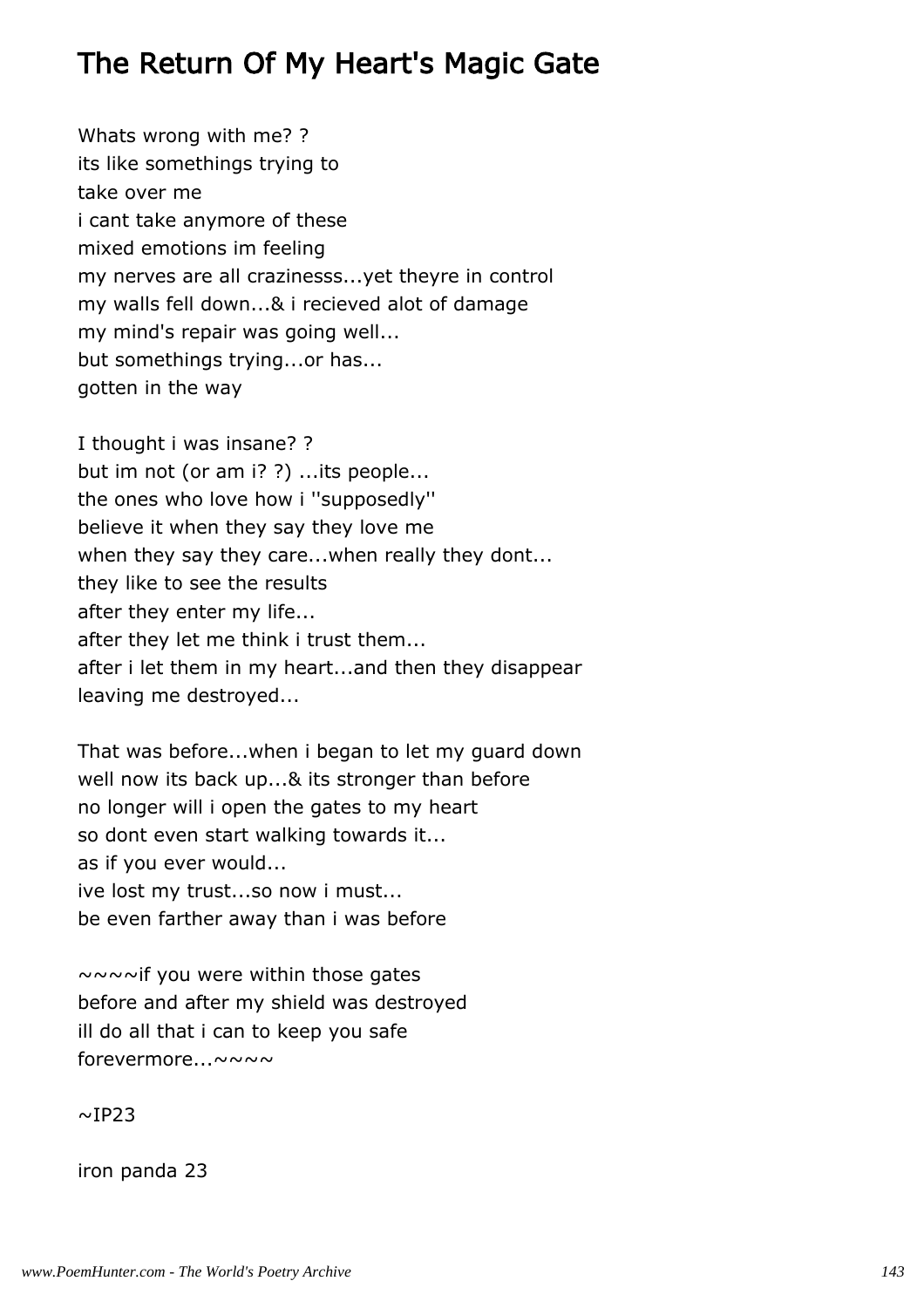# The Return Of My Heart's Magic Gate

Whats wrong with me? ?
its like somethings trying to
take over me
i cant take anymore of these
mixed emotions im feeling
my nerves are all crazinesss...yet theyre in control
my walls fell down...& i recieved alot of damage
my mind's repair was going well...
but somethings trying...or has...
gotten in the way

I thought i was insane? ?
but im not (or am i? ?) ...its people...
the ones who love how i ''supposedly''
believe it when they say they love me
when they say they care...when really they dont...
they like to see the results
after they enter my life...
after they let me think i trust them...
after i let them in my heart...and then they disappear
leaving me destroyed...

That was before...when i began to let my guard down
well now its back up...& its stronger than before
no longer will i open the gates to my heart
so dont even start walking towards it...
as if you ever would...
ive lost my trust...so now i must...
be even farther away than i was before

~~~~if you were within those gates
before and after my shield was destroyed
ill do all that i can to keep you safe
forevermore...~~~~

~IP23

iron panda 23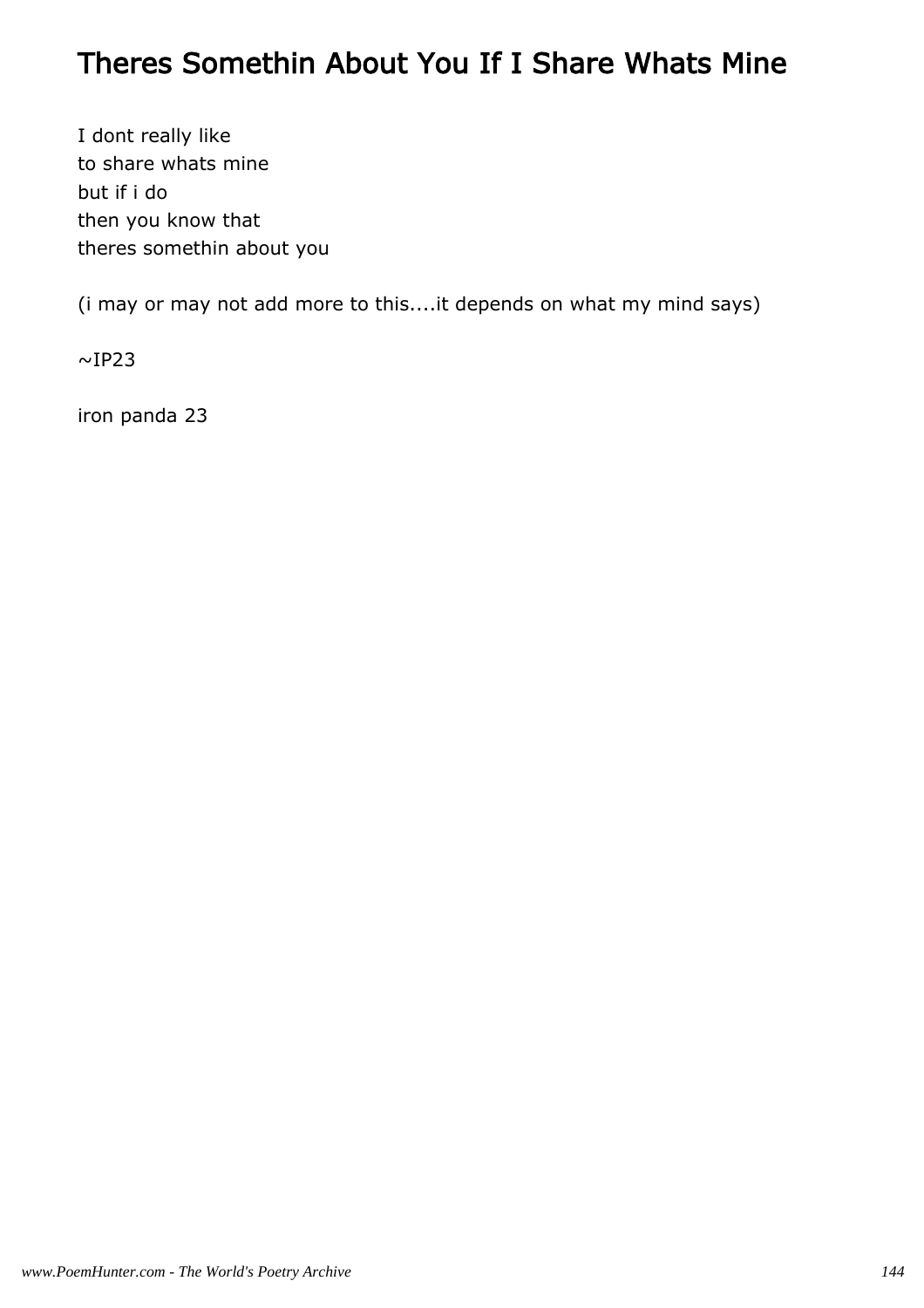# Theres Somethin About You If I Share Whats Mine

I dont really like
to share whats mine
but if i do
then you know that
theres somethin about you

(i may or may not add more to this....it depends on what my mind says)

~IP23

iron panda 23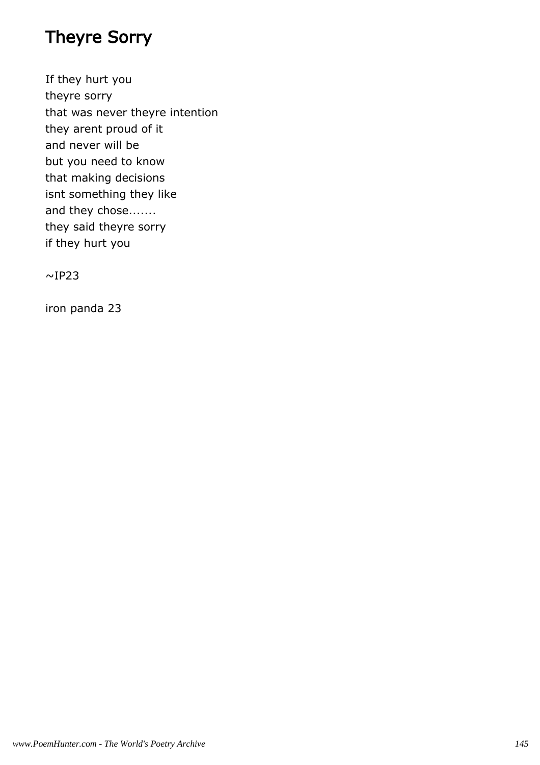# Theyre Sorry

If they hurt you  
theyre sorry  
that was never theyre intention  
they arent proud of it  
and never will be  
but you need to know  
that making decisions  
isnt something they like  
and they chose.......  
they said theyre sorry  
if they hurt you

~IP23

iron panda 23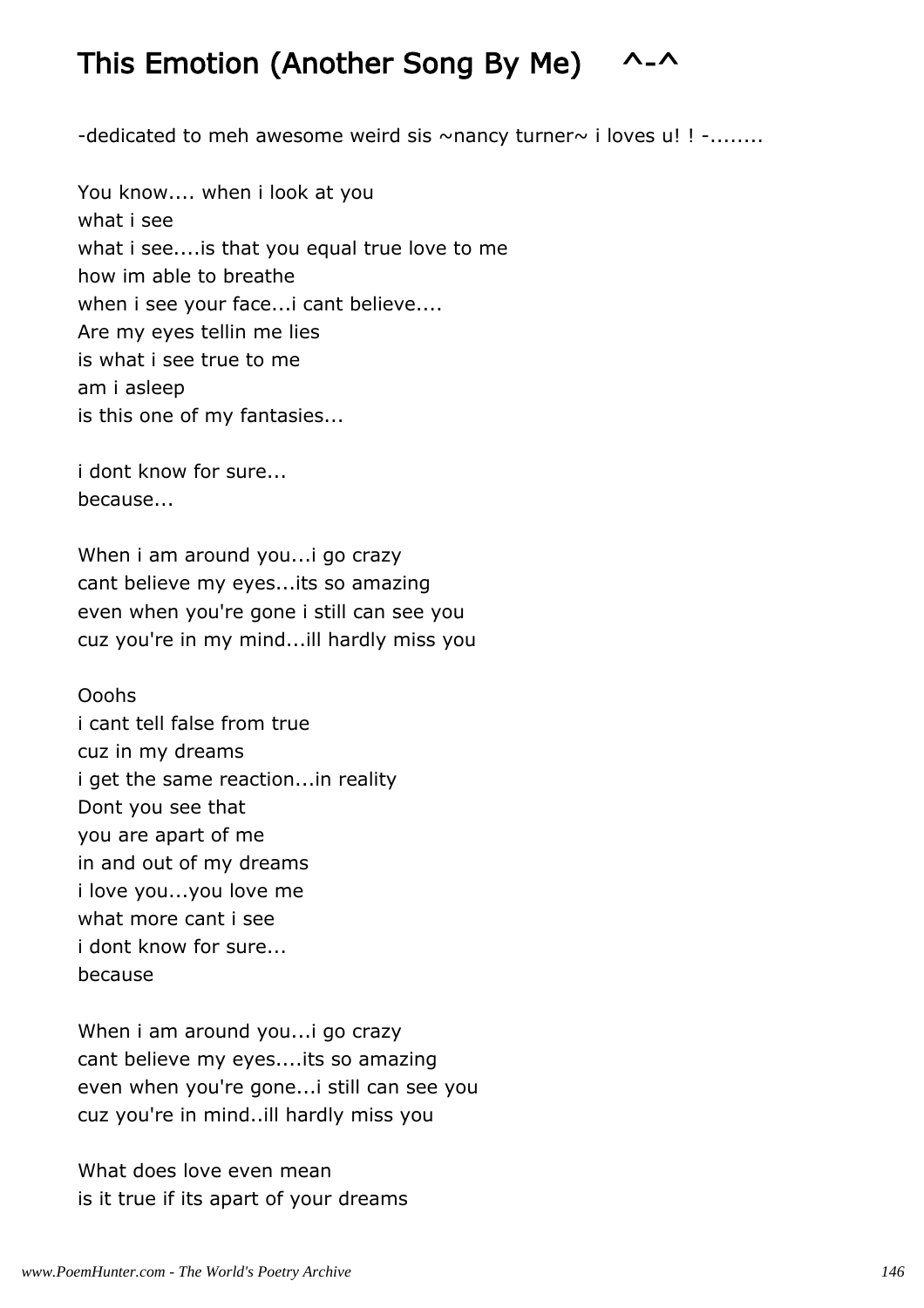## This Emotion (Another Song By Me) ^-^

-dedicated to meh awesome weird sis ~nancy turner~ i loves u! ! -........

You know.... when i look at you  
what i see  
what i see....is that you equal true love to me  
how im able to breathe  
when i see your face...i cant believe....  
Are my eyes tellin me lies  
is what i see true to me  
am i asleep  
is this one of my fantasies...

i dont know for sure...  
because...

When i am around you...i go crazy  
cant believe my eyes...its so amazing  
even when you're gone i still can see you  
cuz you're in my mind...ill hardly miss you

Ooohs  
i cant tell false from true  
cuz in my dreams  
i get the same reaction...in reality  
Dont you see that  
you are apart of me  
in and out of my dreams  
i love you...you love me  
what more cant i see  
i dont know for sure...  
because

When i am around you...i go crazy  
cant believe my eyes....its so amazing  
even when you're gone...i still can see you  
cuz you're in mind..ill hardly miss you

What does love even mean  
is it true if its apart of your dreams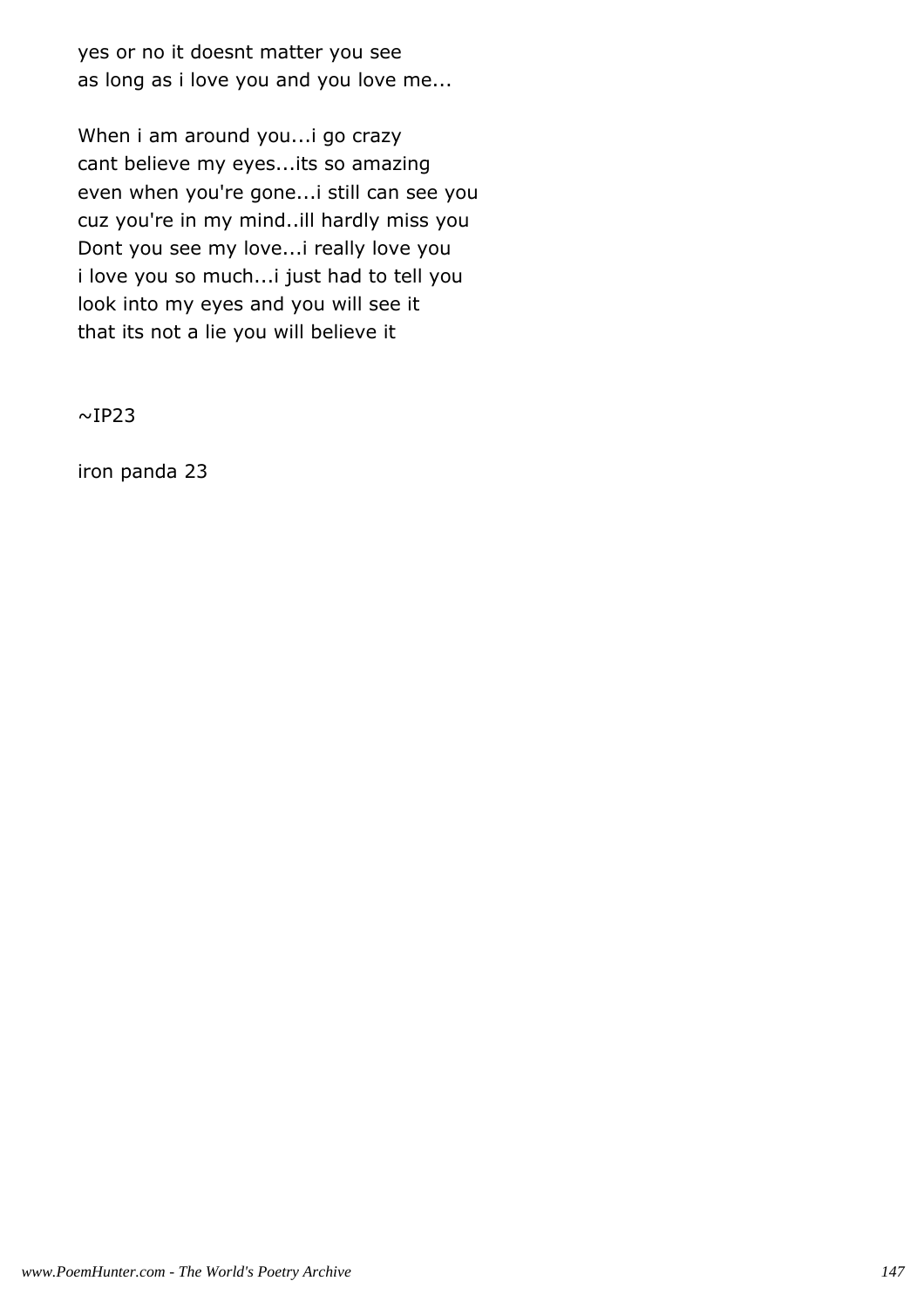yes or no it doesnt matter you see
as long as i love you and you love me...

When i am around you...i go crazy
cant believe my eyes...its so amazing
even when you're gone...i still can see you
cuz you're in my mind..ill hardly miss you
Dont you see my love...i really love you
i love you so much...i just had to tell you
look into my eyes and you will see it
that its not a lie you will believe it

~IP23

iron panda 23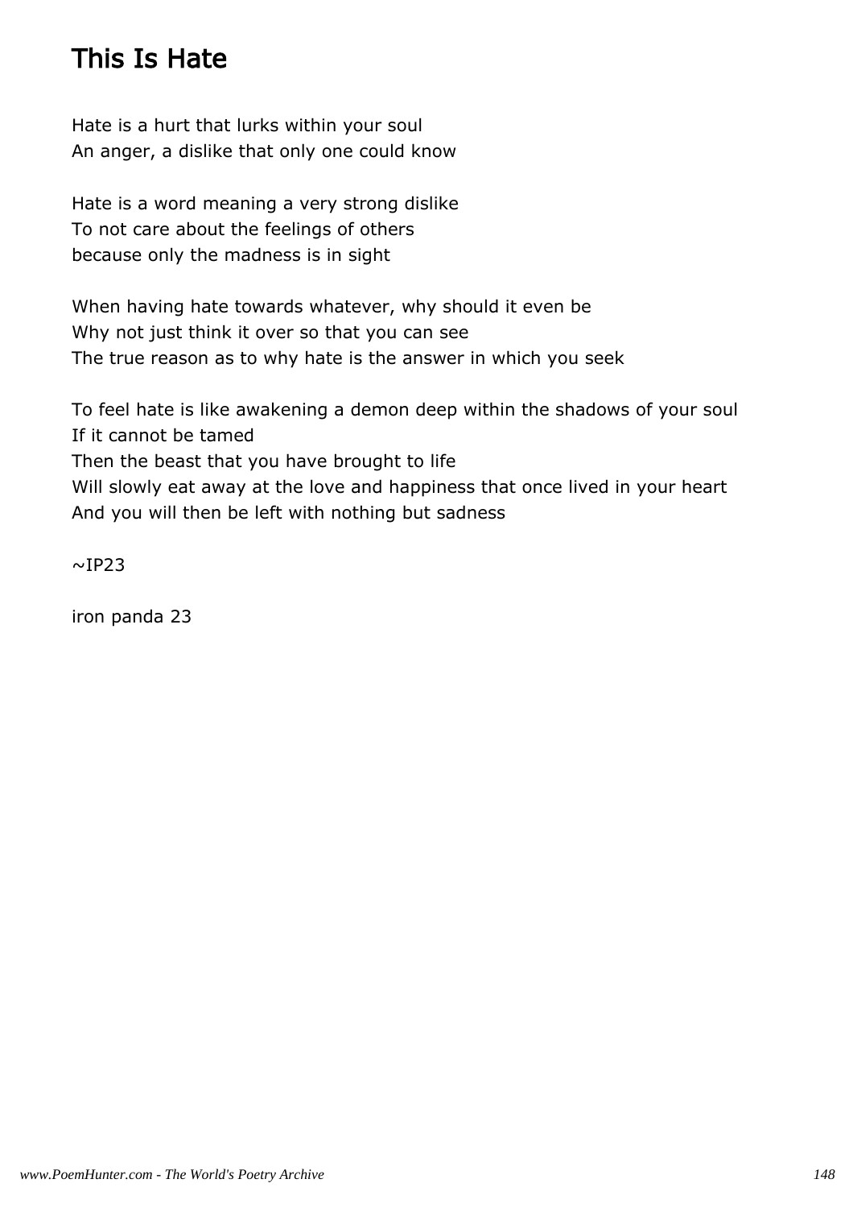# This Is Hate

Hate is a hurt that lurks within your soul
An anger, a dislike that only one could know

Hate is a word meaning a very strong dislike
To not care about the feelings of others
because only the madness is in sight

When having hate towards whatever, why should it even be
Why not just think it over so that you can see
The true reason as to why hate is the answer in which you seek

To feel hate is like awakening a demon deep within the shadows of your soul
If it cannot be tamed
Then the beast that you have brought to life
Will slowly eat away at the love and happiness that once lived in your heart
And you will then be left with nothing but sadness

~IP23

iron panda 23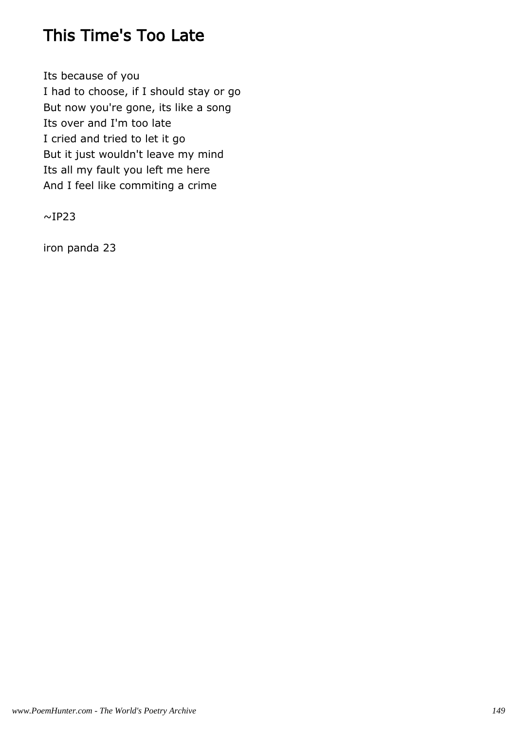# This Time's Too Late

Its because of you
I had to choose, if I should stay or go
But now you're gone, its like a song
Its over and I'm too late
I cried and tried to let it go
But it just wouldn't leave my mind
Its all my fault you left me here
And I feel like commiting a crime

~IP23

iron panda 23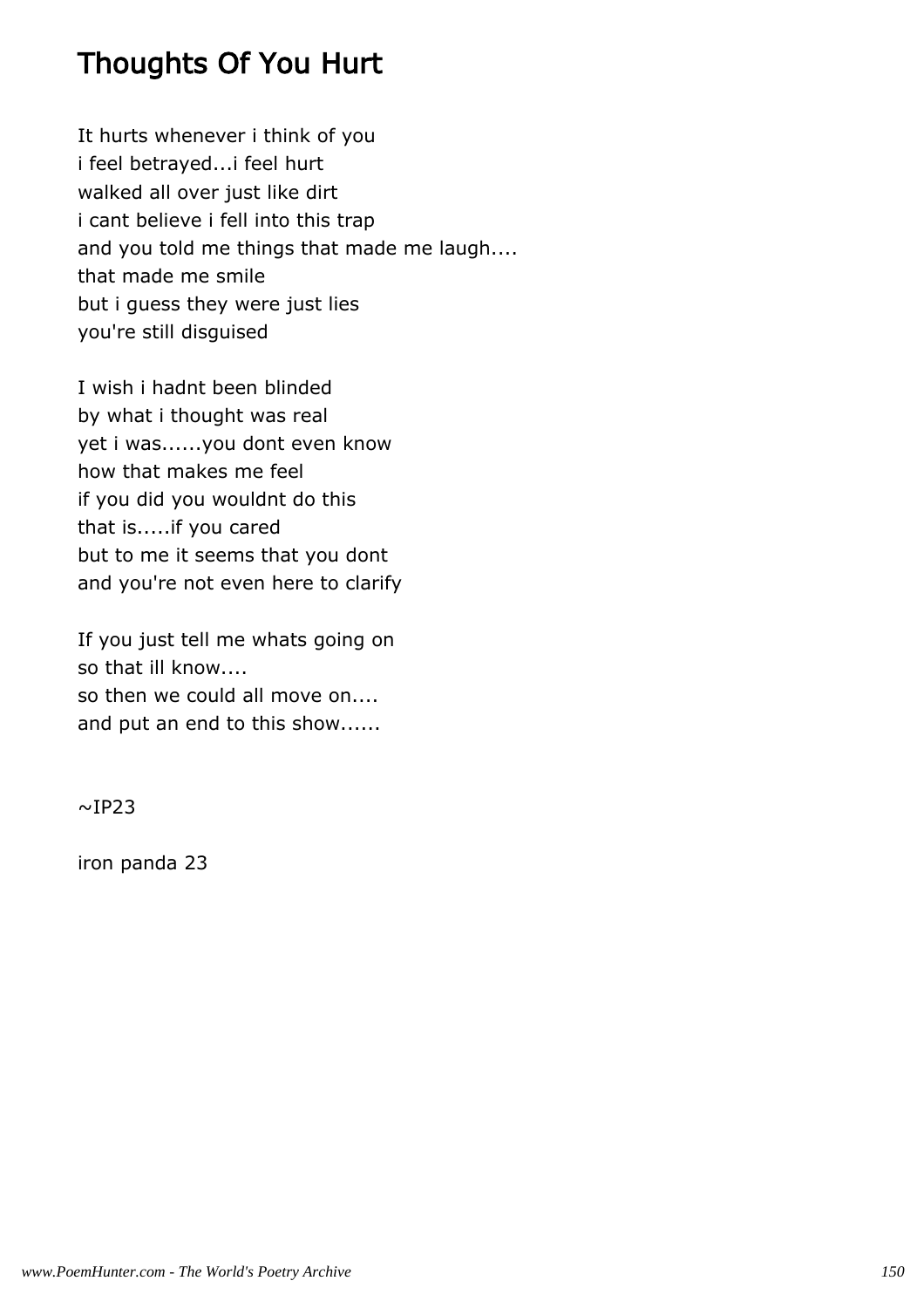# Thoughts Of You Hurt

It hurts whenever i think of you
i feel betrayed...i feel hurt
walked all over just like dirt
i cant believe i fell into this trap
and you told me things that made me laugh....
that made me smile
but i guess they were just lies
you're still disguised

I wish i hadnt been blinded
by what i thought was real
yet i was......you dont even know
how that makes me feel
if you did you wouldnt do this
that is.....if you cared
but to me it seems that you dont
and you're not even here to clarify

If you just tell me whats going on
so that ill know....
so then we could all move on....
and put an end to this show......

~IP23

iron panda 23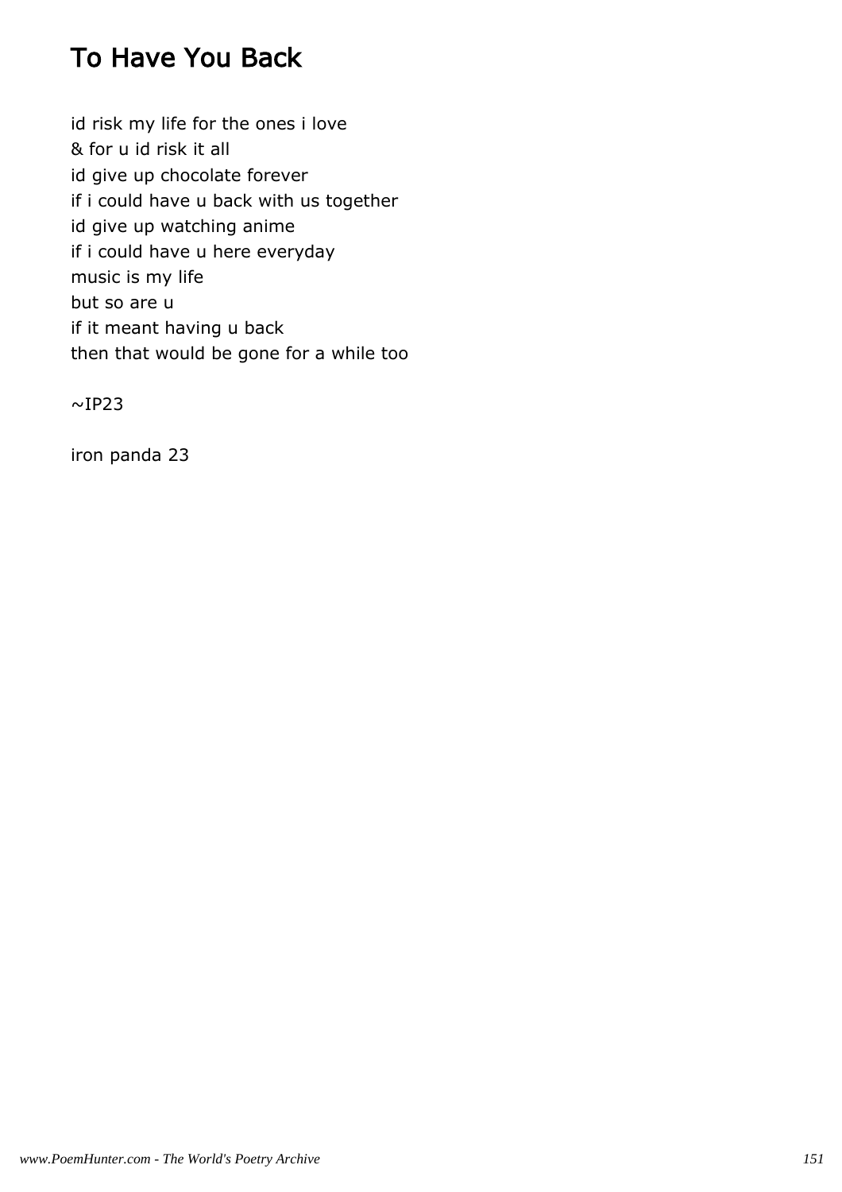# To Have You Back

id risk my life for the ones i love
& for u id risk it all
id give up chocolate forever
if i could have u back with us together
id give up watching anime
if i could have u here everyday
music is my life
but so are u
if it meant having u back
then that would be gone for a while too

~IP23

iron panda 23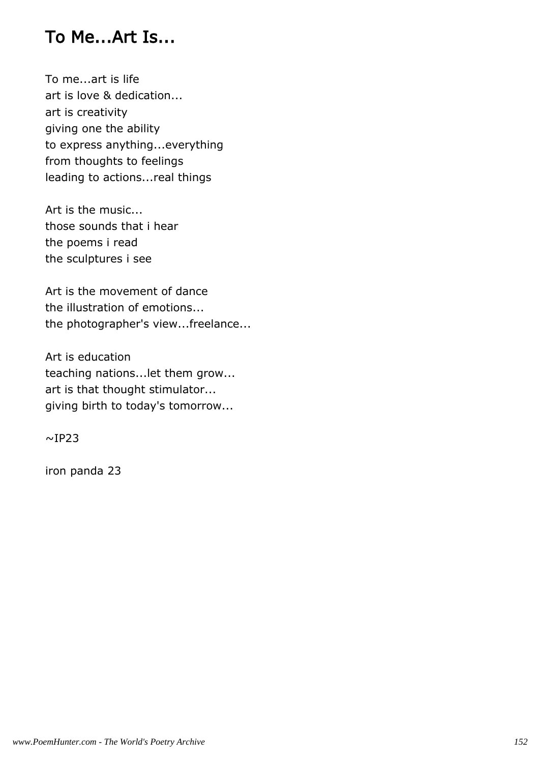# To Me...Art Is...

To me...art is life
art is love & dedication...
art is creativity
giving one the ability
to express anything...everything
from thoughts to feelings
leading to actions...real things

Art is the music...
those sounds that i hear
the poems i read
the sculptures i see

Art is the movement of dance
the illustration of emotions...
the photographer's view...freelance...

Art is education
teaching nations...let them grow...
art is that thought stimulator...
giving birth to today's tomorrow...

~IP23

iron panda 23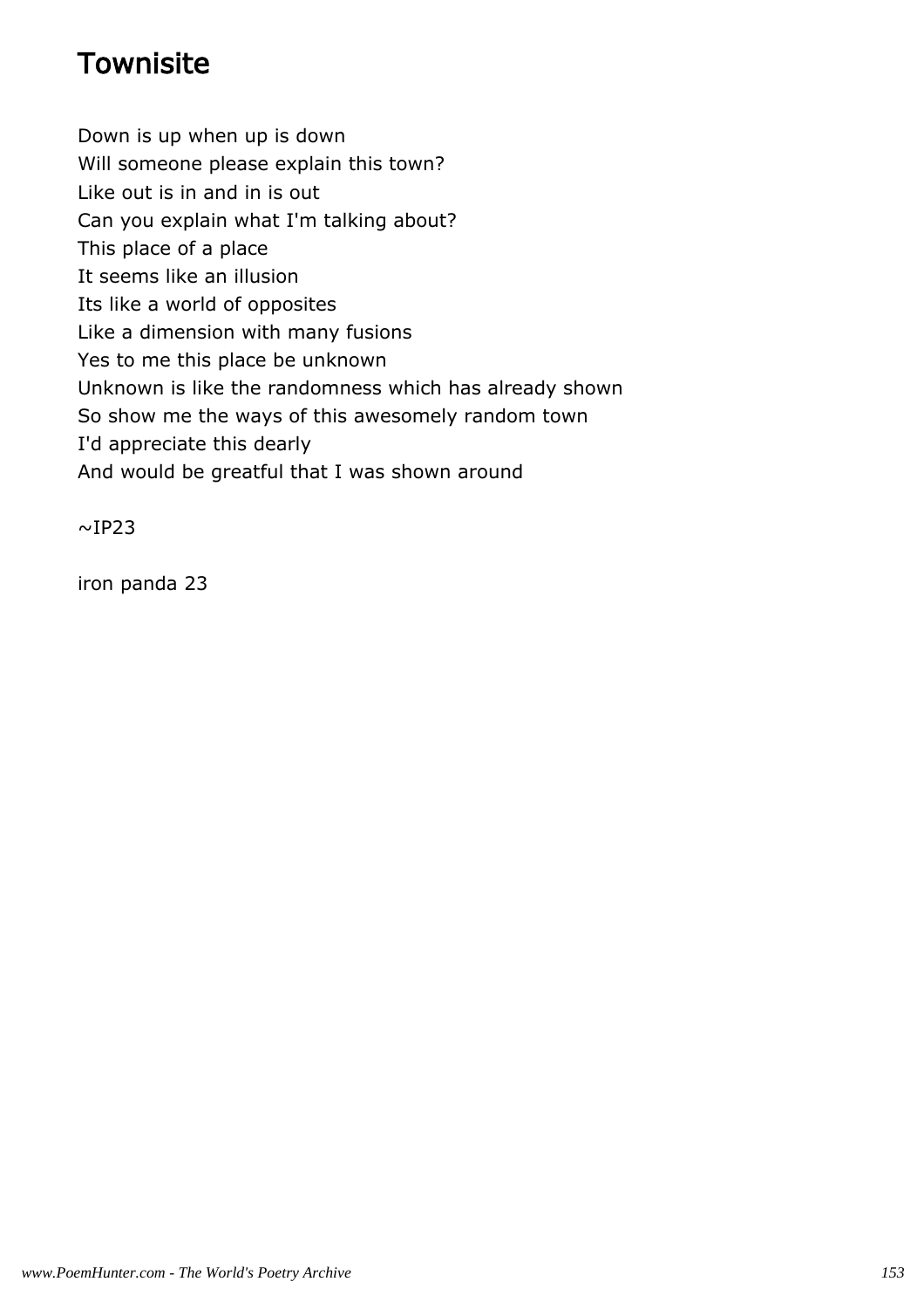# Townisite

Down is up when up is down  
Will someone please explain this town?  
Like out is in and in is out  
Can you explain what I'm talking about?  
This place of a place  
It seems like an illusion  
Its like a world of opposites  
Like a dimension with many fusions  
Yes to me this place be unknown  
Unknown is like the randomness which has already shown  
So show me the ways of this awesomely random town  
I'd appreciate this dearly  
And would be greatful that I was shown around

~IP23

iron panda 23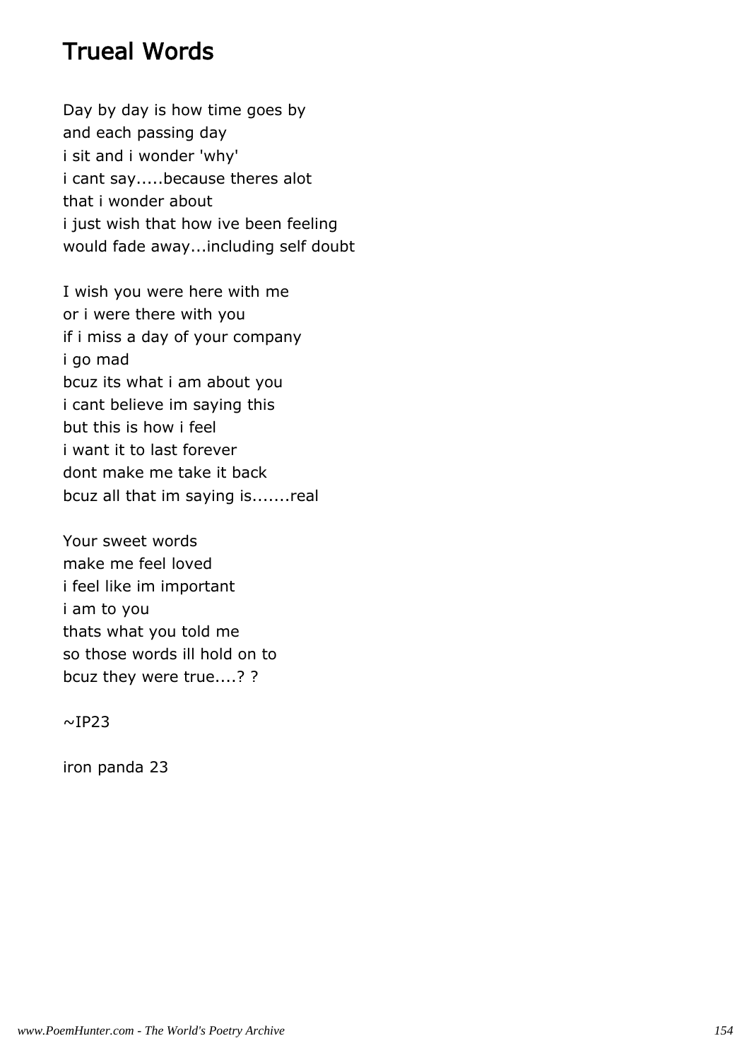# Trueal Words

Day by day is how time goes by
and each passing day
i sit and i wonder 'why'
i cant say.....because theres alot
that i wonder about
i just wish that how ive been feeling
would fade away...including self doubt

I wish you were here with me
or i were there with you
if i miss a day of your company
i go mad
bcuz its what i am about you
i cant believe im saying this
but this is how i feel
i want it to last forever
dont make me take it back
bcuz all that im saying is.......real

Your sweet words
make me feel loved
i feel like im important
i am to you
thats what you told me
so those words ill hold on to
bcuz they were true....? ?

~IP23

iron panda 23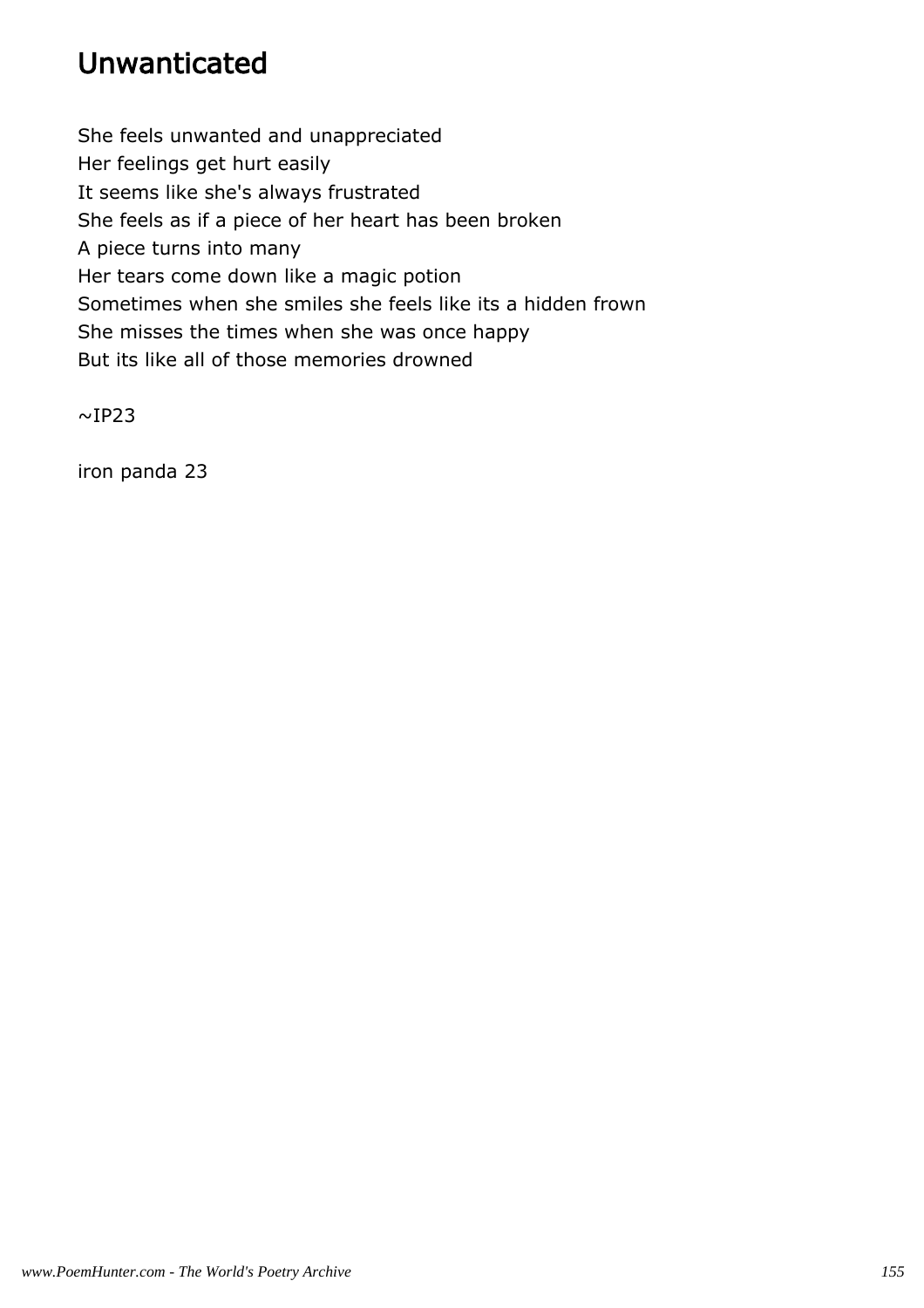# Unwanticated

She feels unwanted and unappreciated
Her feelings get hurt easily
It seems like she's always frustrated
She feels as if a piece of her heart has been broken
A piece turns into many
Her tears come down like a magic potion
Sometimes when she smiles she feels like its a hidden frown
She misses the times when she was once happy
But its like all of those memories drowned

~IP23

iron panda 23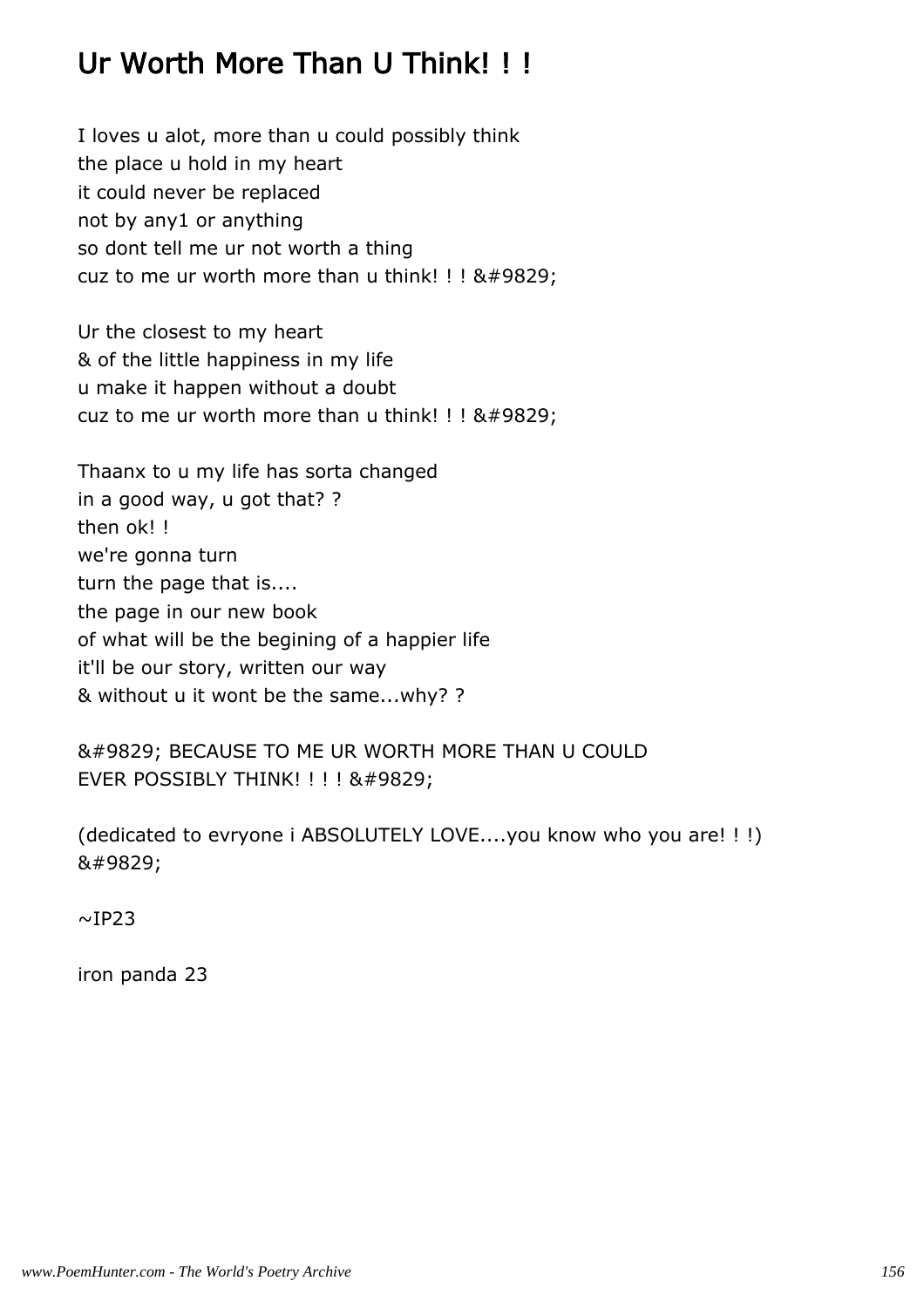# Ur Worth More Than U Think! ! !

I loves u alot, more than u could possibly think
the place u hold in my heart
it could never be replaced
not by any1 or anything
so dont tell me ur not worth a thing
cuz to me ur worth more than u think! ! ! &#9829;

Ur the closest to my heart
& of the little happiness in my life
u make it happen without a doubt
cuz to me ur worth more than u think! ! ! &#9829;

Thaanx to u my life has sorta changed
in a good way, u got that? ?
then ok! !
we're gonna turn
turn the page that is....
the page in our new book
of what will be the begining of a happier life
it'll be our story, written our way
& without u it wont be the same...why? ?

&#9829; BECAUSE TO ME UR WORTH MORE THAN U COULD EVER POSSIBLY THINK! ! ! ! &#9829;

(dedicated to evryone i ABSOLUTELY LOVE....you know who you are! ! !) &#9829;

~IP23

iron panda 23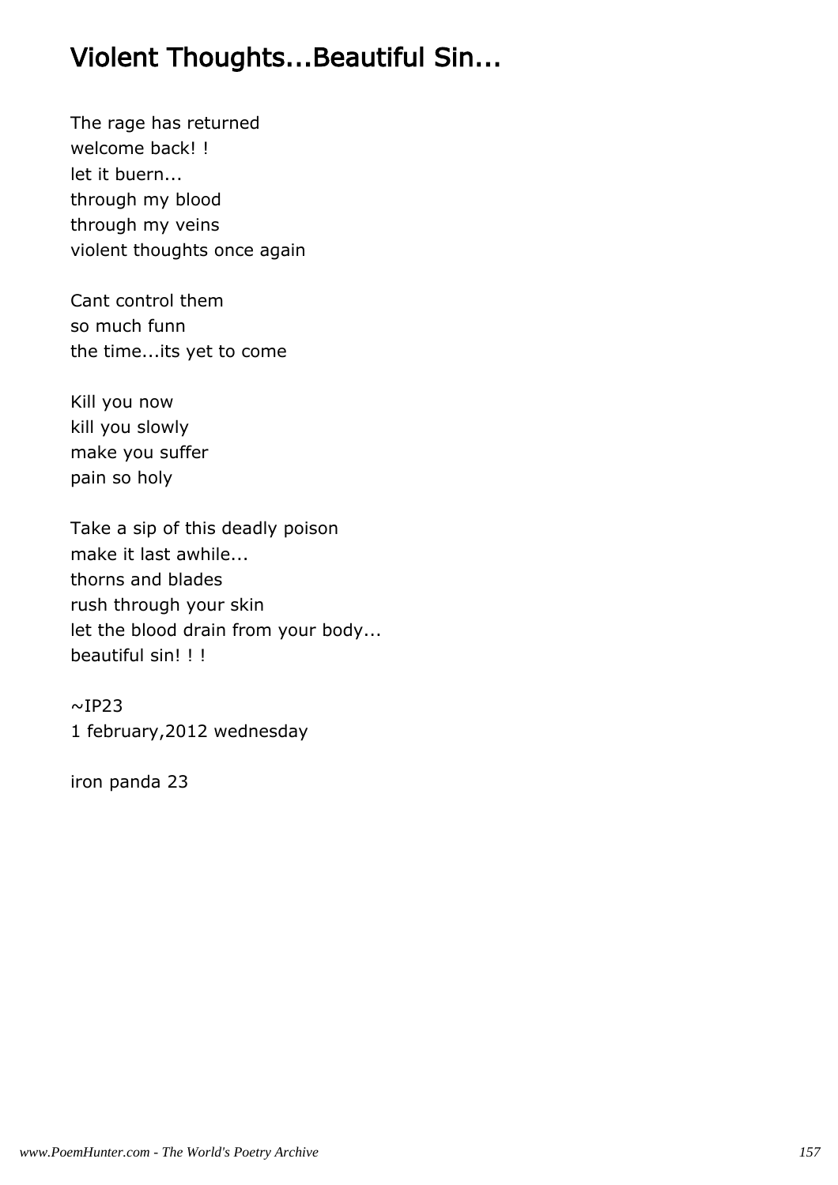# Violent Thoughts...Beautiful Sin...

The rage has returned
welcome back! !
let it buern...
through my blood
through my veins
violent thoughts once again

Cant control them
so much funn
the time...its yet to come

Kill you now
kill you slowly
make you suffer
pain so holy

Take a sip of this deadly poison
make it last awhile...
thorns and blades
rush through your skin
let the blood drain from your body...
beautiful sin! ! !

~IP23
1 february,2012 wednesday

iron panda 23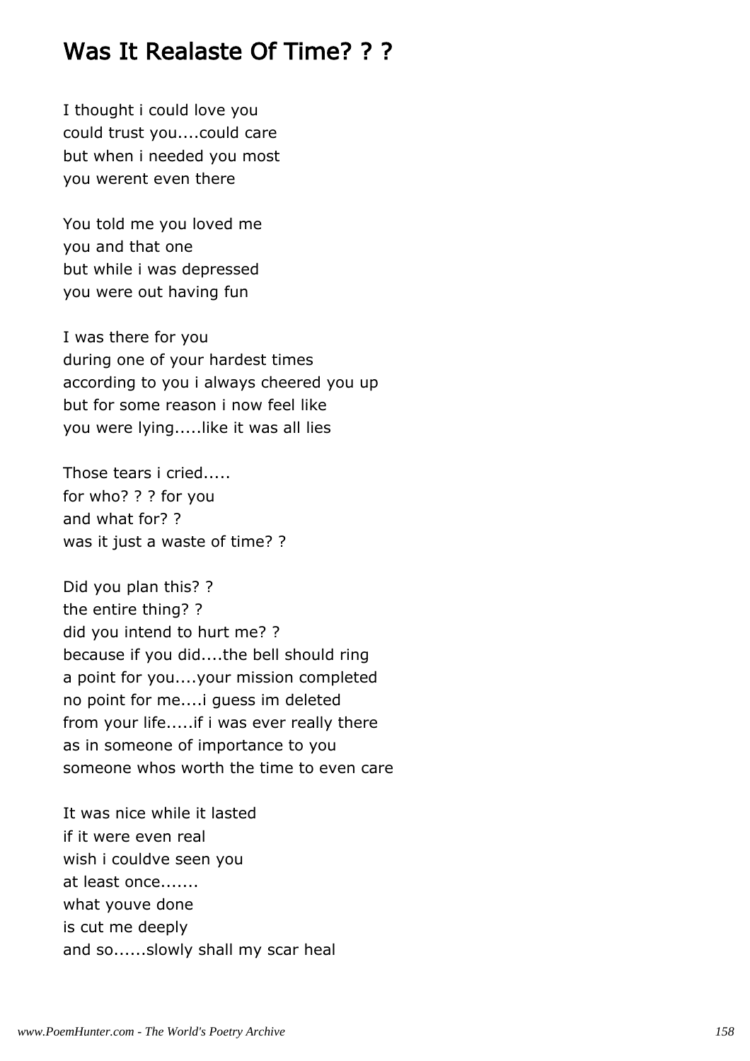## Was It Realaste Of Time? ? ?

I thought i could love you
could trust you....could care
but when i needed you most
you werent even there

You told me you loved me
you and that one
but while i was depressed
you were out having fun

I was there for you
during one of your hardest times
according to you i always cheered you up
but for some reason i now feel like
you were lying.....like it was all lies

Those tears i cried.....
for who? ? ? for you
and what for? ?
was it just a waste of time? ?

Did you plan this? ?
the entire thing? ?
did you intend to hurt me? ?
because if you did....the bell should ring
a point for you....your mission completed
no point for me....i guess im deleted
from your life.....if i was ever really there
as in someone of importance to you
someone whos worth the time to even care

It was nice while it lasted
if it were even real
wish i couldve seen you
at least once.......
what youve done
is cut me deeply
and so......slowly shall my scar heal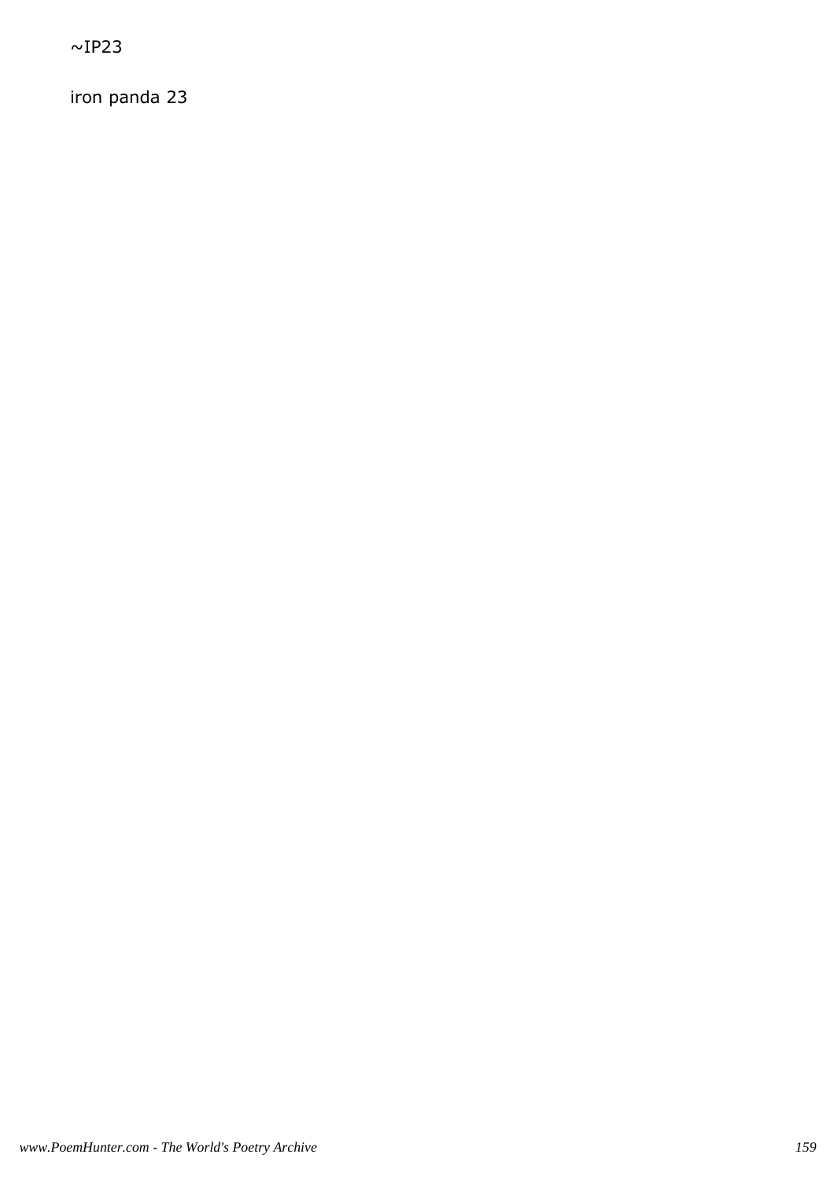~IP23

iron panda 23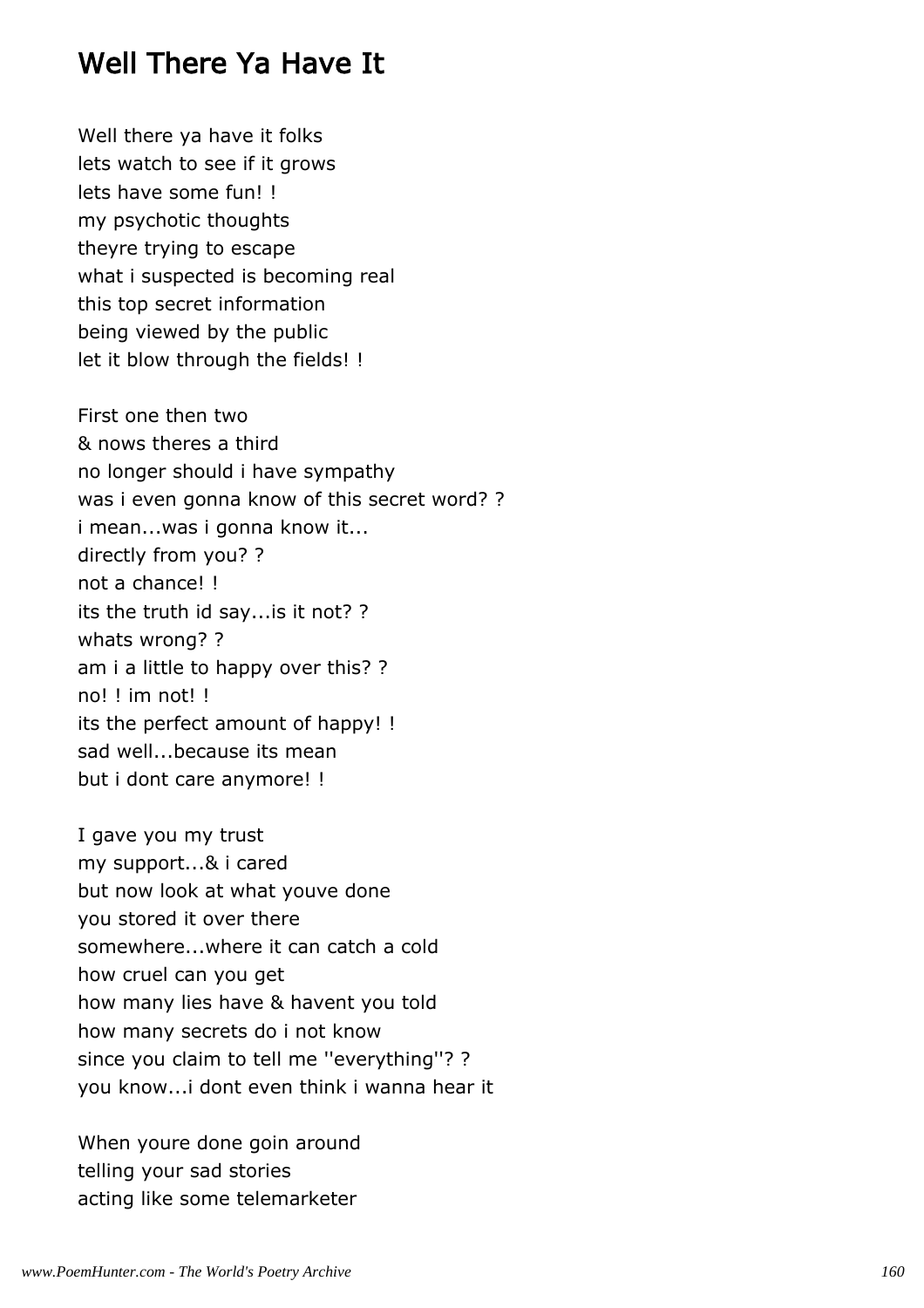## Well There Ya Have It

Well there ya have it folks
lets watch to see if it grows
lets have some fun! !
my psychotic thoughts
theyre trying to escape
what i suspected is becoming real
this top secret information
being viewed by the public
let it blow through the fields! !

First one then two
& nows theres a third
no longer should i have sympathy
was i even gonna know of this secret word? ?
i mean...was i gonna know it...
directly from you? ?
not a chance! !
its the truth id say...is it not? ?
whats wrong? ?
am i a little to happy over this? ?
no! ! im not! !
its the perfect amount of happy! !
sad well...because its mean
but i dont care anymore! !

I gave you my trust
my support...& i cared
but now look at what youve done
you stored it over there
somewhere...where it can catch a cold
how cruel can you get
how many lies have & havent you told
how many secrets do i not know
since you claim to tell me ''everything''? ?
you know...i dont even think i wanna hear it

When youre done goin around
telling your sad stories
acting like some telemarketer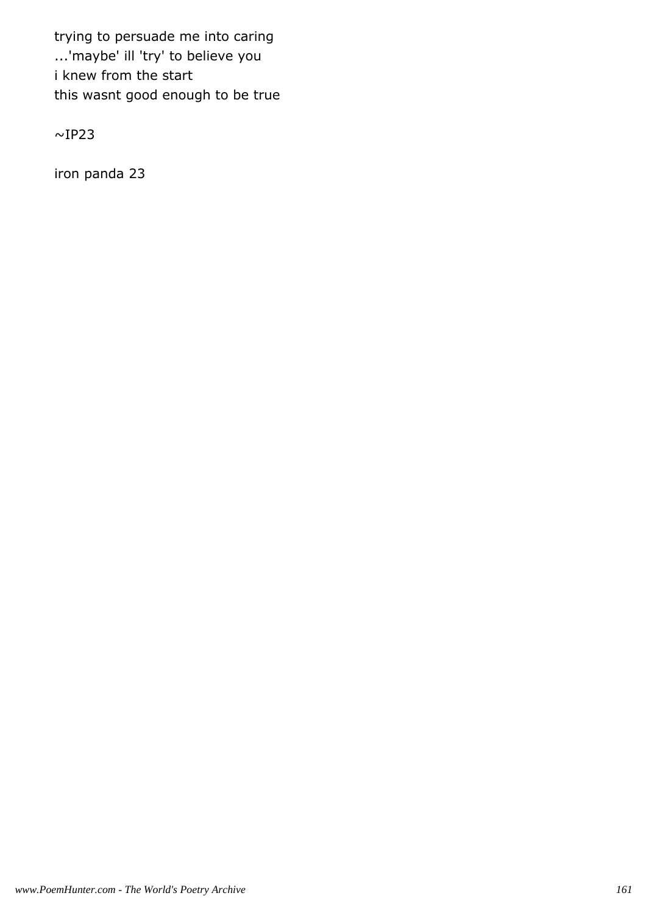trying to persuade me into caring
...'maybe' ill 'try' to believe you
i knew from the start
this wasnt good enough to be true

~IP23

iron panda 23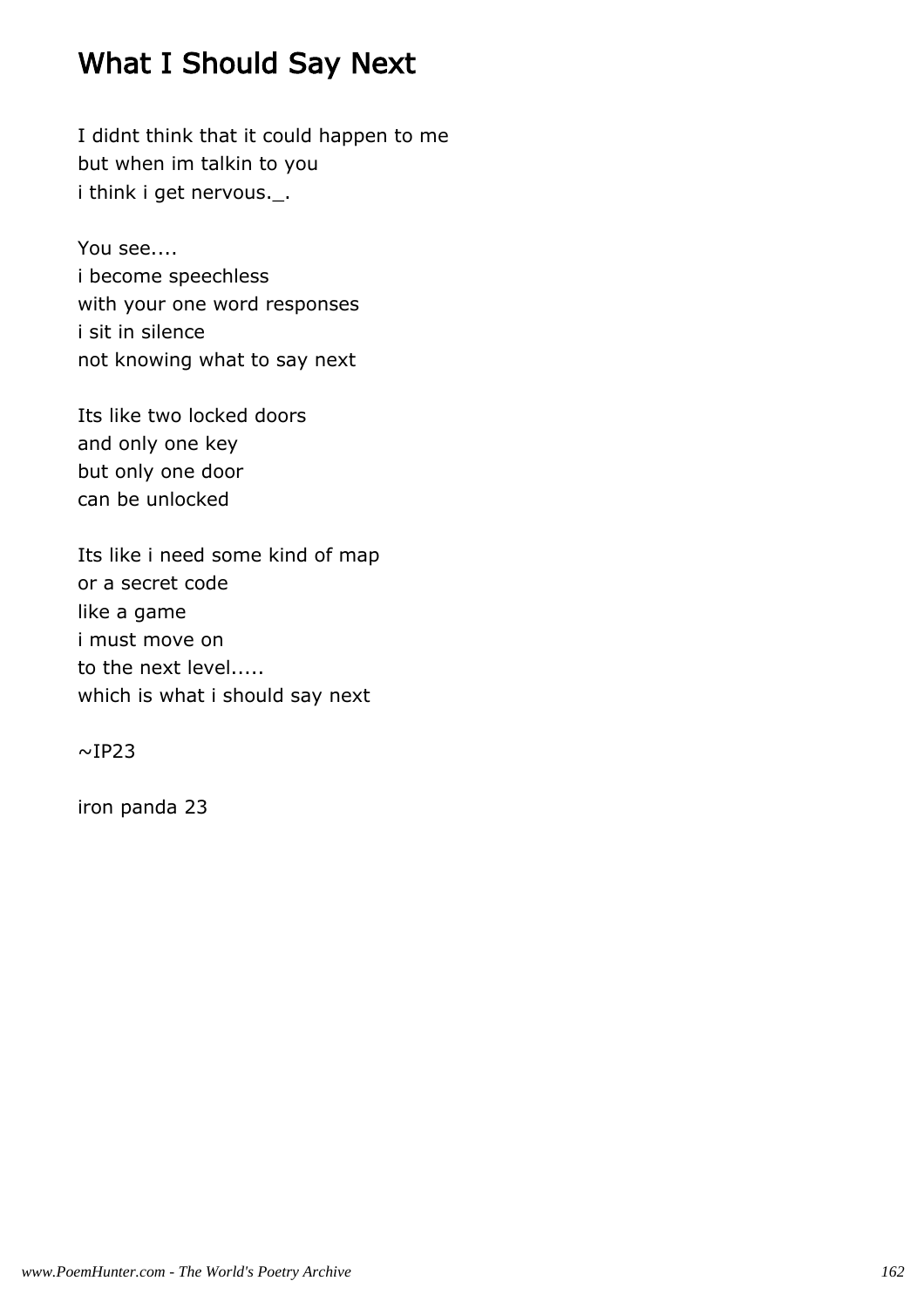## What I Should Say Next

I didnt think that it could happen to me
but when im talkin to you
i think i get nervous._.

You see....
i become speechless
with your one word responses
i sit in silence
not knowing what to say next

Its like two locked doors
and only one key
but only one door
can be unlocked

Its like i need some kind of map
or a secret code
like a game
i must move on
to the next level.....
which is what i should say next

~IP23

iron panda 23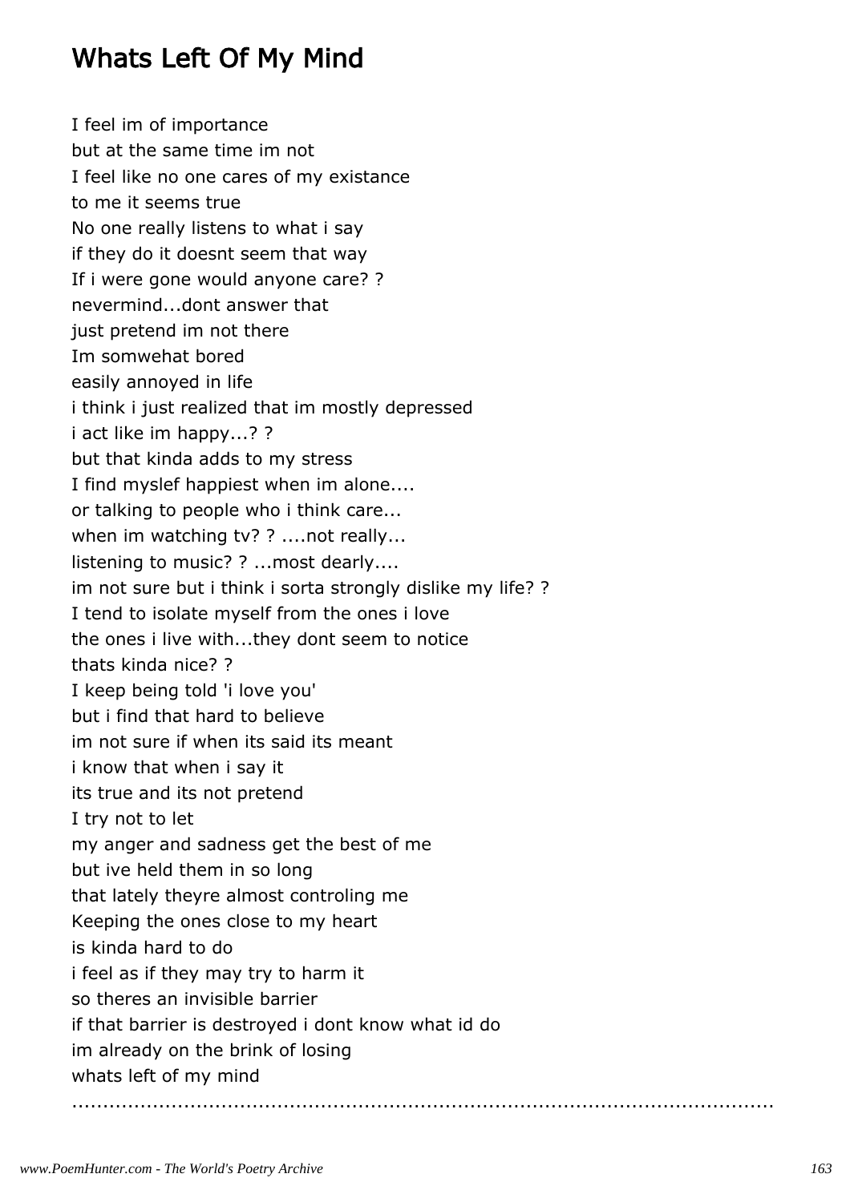# Whats Left Of My Mind

I feel im of importance
but at the same time im not
I feel like no one cares of my existance
to me it seems true
No one really listens to what i say
if they do it doesnt seem that way
If i were gone would anyone care? ?
nevermind...dont answer that
just pretend im not there
Im somwehat bored
easily annoyed in life
i think i just realized that im mostly depressed
i act like im happy...? ?
but that kinda adds to my stress
I find myslef happiest when im alone....
or talking to people who i think care...
when im watching tv? ? ....not really...
listening to music? ? ...most dearly....
im not sure but i think i sorta strongly dislike my life? ?
I tend to isolate myself from the ones i love
the ones i live with...they dont seem to notice
thats kinda nice? ?
I keep being told 'i love you'
but i find that hard to believe
im not sure if when its said its meant
i know that when i say it
its true and its not pretend
I try not to let
my anger and sadness get the best of me
but ive held them in so long
that lately theyre almost controling me
Keeping the ones close to my heart
is kinda hard to do
i feel as if they may try to harm it
so theres an invisible barrier
if that barrier is destroyed i dont know what id do
im already on the brink of losing
whats left of my mind

...............................................................................................................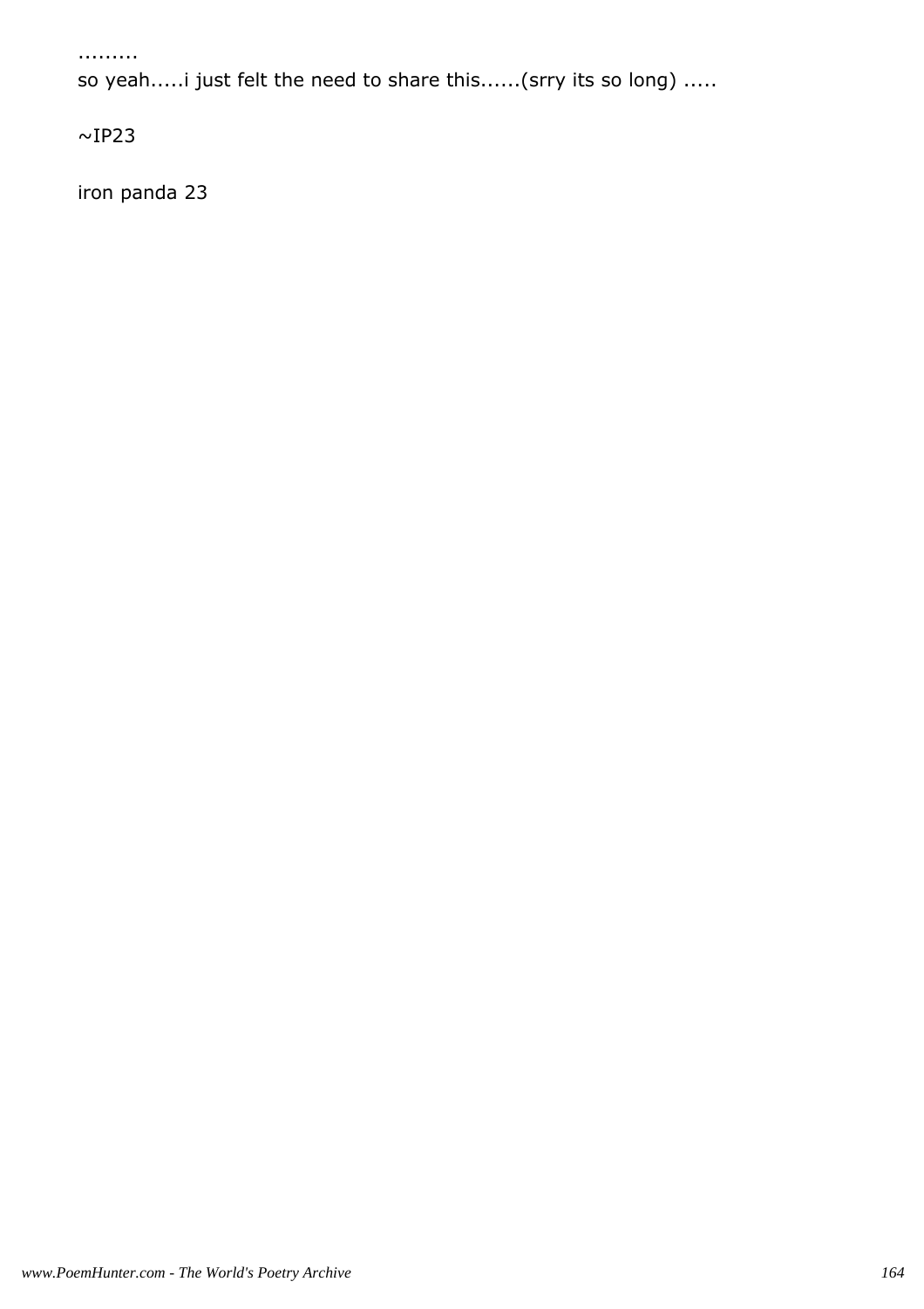.........
so yeah.....i just felt the need to share this......(srry its so long) .....

~IP23

iron panda 23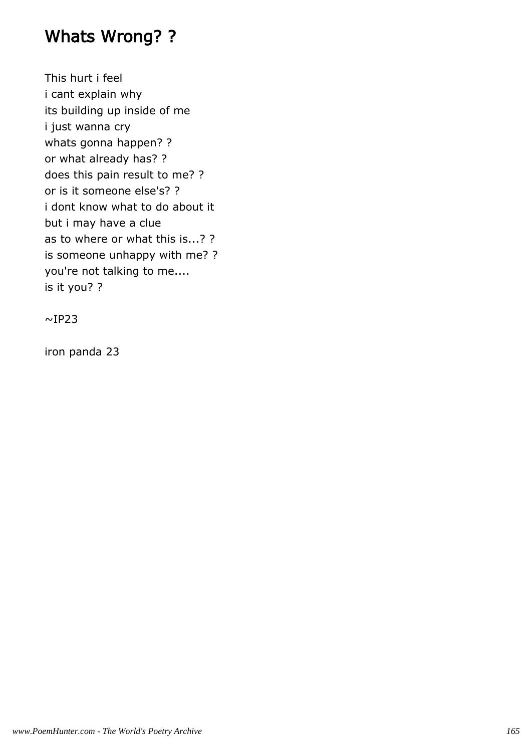# Whats Wrong? ?

This hurt i feel
i cant explain why
its building up inside of me
i just wanna cry
whats gonna happen? ?
or what already has? ?
does this pain result to me? ?
or is it someone else's? ?
i dont know what to do about it
but i may have a clue
as to where or what this is...? ?
is someone unhappy with me? ?
you're not talking to me....
is it you? ?

~IP23

iron panda 23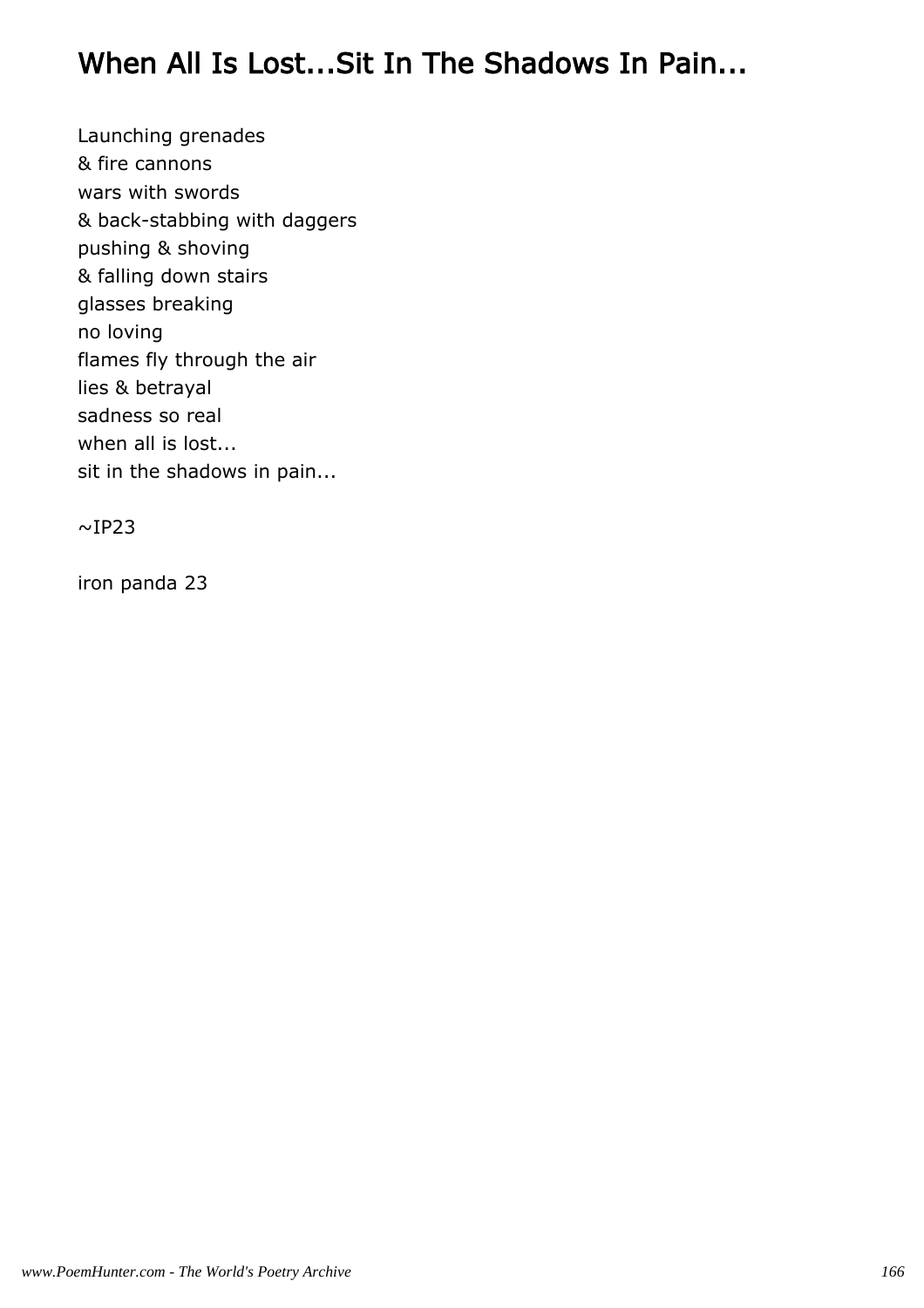# When All Is Lost...Sit In The Shadows In Pain...

Launching grenades
& fire cannons
wars with swords
& back-stabbing with daggers
pushing & shoving
& falling down stairs
glasses breaking
no loving
flames fly through the air
lies & betrayal
sadness so real
when all is lost...
sit in the shadows in pain...

~IP23

iron panda 23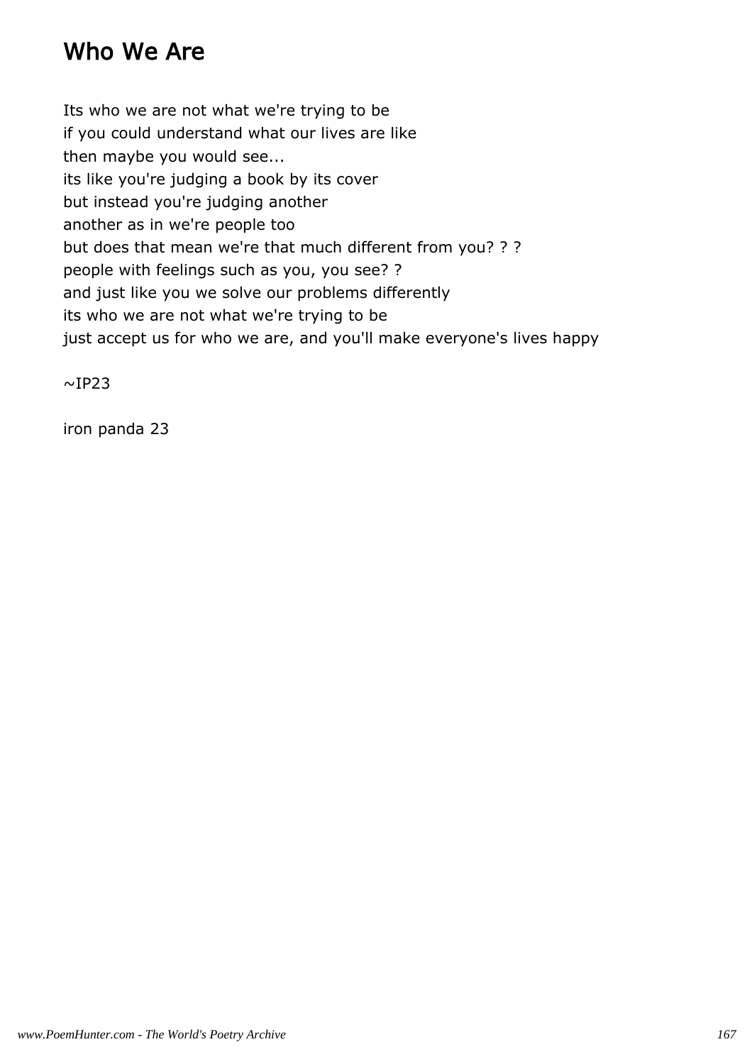# Who We Are

Its who we are not what we're trying to be  
if you could understand what our lives are like  
then maybe you would see...  
its like you're judging a book by its cover  
but instead you're judging another  
another as in we're people too  
but does that mean we're that much different from you? ? ?  
people with feelings such as you, you see? ?  
and just like you we solve our problems differently  
its who we are not what we're trying to be  
just accept us for who we are, and you'll make everyone's lives happy

~IP23

iron panda 23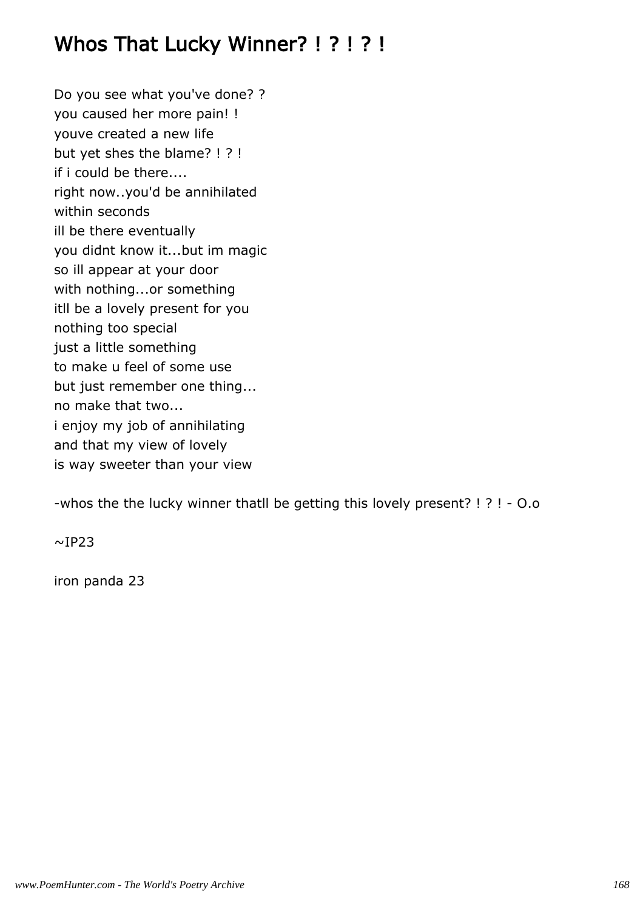# Whos That Lucky Winner? ! ? ! ? !

Do you see what you've done? ?  
you caused her more pain! !  
youve created a new life  
but yet shes the blame? ! ? !  
if i could be there....  
right now..you'd be annihilated  
within seconds  
ill be there eventually  
you didnt know it...but im magic  
so ill appear at your door  
with nothing...or something  
itll be a lovely present for you  
nothing too special  
just a little something  
to make u feel of some use  
but just remember one thing...  
no make that two...  
i enjoy my job of annihilating  
and that my view of lovely  
is way sweeter than your view

-whos the the lucky winner thatll be getting this lovely present? ! ? ! - O.o

~IP23

iron panda 23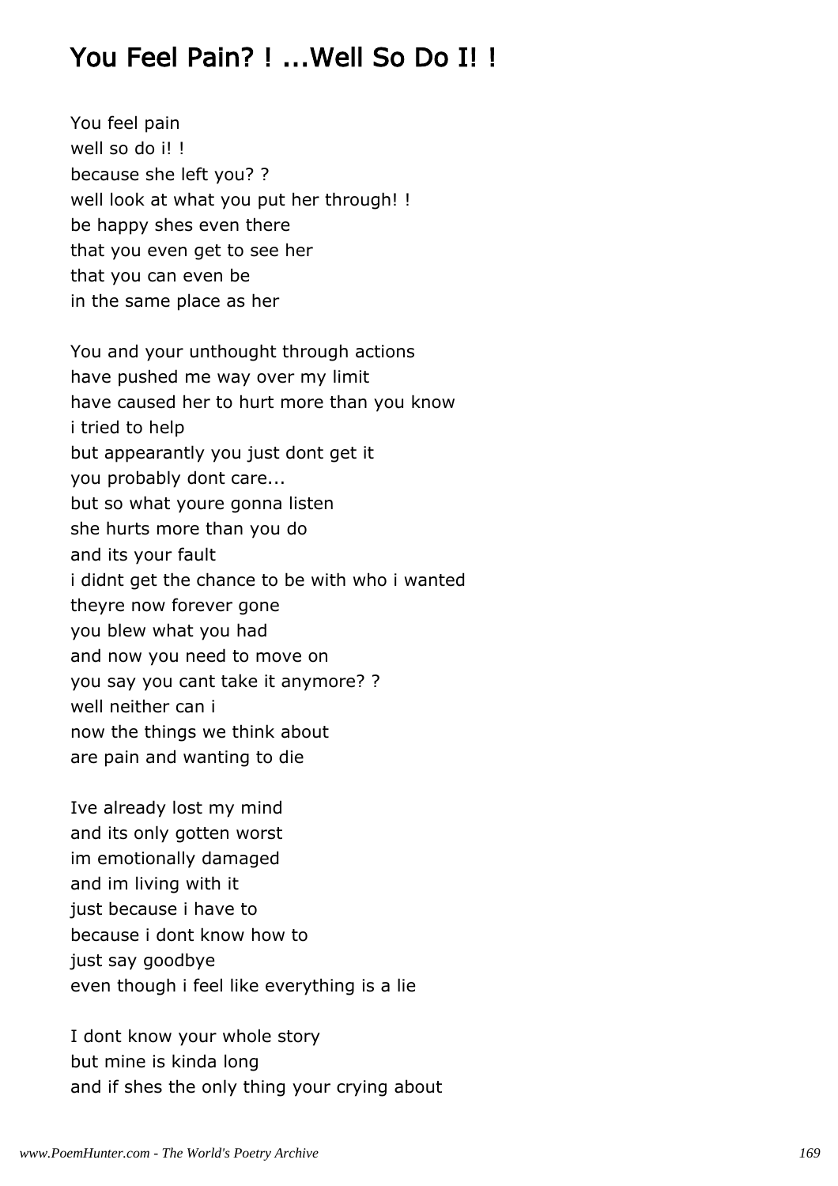## You Feel Pain? ! ...Well So Do I! !

You feel pain
well so do i! !
because she left you? ?
well look at what you put her through! !
be happy shes even there
that you even get to see her
that you can even be
in the same place as her

You and your unthought through actions
have pushed me way over my limit
have caused her to hurt more than you know
i tried to help
but appearantly you just dont get it
you probably dont care...
but so what youre gonna listen
she hurts more than you do
and its your fault
i didnt get the chance to be with who i wanted
theyre now forever gone
you blew what you had
and now you need to move on
you say you cant take it anymore? ?
well neither can i
now the things we think about
are pain and wanting to die

Ive already lost my mind
and its only gotten worst
im emotionally damaged
and im living with it
just because i have to
because i dont know how to
just say goodbye
even though i feel like everything is a lie

I dont know your whole story
but mine is kinda long
and if shes the only thing your crying about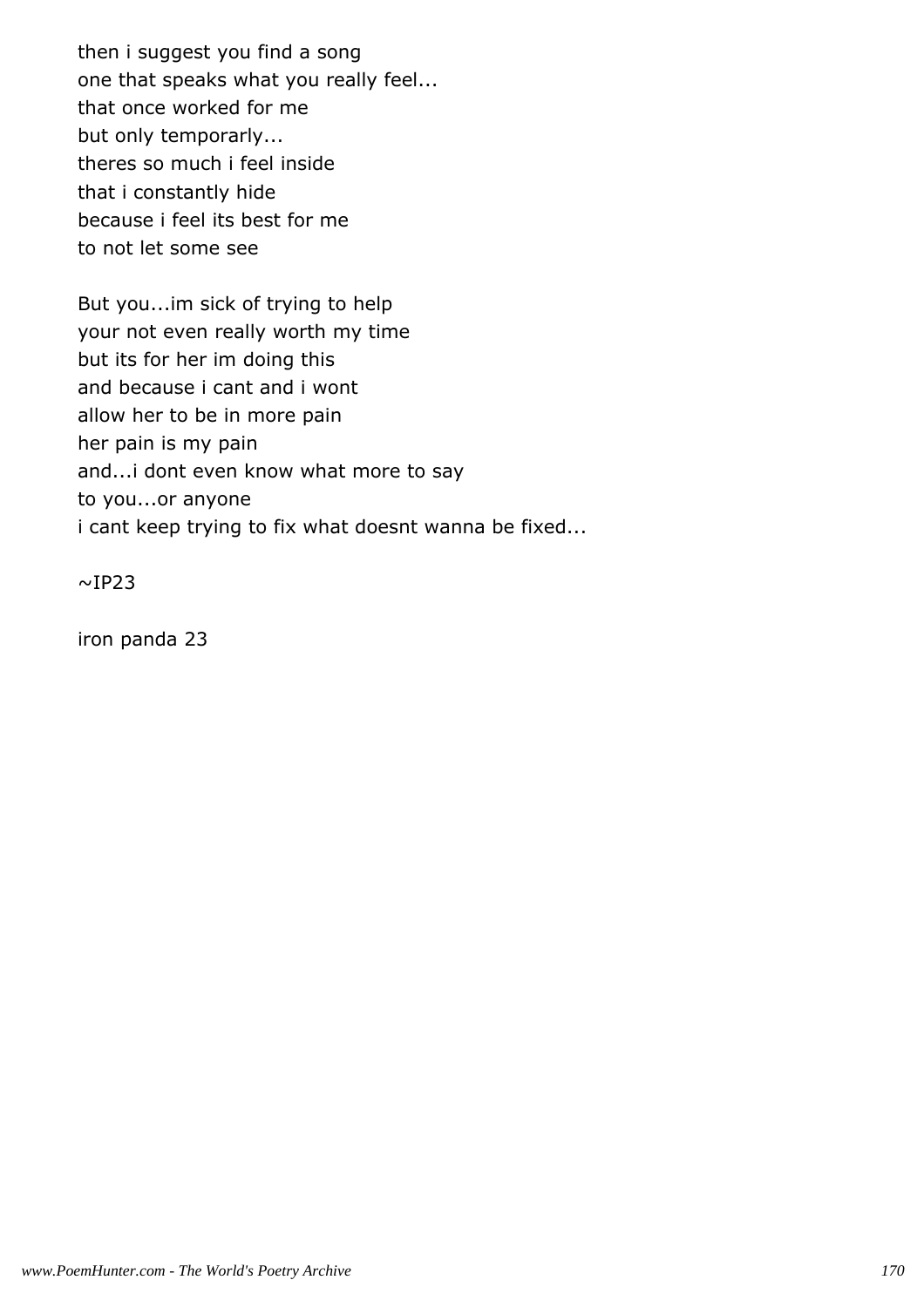then i suggest you find a song
one that speaks what you really feel...
that once worked for me
but only temporarly...
theres so much i feel inside
that i constantly hide
because i feel its best for me
to not let some see

But you...im sick of trying to help
your not even really worth my time
but its for her im doing this
and because i cant and i wont
allow her to be in more pain
her pain is my pain
and...i dont even know what more to say
to you...or anyone
i cant keep trying to fix what doesnt wanna be fixed...

~IP23

iron panda 23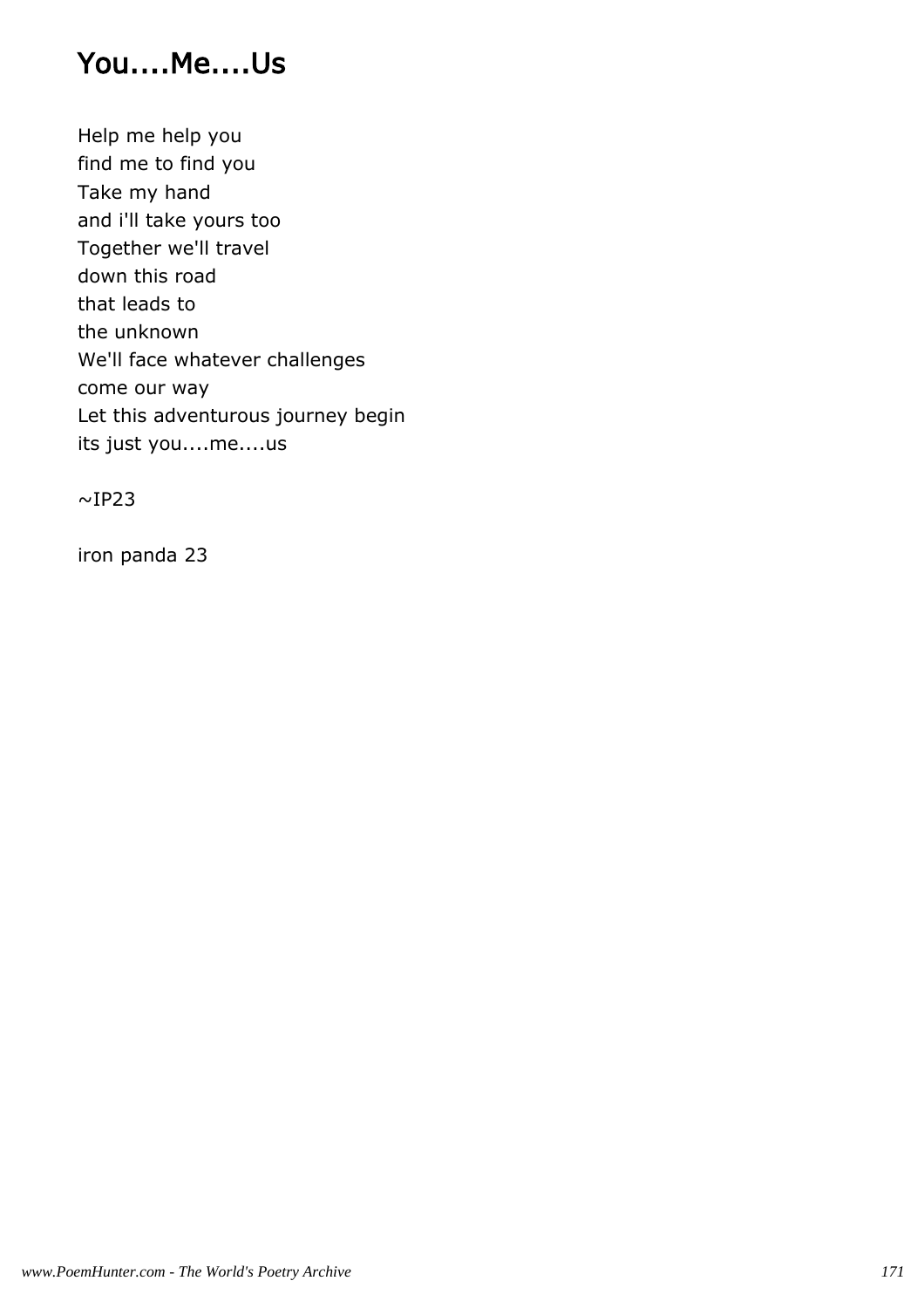## You....Me....Us

Help me help you
find me to find you
Take my hand
and i'll take yours too
Together we'll travel
down this road
that leads to
the unknown
We'll face whatever challenges
come our way
Let this adventurous journey begin
its just you....me....us

~IP23

iron panda 23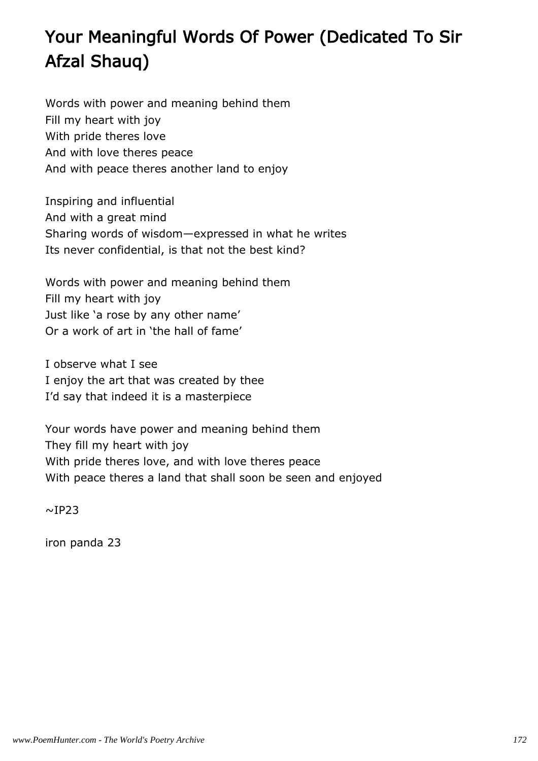# Your Meaningful Words Of Power (Dedicated To Sir Afzal Shauq)

Words with power and meaning behind them
Fill my heart with joy
With pride theres love
And with love theres peace
And with peace theres another land to enjoy

Inspiring and influential
And with a great mind
Sharing words of wisdom—expressed in what he writes
Its never confidential, is that not the best kind?

Words with power and meaning behind them
Fill my heart with joy
Just like 'a rose by any other name'
Or a work of art in 'the hall of fame'

I observe what I see
I enjoy the art that was created by thee
I'd say that indeed it is a masterpiece

Your words have power and meaning behind them
They fill my heart with joy
With pride theres love, and with love theres peace
With peace theres a land that shall soon be seen and enjoyed

~IP23

iron panda 23